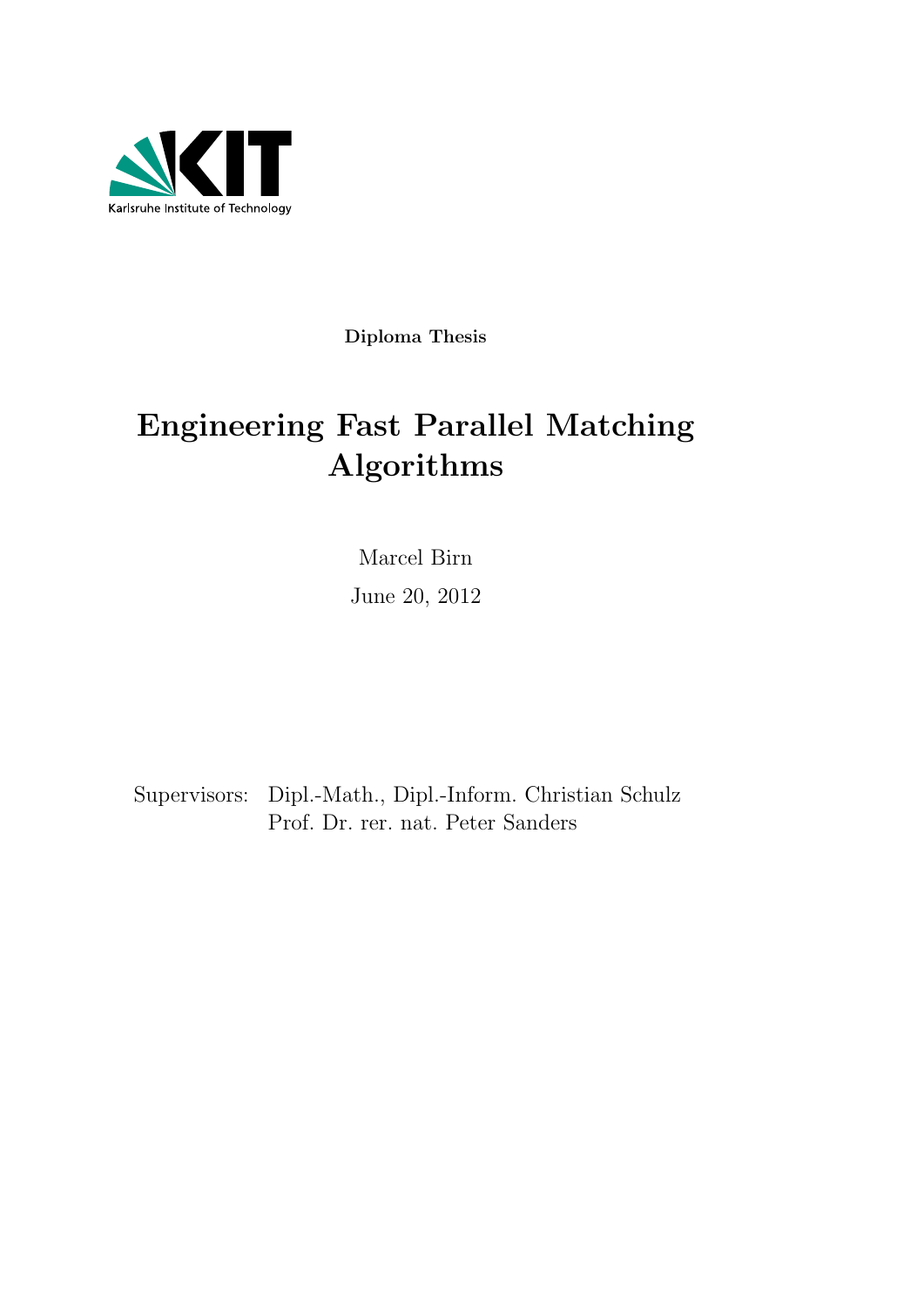Karlsruhe Institute of Technology

**Diploma Thesis**

# Engineering Fast Parallel Matching Algorithms

Marcel Birn

June 20, 2012

Supervisors: Dipl.-Math., Dipl.-Inform. Christian Schulz
Prof. Dr. rer. nat. Peter Sanders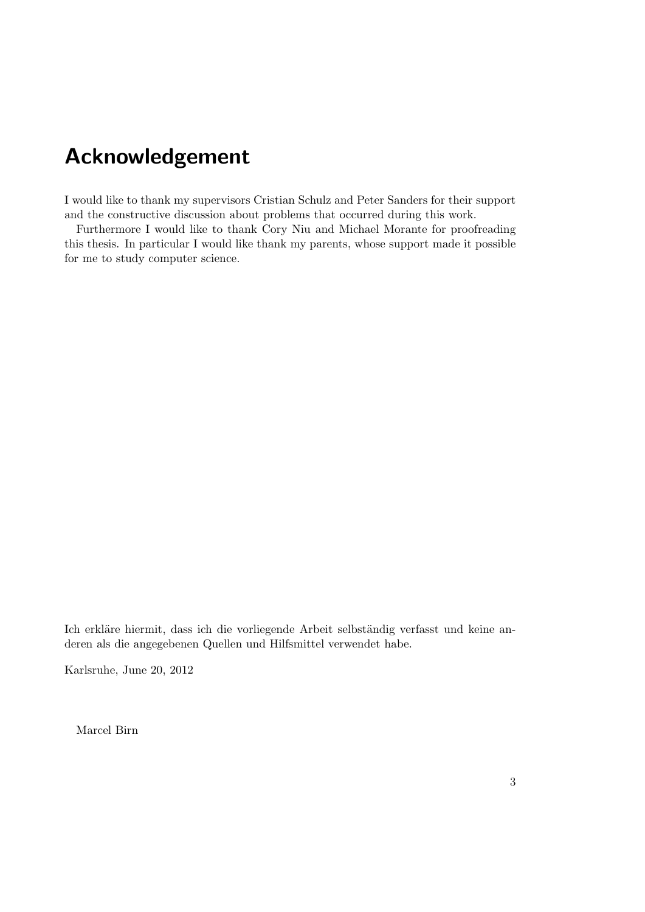# Acknowledgement

I would like to thank my supervisors Cristian Schulz and Peter Sanders for their support and the constructive discussion about problems that occurred during this work.

Furthermore I would like to thank Cory Niu and Michael Morante for proofreading this thesis. In particular I would like thank my parents, whose support made it possible for me to study computer science.

Ich erkläre hiermit, dass ich die vorliegende Arbeit selbständig verfasst und keine anderen als die angegebenen Quellen und Hilfsmittel verwendet habe.

Karlsruhe, June 20, 2012

Marcel Birn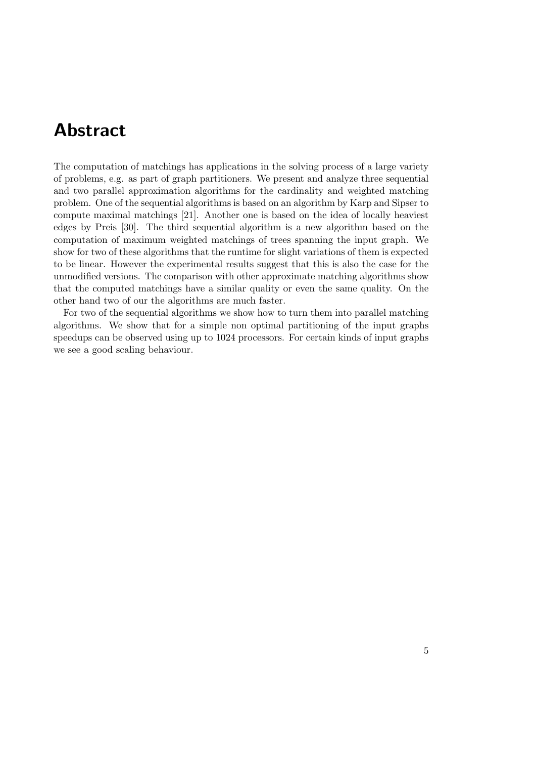# Abstract

The computation of matchings has applications in the solving process of a large variety of problems, e.g. as part of graph partitioners. We present and analyze three sequential and two parallel approximation algorithms for the cardinality and weighted matching problem. One of the sequential algorithms is based on an algorithm by Karp and Sipser to compute maximal matchings [21]. Another one is based on the idea of locally heaviest edges by Preis [30]. The third sequential algorithm is a new algorithm based on the computation of maximum weighted matchings of trees spanning the input graph. We show for two of these algorithms that the runtime for slight variations of them is expected to be linear. However the experimental results suggest that this is also the case for the unmodified versions. The comparison with other approximate matching algorithms show that the computed matchings have a similar quality or even the same quality. On the other hand two of our the algorithms are much faster.

For two of the sequential algorithms we show how to turn them into parallel matching algorithms. We show that for a simple non optimal partitioning of the input graphs speedups can be observed using up to 1024 processors. For certain kinds of input graphs we see a good scaling behaviour.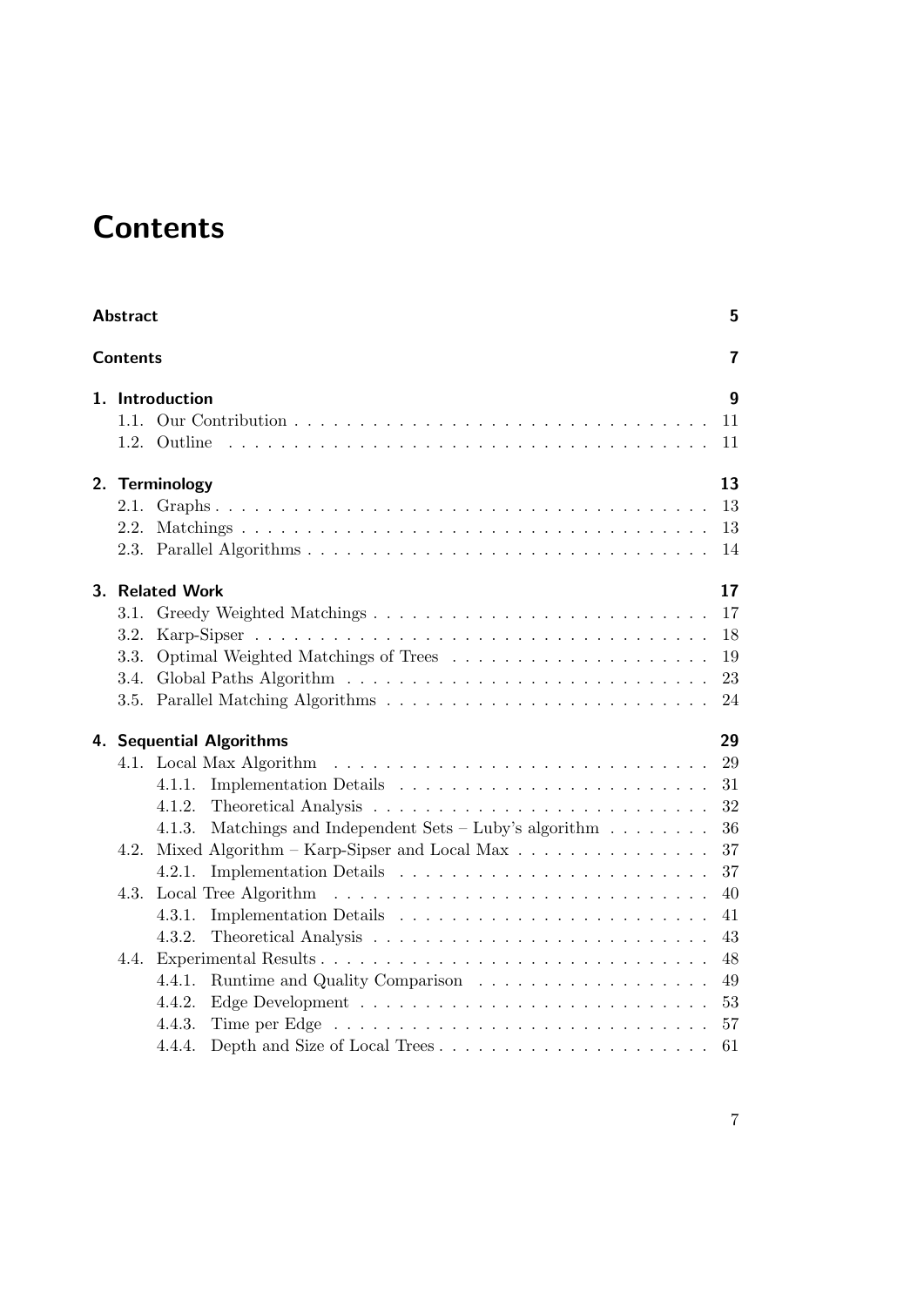# Contents

**Abstract** 5

**Contents** 7

**1. Introduction** 9

- 1.1. Our Contribution . . . 11
- 1.2. Outline . . . 11

**2. Terminology** 13

- 2.1. Graphs . . . 13
- 2.2. Matchings . . . 13
- 2.3. Parallel Algorithms . . . 14

**3. Related Work** 17

- 3.1. Greedy Weighted Matchings . . . 17
- 3.2. Karp-Sipser . . . 18
- 3.3. Optimal Weighted Matchings of Trees . . . 19
- 3.4. Global Paths Algorithm . . . 23
- 3.5. Parallel Matching Algorithms . . . 24

**4. Sequential Algorithms** 29

- 4.1. Local Max Algorithm . . . 29
  - 4.1.1. Implementation Details . . . 31
  - 4.1.2. Theoretical Analysis . . . 32
  - 4.1.3. Matchings and Independent Sets – Luby's algorithm . . . 36
- 4.2. Mixed Algorithm – Karp-Sipser and Local Max . . . 37
  - 4.2.1. Implementation Details . . . 37
- 4.3. Local Tree Algorithm . . . 40
  - 4.3.1. Implementation Details . . . 41
  - 4.3.2. Theoretical Analysis . . . 43
- 4.4. Experimental Results . . . 48
  - 4.4.1. Runtime and Quality Comparison . . . 49
  - 4.4.2. Edge Development . . . 53
  - 4.4.3. Time per Edge . . . 57
  - 4.4.4. Depth and Size of Local Trees . . . 61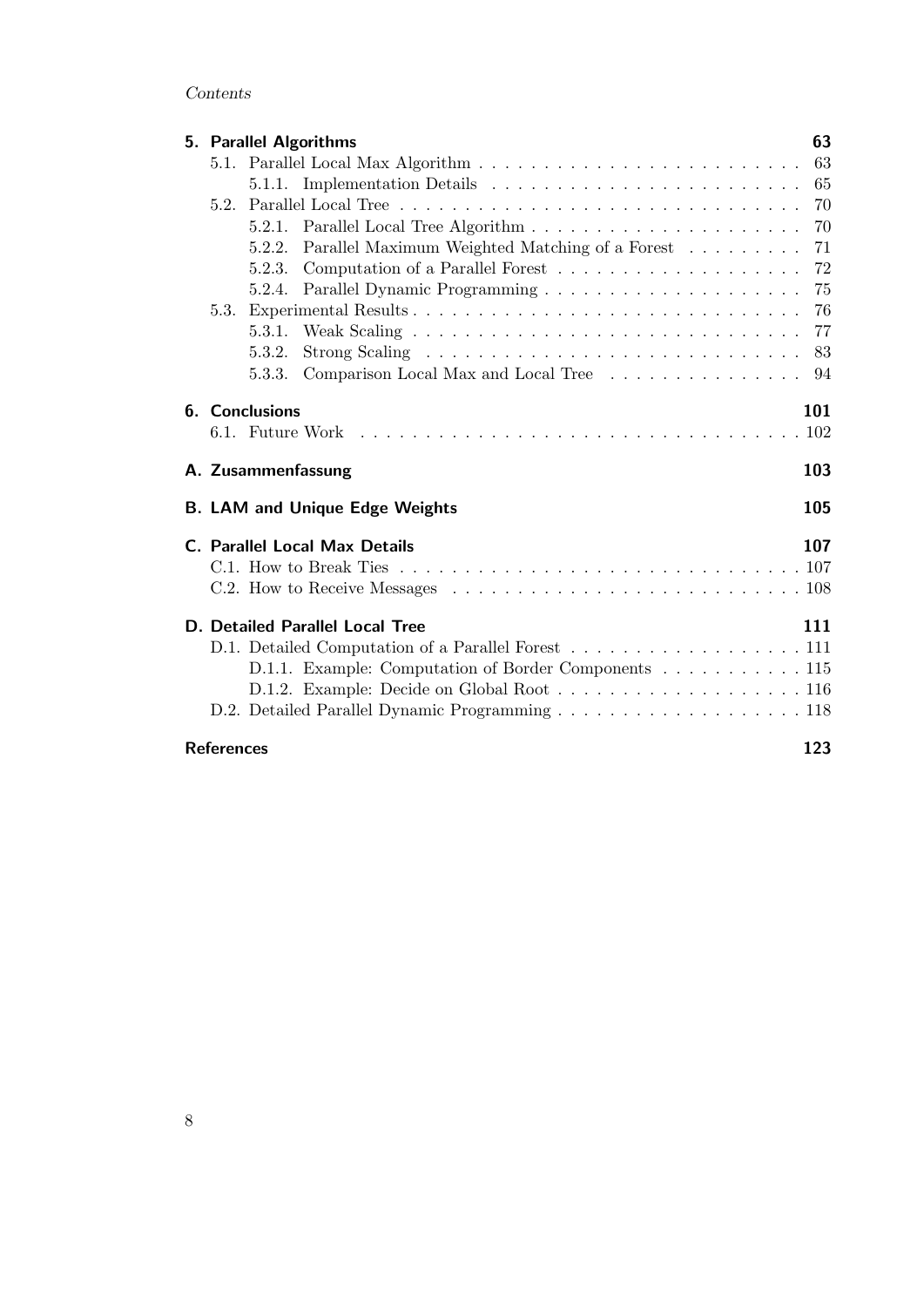**5. Parallel Algorithms** 63

- 5.1. Parallel Local Max Algorithm 63
  - 5.1.1. Implementation Details 65
- 5.2. Parallel Local Tree 70
  - 5.2.1. Parallel Local Tree Algorithm 70
  - 5.2.2. Parallel Maximum Weighted Matching of a Forest 71
  - 5.2.3. Computation of a Parallel Forest 72
  - 5.2.4. Parallel Dynamic Programming 75
- 5.3. Experimental Results 76
  - 5.3.1. Weak Scaling 77
  - 5.3.2. Strong Scaling 83
  - 5.3.3. Comparison Local Max and Local Tree 94

**6. Conclusions** 101

- 6.1. Future Work 102

**A. Zusammenfassung** 103

**B. LAM and Unique Edge Weights** 105

**C. Parallel Local Max Details** 107

- C.1. How to Break Ties 107
- C.2. How to Receive Messages 108

**D. Detailed Parallel Local Tree** 111

- D.1. Detailed Computation of a Parallel Forest 111
  - D.1.1. Example: Computation of Border Components 115
  - D.1.2. Example: Decide on Global Root 116
- D.2. Detailed Parallel Dynamic Programming 118

**References** 123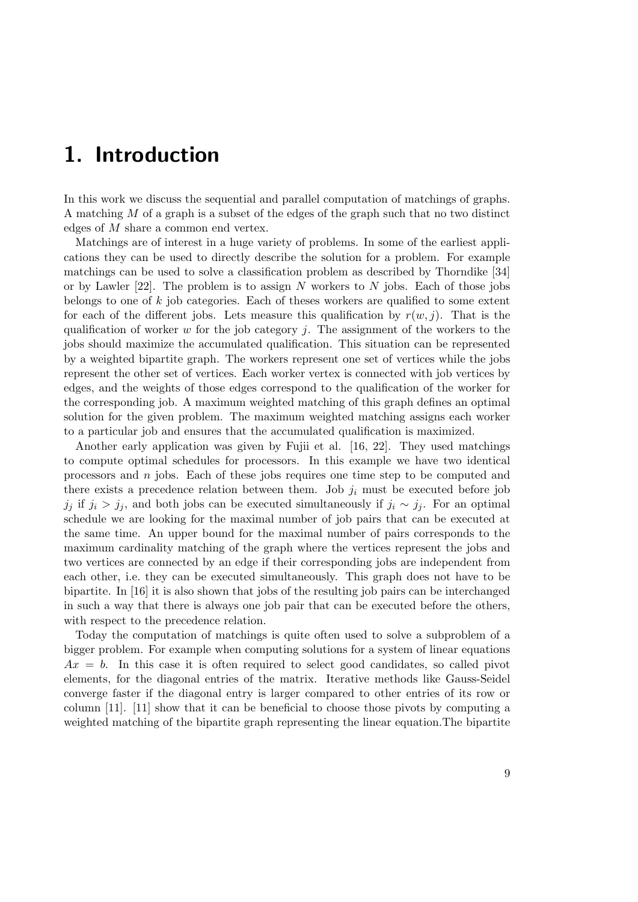# 1. Introduction

In this work we discuss the sequential and parallel computation of matchings of graphs. A matching $M$ of a graph is a subset of the edges of the graph such that no two distinct edges of $M$ share a common end vertex.

Matchings are of interest in a huge variety of problems. In some of the earliest applications they can be used to directly describe the solution for a problem. For example matchings can be used to solve a classification problem as described by Thorndike [34] or by Lawler [22]. The problem is to assign $N$ workers to $N$ jobs. Each of those jobs belongs to one of $k$ job categories. Each of theses workers are qualified to some extent for each of the different jobs. Lets measure this qualification by $r(w, j)$. That is the qualification of worker $w$ for the job category $j$. The assignment of the workers to the jobs should maximize the accumulated qualification. This situation can be represented by a weighted bipartite graph. The workers represent one set of vertices while the jobs represent the other set of vertices. Each worker vertex is connected with job vertices by edges, and the weights of those edges correspond to the qualification of the worker for the corresponding job. A maximum weighted matching of this graph defines an optimal solution for the given problem. The maximum weighted matching assigns each worker to a particular job and ensures that the accumulated qualification is maximized.

Another early application was given by Fujii et al. [16, 22]. They used matchings to compute optimal schedules for processors. In this example we have two identical processors and $n$ jobs. Each of these jobs requires one time step to be computed and there exists a precedence relation between them. Job $j_i$ must be executed before job $j_j$ if $j_i > j_j$, and both jobs can be executed simultaneously if $j_i \sim j_j$. For an optimal schedule we are looking for the maximal number of job pairs that can be executed at the same time. An upper bound for the maximal number of pairs corresponds to the maximum cardinality matching of the graph where the vertices represent the jobs and two vertices are connected by an edge if their corresponding jobs are independent from each other, i.e. they can be executed simultaneously. This graph does not have to be bipartite. In [16] it is also shown that jobs of the resulting job pairs can be interchanged in such a way that there is always one job pair that can be executed before the others, with respect to the precedence relation.

Today the computation of matchings is quite often used to solve a subproblem of a bigger problem. For example when computing solutions for a system of linear equations $Ax = b$. In this case it is often required to select good candidates, so called pivot elements, for the diagonal entries of the matrix. Iterative methods like Gauss-Seidel converge faster if the diagonal entry is larger compared to other entries of its row or column [11]. [11] show that it can be beneficial to choose those pivots by computing a weighted matching of the bipartite graph representing the linear equation.The bipartite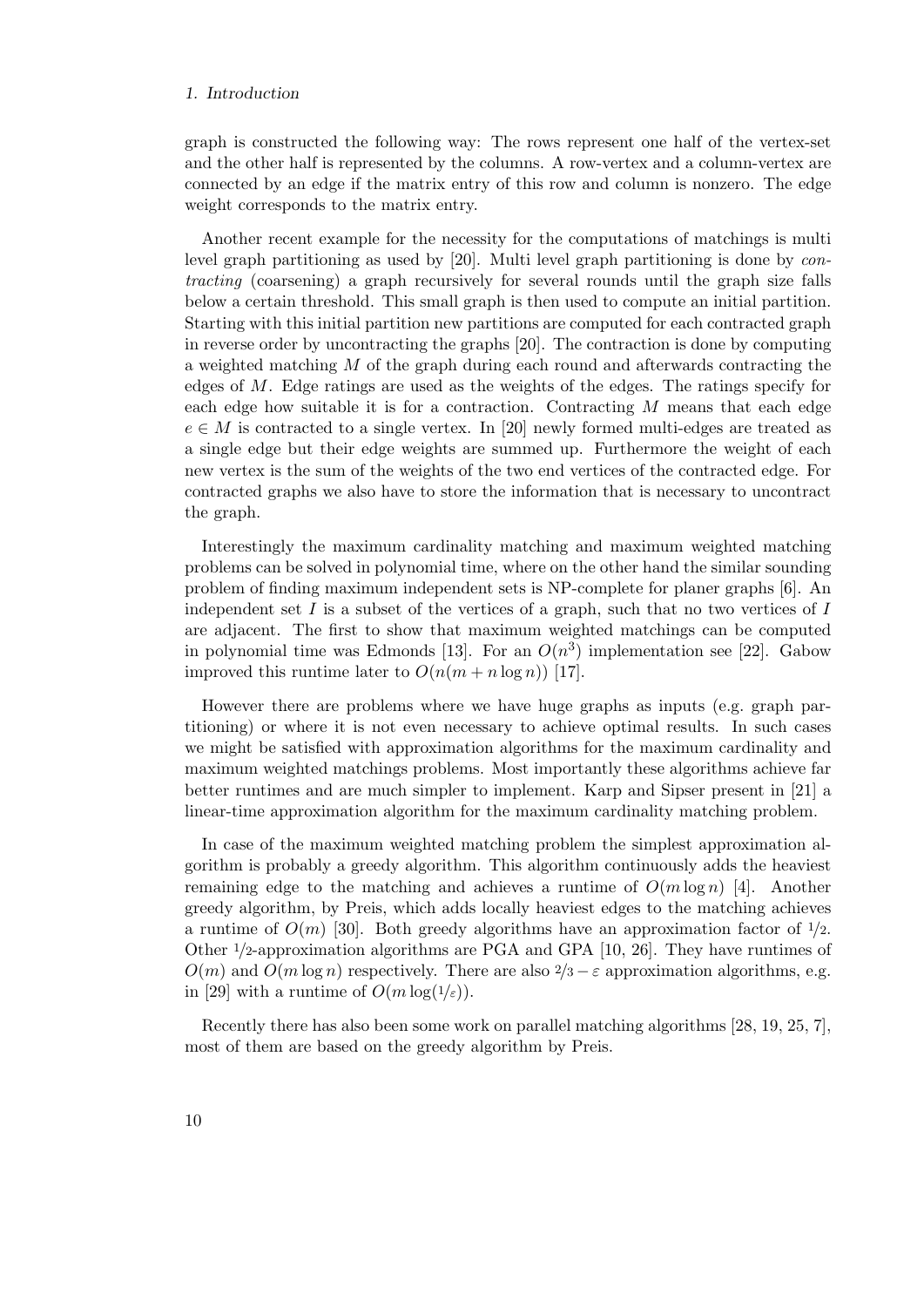graph is constructed the following way: The rows represent one half of the vertex-set and the other half is represented by the columns. A row-vertex and a column-vertex are connected by an edge if the matrix entry of this row and column is nonzero. The edge weight corresponds to the matrix entry.

Another recent example for the necessity for the computations of matchings is multi level graph partitioning as used by [20]. Multi level graph partitioning is done by *contracting* (coarsening) a graph recursively for several rounds until the graph size falls below a certain threshold. This small graph is then used to compute an initial partition. Starting with this initial partition new partitions are computed for each contracted graph in reverse order by uncontracting the graphs [20]. The contraction is done by computing a weighted matching $M$ of the graph during each round and afterwards contracting the edges of $M$. Edge ratings are used as the weights of the edges. The ratings specify for each edge how suitable it is for a contraction. Contracting $M$ means that each edge $e \in M$ is contracted to a single vertex. In [20] newly formed multi-edges are treated as a single edge but their edge weights are summed up. Furthermore the weight of each new vertex is the sum of the weights of the two end vertices of the contracted edge. For contracted graphs we also have to store the information that is necessary to uncontract the graph.

Interestingly the maximum cardinality matching and maximum weighted matching problems can be solved in polynomial time, where on the other hand the similar sounding problem of finding maximum independent sets is NP-complete for planer graphs [6]. An independent set $I$ is a subset of the vertices of a graph, such that no two vertices of $I$ are adjacent. The first to show that maximum weighted matchings can be computed in polynomial time was Edmonds [13]. For an $O(n^3)$ implementation see [22]. Gabow improved this runtime later to $O(n(m + n \log n))$ [17].

However there are problems where we have huge graphs as inputs (e.g. graph partitioning) or where it is not even necessary to achieve optimal results. In such cases we might be satisfied with approximation algorithms for the maximum cardinality and maximum weighted matchings problems. Most importantly these algorithms achieve far better runtimes and are much simpler to implement. Karp and Sipser present in [21] a linear-time approximation algorithm for the maximum cardinality matching problem.

In case of the maximum weighted matching problem the simplest approximation algorithm is probably a greedy algorithm. This algorithm continuously adds the heaviest remaining edge to the matching and achieves a runtime of $O(m \log n)$ [4]. Another greedy algorithm, by Preis, which adds locally heaviest edges to the matching achieves a runtime of $O(m)$ [30]. Both greedy algorithms have an approximation factor of $1/2$. Other $1/2$-approximation algorithms are PGA and GPA [10, 26]. They have runtimes of $O(m)$ and $O(m \log n)$ respectively. There are also $2/3 - \varepsilon$ approximation algorithms, e.g. in [29] with a runtime of $O(m \log(1/\varepsilon))$.

Recently there has also been some work on parallel matching algorithms [28, 19, 25, 7], most of them are based on the greedy algorithm by Preis.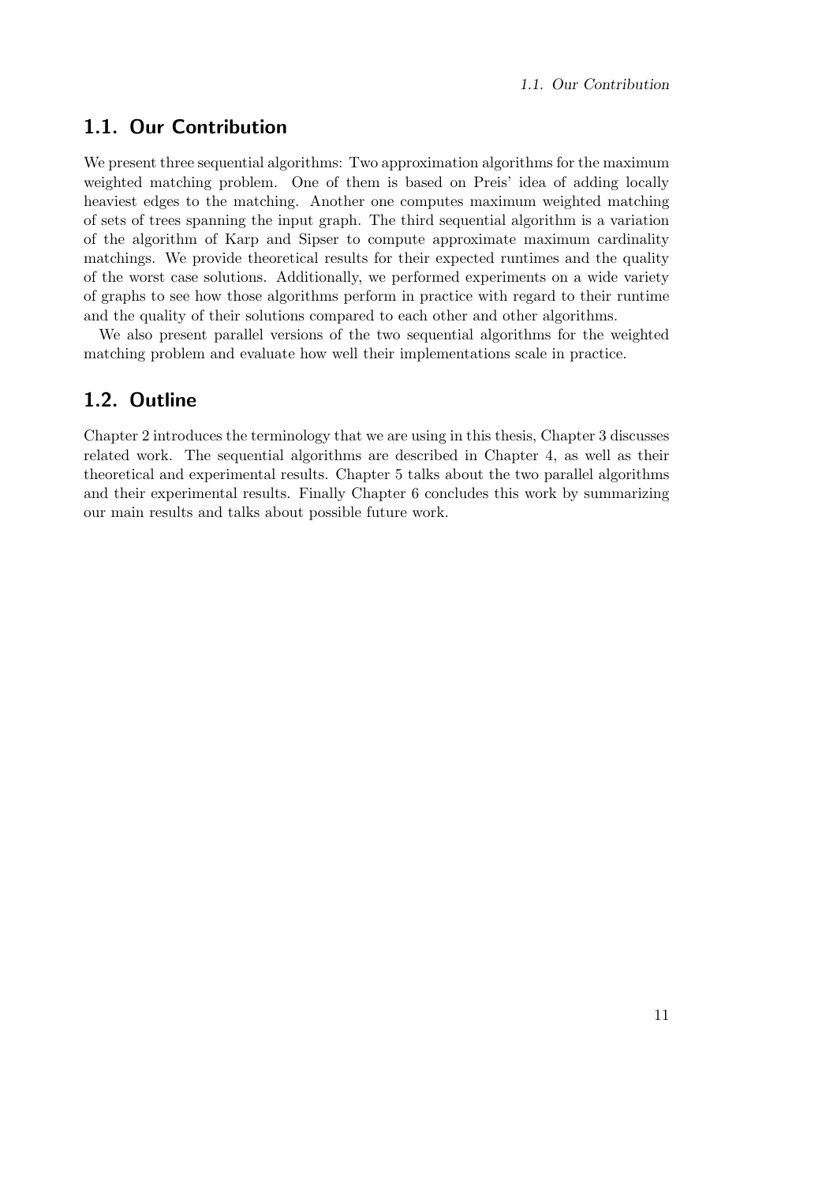## 1.1. Our Contribution

We present three sequential algorithms: Two approximation algorithms for the maximum weighted matching problem. One of them is based on Preis' idea of adding locally heaviest edges to the matching. Another one computes maximum weighted matching of sets of trees spanning the input graph. The third sequential algorithm is a variation of the algorithm of Karp and Sipser to compute approximate maximum cardinality matchings. We provide theoretical results for their expected runtimes and the quality of the worst case solutions. Additionally, we performed experiments on a wide variety of graphs to see how those algorithms perform in practice with regard to their runtime and the quality of their solutions compared to each other and other algorithms.

We also present parallel versions of the two sequential algorithms for the weighted matching problem and evaluate how well their implementations scale in practice.

## 1.2. Outline

Chapter 2 introduces the terminology that we are using in this thesis, Chapter 3 discusses related work. The sequential algorithms are described in Chapter 4, as well as their theoretical and experimental results. Chapter 5 talks about the two parallel algorithms and their experimental results. Finally Chapter 6 concludes this work by summarizing our main results and talks about possible future work.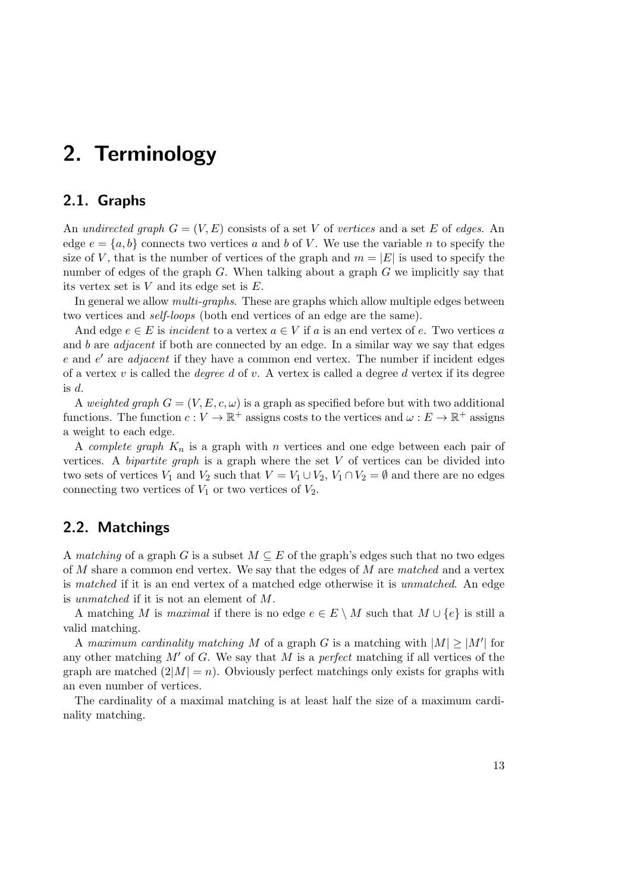# 2. Terminology

## 2.1. Graphs

An *undirected graph* $G = (V, E)$ consists of a set $V$ of *vertices* and a set $E$ of *edges*. An edge $e = \{a, b\}$ connects two vertices $a$ and $b$ of $V$. We use the variable $n$ to specify the size of $V$, that is the number of vertices of the graph and $m = |E|$ is used to specify the number of edges of the graph $G$. When talking about a graph $G$ we implicitly say that its vertex set is $V$ and its edge set is $E$.

In general we allow *multi-graphs*. These are graphs which allow multiple edges between two vertices and *self-loops* (both end vertices of an edge are the same).

And edge $e \in E$ is *incident* to a vertex $a \in V$ if $a$ is an end vertex of $e$. Two vertices $a$ and $b$ are *adjacent* if both are connected by an edge. In a similar way we say that edges $e$ and $e'$ are *adjacent* if they have a common end vertex. The number if incident edges of a vertex $v$ is called the *degree* $d$ of $v$. A vertex is called a degree $d$ vertex if its degree is $d$.

A *weighted graph* $G = (V, E, c, \omega)$ is a graph as specified before but with two additional functions. The function $c : V \to \mathbb{R}^+$ assigns costs to the vertices and $\omega : E \to \mathbb{R}^+$ assigns a weight to each edge.

A *complete graph* $K_n$ is a graph with $n$ vertices and one edge between each pair of vertices. A *bipartite graph* is a graph where the set $V$ of vertices can be divided into two sets of vertices $V_1$ and $V_2$ such that $V = V_1 \cup V_2$, $V_1 \cap V_2 = \emptyset$ and there are no edges connecting two vertices of $V_1$ or two vertices of $V_2$.

## 2.2. Matchings

A *matching* of a graph $G$ is a subset $M \subseteq E$ of the graph's edges such that no two edges of $M$ share a common end vertex. We say that the edges of $M$ are *matched* and a vertex is *matched* if it is an end vertex of a matched edge otherwise it is *unmatched*. An edge is *unmatched* if it is not an element of $M$.

A matching $M$ is *maximal* if there is no edge $e \in E \setminus M$ such that $M \cup \{e\}$ is still a valid matching.

A *maximum cardinality matching* $M$ of a graph $G$ is a matching with $|M| \geq |M'|$ for any other matching $M'$ of $G$. We say that $M$ is a *perfect* matching if all vertices of the graph are matched ($2|M| = n$). Obviously perfect matchings only exists for graphs with an even number of vertices.

The cardinality of a maximal matching is at least half the size of a maximum cardinality matching.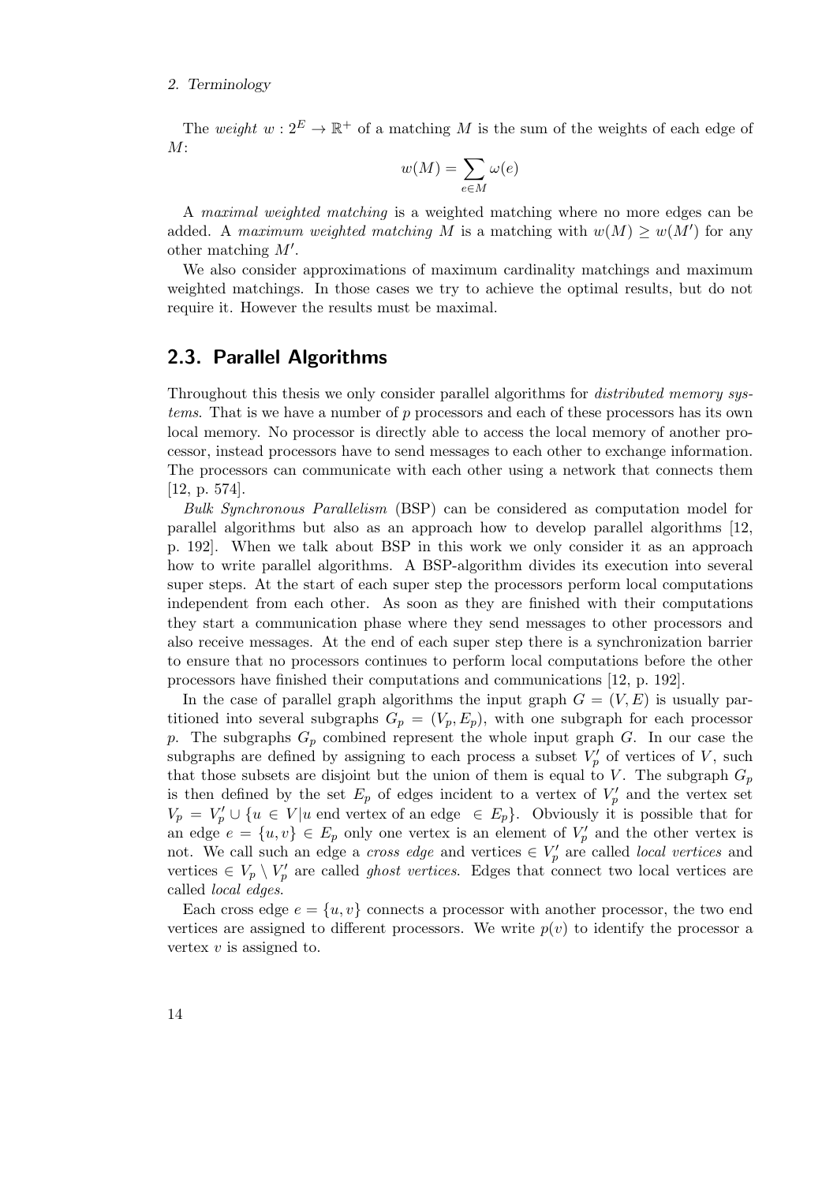The *weight* $w : 2^E \to \mathbb{R}^+$ of a matching $M$ is the sum of the weights of each edge of $M$:

$$w(M) = \sum_{e \in M} \omega(e)$$

A *maximal weighted matching* is a weighted matching where no more edges can be added. A *maximum weighted matching* $M$ is a matching with $w(M) \geq w(M')$ for any other matching $M'$.

We also consider approximations of maximum cardinality matchings and maximum weighted matchings. In those cases we try to achieve the optimal results, but do not require it. However the results must be maximal.

## 2.3. Parallel Algorithms

Throughout this thesis we only consider parallel algorithms for *distributed memory systems*. That is we have a number of $p$ processors and each of these processors has its own local memory. No processor is directly able to access the local memory of another processor, instead processors have to send messages to each other to exchange information. The processors can communicate with each other using a network that connects them [12, p. 574].

*Bulk Synchronous Parallelism* (BSP) can be considered as computation model for parallel algorithms but also as an approach how to develop parallel algorithms [12, p. 192]. When we talk about BSP in this work we only consider it as an approach how to write parallel algorithms. A BSP-algorithm divides its execution into several super steps. At the start of each super step the processors perform local computations independent from each other. As soon as they are finished with their computations they start a communication phase where they send messages to other processors and also receive messages. At the end of each super step there is a synchronization barrier to ensure that no processors continues to perform local computations before the other processors have finished their computations and communications [12, p. 192].

In the case of parallel graph algorithms the input graph $G = (V, E)$ is usually partitioned into several subgraphs $G_p = (V_p, E_p)$, with one subgraph for each processor $p$. The subgraphs $G_p$ combined represent the whole input graph $G$. In our case the subgraphs are defined by assigning to each process a subset $V_p'$ of vertices of $V$, such that those subsets are disjoint but the union of them is equal to $V$. The subgraph $G_p$ is then defined by the set $E_p$ of edges incident to a vertex of $V_p'$ and the vertex set $V_p = V_p' \cup \{u \in V | u \text{ end vertex of an edge } \in E_p\}$. Obviously it is possible that for an edge $e = \{u, v\} \in E_p$ only one vertex is an element of $V_p'$ and the other vertex is not. We call such an edge a *cross edge* and vertices $\in V_p'$ are called *local vertices* and vertices $\in V_p \setminus V_p'$ are called *ghost vertices*. Edges that connect two local vertices are called *local edges*.

Each cross edge $e = \{u, v\}$ connects a processor with another processor, the two end vertices are assigned to different processors. We write $p(v)$ to identify the processor a vertex $v$ is assigned to.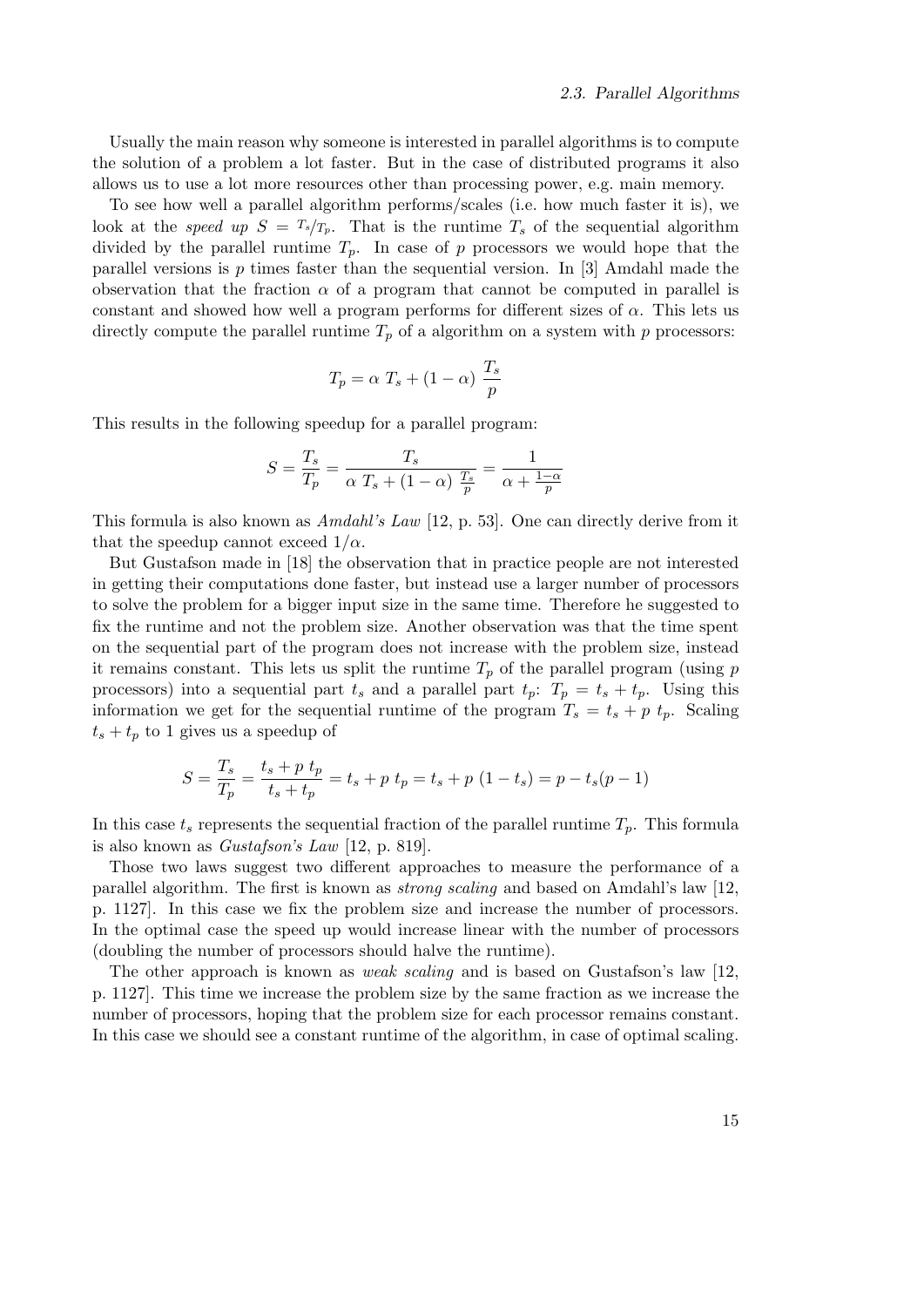Usually the main reason why someone is interested in parallel algorithms is to compute the solution of a problem a lot faster. But in the case of distributed programs it also allows us to use a lot more resources other than processing power, e.g. main memory.

To see how well a parallel algorithm performs/scales (i.e. how much faster it is), we look at the *speed up* $S = {}^{T_s}/_{T_p}$. That is the runtime $T_s$ of the sequential algorithm divided by the parallel runtime $T_p$. In case of $p$ processors we would hope that the parallel versions is $p$ times faster than the sequential version. In [3] Amdahl made the observation that the fraction $\alpha$ of a program that cannot be computed in parallel is constant and showed how well a program performs for different sizes of $\alpha$. This lets us directly compute the parallel runtime $T_p$ of a algorithm on a system with $p$ processors:

$$T_p = \alpha\ T_s + (1 - \alpha)\ \frac{T_s}{p}$$

This results in the following speedup for a parallel program:

$$S = \frac{T_s}{T_p} = \frac{T_s}{\alpha\ T_s + (1 - \alpha)\ \frac{T_s}{p}} = \frac{1}{\alpha + \frac{1-\alpha}{p}}$$

This formula is also known as *Amdahl's Law* [12, p. 53]. One can directly derive from it that the speedup cannot exceed $1/\alpha$.

But Gustafson made in [18] the observation that in practice people are not interested in getting their computations done faster, but instead use a larger number of processors to solve the problem for a bigger input size in the same time. Therefore he suggested to fix the runtime and not the problem size. Another observation was that the time spent on the sequential part of the program does not increase with the problem size, instead it remains constant. This lets us split the runtime $T_p$ of the parallel program (using $p$ processors) into a sequential part $t_s$ and a parallel part $t_p$: $T_p = t_s + t_p$. Using this information we get for the sequential runtime of the program $T_s = t_s + p\ t_p$. Scaling $t_s + t_p$ to 1 gives us a speedup of

$$S = \frac{T_s}{T_p} = \frac{t_s + p\ t_p}{t_s + t_p} = t_s + p\ t_p = t_s + p\ (1 - t_s) = p - t_s(p - 1)$$

In this case $t_s$ represents the sequential fraction of the parallel runtime $T_p$. This formula is also known as *Gustafson's Law* [12, p. 819].

Those two laws suggest two different approaches to measure the performance of a parallel algorithm. The first is known as *strong scaling* and based on Amdahl's law [12, p. 1127]. In this case we fix the problem size and increase the number of processors. In the optimal case the speed up would increase linear with the number of processors (doubling the number of processors should halve the runtime).

The other approach is known as *weak scaling* and is based on Gustafson's law [12, p. 1127]. This time we increase the problem size by the same fraction as we increase the number of processors, hoping that the problem size for each processor remains constant. In this case we should see a constant runtime of the algorithm, in case of optimal scaling.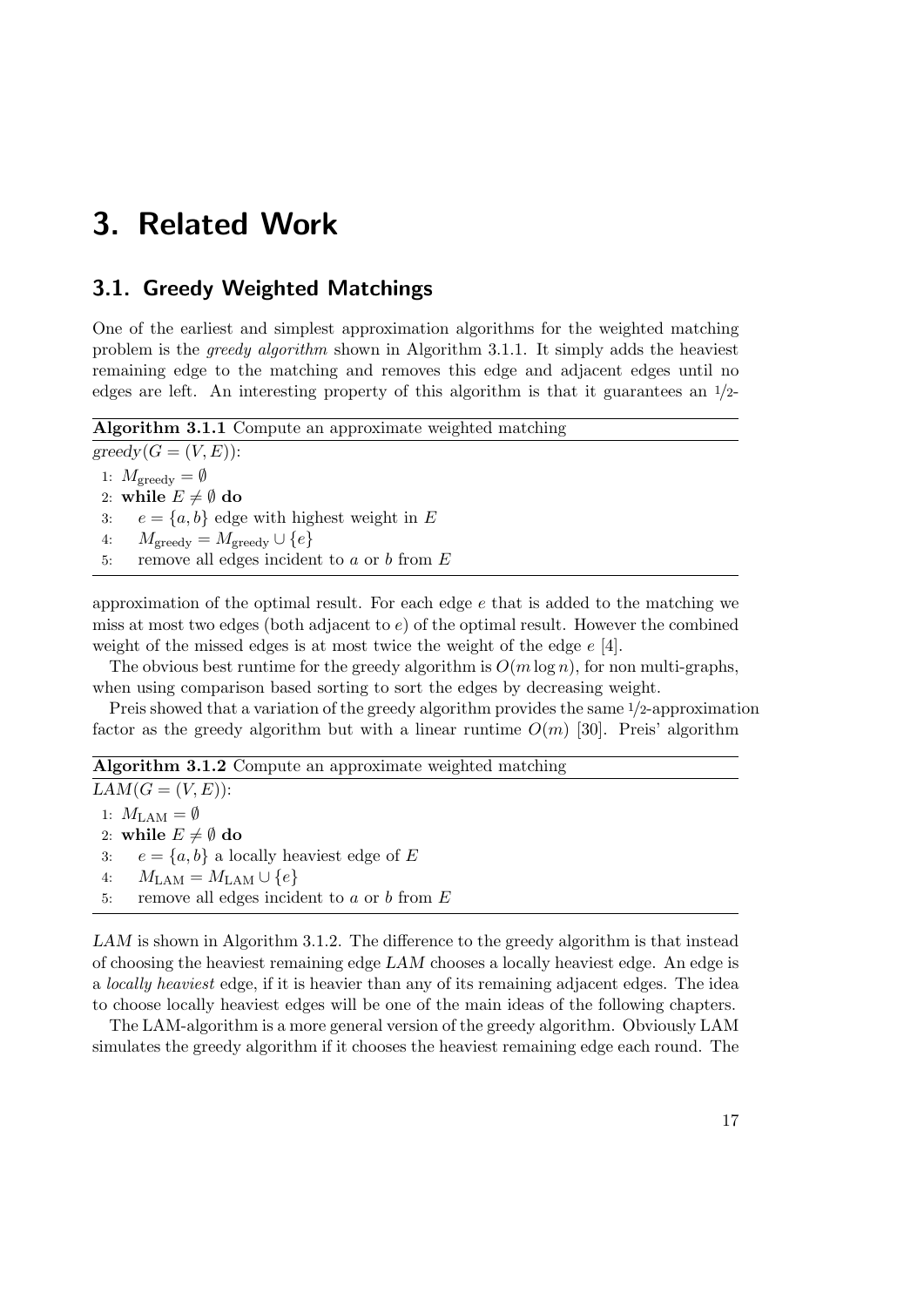# 3. Related Work

## 3.1. Greedy Weighted Matchings

One of the earliest and simplest approximation algorithms for the weighted matching problem is the *greedy algorithm* shown in Algorithm 3.1.1. It simply adds the heaviest remaining edge to the matching and removes this edge and adjacent edges until no edges are left. An interesting property of this algorithm is that it guarantees an 1/2-approximation of the optimal result. For each edge $e$ that is added to the matching we miss at most two edges (both adjacent to $e$) of the optimal result. However the combined weight of the missed edges is at most twice the weight of the edge $e$ [4].

**Algorithm 3.1.1** Compute an approximate weighted matching

```
greedy(G = (V, E)):
1: M_greedy = ∅
2: while E ≠ ∅ do
3:     e = {a, b} edge with highest weight in E
4:     M_greedy = M_greedy ∪ {e}
5:     remove all edges incident to a or b from E
```

The obvious best runtime for the greedy algorithm is $O(m \log n)$, for non multi-graphs, when using comparison based sorting to sort the edges by decreasing weight.

Preis showed that a variation of the greedy algorithm provides the same 1/2-approximation factor as the greedy algorithm but with a linear runtime $O(m)$ [30]. Preis' algorithm *LAM* is shown in Algorithm 3.1.2. The difference to the greedy algorithm is that instead of choosing the heaviest remaining edge *LAM* chooses a locally heaviest edge. An edge is a *locally heaviest* edge, if it is heavier than any of its remaining adjacent edges. The idea to choose locally heaviest edges will be one of the main ideas of the following chapters.

**Algorithm 3.1.2** Compute an approximate weighted matching

```
LAM(G = (V, E)):
1: M_LAM = ∅
2: while E ≠ ∅ do
3:     e = {a, b} a locally heaviest edge of E
4:     M_LAM = M_LAM ∪ {e}
5:     remove all edges incident to a or b from E
```

The LAM-algorithm is a more general version of the greedy algorithm. Obviously LAM simulates the greedy algorithm if it chooses the heaviest remaining edge each round. The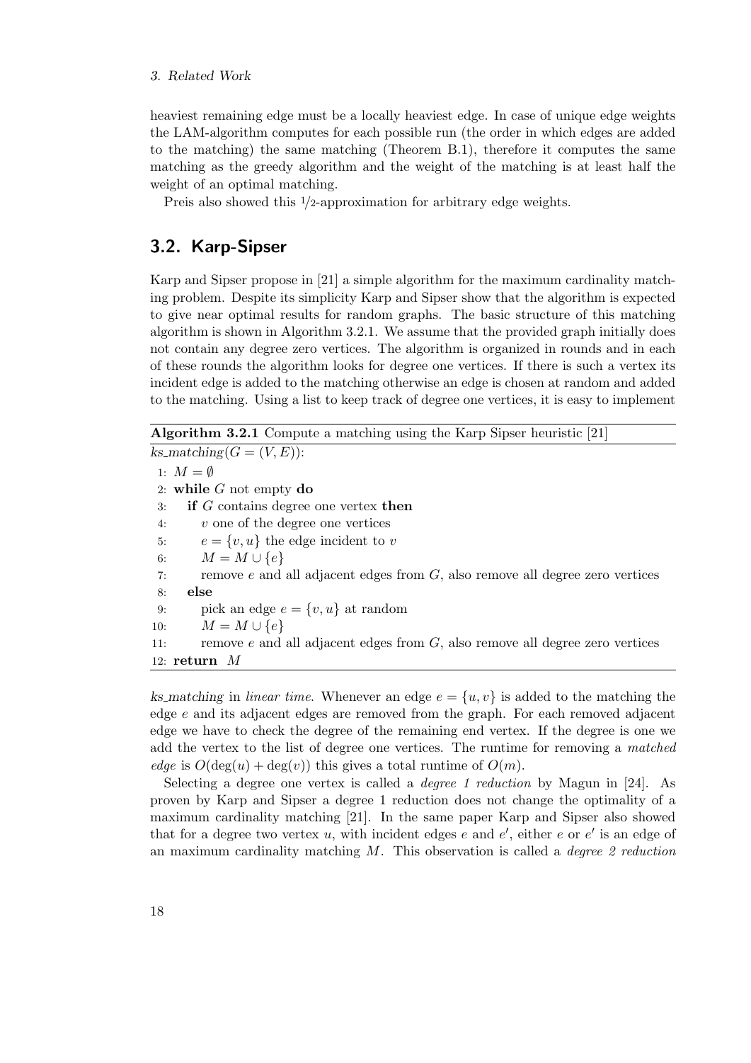heaviest remaining edge must be a locally heaviest edge. In case of unique edge weights the LAM-algorithm computes for each possible run (the order in which edges are added to the matching) the same matching (Theorem B.1), therefore it computes the same matching as the greedy algorithm and the weight of the matching is at least half the weight of an optimal matching.

Preis also showed this $1/2$-approximation for arbitrary edge weights.

## 3.2. Karp-Sipser

Karp and Sipser propose in [21] a simple algorithm for the maximum cardinality matching problem. Despite its simplicity Karp and Sipser show that the algorithm is expected to give near optimal results for random graphs. The basic structure of this matching algorithm is shown in Algorithm 3.2.1. We assume that the provided graph initially does not contain any degree zero vertices. The algorithm is organized in rounds and in each of these rounds the algorithm looks for degree one vertices. If there is such a vertex its incident edge is added to the matching otherwise an edge is chosen at random and added to the matching. Using a list to keep track of degree one vertices, it is easy to implement

**Algorithm 3.2.1** Compute a matching using the Karp Sipser heuristic [21]

*ks_matching*$(G = (V, E))$:

1: $M = \emptyset$
2: **while** $G$ not empty **do**
3: &nbsp;&nbsp;&nbsp;**if** $G$ contains degree one vertex **then**
4: &nbsp;&nbsp;&nbsp;&nbsp;&nbsp;&nbsp;$v$ one of the degree one vertices
5: &nbsp;&nbsp;&nbsp;&nbsp;&nbsp;&nbsp;$e = \{v, u\}$ the edge incident to $v$
6: &nbsp;&nbsp;&nbsp;&nbsp;&nbsp;&nbsp;$M = M \cup \{e\}$
7: &nbsp;&nbsp;&nbsp;&nbsp;&nbsp;&nbsp;remove $e$ and all adjacent edges from $G$, also remove all degree zero vertices
8: &nbsp;&nbsp;&nbsp;**else**
9: &nbsp;&nbsp;&nbsp;&nbsp;&nbsp;&nbsp;pick an edge $e = \{v, u\}$ at random
10: &nbsp;&nbsp;&nbsp;&nbsp;&nbsp;$M = M \cup \{e\}$
11: &nbsp;&nbsp;&nbsp;&nbsp;&nbsp;remove $e$ and all adjacent edges from $G$, also remove all degree zero vertices
12: **return** $M$

*ks_matching* in *linear time*. Whenever an edge $e = \{u, v\}$ is added to the matching the edge $e$ and its adjacent edges are removed from the graph. For each removed adjacent edge we have to check the degree of the remaining end vertex. If the degree is one we add the vertex to the list of degree one vertices. The runtime for removing a *matched edge* is $O(\deg(u) + \deg(v))$ this gives a total runtime of $O(m)$.

Selecting a degree one vertex is called a *degree 1 reduction* by Magun in [24]. As proven by Karp and Sipser a degree 1 reduction does not change the optimality of a maximum cardinality matching [21]. In the same paper Karp and Sipser also showed that for a degree two vertex $u$, with incident edges $e$ and $e'$, either $e$ or $e'$ is an edge of an maximum cardinality matching $M$. This observation is called a *degree 2 reduction*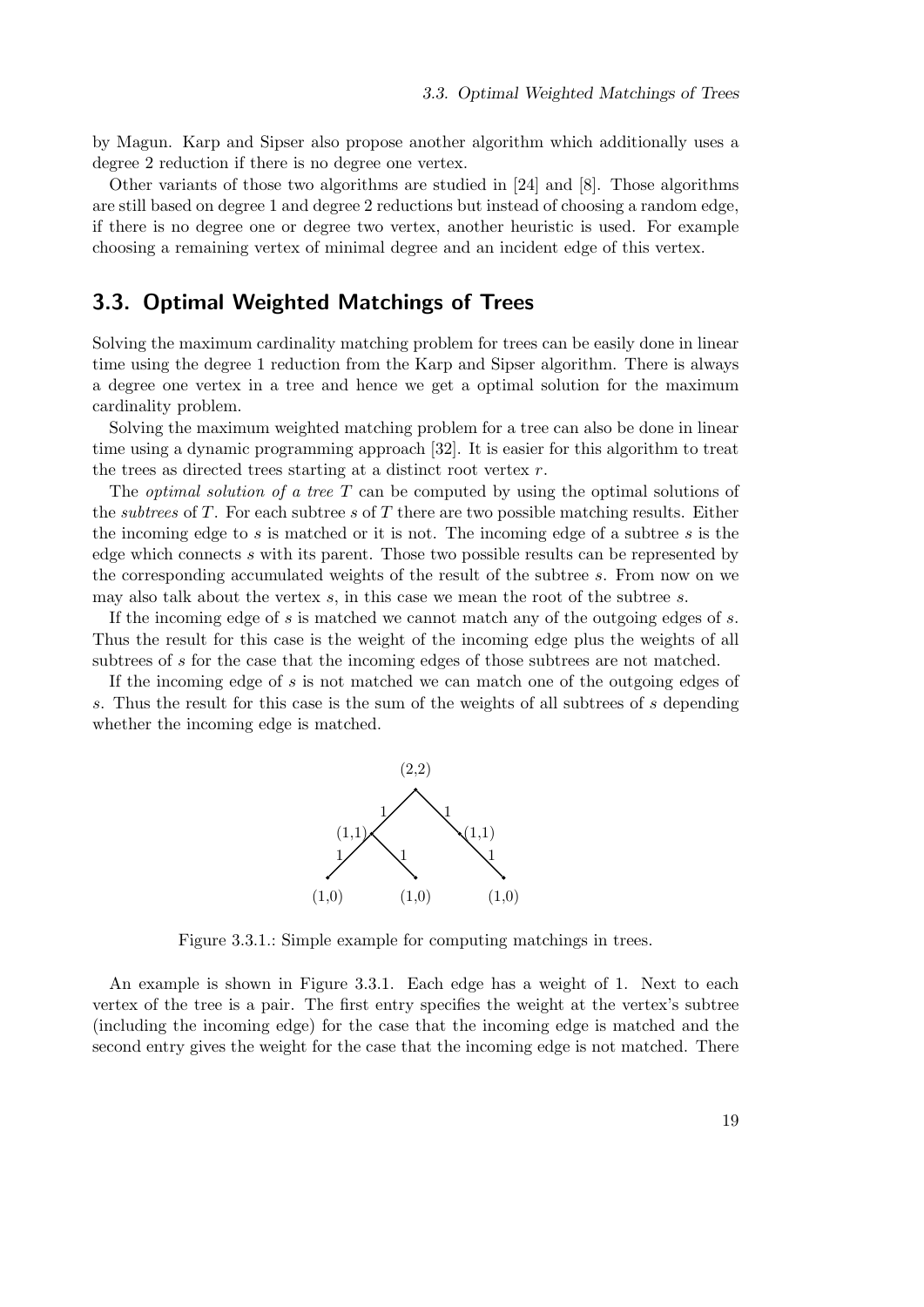by Magun. Karp and Sipser also propose another algorithm which additionally uses a degree 2 reduction if there is no degree one vertex.

Other variants of those two algorithms are studied in [24] and [8]. Those algorithms are still based on degree 1 and degree 2 reductions but instead of choosing a random edge, if there is no degree one or degree two vertex, another heuristic is used. For example choosing a remaining vertex of minimal degree and an incident edge of this vertex.

## 3.3. Optimal Weighted Matchings of Trees

Solving the maximum cardinality matching problem for trees can be easily done in linear time using the degree 1 reduction from the Karp and Sipser algorithm. There is always a degree one vertex in a tree and hence we get a optimal solution for the maximum cardinality problem.

Solving the maximum weighted matching problem for a tree can also be done in linear time using a dynamic programming approach [32]. It is easier for this algorithm to treat the trees as directed trees starting at a distinct root vertex $r$.

The *optimal solution of a tree* $T$ can be computed by using the optimal solutions of the *subtrees* of $T$. For each subtree $s$ of $T$ there are two possible matching results. Either the incoming edge to $s$ is matched or it is not. The incoming edge of a subtree $s$ is the edge which connects $s$ with its parent. Those two possible results can be represented by the corresponding accumulated weights of the result of the subtree $s$. From now on we may also talk about the vertex $s$, in this case we mean the root of the subtree $s$.

If the incoming edge of $s$ is matched we cannot match any of the outgoing edges of $s$. Thus the result for this case is the weight of the incoming edge plus the weights of all subtrees of $s$ for the case that the incoming edges of those subtrees are not matched.

If the incoming edge of $s$ is not matched we can match one of the outgoing edges of $s$. Thus the result for this case is the sum of the weights of all subtrees of $s$ depending whether the incoming edge is matched.

Figure 3.3.1.: Simple example for computing matchings in trees.

An example is shown in Figure 3.3.1. Each edge has a weight of 1. Next to each vertex of the tree is a pair. The first entry specifies the weight at the vertex's subtree (including the incoming edge) for the case that the incoming edge is matched and the second entry gives the weight for the case that the incoming edge is not matched. There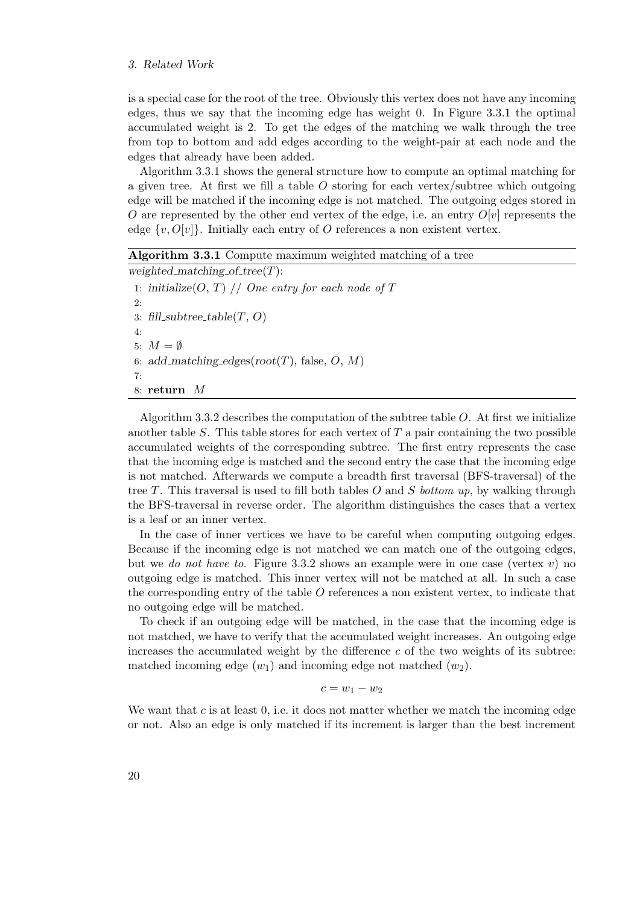is a special case for the root of the tree. Obviously this vertex does not have any incoming edges, thus we say that the incoming edge has weight 0. In Figure 3.3.1 the optimal accumulated weight is 2. To get the edges of the matching we walk through the tree from top to bottom and add edges according to the weight-pair at each node and the edges that already have been added.

Algorithm 3.3.1 shows the general structure how to compute an optimal matching for a given tree. At first we fill a table $O$ storing for each vertex/subtree which outgoing edge will be matched if the incoming edge is not matched. The outgoing edges stored in $O$ are represented by the other end vertex of the edge, i.e. an entry $O[v]$ represents the edge $\{v, O[v]\}$. Initially each entry of $O$ references a non existent vertex.

**Algorithm 3.3.1** Compute maximum weighted matching of a tree

```
weighted_matching_of_tree(T):
1: initialize(O, T) // One entry for each node of T
2:
3: fill_subtree_table(T, O)
4:
5: M = ∅
6: add_matching_edges(root(T), false, O, M)
7:
8: return M
```

Algorithm 3.3.2 describes the computation of the subtree table $O$. At first we initialize another table $S$. This table stores for each vertex of $T$ a pair containing the two possible accumulated weights of the corresponding subtree. The first entry represents the case that the incoming edge is matched and the second entry the case that the incoming edge is not matched. Afterwards we compute a breadth first traversal (BFS-traversal) of the tree $T$. This traversal is used to fill both tables $O$ and $S$ *bottom up*, by walking through the BFS-traversal in reverse order. The algorithm distinguishes the cases that a vertex is a leaf or an inner vertex.

In the case of inner vertices we have to be careful when computing outgoing edges. Because if the incoming edge is not matched we can match one of the outgoing edges, but we *do not have to*. Figure 3.3.2 shows an example were in one case (vertex $v$) no outgoing edge is matched. This inner vertex will not be matched at all. In such a case the corresponding entry of the table $O$ references a non existent vertex, to indicate that no outgoing edge will be matched.

To check if an outgoing edge will be matched, in the case that the incoming edge is not matched, we have to verify that the accumulated weight increases. An outgoing edge increases the accumulated weight by the difference $c$ of the two weights of its subtree: matched incoming edge ($w_1$) and incoming edge not matched ($w_2$).

$$c = w_1 - w_2$$

We want that $c$ is at least 0, i.e. it does not matter whether we match the incoming edge or not. Also an edge is only matched if its increment is larger than the best increment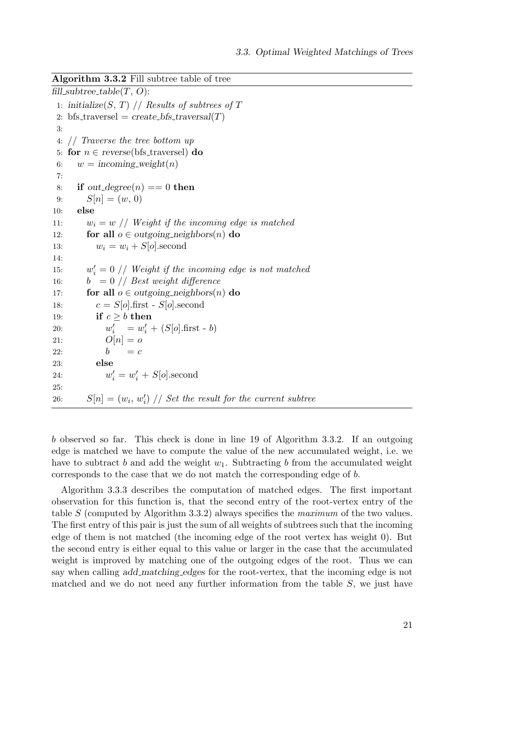**Algorithm 3.3.2** Fill subtree table of tree

```
fill_subtree_table(T, O):
 1: initialize(S, T) // Results of subtrees of T
 2: bfs_traversel = create_bfs_traversal(T)
 3:
 4: // Traverse the tree bottom up
 5: for n ∈ reverse(bfs_traversel) do
 6:    w = incoming_weight(n)
 7:
 8:    if out_degree(n) == 0 then
 9:       S[n] = (w, 0)
10:    else
11:       w_i = w // Weight if the incoming edge is matched
12:       for all o ∈ outgoing_neighbors(n) do
13:          w_i = w_i + S[o].second
14:
15:       w'_i = 0 // Weight if the incoming edge is not matched
16:       b  = 0 // Best weight difference
17:       for all o ∈ outgoing_neighbors(n) do
18:          c = S[o].first - S[o].second
19:          if c ≥ b then
20:             w'_i  = w'_i + (S[o].first - b)
21:             O[n] = o
22:             b    = c
23:          else
24:             w'_i = w'_i + S[o].second
25:
26:       S[n] = (w_i, w'_i) // Set the result for the current subtree
```

$b$ observed so far. This check is done in line 19 of Algorithm 3.3.2. If an outgoing edge is matched we have to compute the value of the new accumulated weight, i.e. we have to subtract $b$ and add the weight $w_1$. Subtracting $b$ from the accumulated weight corresponds to the case that we do not match the corresponding edge of $b$.

Algorithm 3.3.3 describes the computation of matched edges. The first important observation for this function is, that the second entry of the root-vertex entry of the table $S$ (computed by Algorithm 3.3.2) always specifies the *maximum* of the two values. The first entry of this pair is just the sum of all weights of subtrees such that the incoming edge of them is not matched (the incoming edge of the root vertex has weight 0). But the second entry is either equal to this value or larger in the case that the accumulated weight is improved by matching one of the outgoing edges of the root. Thus we can say when calling *add_matching_edges* for the root-vertex, that the incoming edge is not matched and we do not need any further information from the table $S$, we just have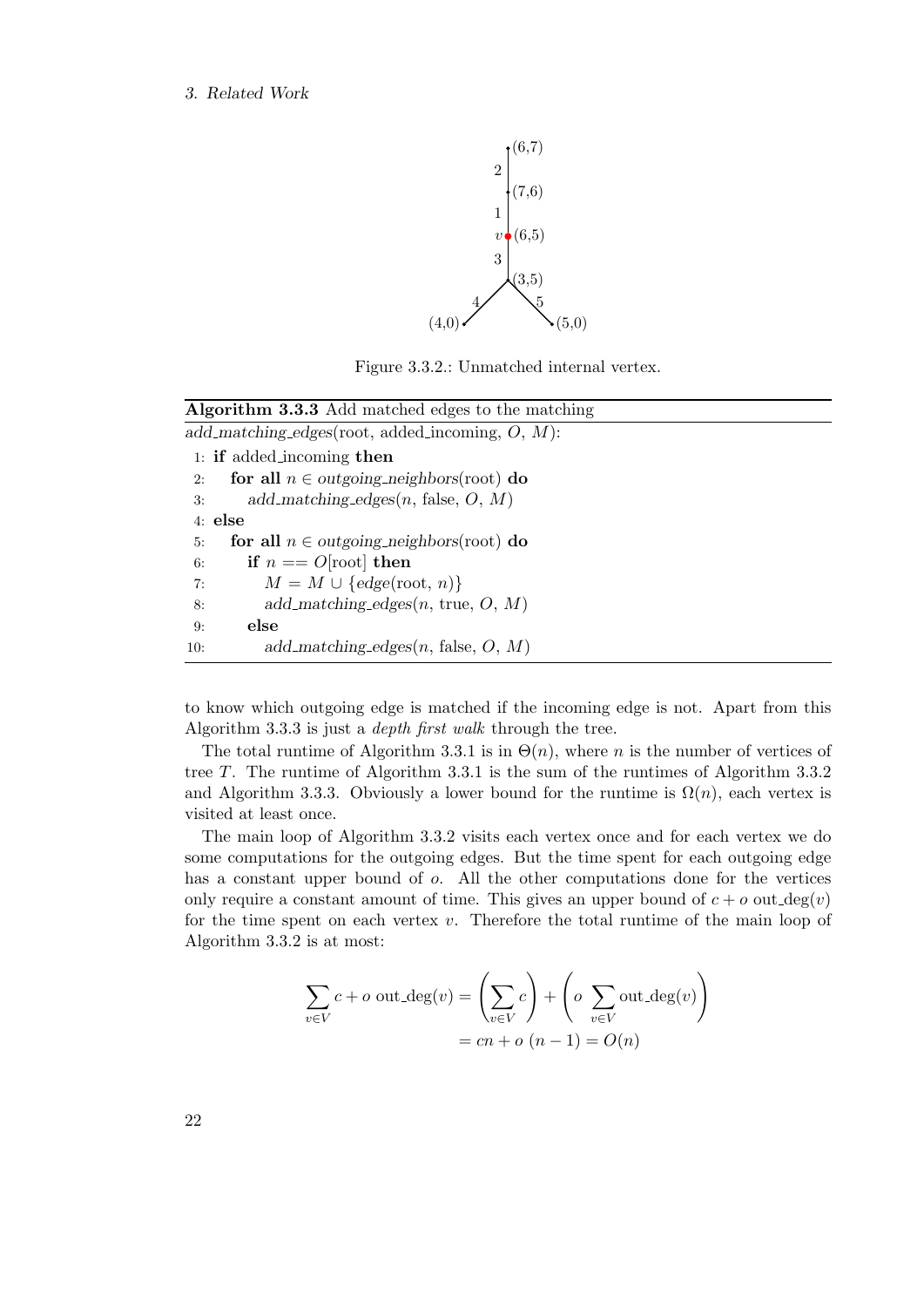Figure 3.3.2.: Unmatched internal vertex.

**Algorithm 3.3.3** Add matched edges to the matching

```
add_matching_edges(root, added_incoming, O, M):
 1: if added_incoming then
 2:    for all n ∈ outgoing_neighbors(root) do
 3:       add_matching_edges(n, false, O, M)
 4: else
 5:    for all n ∈ outgoing_neighbors(root) do
 6:       if n == O[root] then
 7:          M = M ∪ {edge(root, n)}
 8:          add_matching_edges(n, true, O, M)
 9:       else
10:          add_matching_edges(n, false, O, M)
```

to know which outgoing edge is matched if the incoming edge is not. Apart from this Algorithm 3.3.3 is just a *depth first walk* through the tree.

The total runtime of Algorithm 3.3.1 is in $\Theta(n)$, where $n$ is the number of vertices of tree $T$. The runtime of Algorithm 3.3.1 is the sum of the runtimes of Algorithm 3.3.2 and Algorithm 3.3.3. Obviously a lower bound for the runtime is $\Omega(n)$, each vertex is visited at least once.

The main loop of Algorithm 3.3.2 visits each vertex once and for each vertex we do some computations for the outgoing edges. But the time spent for each outgoing edge has a constant upper bound of $o$. All the other computations done for the vertices only require a constant amount of time. This gives an upper bound of $c + o \text{ out\_deg}(v)$ for the time spent on each vertex $v$. Therefore the total runtime of the main loop of Algorithm 3.3.2 is at most:

$$\sum_{v \in V} c + o \text{ out\_deg}(v) = \left( \sum_{v \in V} c \right) + \left( o \sum_{v \in V} \text{out\_deg}(v) \right)$$
$$= cn + o\ (n-1) = O(n)$$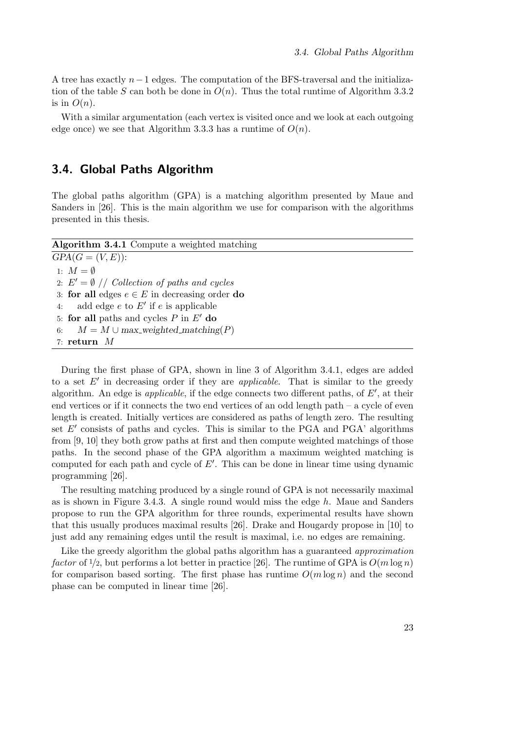A tree has exactly $n-1$ edges. The computation of the BFS-traversal and the initialization of the table $S$ can both be done in $O(n)$. Thus the total runtime of Algorithm 3.3.2 is in $O(n)$.

With a similar argumentation (each vertex is visited once and we look at each outgoing edge once) we see that Algorithm 3.3.3 has a runtime of $O(n)$.

## 3.4. Global Paths Algorithm

The global paths algorithm (GPA) is a matching algorithm presented by Maue and Sanders in [26]. This is the main algorithm we use for comparison with the algorithms presented in this thesis.

**Algorithm 3.4.1** Compute a weighted matching

```
GPA(G = (V, E)):
1: M = ∅
2: E' = ∅ // Collection of paths and cycles
3: for all edges e ∈ E in decreasing order do
4:     add edge e to E' if e is applicable
5: for all paths and cycles P in E' do
6:     M = M ∪ max_weighted_matching(P)
7: return M
```

During the first phase of GPA, shown in line 3 of Algorithm 3.4.1, edges are added to a set $E'$ in decreasing order if they are *applicable*. That is similar to the greedy algorithm. An edge is *applicable*, if the edge connects two different paths, of $E'$, at their end vertices or if it connects the two end vertices of an odd length path – a cycle of even length is created. Initially vertices are considered as paths of length zero. The resulting set $E'$ consists of paths and cycles. This is similar to the PGA and PGA' algorithms from [9, 10] they both grow paths at first and then compute weighted matchings of those paths. In the second phase of the GPA algorithm a maximum weighted matching is computed for each path and cycle of $E'$. This can be done in linear time using dynamic programming [26].

The resulting matching produced by a single round of GPA is not necessarily maximal as is shown in Figure 3.4.3. A single round would miss the edge $h$. Maue and Sanders propose to run the GPA algorithm for three rounds, experimental results have shown that this usually produces maximal results [26]. Drake and Hougardy propose in [10] to just add any remaining edges until the result is maximal, i.e. no edges are remaining.

Like the greedy algorithm the global paths algorithm has a guaranteed *approximation factor* of $1/2$, but performs a lot better in practice [26]. The runtime of GPA is $O(m \log n)$ for comparison based sorting. The first phase has runtime $O(m \log n)$ and the second phase can be computed in linear time [26].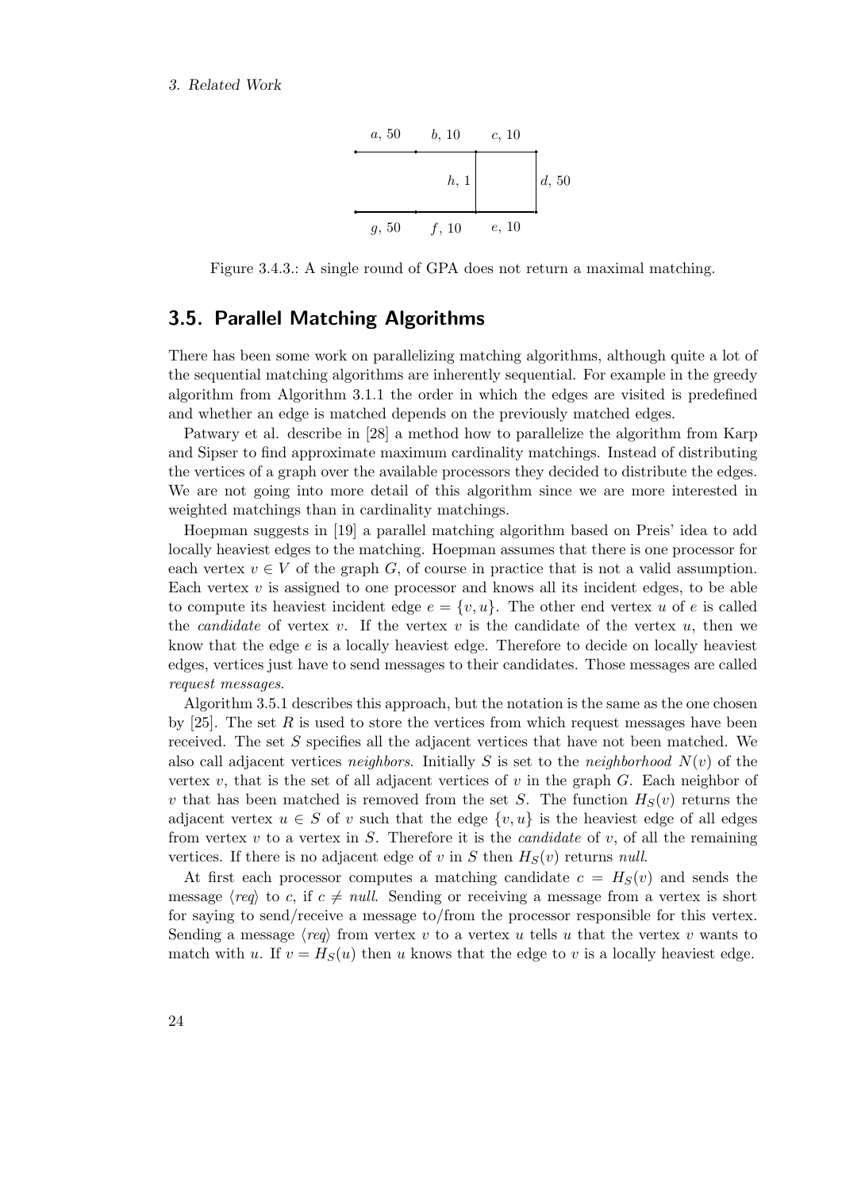Figure 3.4.3.: A single round of GPA does not return a maximal matching.

## 3.5. Parallel Matching Algorithms

There has been some work on parallelizing matching algorithms, although quite a lot of the sequential matching algorithms are inherently sequential. For example in the greedy algorithm from Algorithm 3.1.1 the order in which the edges are visited is predefined and whether an edge is matched depends on the previously matched edges.

Patwary et al. describe in [28] a method how to parallelize the algorithm from Karp and Sipser to find approximate maximum cardinality matchings. Instead of distributing the vertices of a graph over the available processors they decided to distribute the edges. We are not going into more detail of this algorithm since we are more interested in weighted matchings than in cardinality matchings.

Hoepman suggests in [19] a parallel matching algorithm based on Preis' idea to add locally heaviest edges to the matching. Hoepman assumes that there is one processor for each vertex $v \in V$ of the graph $G$, of course in practice that is not a valid assumption. Each vertex $v$ is assigned to one processor and knows all its incident edges, to be able to compute its heaviest incident edge $e = \{v, u\}$. The other end vertex $u$ of $e$ is called the *candidate* of vertex $v$. If the vertex $v$ is the candidate of the vertex $u$, then we know that the edge $e$ is a locally heaviest edge. Therefore to decide on locally heaviest edges, vertices just have to send messages to their candidates. Those messages are called *request messages*.

Algorithm 3.5.1 describes this approach, but the notation is the same as the one chosen by [25]. The set $R$ is used to store the vertices from which request messages have been received. The set $S$ specifies all the adjacent vertices that have not been matched. We also call adjacent vertices *neighbors*. Initially $S$ is set to the *neighborhood* $N(v)$ of the vertex $v$, that is the set of all adjacent vertices of $v$ in the graph $G$. Each neighbor of $v$ that has been matched is removed from the set $S$. The function $H_S(v)$ returns the adjacent vertex $u \in S$ of $v$ such that the edge $\{v, u\}$ is the heaviest edge of all edges from vertex $v$ to a vertex in $S$. Therefore it is the *candidate* of $v$, of all the remaining vertices. If there is no adjacent edge of $v$ in $S$ then $H_S(v)$ returns *null*.

At first each processor computes a matching candidate $c = H_S(v)$ and sends the message $\langle req \rangle$ to $c$, if $c \neq null$. Sending or receiving a message from a vertex is short for saying to send/receive a message to/from the processor responsible for this vertex. Sending a message $\langle req \rangle$ from vertex $v$ to a vertex $u$ tells $u$ that the vertex $v$ wants to match with $u$. If $v = H_S(u)$ then $u$ knows that the edge to $v$ is a locally heaviest edge.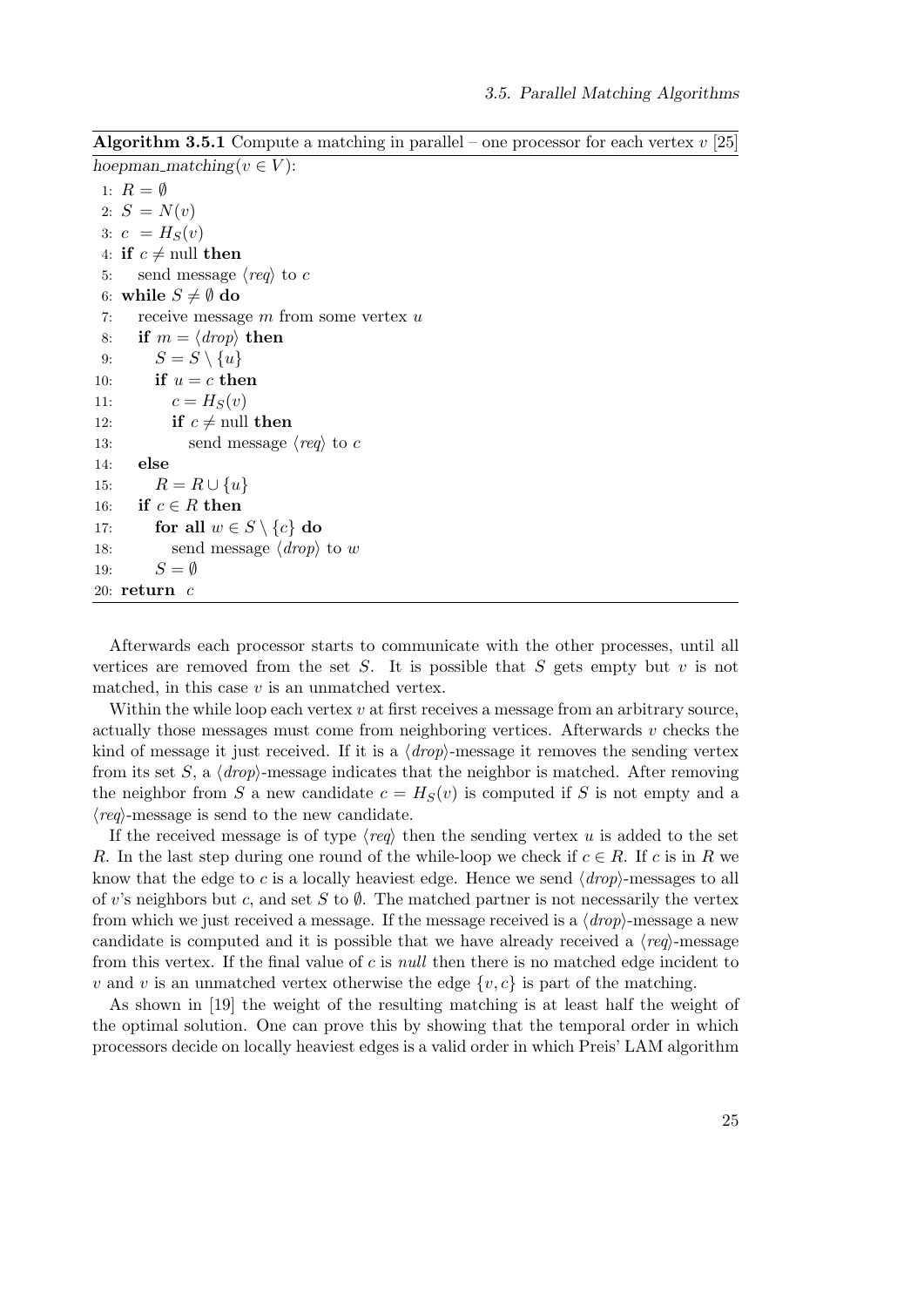**Algorithm 3.5.1** Compute a matching in parallel – one processor for each vertex $v$ [25]

*hoepman_matching*$(v \in V)$:

```
 1: R = ∅
 2: S = N(v)
 3: c = H_S(v)
 4: if c ≠ null then
 5:    send message ⟨req⟩ to c
 6: while S ≠ ∅ do
 7:    receive message m from some vertex u
 8:    if m = ⟨drop⟩ then
 9:       S = S \ {u}
10:       if u = c then
11:          c = H_S(v)
12:          if c ≠ null then
13:             send message ⟨req⟩ to c
14:    else
15:       R = R ∪ {u}
16:    if c ∈ R then
17:       for all w ∈ S \ {c} do
18:          send message ⟨drop⟩ to w
19:       S = ∅
20: return c
```

Afterwards each processor starts to communicate with the other processes, until all vertices are removed from the set $S$. It is possible that $S$ gets empty but $v$ is not matched, in this case $v$ is an unmatched vertex.

Within the while loop each vertex $v$ at first receives a message from an arbitrary source, actually those messages must come from neighboring vertices. Afterwards $v$ checks the kind of message it just received. If it is a $\langle drop \rangle$-message it removes the sending vertex from its set $S$, a $\langle drop \rangle$-message indicates that the neighbor is matched. After removing the neighbor from $S$ a new candidate $c = H_S(v)$ is computed if $S$ is not empty and a $\langle req \rangle$-message is send to the new candidate.

If the received message is of type $\langle req \rangle$ then the sending vertex $u$ is added to the set $R$. In the last step during one round of the while-loop we check if $c \in R$. If $c$ is in $R$ we know that the edge to $c$ is a locally heaviest edge. Hence we send $\langle drop \rangle$-messages to all of $v$'s neighbors but $c$, and set $S$ to $\emptyset$. The matched partner is not necessarily the vertex from which we just received a message. If the message received is a $\langle drop \rangle$-message a new candidate is computed and it is possible that we have already received a $\langle req \rangle$-message from this vertex. If the final value of $c$ is *null* then there is no matched edge incident to $v$ and $v$ is an unmatched vertex otherwise the edge $\{v, c\}$ is part of the matching.

As shown in [19] the weight of the resulting matching is at least half the weight of the optimal solution. One can prove this by showing that the temporal order in which processors decide on locally heaviest edges is a valid order in which Preis' LAM algorithm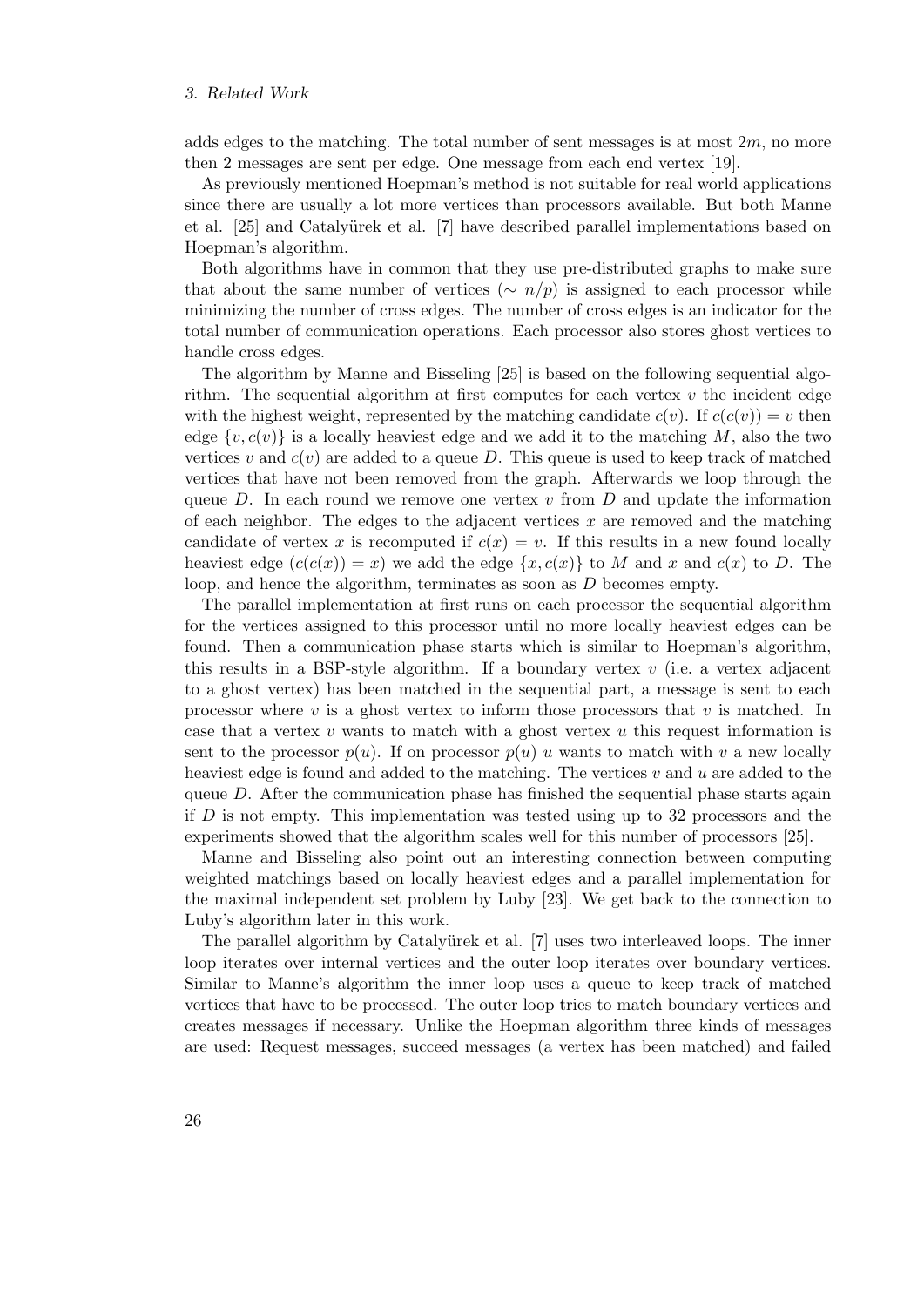adds edges to the matching. The total number of sent messages is at most $2m$, no more then 2 messages are sent per edge. One message from each end vertex [19].

As previously mentioned Hoepman's method is not suitable for real world applications since there are usually a lot more vertices than processors available. But both Manne et al. [25] and Catalyürek et al. [7] have described parallel implementations based on Hoepman's algorithm.

Both algorithms have in common that they use pre-distributed graphs to make sure that about the same number of vertices ($\sim n/p$) is assigned to each processor while minimizing the number of cross edges. The number of cross edges is an indicator for the total number of communication operations. Each processor also stores ghost vertices to handle cross edges.

The algorithm by Manne and Bisseling [25] is based on the following sequential algorithm. The sequential algorithm at first computes for each vertex $v$ the incident edge with the highest weight, represented by the matching candidate $c(v)$. If $c(c(v)) = v$ then edge $\{v, c(v)\}$ is a locally heaviest edge and we add it to the matching $M$, also the two vertices $v$ and $c(v)$ are added to a queue $D$. This queue is used to keep track of matched vertices that have not been removed from the graph. Afterwards we loop through the queue $D$. In each round we remove one vertex $v$ from $D$ and update the information of each neighbor. The edges to the adjacent vertices $x$ are removed and the matching candidate of vertex $x$ is recomputed if $c(x) = v$. If this results in a new found locally heaviest edge ($c(c(x)) = x$) we add the edge $\{x, c(x)\}$ to $M$ and $x$ and $c(x)$ to $D$. The loop, and hence the algorithm, terminates as soon as $D$ becomes empty.

The parallel implementation at first runs on each processor the sequential algorithm for the vertices assigned to this processor until no more locally heaviest edges can be found. Then a communication phase starts which is similar to Hoepman's algorithm, this results in a BSP-style algorithm. If a boundary vertex $v$ (i.e. a vertex adjacent to a ghost vertex) has been matched in the sequential part, a message is sent to each processor where $v$ is a ghost vertex to inform those processors that $v$ is matched. In case that a vertex $v$ wants to match with a ghost vertex $u$ this request information is sent to the processor $p(u)$. If on processor $p(u)$ $u$ wants to match with $v$ a new locally heaviest edge is found and added to the matching. The vertices $v$ and $u$ are added to the queue $D$. After the communication phase has finished the sequential phase starts again if $D$ is not empty. This implementation was tested using up to 32 processors and the experiments showed that the algorithm scales well for this number of processors [25].

Manne and Bisseling also point out an interesting connection between computing weighted matchings based on locally heaviest edges and a parallel implementation for the maximal independent set problem by Luby [23]. We get back to the connection to Luby's algorithm later in this work.

The parallel algorithm by Catalyürek et al. [7] uses two interleaved loops. The inner loop iterates over internal vertices and the outer loop iterates over boundary vertices. Similar to Manne's algorithm the inner loop uses a queue to keep track of matched vertices that have to be processed. The outer loop tries to match boundary vertices and creates messages if necessary. Unlike the Hoepman algorithm three kinds of messages are used: Request messages, succeed messages (a vertex has been matched) and failed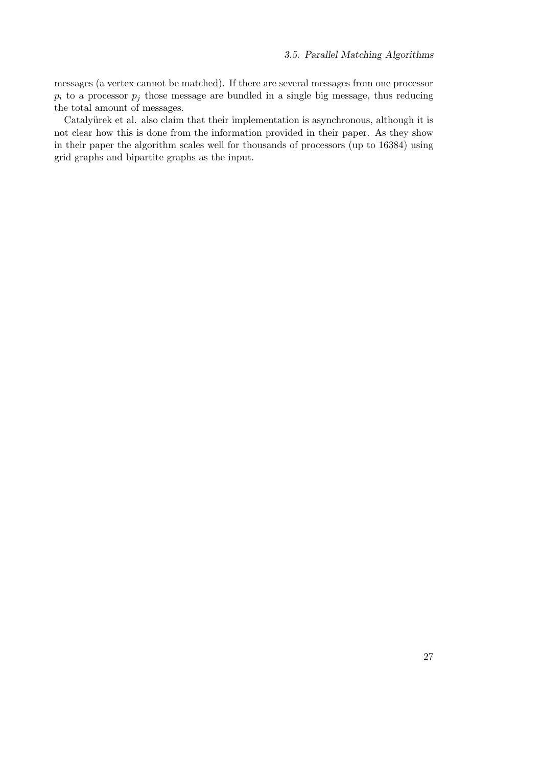messages (a vertex cannot be matched). If there are several messages from one processor $p_i$ to a processor $p_j$ those message are bundled in a single big message, thus reducing the total amount of messages.

Catalyürek et al. also claim that their implementation is asynchronous, although it is not clear how this is done from the information provided in their paper. As they show in their paper the algorithm scales well for thousands of processors (up to 16384) using grid graphs and bipartite graphs as the input.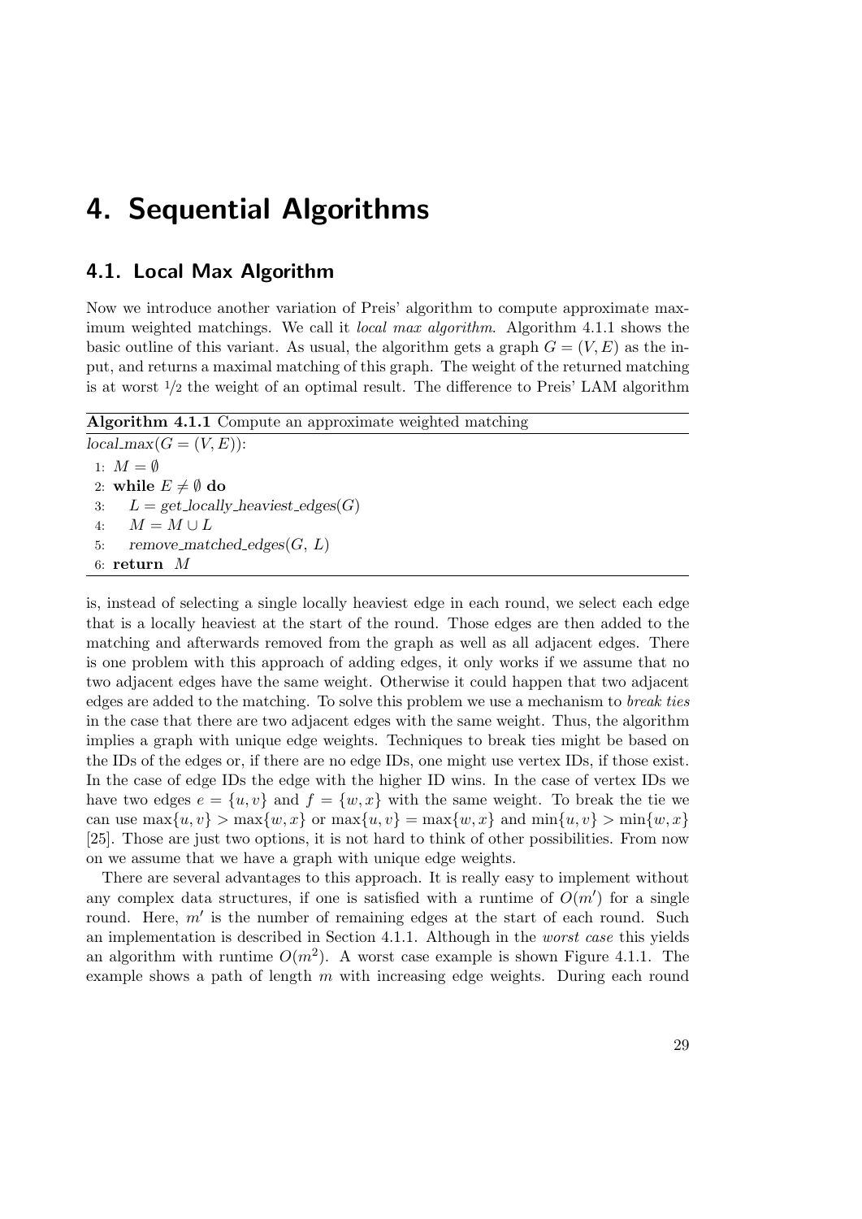# 4. Sequential Algorithms

## 4.1. Local Max Algorithm

Now we introduce another variation of Preis' algorithm to compute approximate maximum weighted matchings. We call it *local max algorithm*. Algorithm 4.1.1 shows the basic outline of this variant. As usual, the algorithm gets a graph $G = (V, E)$ as the input, and returns a maximal matching of this graph. The weight of the returned matching is at worst $1/2$ the weight of an optimal result. The difference to Preis' LAM algorithm

**Algorithm 4.1.1** Compute an approximate weighted matching

*local_max*$(G = (V, E))$:

1: $M = \emptyset$
2: **while** $E \neq \emptyset$ **do**
3: $\quad L =$ *get_locally_heaviest_edges*$(G)$
4: $\quad M = M \cup L$
5: $\quad$ *remove_matched_edges*$(G,\ L)$
6: **return** $M$

is, instead of selecting a single locally heaviest edge in each round, we select each edge that is a locally heaviest at the start of the round. Those edges are then added to the matching and afterwards removed from the graph as well as all adjacent edges. There is one problem with this approach of adding edges, it only works if we assume that no two adjacent edges have the same weight. Otherwise it could happen that two adjacent edges are added to the matching. To solve this problem we use a mechanism to *break ties* in the case that there are two adjacent edges with the same weight. Thus, the algorithm implies a graph with unique edge weights. Techniques to break ties might be based on the IDs of the edges or, if there are no edge IDs, one might use vertex IDs, if those exist. In the case of edge IDs the edge with the higher ID wins. In the case of vertex IDs we have two edges $e = \{u, v\}$ and $f = \{w, x\}$ with the same weight. To break the tie we can use $\max\{u, v\} > \max\{w, x\}$ or $\max\{u, v\} = \max\{w, x\}$ and $\min\{u, v\} > \min\{w, x\}$ [25]. Those are just two options, it is not hard to think of other possibilities. From now on we assume that we have a graph with unique edge weights.

There are several advantages to this approach. It is really easy to implement without any complex data structures, if one is satisfied with a runtime of $O(m')$ for a single round. Here, $m'$ is the number of remaining edges at the start of each round. Such an implementation is described in Section 4.1.1. Although in the *worst case* this yields an algorithm with runtime $O(m^2)$. A worst case example is shown Figure 4.1.1. The example shows a path of length $m$ with increasing edge weights. During each round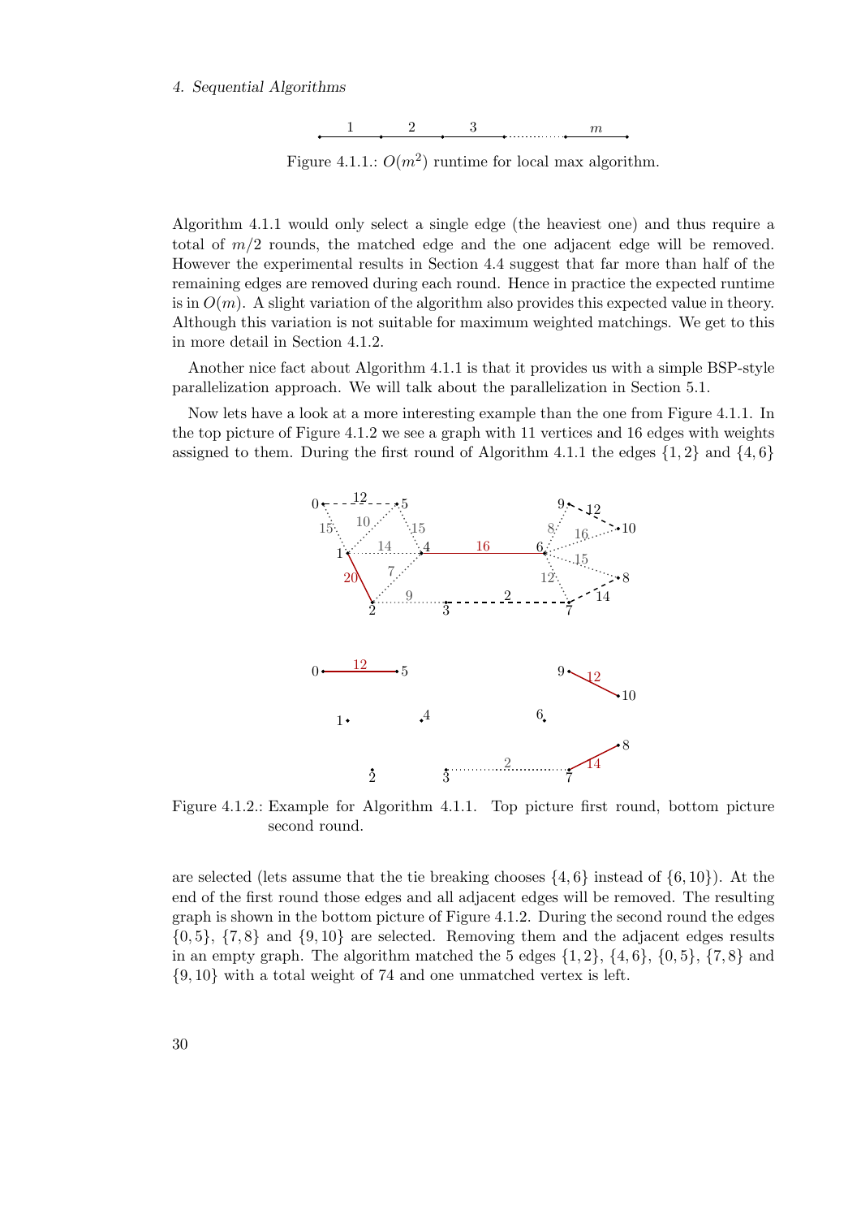Figure 4.1.1.: $O(m^2)$ runtime for local max algorithm.

Algorithm 4.1.1 would only select a single edge (the heaviest one) and thus require a total of $m/2$ rounds, the matched edge and the one adjacent edge will be removed. However the experimental results in Section 4.4 suggest that far more than half of the remaining edges are removed during each round. Hence in practice the expected runtime is in $O(m)$. A slight variation of the algorithm also provides this expected value in theory. Although this variation is not suitable for maximum weighted matchings. We get to this in more detail in Section 4.1.2.

Another nice fact about Algorithm 4.1.1 is that it provides us with a simple BSP-style parallelization approach. We will talk about the parallelization in Section 5.1.

Now lets have a look at a more interesting example than the one from Figure 4.1.1. In the top picture of Figure 4.1.2 we see a graph with 11 vertices and 16 edges with weights assigned to them. During the first round of Algorithm 4.1.1 the edges $\{1, 2\}$ and $\{4, 6\}$

Figure 4.1.2.: Example for Algorithm 4.1.1. Top picture first round, bottom picture second round.

are selected (lets assume that the tie breaking chooses $\{4, 6\}$ instead of $\{6, 10\}$). At the end of the first round those edges and all adjacent edges will be removed. The resulting graph is shown in the bottom picture of Figure 4.1.2. During the second round the edges $\{0, 5\}$, $\{7, 8\}$ and $\{9, 10\}$ are selected. Removing them and the adjacent edges results in an empty graph. The algorithm matched the 5 edges $\{1, 2\}$, $\{4, 6\}$, $\{0, 5\}$, $\{7, 8\}$ and $\{9, 10\}$ with a total weight of 74 and one unmatched vertex is left.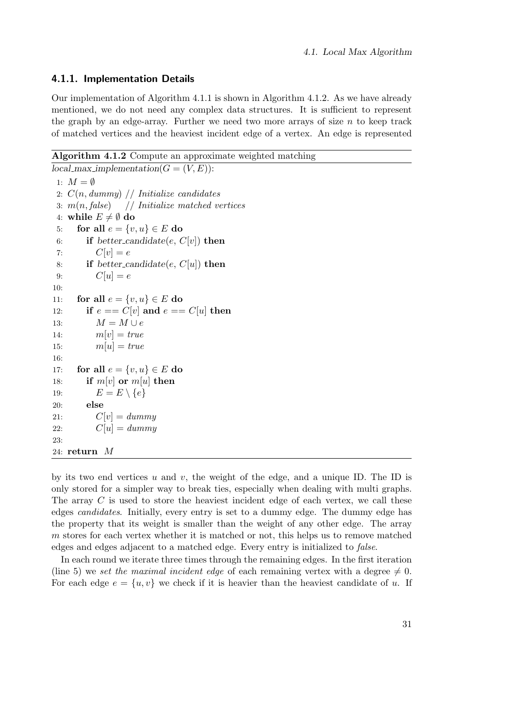### 4.1.1. Implementation Details

Our implementation of Algorithm 4.1.1 is shown in Algorithm 4.1.2. As we have already mentioned, we do not need any complex data structures. It is sufficient to represent the graph by an edge-array. Further we need two more arrays of size $n$ to keep track of matched vertices and the heaviest incident edge of a vertex. An edge is represented

**Algorithm 4.1.2** Compute an approximate weighted matching

```
local_max_implementation(G = (V, E)):
 1: M = ∅
 2: C(n, dummy) // Initialize candidates
 3: m(n, false)   // Initialize matched vertices
 4: while E ≠ ∅ do
 5:    for all e = {v, u} ∈ E do
 6:       if better_candidate(e, C[v]) then
 7:          C[v] = e
 8:       if better_candidate(e, C[u]) then
 9:          C[u] = e
10:
11:    for all e = {v, u} ∈ E do
12:       if e == C[v] and e == C[u] then
13:          M = M ∪ e
14:          m[v] = true
15:          m[u] = true
16:
17:    for all e = {v, u} ∈ E do
18:       if m[v] or m[u] then
19:          E = E \ {e}
20:       else
21:          C[v] = dummy
22:          C[u] = dummy
23:
24: return M
```

by its two end vertices $u$ and $v$, the weight of the edge, and a unique ID. The ID is only stored for a simpler way to break ties, especially when dealing with multi graphs. The array $C$ is used to store the heaviest incident edge of each vertex, we call these edges *candidates*. Initially, every entry is set to a dummy edge. The dummy edge has the property that its weight is smaller than the weight of any other edge. The array $m$ stores for each vertex whether it is matched or not, this helps us to remove matched edges and edges adjacent to a matched edge. Every entry is initialized to *false*.

In each round we iterate three times through the remaining edges. In the first iteration (line 5) we *set the maximal incident edge* of each remaining vertex with a degree $\neq 0$. For each edge $e = \{u, v\}$ we check if it is heavier than the heaviest candidate of $u$. If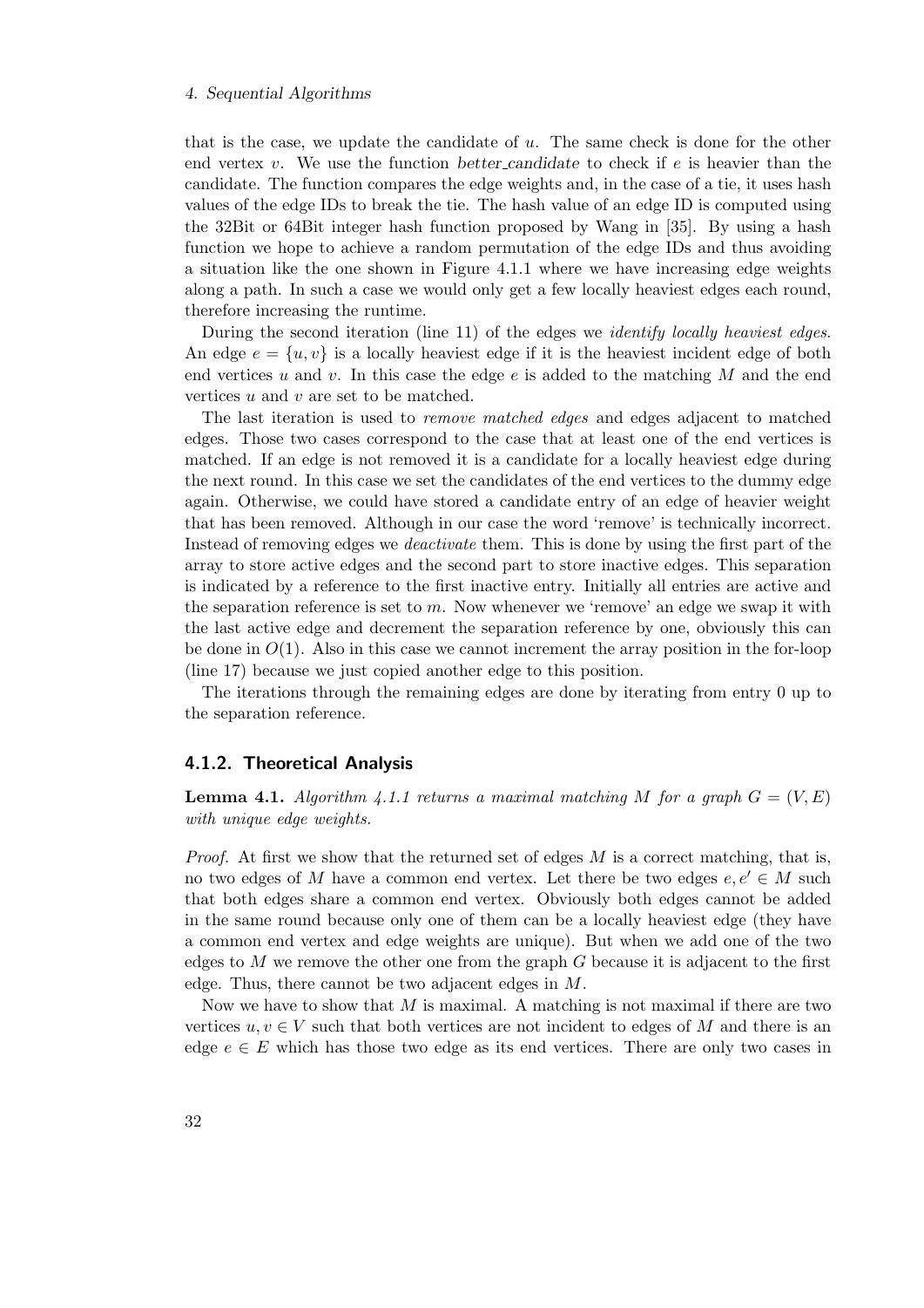that is the case, we update the candidate of $u$. The same check is done for the other end vertex $v$. We use the function *better_candidate* to check if $e$ is heavier than the candidate. The function compares the edge weights and, in the case of a tie, it uses hash values of the edge IDs to break the tie. The hash value of an edge ID is computed using the 32Bit or 64Bit integer hash function proposed by Wang in [35]. By using a hash function we hope to achieve a random permutation of the edge IDs and thus avoiding a situation like the one shown in Figure 4.1.1 where we have increasing edge weights along a path. In such a case we would only get a few locally heaviest edges each round, therefore increasing the runtime.

During the second iteration (line 11) of the edges we *identify locally heaviest edges*. An edge $e = \{u, v\}$ is a locally heaviest edge if it is the heaviest incident edge of both end vertices $u$ and $v$. In this case the edge $e$ is added to the matching $M$ and the end vertices $u$ and $v$ are set to be matched.

The last iteration is used to *remove matched edges* and edges adjacent to matched edges. Those two cases correspond to the case that at least one of the end vertices is matched. If an edge is not removed it is a candidate for a locally heaviest edge during the next round. In this case we set the candidates of the end vertices to the dummy edge again. Otherwise, we could have stored a candidate entry of an edge of heavier weight that has been removed. Although in our case the word 'remove' is technically incorrect. Instead of removing edges we *deactivate* them. This is done by using the first part of the array to store active edges and the second part to store inactive edges. This separation is indicated by a reference to the first inactive entry. Initially all entries are active and the separation reference is set to $m$. Now whenever we 'remove' an edge we swap it with the last active edge and decrement the separation reference by one, obviously this can be done in $O(1)$. Also in this case we cannot increment the array position in the for-loop (line 17) because we just copied another edge to this position.

The iterations through the remaining edges are done by iterating from entry 0 up to the separation reference.

### 4.1.2. Theoretical Analysis

**Lemma 4.1.** *Algorithm 4.1.1 returns a maximal matching $M$ for a graph $G = (V, E)$ with unique edge weights.*

*Proof.* At first we show that the returned set of edges $M$ is a correct matching, that is, no two edges of $M$ have a common end vertex. Let there be two edges $e, e' \in M$ such that both edges share a common end vertex. Obviously both edges cannot be added in the same round because only one of them can be a locally heaviest edge (they have a common end vertex and edge weights are unique). But when we add one of the two edges to $M$ we remove the other one from the graph $G$ because it is adjacent to the first edge. Thus, there cannot be two adjacent edges in $M$.

Now we have to show that $M$ is maximal. A matching is not maximal if there are two vertices $u, v \in V$ such that both vertices are not incident to edges of $M$ and there is an edge $e \in E$ which has those two edge as its end vertices. There are only two cases in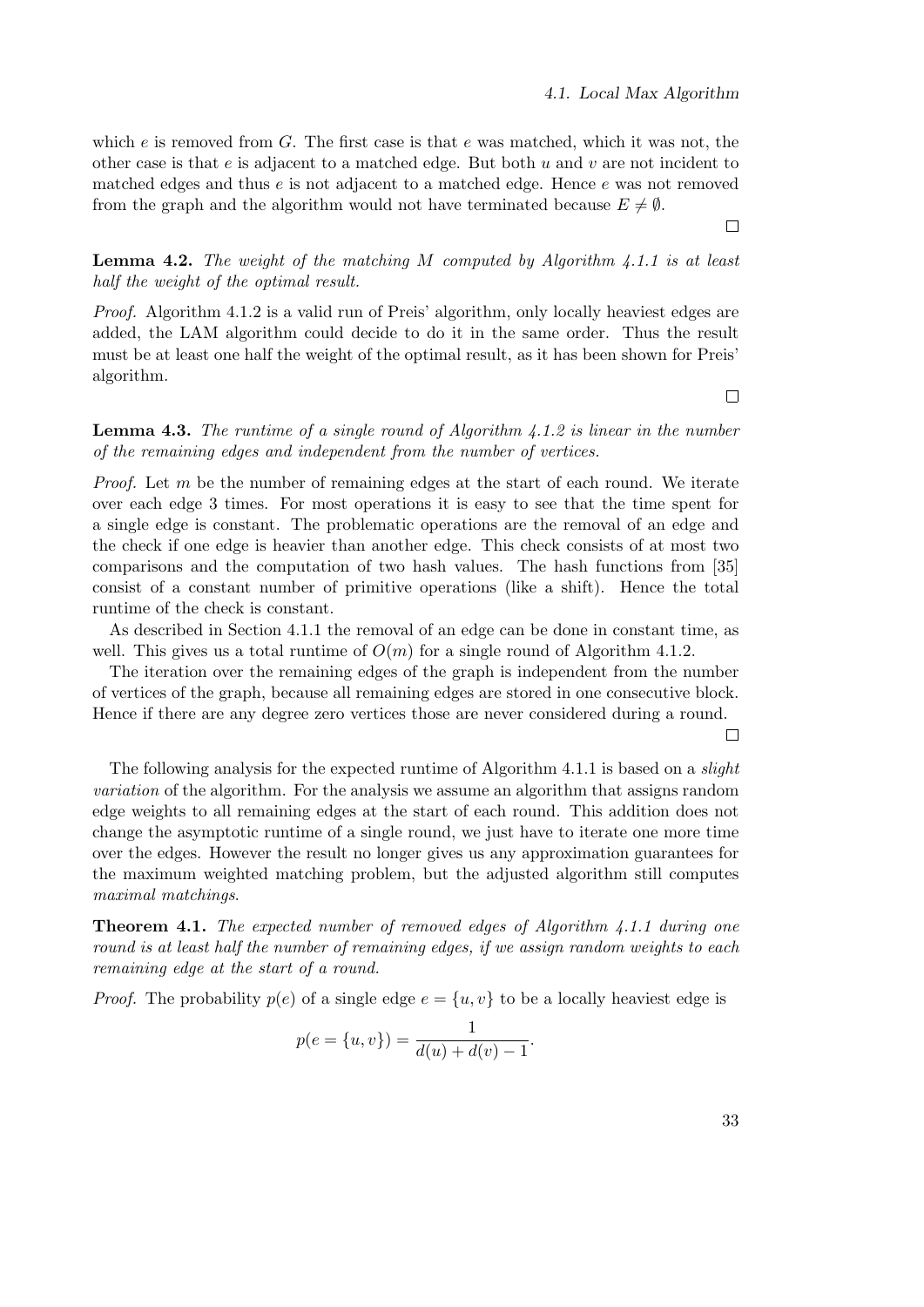which $e$ is removed from $G$. The first case is that $e$ was matched, which it was not, the other case is that $e$ is adjacent to a matched edge. But both $u$ and $v$ are not incident to matched edges and thus $e$ is not adjacent to a matched edge. Hence $e$ was not removed from the graph and the algorithm would not have terminated because $E \neq \emptyset$.

□

**Lemma 4.2.** *The weight of the matching $M$ computed by Algorithm 4.1.1 is at least half the weight of the optimal result.*

*Proof.* Algorithm 4.1.2 is a valid run of Preis' algorithm, only locally heaviest edges are added, the LAM algorithm could decide to do it in the same order. Thus the result must be at least one half the weight of the optimal result, as it has been shown for Preis' algorithm.

□

**Lemma 4.3.** *The runtime of a single round of Algorithm 4.1.2 is linear in the number of the remaining edges and independent from the number of vertices.*

*Proof.* Let $m$ be the number of remaining edges at the start of each round. We iterate over each edge 3 times. For most operations it is easy to see that the time spent for a single edge is constant. The problematic operations are the removal of an edge and the check if one edge is heavier than another edge. This check consists of at most two comparisons and the computation of two hash values. The hash functions from [35] consist of a constant number of primitive operations (like a shift). Hence the total runtime of the check is constant.

As described in Section 4.1.1 the removal of an edge can be done in constant time, as well. This gives us a total runtime of $O(m)$ for a single round of Algorithm 4.1.2.

The iteration over the remaining edges of the graph is independent from the number of vertices of the graph, because all remaining edges are stored in one consecutive block. Hence if there are any degree zero vertices those are never considered during a round.

□

The following analysis for the expected runtime of Algorithm 4.1.1 is based on a *slight variation* of the algorithm. For the analysis we assume an algorithm that assigns random edge weights to all remaining edges at the start of each round. This addition does not change the asymptotic runtime of a single round, we just have to iterate one more time over the edges. However the result no longer gives us any approximation guarantees for the maximum weighted matching problem, but the adjusted algorithm still computes *maximal matchings*.

**Theorem 4.1.** *The expected number of removed edges of Algorithm 4.1.1 during one round is at least half the number of remaining edges, if we assign random weights to each remaining edge at the start of a round.*

*Proof.* The probability $p(e)$ of a single edge $e = \{u, v\}$ to be a locally heaviest edge is

$$p(e = \{u, v\}) = \frac{1}{d(u) + d(v) - 1}.$$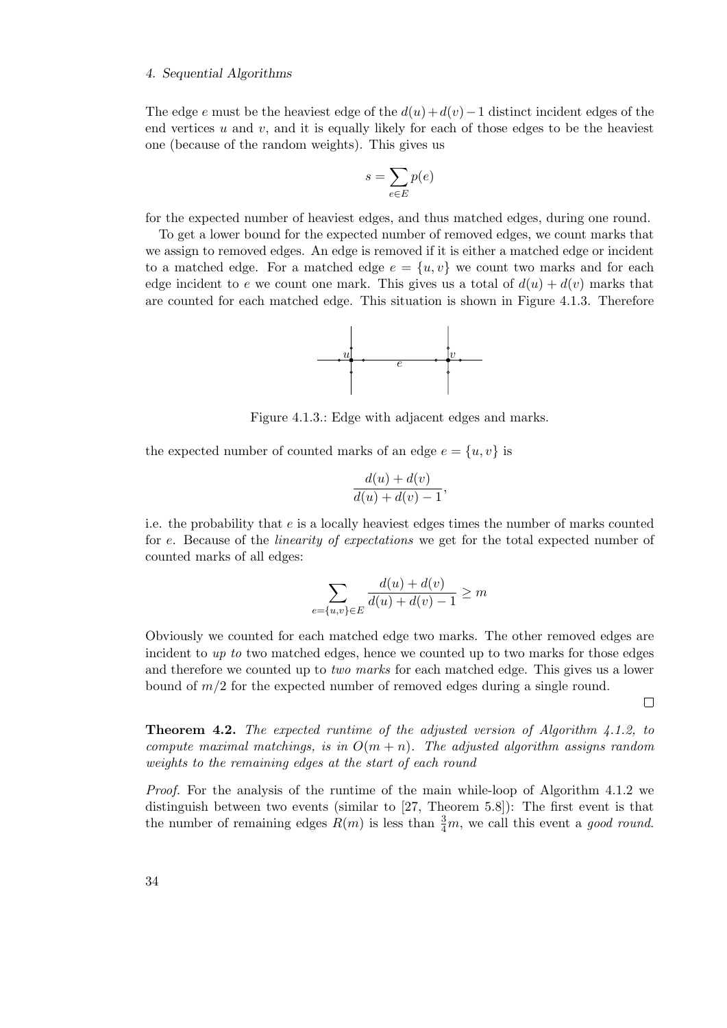The edge $e$ must be the heaviest edge of the $d(u)+d(v)-1$ distinct incident edges of the end vertices $u$ and $v$, and it is equally likely for each of those edges to be the heaviest one (because of the random weights). This gives us

$$s = \sum_{e \in E} p(e)$$

for the expected number of heaviest edges, and thus matched edges, during one round.

To get a lower bound for the expected number of removed edges, we count marks that we assign to removed edges. An edge is removed if it is either a matched edge or incident to a matched edge. For a matched edge $e = \{u, v\}$ we count two marks and for each edge incident to $e$ we count one mark. This gives us a total of $d(u) + d(v)$ marks that are counted for each matched edge. This situation is shown in Figure 4.1.3. Therefore

Figure 4.1.3.: Edge with adjacent edges and marks.

the expected number of counted marks of an edge $e = \{u, v\}$ is

$$\frac{d(u)+d(v)}{d(u)+d(v)-1},$$

i.e. the probability that $e$ is a locally heaviest edges times the number of marks counted for $e$. Because of the *linearity of expectations* we get for the total expected number of counted marks of all edges:

$$\sum_{e=\{u,v\} \in E} \frac{d(u)+d(v)}{d(u)+d(v)-1} \geq m$$

Obviously we counted for each matched edge two marks. The other removed edges are incident to *up to* two matched edges, hence we counted up to two marks for those edges and therefore we counted up to *two marks* for each matched edge. This gives us a lower bound of $m/2$ for the expected number of removed edges during a single round.

□

**Theorem 4.2.** *The expected runtime of the adjusted version of Algorithm 4.1.2, to compute maximal matchings, is in $O(m + n)$. The adjusted algorithm assigns random weights to the remaining edges at the start of each round*

*Proof.* For the analysis of the runtime of the main while-loop of Algorithm 4.1.2 we distinguish between two events (similar to [27, Theorem 5.8]): The first event is that the number of remaining edges $R(m)$ is less than $\frac{3}{4}m$, we call this event a *good round*.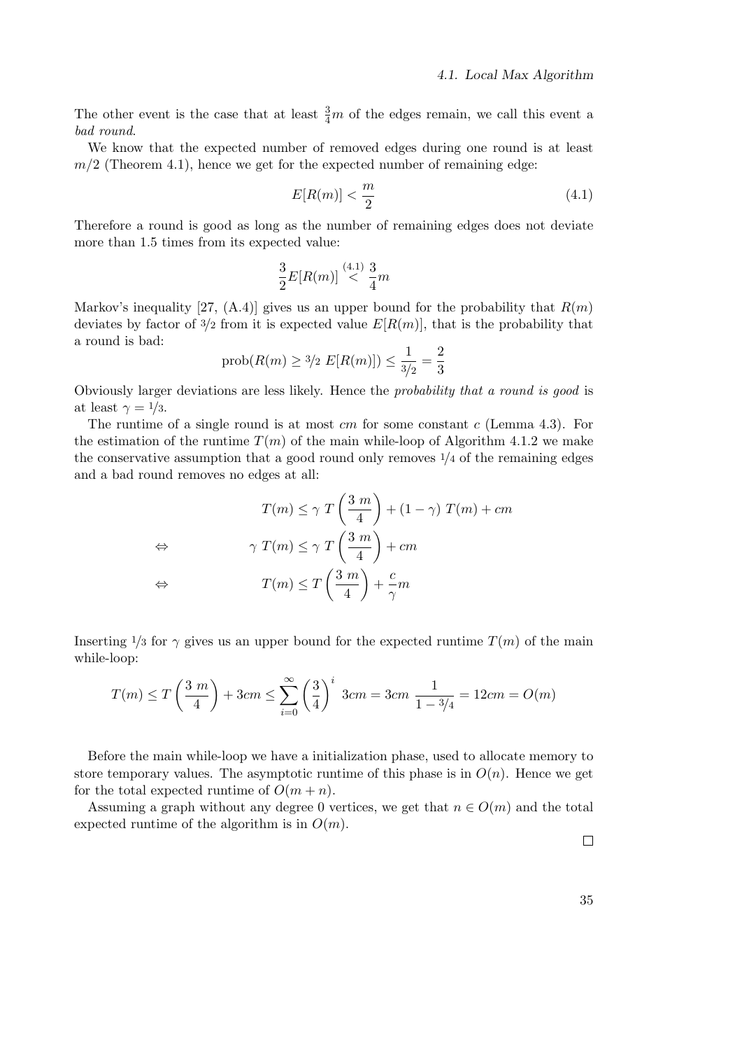The other event is the case that at least $\frac{3}{4}m$ of the edges remain, we call this event a *bad round*.

We know that the expected number of removed edges during one round is at least $m/2$ (Theorem 4.1), hence we get for the expected number of remaining edge:

$$E[R(m)] < \frac{m}{2} \tag{4.1}$$

Therefore a round is good as long as the number of remaining edges does not deviate more than 1.5 times from its expected value:

$$\frac{3}{2}E[R(m)] \overset{(4.1)}{<} \frac{3}{4}m$$

Markov's inequality [27, (A.4)] gives us an upper bound for the probability that $R(m)$ deviates by factor of $3/2$ from it is expected value $E[R(m)]$, that is the probability that a round is bad:

$$\text{prob}(R(m) \geq 3/2 \; E[R(m)]) \leq \frac{1}{3/2} = \frac{2}{3}$$

Obviously larger deviations are less likely. Hence the *probability that a round is good* is at least $\gamma = 1/3$.

The runtime of a single round is at most $cm$ for some constant $c$ (Lemma 4.3). For the estimation of the runtime $T(m)$ of the main while-loop of Algorithm 4.1.2 we make the conservative assumption that a good round only removes $1/4$ of the remaining edges and a bad round removes no edges at all:

$$\begin{aligned}
& T(m) \leq \gamma \; T\left(\frac{3\;m}{4}\right) + (1-\gamma)\; T(m) + cm \\
\Leftrightarrow \quad & \gamma \; T(m) \leq \gamma \; T\left(\frac{3\;m}{4}\right) + cm \\
\Leftrightarrow \quad & T(m) \leq T\left(\frac{3\;m}{4}\right) + \frac{c}{\gamma}m
\end{aligned}$$

Inserting $1/3$ for $\gamma$ gives us an upper bound for the expected runtime $T(m)$ of the main while-loop:

$$T(m) \leq T\left(\frac{3\;m}{4}\right) + 3cm \leq \sum_{i=0}^{\infty}\left(\frac{3}{4}\right)^i \; 3cm = 3cm \; \frac{1}{1-3/4} = 12cm = O(m)$$

Before the main while-loop we have a initialization phase, used to allocate memory to store temporary values. The asymptotic runtime of this phase is in $O(n)$. Hence we get for the total expected runtime of $O(m+n)$.

Assuming a graph without any degree 0 vertices, we get that $n \in O(m)$ and the total expected runtime of the algorithm is in $O(m)$.

□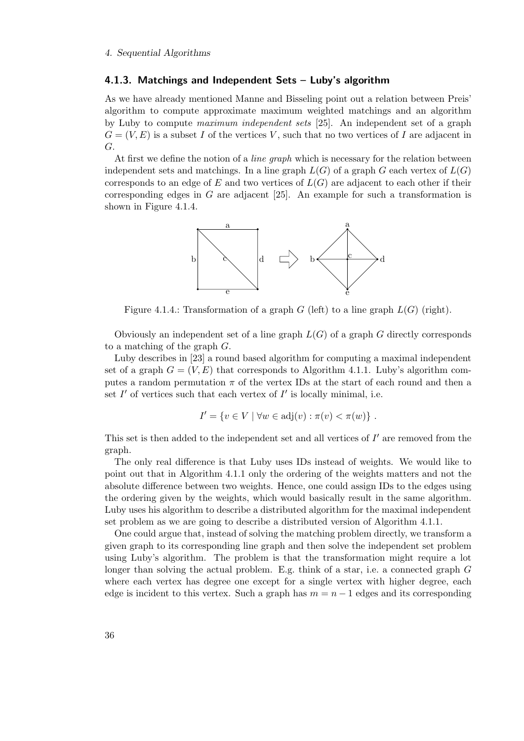### 4.1.3. Matchings and Independent Sets – Luby's algorithm

As we have already mentioned Manne and Bisseling point out a relation between Preis' algorithm to compute approximate maximum weighted matchings and an algorithm by Luby to compute *maximum independent sets* [25]. An independent set of a graph $G = (V, E)$ is a subset $I$ of the vertices $V$, such that no two vertices of $I$ are adjacent in $G$.

At first we define the notion of a *line graph* which is necessary for the relation between independent sets and matchings. In a line graph $L(G)$ of a graph $G$ each vertex of $L(G)$ corresponds to an edge of $E$ and two vertices of $L(G)$ are adjacent to each other if their corresponding edges in $G$ are adjacent [25]. An example for such a transformation is shown in Figure 4.1.4.

Figure 4.1.4.: Transformation of a graph $G$ (left) to a line graph $L(G)$ (right).

Obviously an independent set of a line graph $L(G)$ of a graph $G$ directly corresponds to a matching of the graph $G$.

Luby describes in [23] a round based algorithm for computing a maximal independent set of a graph $G = (V, E)$ that corresponds to Algorithm 4.1.1. Luby's algorithm computes a random permutation $\pi$ of the vertex IDs at the start of each round and then a set $I'$ of vertices such that each vertex of $I'$ is locally minimal, i.e.

$$I' = \{v \in V \mid \forall w \in \text{adj}(v) : \pi(v) < \pi(w)\} .$$

This set is then added to the independent set and all vertices of $I'$ are removed from the graph.

The only real difference is that Luby uses IDs instead of weights. We would like to point out that in Algorithm 4.1.1 only the ordering of the weights matters and not the absolute difference between two weights. Hence, one could assign IDs to the edges using the ordering given by the weights, which would basically result in the same algorithm. Luby uses his algorithm to describe a distributed algorithm for the maximal independent set problem as we are going to describe a distributed version of Algorithm 4.1.1.

One could argue that, instead of solving the matching problem directly, we transform a given graph to its corresponding line graph and then solve the independent set problem using Luby's algorithm. The problem is that the transformation might require a lot longer than solving the actual problem. E.g. think of a star, i.e. a connected graph $G$ where each vertex has degree one except for a single vertex with higher degree, each edge is incident to this vertex. Such a graph has $m = n - 1$ edges and its corresponding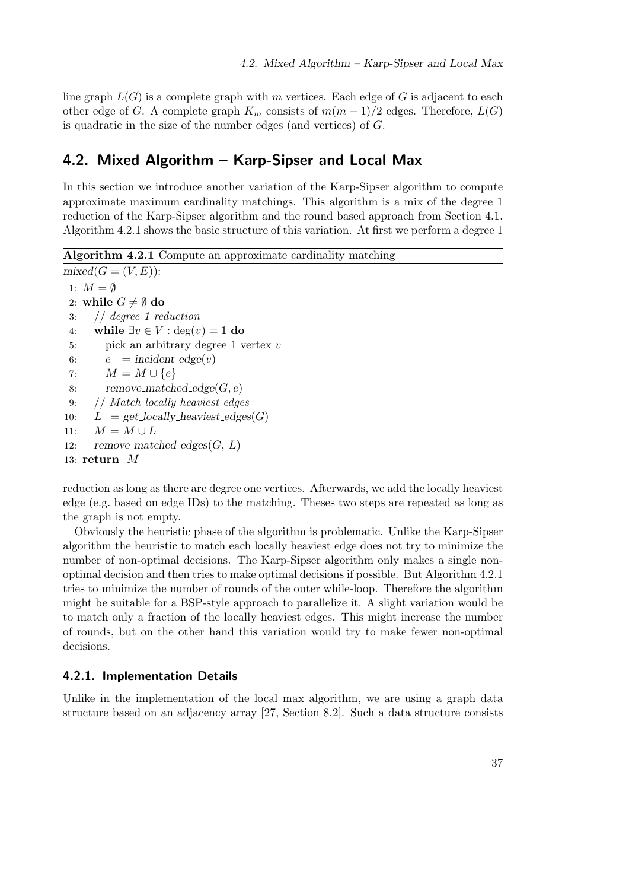line graph $L(G)$ is a complete graph with $m$ vertices. Each edge of $G$ is adjacent to each other edge of $G$. A complete graph $K_m$ consists of $m(m-1)/2$ edges. Therefore, $L(G)$ is quadratic in the size of the number edges (and vertices) of $G$.

## 4.2. Mixed Algorithm – Karp-Sipser and Local Max

In this section we introduce another variation of the Karp-Sipser algorithm to compute approximate maximum cardinality matchings. This algorithm is a mix of the degree 1 reduction of the Karp-Sipser algorithm and the round based approach from Section 4.1. Algorithm 4.2.1 shows the basic structure of this variation. At first we perform a degree 1

**Algorithm 4.2.1** Compute an approximate cardinality matching

```
mixed(G = (V, E)):
 1: M = ∅
 2: while G ≠ ∅ do
 3:    // degree 1 reduction
 4:    while ∃v ∈ V : deg(v) = 1 do
 5:       pick an arbitrary degree 1 vertex v
 6:       e  = incident_edge(v)
 7:       M = M ∪ {e}
 8:       remove_matched_edge(G, e)
 9:    // Match locally heaviest edges
10:    L  = get_locally_heaviest_edges(G)
11:    M = M ∪ L
12:    remove_matched_edges(G, L)
13: return  M
```

reduction as long as there are degree one vertices. Afterwards, we add the locally heaviest edge (e.g. based on edge IDs) to the matching. Theses two steps are repeated as long as the graph is not empty.

Obviously the heuristic phase of the algorithm is problematic. Unlike the Karp-Sipser algorithm the heuristic to match each locally heaviest edge does not try to minimize the number of non-optimal decisions. The Karp-Sipser algorithm only makes a single non-optimal decision and then tries to make optimal decisions if possible. But Algorithm 4.2.1 tries to minimize the number of rounds of the outer while-loop. Therefore the algorithm might be suitable for a BSP-style approach to parallelize it. A slight variation would be to match only a fraction of the locally heaviest edges. This might increase the number of rounds, but on the other hand this variation would try to make fewer non-optimal decisions.

### 4.2.1. Implementation Details

Unlike in the implementation of the local max algorithm, we are using a graph data structure based on an adjacency array [27, Section 8.2]. Such a data structure consists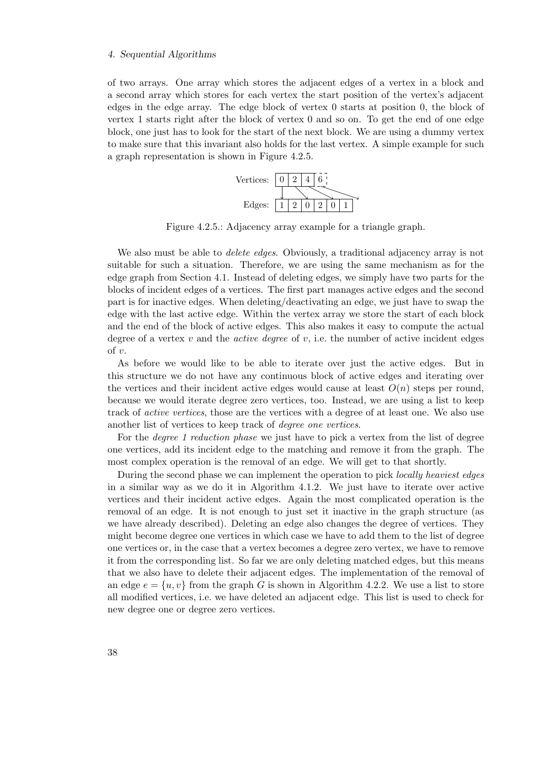of two arrays. One array which stores the adjacent edges of a vertex in a block and a second array which stores for each vertex the start position of the vertex's adjacent edges in the edge array. The edge block of vertex 0 starts at position 0, the block of vertex 1 starts right after the block of vertex 0 and so on. To get the end of one edge block, one just has to look for the start of the next block. We are using a dummy vertex to make sure that this invariant also holds for the last vertex. A simple example for such a graph representation is shown in Figure 4.2.5.

| Vertices: | 0 | 2 | 4 | 6 | | |
|---|---|---|---|---|---|---|
| Edges: | 1 | 2 | 0 | 2 | 0 | 1 |

Figure 4.2.5.: Adjacency array example for a triangle graph.

We also must be able to *delete edges*. Obviously, a traditional adjacency array is not suitable for such a situation. Therefore, we are using the same mechanism as for the edge graph from Section 4.1. Instead of deleting edges, we simply have two parts for the blocks of incident edges of a vertices. The first part manages active edges and the second part is for inactive edges. When deleting/deactivating an edge, we just have to swap the edge with the last active edge. Within the vertex array we store the start of each block and the end of the block of active edges. This also makes it easy to compute the actual degree of a vertex $v$ and the *active degree* of $v$, i.e. the number of active incident edges of $v$.

As before we would like to be able to iterate over just the active edges. But in this structure we do not have any continuous block of active edges and iterating over the vertices and their incident active edges would cause at least $O(n)$ steps per round, because we would iterate degree zero vertices, too. Instead, we are using a list to keep track of *active vertices*, those are the vertices with a degree of at least one. We also use another list of vertices to keep track of *degree one vertices*.

For the *degree 1 reduction phase* we just have to pick a vertex from the list of degree one vertices, add its incident edge to the matching and remove it from the graph. The most complex operation is the removal of an edge. We will get to that shortly.

During the second phase we can implement the operation to pick *locally heaviest edges* in a similar way as we do it in Algorithm 4.1.2. We just have to iterate over active vertices and their incident active edges. Again the most complicated operation is the removal of an edge. It is not enough to just set it inactive in the graph structure (as we have already described). Deleting an edge also changes the degree of vertices. They might become degree one vertices in which case we have to add them to the list of degree one vertices or, in the case that a vertex becomes a degree zero vertex, we have to remove it from the corresponding list. So far we are only deleting matched edges, but this means that we also have to delete their adjacent edges. The implementation of the removal of an edge $e = \{u, v\}$ from the graph $G$ is shown in Algorithm 4.2.2. We use a list to store all modified vertices, i.e. we have deleted an adjacent edge. This list is used to check for new degree one or degree zero vertices.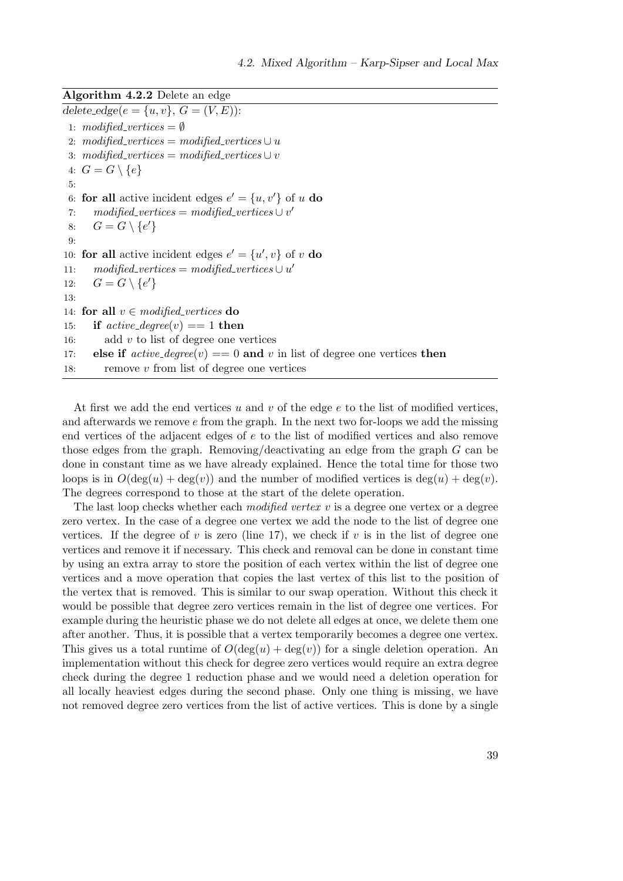**Algorithm 4.2.2** Delete an edge

```
delete_edge(e = {u, v}, G = (V, E)):
 1: modified_vertices = ∅
 2: modified_vertices = modified_vertices ∪ u
 3: modified_vertices = modified_vertices ∪ v
 4: G = G \ {e}
 5:
 6: for all active incident edges e' = {u, v'} of u do
 7:     modified_vertices = modified_vertices ∪ v'
 8:     G = G \ {e'}
 9:
10: for all active incident edges e' = {u', v} of v do
11:     modified_vertices = modified_vertices ∪ u'
12:     G = G \ {e'}
13:
14: for all v ∈ modified_vertices do
15:     if active_degree(v) == 1 then
16:         add v to list of degree one vertices
17:     else if active_degree(v) == 0 and v in list of degree one vertices then
18:         remove v from list of degree one vertices
```

At first we add the end vertices $u$ and $v$ of the edge $e$ to the list of modified vertices, and afterwards we remove $e$ from the graph. In the next two for-loops we add the missing end vertices of the adjacent edges of $e$ to the list of modified vertices and also remove those edges from the graph. Removing/deactivating an edge from the graph $G$ can be done in constant time as we have already explained. Hence the total time for those two loops is in $O(\deg(u) + \deg(v))$ and the number of modified vertices is $\deg(u) + \deg(v)$. The degrees correspond to those at the start of the delete operation.

The last loop checks whether each *modified vertex* $v$ is a degree one vertex or a degree zero vertex. In the case of a degree one vertex we add the node to the list of degree one vertices. If the degree of $v$ is zero (line 17), we check if $v$ is in the list of degree one vertices and remove it if necessary. This check and removal can be done in constant time by using an extra array to store the position of each vertex within the list of degree one vertices and a move operation that copies the last vertex of this list to the position of the vertex that is removed. This is similar to our swap operation. Without this check it would be possible that degree zero vertices remain in the list of degree one vertices. For example during the heuristic phase we do not delete all edges at once, we delete them one after another. Thus, it is possible that a vertex temporarily becomes a degree one vertex. This gives us a total runtime of $O(\deg(u) + \deg(v))$ for a single deletion operation. An implementation without this check for degree zero vertices would require an extra degree check during the degree 1 reduction phase and we would need a deletion operation for all locally heaviest edges during the second phase. Only one thing is missing, we have not removed degree zero vertices from the list of active vertices. This is done by a single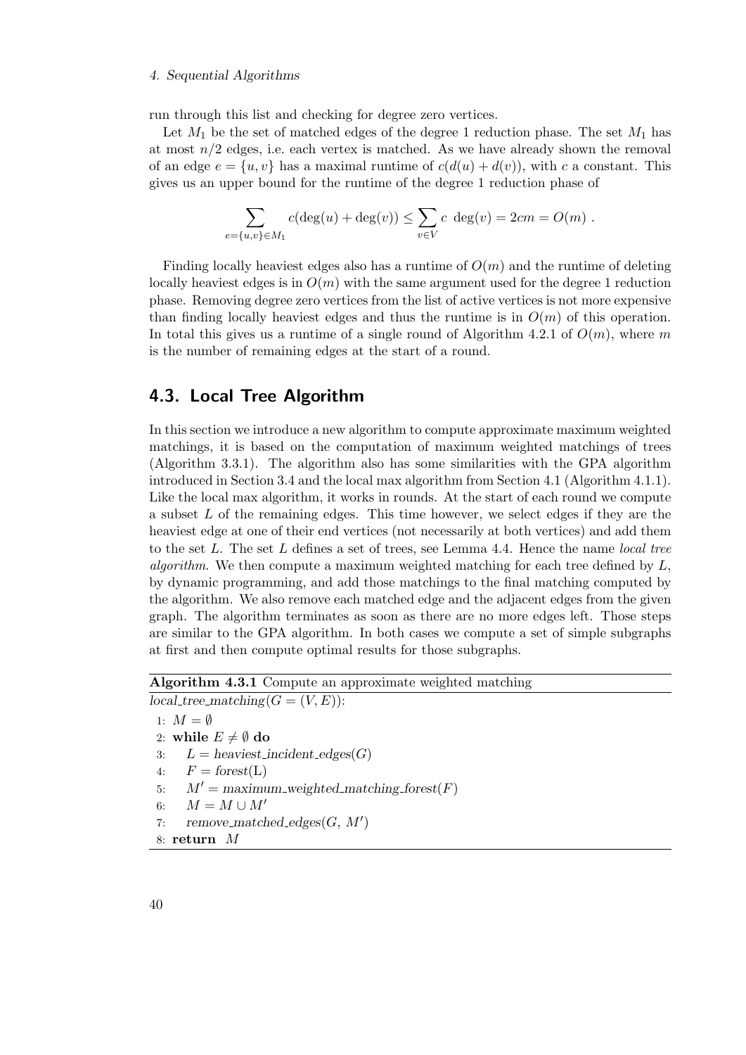run through this list and checking for degree zero vertices.

Let $M_1$ be the set of matched edges of the degree 1 reduction phase. The set $M_1$ has at most $n/2$ edges, i.e. each vertex is matched. As we have already shown the removal of an edge $e = \{u, v\}$ has a maximal runtime of $c(d(u) + d(v))$, with $c$ a constant. This gives us an upper bound for the runtime of the degree 1 reduction phase of

$$\sum_{e=\{u,v\} \in M_1} c(\deg(u) + \deg(v)) \leq \sum_{v \in V} c \ \deg(v) = 2cm = O(m) \ .$$

Finding locally heaviest edges also has a runtime of $O(m)$ and the runtime of deleting locally heaviest edges is in $O(m)$ with the same argument used for the degree 1 reduction phase. Removing degree zero vertices from the list of active vertices is not more expensive than finding locally heaviest edges and thus the runtime is in $O(m)$ of this operation. In total this gives us a runtime of a single round of Algorithm 4.2.1 of $O(m)$, where $m$ is the number of remaining edges at the start of a round.

## 4.3. Local Tree Algorithm

In this section we introduce a new algorithm to compute approximate maximum weighted matchings, it is based on the computation of maximum weighted matchings of trees (Algorithm 3.3.1). The algorithm also has some similarities with the GPA algorithm introduced in Section 3.4 and the local max algorithm from Section 4.1 (Algorithm 4.1.1). Like the local max algorithm, it works in rounds. At the start of each round we compute a subset $L$ of the remaining edges. This time however, we select edges if they are the heaviest edge at one of their end vertices (not necessarily at both vertices) and add them to the set $L$. The set $L$ defines a set of trees, see Lemma 4.4. Hence the name *local tree algorithm*. We then compute a maximum weighted matching for each tree defined by $L$, by dynamic programming, and add those matchings to the final matching computed by the algorithm. We also remove each matched edge and the adjacent edges from the given graph. The algorithm terminates as soon as there are no more edges left. Those steps are similar to the GPA algorithm. In both cases we compute a set of simple subgraphs at first and then compute optimal results for those subgraphs.

**Algorithm 4.3.1** Compute an approximate weighted matching

```
local_tree_matching(G = (V, E)):
1: M = ∅
2: while E ≠ ∅ do
3:     L = heaviest_incident_edges(G)
4:     F = forest(L)
5:     M' = maximum_weighted_matching_forest(F)
6:     M = M ∪ M'
7:     remove_matched_edges(G, M')
8: return M
```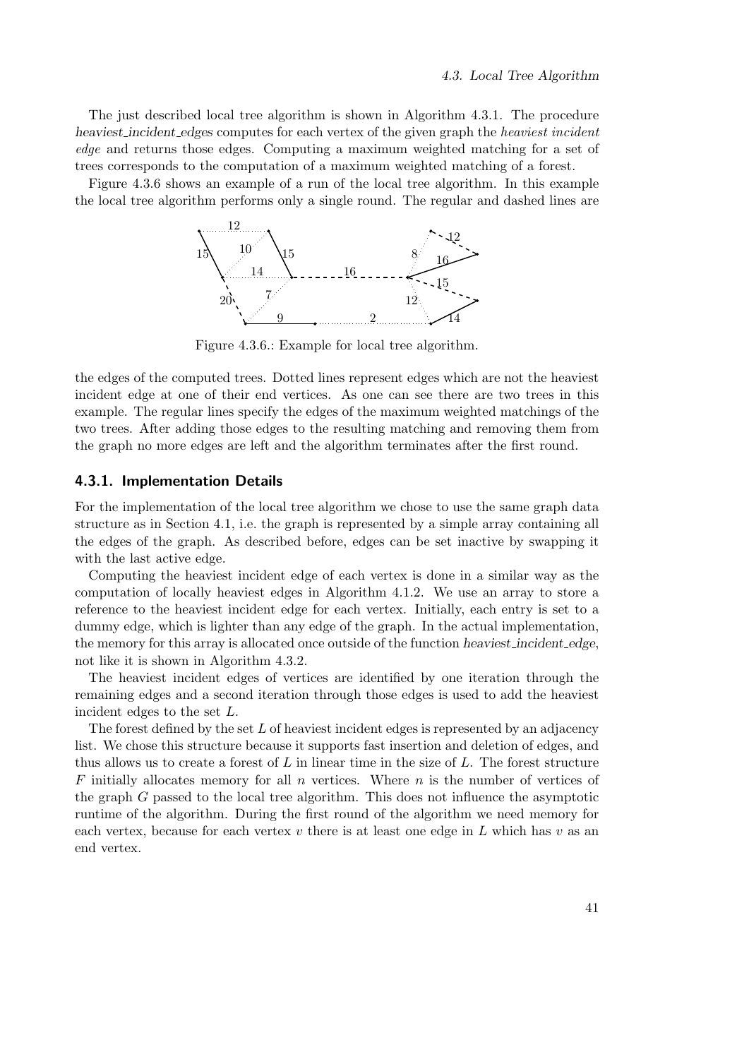The just described local tree algorithm is shown in Algorithm 4.3.1. The procedure *heaviest_incident_edges* computes for each vertex of the given graph the *heaviest incident edge* and returns those edges. Computing a maximum weighted matching for a set of trees corresponds to the computation of a maximum weighted matching of a forest.

Figure 4.3.6 shows an example of a run of the local tree algorithm. In this example the local tree algorithm performs only a single round. The regular and dashed lines are

Figure 4.3.6.: Example for local tree algorithm.

the edges of the computed trees. Dotted lines represent edges which are not the heaviest incident edge at one of their end vertices. As one can see there are two trees in this example. The regular lines specify the edges of the maximum weighted matchings of the two trees. After adding those edges to the resulting matching and removing them from the graph no more edges are left and the algorithm terminates after the first round.

### 4.3.1. Implementation Details

For the implementation of the local tree algorithm we chose to use the same graph data structure as in Section 4.1, i.e. the graph is represented by a simple array containing all the edges of the graph. As described before, edges can be set inactive by swapping it with the last active edge.

Computing the heaviest incident edge of each vertex is done in a similar way as the computation of locally heaviest edges in Algorithm 4.1.2. We use an array to store a reference to the heaviest incident edge for each vertex. Initially, each entry is set to a dummy edge, which is lighter than any edge of the graph. In the actual implementation, the memory for this array is allocated once outside of the function *heaviest_incident_edge*, not like it is shown in Algorithm 4.3.2.

The heaviest incident edges of vertices are identified by one iteration through the remaining edges and a second iteration through those edges is used to add the heaviest incident edges to the set $L$.

The forest defined by the set $L$ of heaviest incident edges is represented by an adjacency list. We chose this structure because it supports fast insertion and deletion of edges, and thus allows us to create a forest of $L$ in linear time in the size of $L$. The forest structure $F$ initially allocates memory for all $n$ vertices. Where $n$ is the number of vertices of the graph $G$ passed to the local tree algorithm. This does not influence the asymptotic runtime of the algorithm. During the first round of the algorithm we need memory for each vertex, because for each vertex $v$ there is at least one edge in $L$ which has $v$ as an end vertex.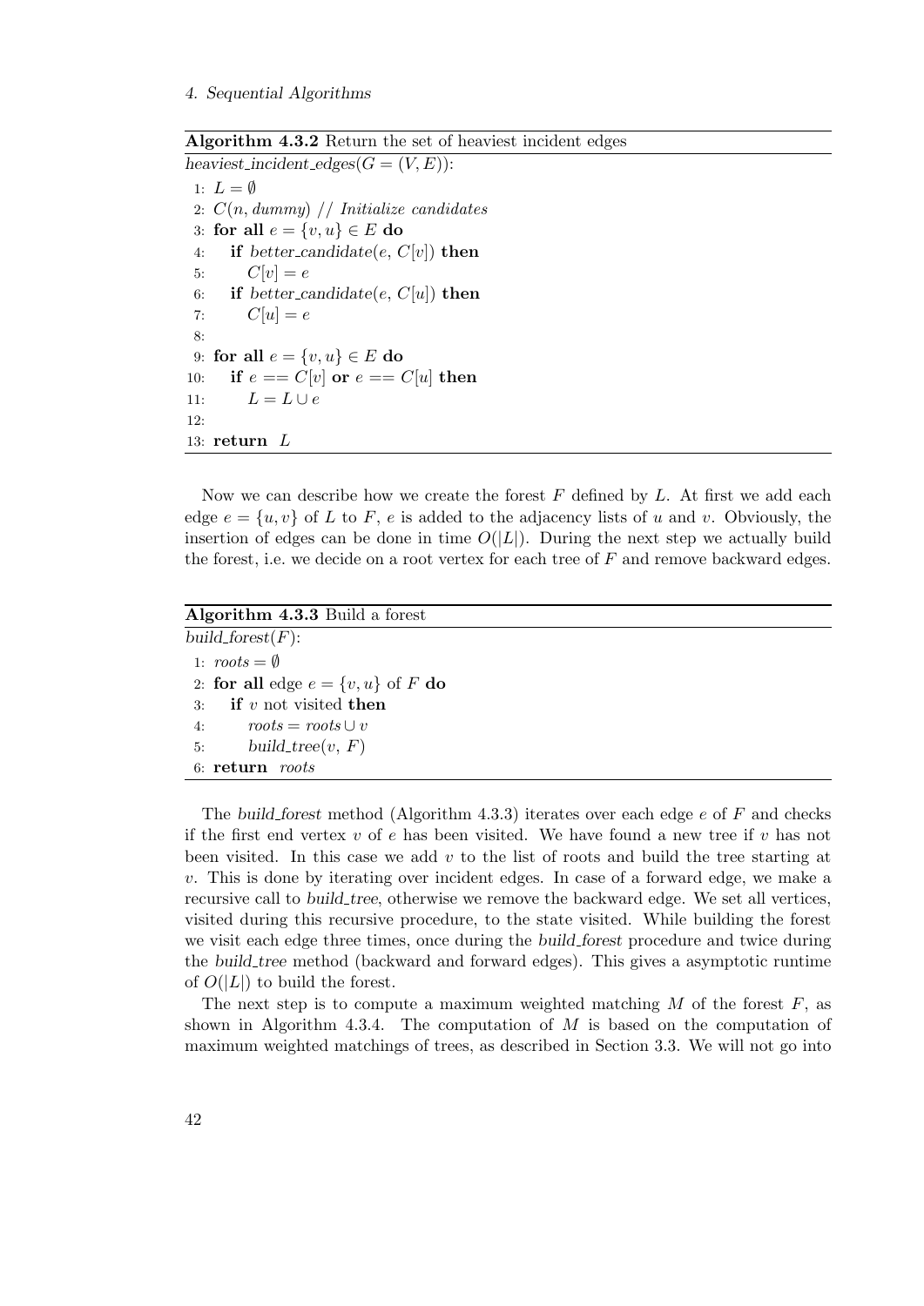**Algorithm 4.3.2** Return the set of heaviest incident edges

```
heaviest_incident_edges(G = (V, E)):
 1: L = ∅
 2: C(n, dummy) // Initialize candidates
 3: for all e = {v, u} ∈ E do
 4:     if better_candidate(e, C[v]) then
 5:         C[v] = e
 6:     if better_candidate(e, C[u]) then
 7:         C[u] = e
 8:
 9: for all e = {v, u} ∈ E do
10:     if e == C[v] or e == C[u] then
11:         L = L ∪ e
12:
13: return L
```

Now we can describe how we create the forest $F$ defined by $L$. At first we add each edge $e = \{u, v\}$ of $L$ to $F$, $e$ is added to the adjacency lists of $u$ and $v$. Obviously, the insertion of edges can be done in time $O(|L|)$. During the next step we actually build the forest, i.e. we decide on a root vertex for each tree of $F$ and remove backward edges.

**Algorithm 4.3.3** Build a forest

```
build_forest(F):
 1: roots = ∅
 2: for all edge e = {v, u} of F do
 3:     if v not visited then
 4:         roots = roots ∪ v
 5:         build_tree(v, F)
 6: return roots
```

The *build_forest* method (Algorithm 4.3.3) iterates over each edge $e$ of $F$ and checks if the first end vertex $v$ of $e$ has been visited. We have found a new tree if $v$ has not been visited. In this case we add $v$ to the list of roots and build the tree starting at $v$. This is done by iterating over incident edges. In case of a forward edge, we make a recursive call to *build_tree*, otherwise we remove the backward edge. We set all vertices, visited during this recursive procedure, to the state visited. While building the forest we visit each edge three times, once during the *build_forest* procedure and twice during the *build_tree* method (backward and forward edges). This gives a asymptotic runtime of $O(|L|)$ to build the forest.

The next step is to compute a maximum weighted matching $M$ of the forest $F$, as shown in Algorithm 4.3.4. The computation of $M$ is based on the computation of maximum weighted matchings of trees, as described in Section 3.3. We will not go into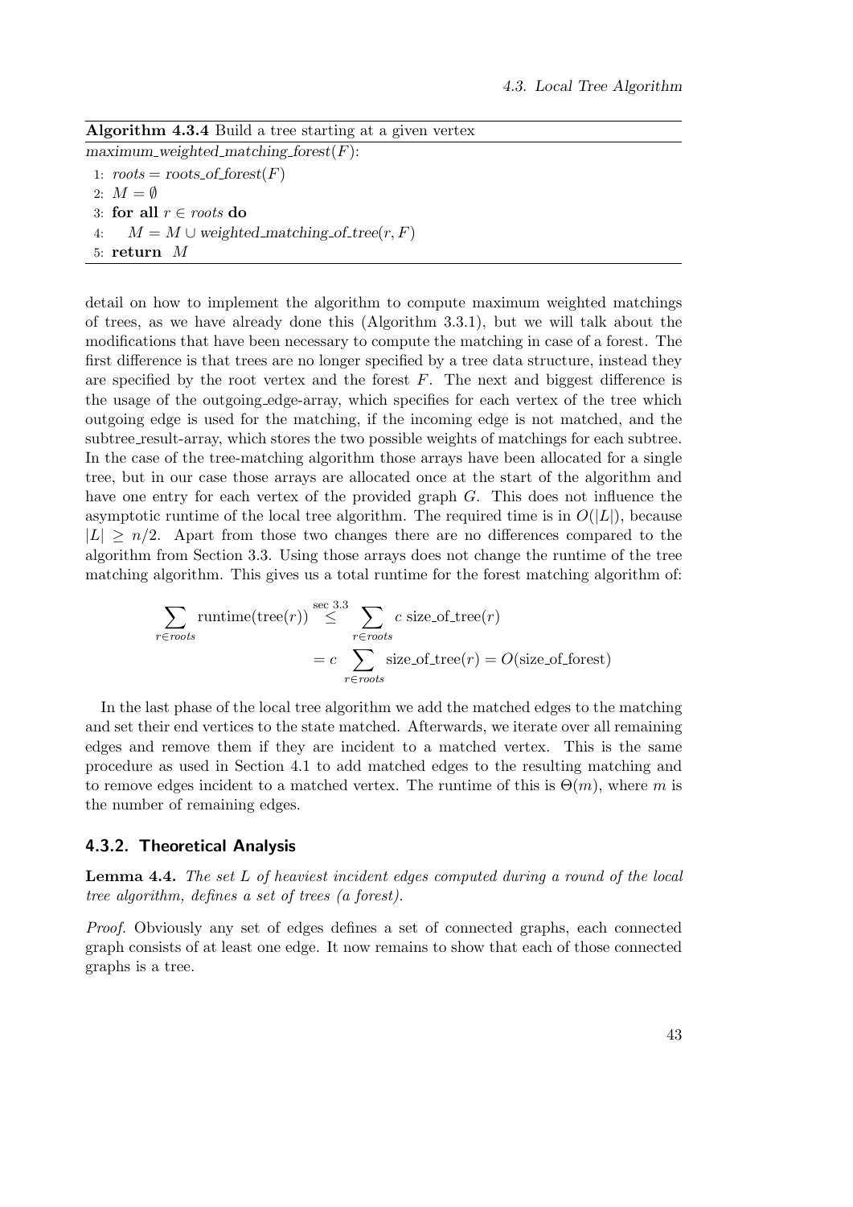**Algorithm 4.3.4** Build a tree starting at a given vertex

```
maximum_weighted_matching_forest(F):
1: roots = roots_of_forest(F)
2: M = ∅
3: for all r ∈ roots do
4:     M = M ∪ weighted_matching_of_tree(r, F)
5: return M
```

detail on how to implement the algorithm to compute maximum weighted matchings of trees, as we have already done this (Algorithm 3.3.1), but we will talk about the modifications that have been necessary to compute the matching in case of a forest. The first difference is that trees are no longer specified by a tree data structure, instead they are specified by the root vertex and the forest $F$. The next and biggest difference is the usage of the outgoing_edge-array, which specifies for each vertex of the tree which outgoing edge is used for the matching, if the incoming edge is not matched, and the subtree_result-array, which stores the two possible weights of matchings for each subtree. In the case of the tree-matching algorithm those arrays have been allocated for a single tree, but in our case those arrays are allocated once at the start of the algorithm and have one entry for each vertex of the provided graph $G$. This does not influence the asymptotic runtime of the local tree algorithm. The required time is in $O(|L|)$, because $|L| \geq n/2$. Apart from those two changes there are no differences compared to the algorithm from Section 3.3. Using those arrays does not change the runtime of the tree matching algorithm. This gives us a total runtime for the forest matching algorithm of:

$$\sum_{r \in roots} \text{runtime}(\text{tree}(r)) \overset{\text{sec 3.3}}{\leq} \sum_{r \in roots} c \text{ size\_of\_tree}(r)$$
$$= c \sum_{r \in roots} \text{size\_of\_tree}(r) = O(\text{size\_of\_forest})$$

In the last phase of the local tree algorithm we add the matched edges to the matching and set their end vertices to the state matched. Afterwards, we iterate over all remaining edges and remove them if they are incident to a matched vertex. This is the same procedure as used in Section 4.1 to add matched edges to the resulting matching and to remove edges incident to a matched vertex. The runtime of this is $\Theta(m)$, where $m$ is the number of remaining edges.

### 4.3.2. Theoretical Analysis

**Lemma 4.4.** *The set $L$ of heaviest incident edges computed during a round of the local tree algorithm, defines a set of trees (a forest).*

*Proof.* Obviously any set of edges defines a set of connected graphs, each connected graph consists of at least one edge. It now remains to show that each of those connected graphs is a tree.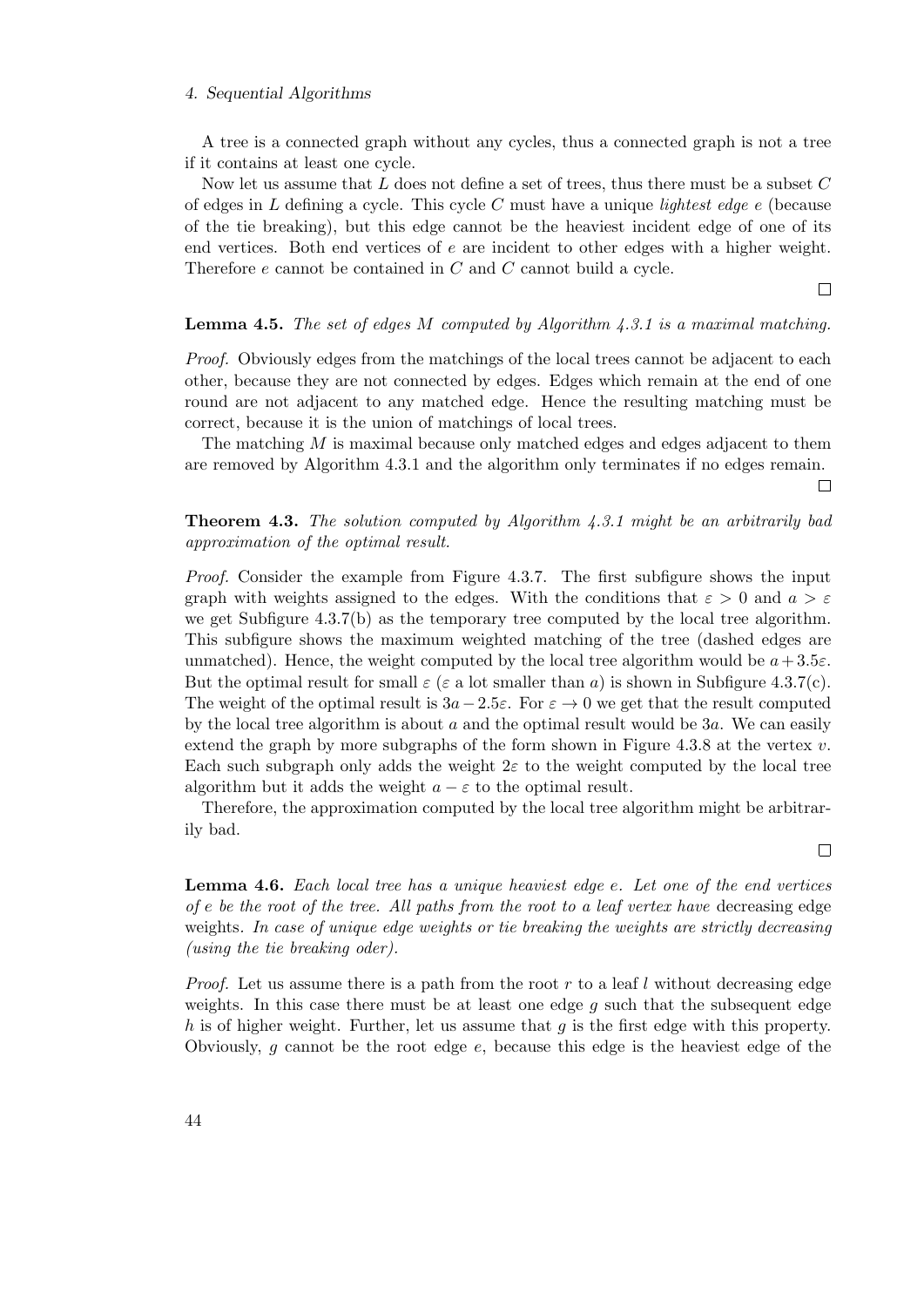A tree is a connected graph without any cycles, thus a connected graph is not a tree if it contains at least one cycle.

Now let us assume that $L$ does not define a set of trees, thus there must be a subset $C$ of edges in $L$ defining a cycle. This cycle $C$ must have a unique *lightest edge* $e$ (because of the tie breaking), but this edge cannot be the heaviest incident edge of one of its end vertices. Both end vertices of $e$ are incident to other edges with a higher weight. Therefore $e$ cannot be contained in $C$ and $C$ cannot build a cycle.

□

**Lemma 4.5.** *The set of edges $M$ computed by Algorithm 4.3.1 is a maximal matching.*

*Proof.* Obviously edges from the matchings of the local trees cannot be adjacent to each other, because they are not connected by edges. Edges which remain at the end of one round are not adjacent to any matched edge. Hence the resulting matching must be correct, because it is the union of matchings of local trees.

The matching $M$ is maximal because only matched edges and edges adjacent to them are removed by Algorithm 4.3.1 and the algorithm only terminates if no edges remain.

□

**Theorem 4.3.** *The solution computed by Algorithm 4.3.1 might be an arbitrarily bad approximation of the optimal result.*

*Proof.* Consider the example from Figure 4.3.7. The first subfigure shows the input graph with weights assigned to the edges. With the conditions that $\varepsilon > 0$ and $a > \varepsilon$ we get Subfigure 4.3.7(b) as the temporary tree computed by the local tree algorithm. This subfigure shows the maximum weighted matching of the tree (dashed edges are unmatched). Hence, the weight computed by the local tree algorithm would be $a + 3.5\varepsilon$. But the optimal result for small $\varepsilon$ ($\varepsilon$ a lot smaller than $a$) is shown in Subfigure 4.3.7(c). The weight of the optimal result is $3a - 2.5\varepsilon$. For $\varepsilon \to 0$ we get that the result computed by the local tree algorithm is about $a$ and the optimal result would be $3a$. We can easily extend the graph by more subgraphs of the form shown in Figure 4.3.8 at the vertex $v$. Each such subgraph only adds the weight $2\varepsilon$ to the weight computed by the local tree algorithm but it adds the weight $a - \varepsilon$ to the optimal result.

Therefore, the approximation computed by the local tree algorithm might be arbitrarily bad.

□

**Lemma 4.6.** *Each local tree has a unique heaviest edge $e$. Let one of the end vertices of $e$ be the root of the tree. All paths from the root to a leaf vertex have* decreasing edge weights. *In case of unique edge weights or tie breaking the weights are strictly decreasing (using the tie breaking oder).*

*Proof.* Let us assume there is a path from the root $r$ to a leaf $l$ without decreasing edge weights. In this case there must be at least one edge $g$ such that the subsequent edge $h$ is of higher weight. Further, let us assume that $g$ is the first edge with this property. Obviously, $g$ cannot be the root edge $e$, because this edge is the heaviest edge of the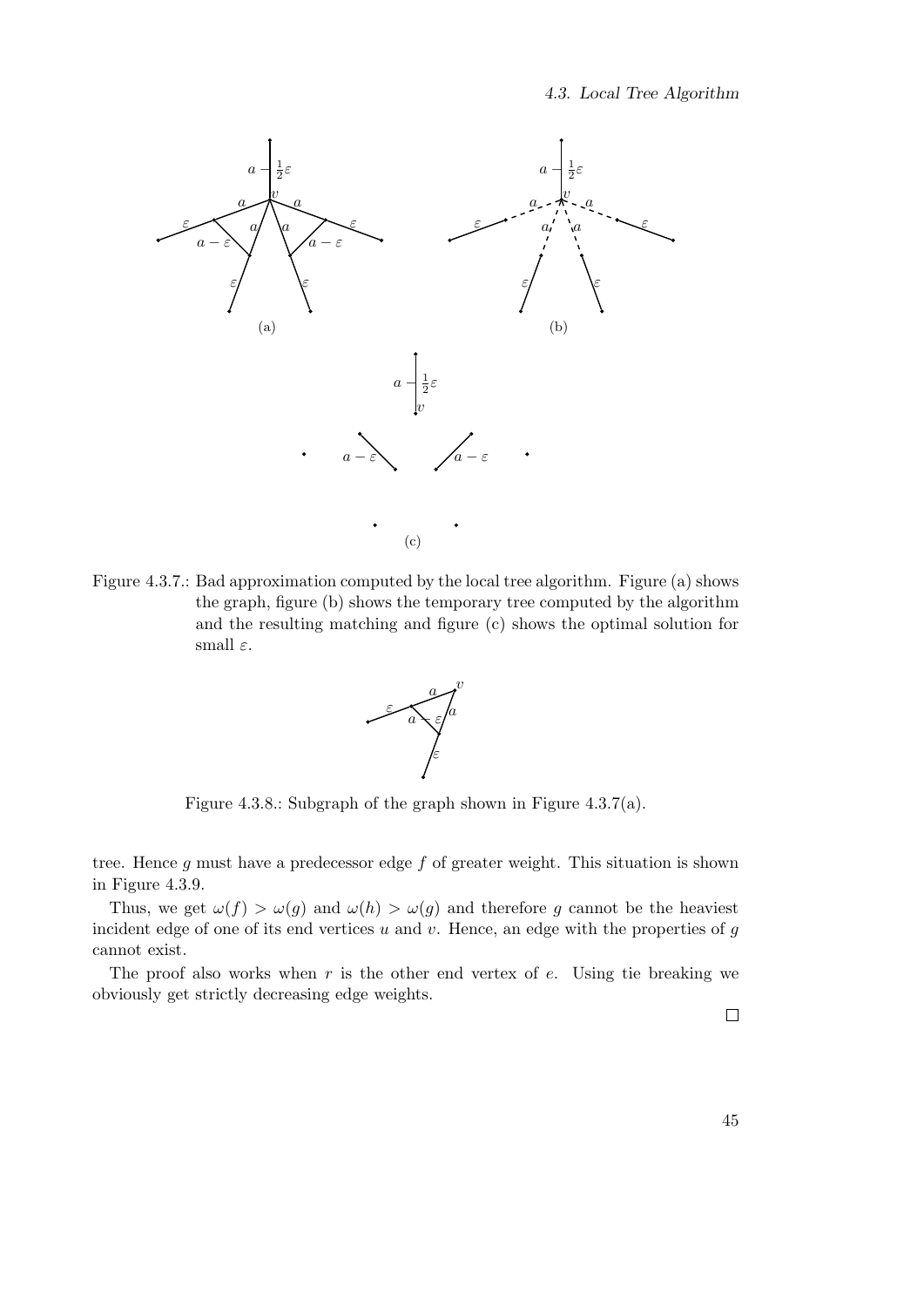Figure 4.3.7.: Bad approximation computed by the local tree algorithm. Figure (a) shows the graph, figure (b) shows the temporary tree computed by the algorithm and the resulting matching and figure (c) shows the optimal solution for small $\varepsilon$.

Figure 4.3.8.: Subgraph of the graph shown in Figure 4.3.7(a).

tree. Hence $g$ must have a predecessor edge $f$ of greater weight. This situation is shown in Figure 4.3.9.

Thus, we get $\omega(f) > \omega(g)$ and $\omega(h) > \omega(g)$ and therefore $g$ cannot be the heaviest incident edge of one of its end vertices $u$ and $v$. Hence, an edge with the properties of $g$ cannot exist.

The proof also works when $r$ is the other end vertex of $e$. Using tie breaking we obviously get strictly decreasing edge weights.

□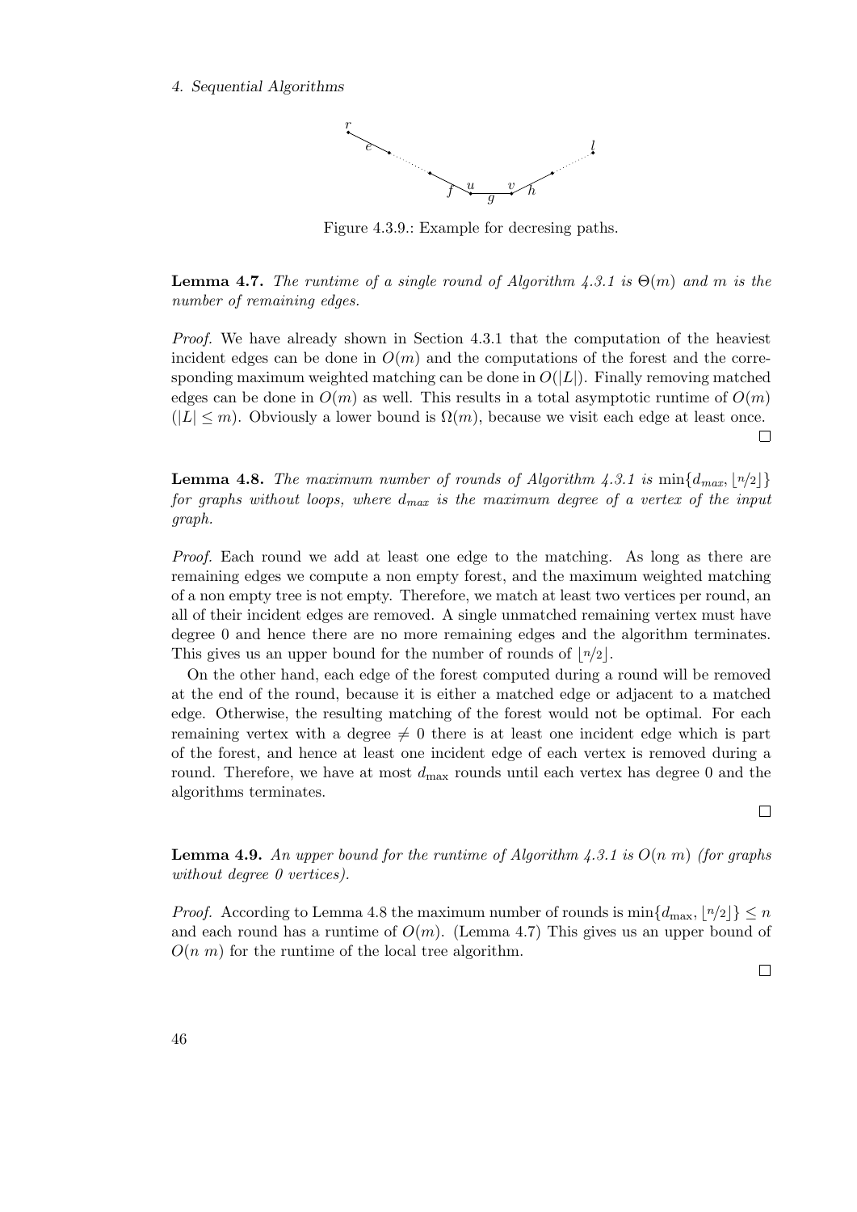Figure 4.3.9.: Example for decresing paths.

**Lemma 4.7.** *The runtime of a single round of Algorithm 4.3.1 is $\Theta(m)$ and $m$ is the number of remaining edges.*

*Proof.* We have already shown in Section 4.3.1 that the computation of the heaviest incident edges can be done in $O(m)$ and the computations of the forest and the corresponding maximum weighted matching can be done in $O(|L|)$. Finally removing matched edges can be done in $O(m)$ as well. This results in a total asymptotic runtime of $O(m)$ ($|L| \leq m$). Obviously a lower bound is $\Omega(m)$, because we visit each edge at least once. □

**Lemma 4.8.** *The maximum number of rounds of Algorithm 4.3.1 is $\min\{d_{max}, \lfloor n/2 \rfloor\}$ for graphs without loops, where $d_{max}$ is the maximum degree of a vertex of the input graph.*

*Proof.* Each round we add at least one edge to the matching. As long as there are remaining edges we compute a non empty forest, and the maximum weighted matching of a non empty tree is not empty. Therefore, we match at least two vertices per round, an all of their incident edges are removed. A single unmatched remaining vertex must have degree 0 and hence there are no more remaining edges and the algorithm terminates. This gives us an upper bound for the number of rounds of $\lfloor n/2 \rfloor$.

On the other hand, each edge of the forest computed during a round will be removed at the end of the round, because it is either a matched edge or adjacent to a matched edge. Otherwise, the resulting matching of the forest would not be optimal. For each remaining vertex with a degree $\neq 0$ there is at least one incident edge which is part of the forest, and hence at least one incident edge of each vertex is removed during a round. Therefore, we have at most $d_{\max}$ rounds until each vertex has degree 0 and the algorithms terminates. □

**Lemma 4.9.** *An upper bound for the runtime of Algorithm 4.3.1 is $O(n\ m)$ (for graphs without degree 0 vertices).*

*Proof.* According to Lemma 4.8 the maximum number of rounds is $\min\{d_{\max}, \lfloor n/2 \rfloor\} \leq n$ and each round has a runtime of $O(m)$. (Lemma 4.7) This gives us an upper bound of $O(n\ m)$ for the runtime of the local tree algorithm. □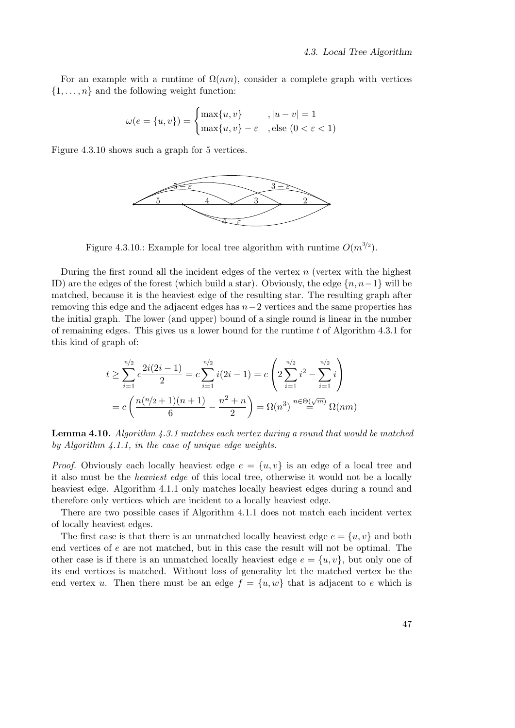For an example with a runtime of $\Omega(nm)$, consider a complete graph with vertices $\{1, \ldots, n\}$ and the following weight function:

$$\omega(e = \{u, v\}) = \begin{cases} \max\{u, v\} & , |u - v| = 1 \\ \max\{u, v\} - \varepsilon & , \text{else } (0 < \varepsilon < 1) \end{cases}$$

Figure 4.3.10 shows such a graph for 5 vertices.

Figure 4.3.10.: Example for local tree algorithm with runtime $O(m^{3/2})$.

During the first round all the incident edges of the vertex $n$ (vertex with the highest ID) are the edges of the forest (which build a star). Obviously, the edge $\{n, n-1\}$ will be matched, because it is the heaviest edge of the resulting star. The resulting graph after removing this edge and the adjacent edges has $n-2$ vertices and the same properties has the initial graph. The lower (and upper) bound of a single round is linear in the number of remaining edges. This gives us a lower bound for the runtime $t$ of Algorithm 4.3.1 for this kind of graph of:

$$\begin{aligned} t &\geq \sum_{i=1}^{n/2} c \frac{2i(2i-1)}{2} = c \sum_{i=1}^{n/2} i(2i-1) = c \left( 2 \sum_{i=1}^{n/2} i^2 - \sum_{i=1}^{n/2} i \right) \\ &= c \left( \frac{n(n/2+1)(n+1)}{6} - \frac{n^2+n}{2} \right) = \Omega(n^3) \overset{n \in \Theta(\sqrt{m})}{=} \Omega(nm) \end{aligned}$$

**Lemma 4.10.** *Algorithm 4.3.1 matches each vertex during a round that would be matched by Algorithm 4.1.1, in the case of unique edge weights.*

*Proof.* Obviously each locally heaviest edge $e = \{u, v\}$ is an edge of a local tree and it also must be the *heaviest edge* of this local tree, otherwise it would not be a locally heaviest edge. Algorithm 4.1.1 only matches locally heaviest edges during a round and therefore only vertices which are incident to a locally heaviest edge.

There are two possible cases if Algorithm 4.1.1 does not match each incident vertex of locally heaviest edges.

The first case is that there is an unmatched locally heaviest edge $e = \{u, v\}$ and both end vertices of $e$ are not matched, but in this case the result will not be optimal. The other case is if there is an unmatched locally heaviest edge $e = \{u, v\}$, but only one of its end vertices is matched. Without loss of generality let the matched vertex be the end vertex $u$. Then there must be an edge $f = \{u, w\}$ that is adjacent to $e$ which is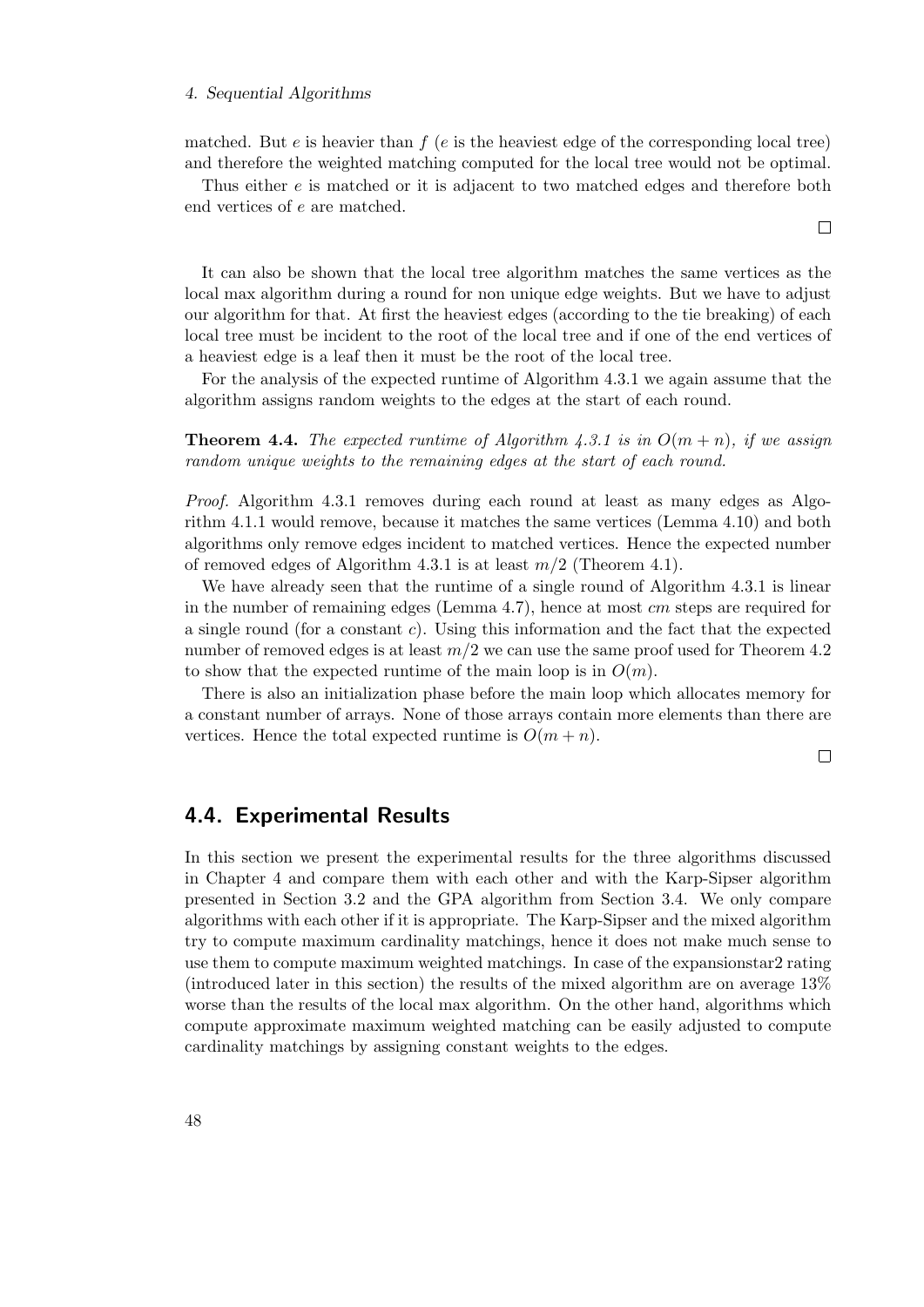matched. But $e$ is heavier than $f$ ($e$ is the heaviest edge of the corresponding local tree) and therefore the weighted matching computed for the local tree would not be optimal.

Thus either $e$ is matched or it is adjacent to two matched edges and therefore both end vertices of $e$ are matched.

□

It can also be shown that the local tree algorithm matches the same vertices as the local max algorithm during a round for non unique edge weights. But we have to adjust our algorithm for that. At first the heaviest edges (according to the tie breaking) of each local tree must be incident to the root of the local tree and if one of the end vertices of a heaviest edge is a leaf then it must be the root of the local tree.

For the analysis of the expected runtime of Algorithm 4.3.1 we again assume that the algorithm assigns random weights to the edges at the start of each round.

**Theorem 4.4.** *The expected runtime of Algorithm 4.3.1 is in $O(m + n)$, if we assign random unique weights to the remaining edges at the start of each round.*

*Proof.* Algorithm 4.3.1 removes during each round at least as many edges as Algorithm 4.1.1 would remove, because it matches the same vertices (Lemma 4.10) and both algorithms only remove edges incident to matched vertices. Hence the expected number of removed edges of Algorithm 4.3.1 is at least $m/2$ (Theorem 4.1).

We have already seen that the runtime of a single round of Algorithm 4.3.1 is linear in the number of remaining edges (Lemma 4.7), hence at most $cm$ steps are required for a single round (for a constant $c$). Using this information and the fact that the expected number of removed edges is at least $m/2$ we can use the same proof used for Theorem 4.2 to show that the expected runtime of the main loop is in $O(m)$.

There is also an initialization phase before the main loop which allocates memory for a constant number of arrays. None of those arrays contain more elements than there are vertices. Hence the total expected runtime is $O(m + n)$.

□

## 4.4. Experimental Results

In this section we present the experimental results for the three algorithms discussed in Chapter 4 and compare them with each other and with the Karp-Sipser algorithm presented in Section 3.2 and the GPA algorithm from Section 3.4. We only compare algorithms with each other if it is appropriate. The Karp-Sipser and the mixed algorithm try to compute maximum cardinality matchings, hence it does not make much sense to use them to compute maximum weighted matchings. In case of the expansionstar2 rating (introduced later in this section) the results of the mixed algorithm are on average 13% worse than the results of the local max algorithm. On the other hand, algorithms which compute approximate maximum weighted matching can be easily adjusted to compute cardinality matchings by assigning constant weights to the edges.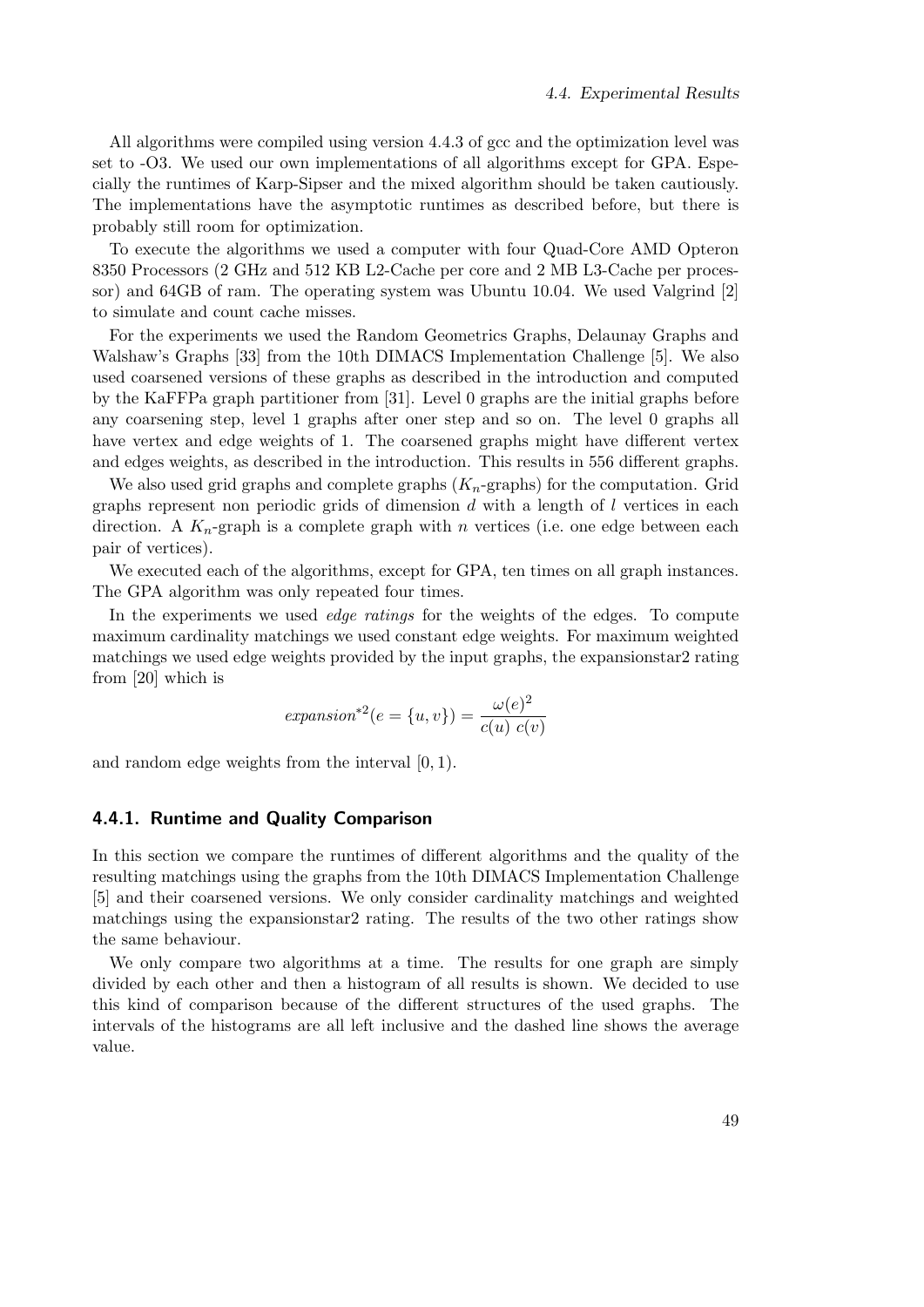All algorithms were compiled using version 4.4.3 of gcc and the optimization level was set to -O3. We used our own implementations of all algorithms except for GPA. Especially the runtimes of Karp-Sipser and the mixed algorithm should be taken cautiously. The implementations have the asymptotic runtimes as described before, but there is probably still room for optimization.

To execute the algorithms we used a computer with four Quad-Core AMD Opteron 8350 Processors (2 GHz and 512 KB L2-Cache per core and 2 MB L3-Cache per processor) and 64GB of ram. The operating system was Ubuntu 10.04. We used Valgrind [2] to simulate and count cache misses.

For the experiments we used the Random Geometrics Graphs, Delaunay Graphs and Walshaw's Graphs [33] from the 10th DIMACS Implementation Challenge [5]. We also used coarsened versions of these graphs as described in the introduction and computed by the KaFFPa graph partitioner from [31]. Level 0 graphs are the initial graphs before any coarsening step, level 1 graphs after oner step and so on. The level 0 graphs all have vertex and edge weights of 1. The coarsened graphs might have different vertex and edges weights, as described in the introduction. This results in 556 different graphs.

We also used grid graphs and complete graphs ($K_n$-graphs) for the computation. Grid graphs represent non periodic grids of dimension $d$ with a length of $l$ vertices in each direction. A $K_n$-graph is a complete graph with $n$ vertices (i.e. one edge between each pair of vertices).

We executed each of the algorithms, except for GPA, ten times on all graph instances. The GPA algorithm was only repeated four times.

In the experiments we used *edge ratings* for the weights of the edges. To compute maximum cardinality matchings we used constant edge weights. For maximum weighted matchings we used edge weights provided by the input graphs, the expansionstar2 rating from [20] which is

$$\mathit{expansion}^{*2}(e = \{u, v\}) = \frac{\omega(e)^2}{c(u)\ c(v)}$$

and random edge weights from the interval $[0, 1)$.

### 4.4.1. Runtime and Quality Comparison

In this section we compare the runtimes of different algorithms and the quality of the resulting matchings using the graphs from the 10th DIMACS Implementation Challenge [5] and their coarsened versions. We only consider cardinality matchings and weighted matchings using the expansionstar2 rating. The results of the two other ratings show the same behaviour.

We only compare two algorithms at a time. The results for one graph are simply divided by each other and then a histogram of all results is shown. We decided to use this kind of comparison because of the different structures of the used graphs. The intervals of the histograms are all left inclusive and the dashed line shows the average value.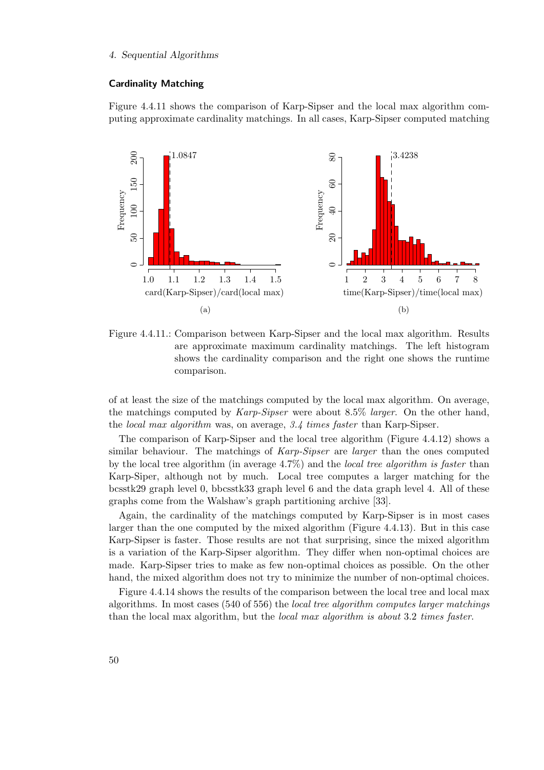### Cardinality Matching

Figure 4.4.11 shows the comparison of Karp-Sipser and the local max algorithm computing approximate cardinality matchings. In all cases, Karp-Sipser computed matching

Figure 4.4.11.: Comparison between Karp-Sipser and the local max algorithm. Results are approximate maximum cardinality matchings. The left histogram shows the cardinality comparison and the right one shows the runtime comparison.

of at least the size of the matchings computed by the local max algorithm. On average, the matchings computed by *Karp-Sipser* were about 8.5% *larger*. On the other hand, the *local max algorithm* was, on average, *3.4 times faster* than Karp-Sipser.

The comparison of Karp-Sipser and the local tree algorithm (Figure 4.4.12) shows a similar behaviour. The matchings of *Karp-Sipser* are *larger* than the ones computed by the local tree algorithm (in average 4.7%) and the *local tree algorithm is faster* than Karp-Siper, although not by much. Local tree computes a larger matching for the bcsstk29 graph level 0, bbcsstk33 graph level 6 and the data graph level 4. All of these graphs come from the Walshaw's graph partitioning archive [33].

Again, the cardinality of the matchings computed by Karp-Sipser is in most cases larger than the one computed by the mixed algorithm (Figure 4.4.13). But in this case Karp-Sipser is faster. Those results are not that surprising, since the mixed algorithm is a variation of the Karp-Sipser algorithm. They differ when non-optimal choices are made. Karp-Sipser tries to make as few non-optimal choices as possible. On the other hand, the mixed algorithm does not try to minimize the number of non-optimal choices.

Figure 4.4.14 shows the results of the comparison between the local tree and local max algorithms. In most cases (540 of 556) the *local tree algorithm computes larger matchings* than the local max algorithm, but the *local max algorithm is about* 3.2 *times faster*.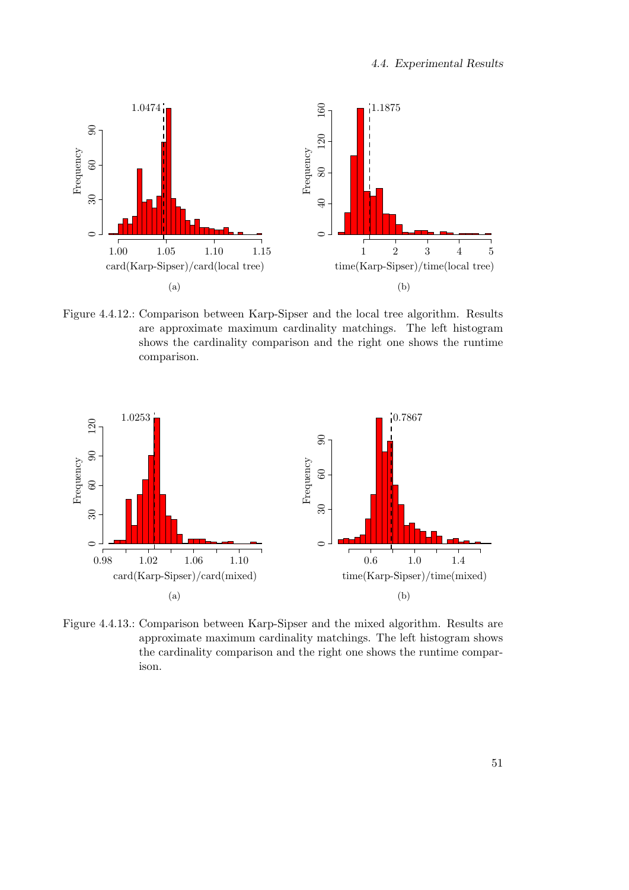Figure 4.4.12.: Comparison between Karp-Sipser and the local tree algorithm. Results are approximate maximum cardinality matchings. The left histogram shows the cardinality comparison and the right one shows the runtime comparison.

Figure 4.4.13.: Comparison between Karp-Sipser and the mixed algorithm. Results are approximate maximum cardinality matchings. The left histogram shows the cardinality comparison and the right one shows the runtime comparison.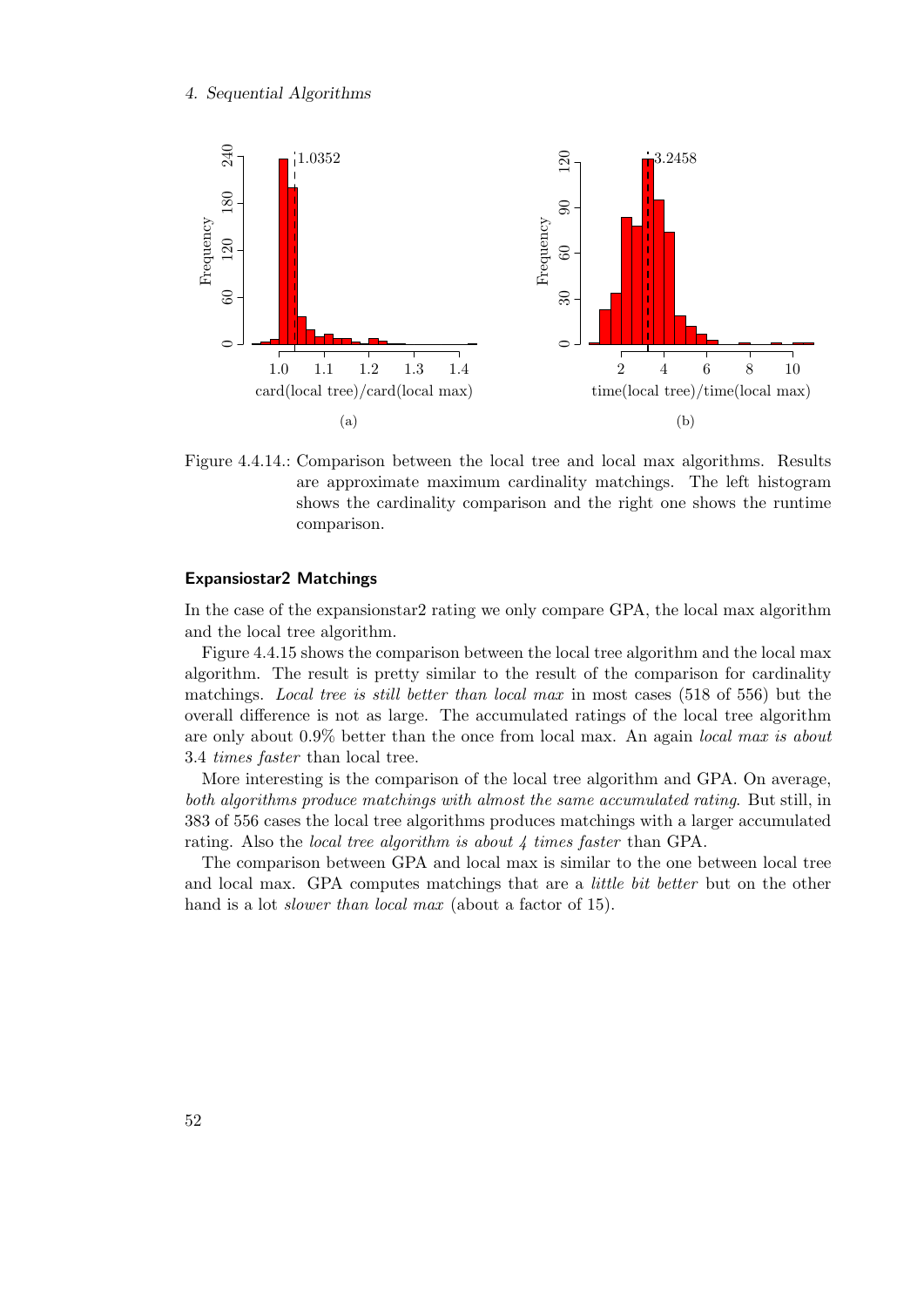Figure 4.4.14.: Comparison between the local tree and local max algorithms. Results are approximate maximum cardinality matchings. The left histogram shows the cardinality comparison and the right one shows the runtime comparison.

#### Expansiostar2 Matchings

In the case of the expansionstar2 rating we only compare GPA, the local max algorithm and the local tree algorithm.

Figure 4.4.15 shows the comparison between the local tree algorithm and the local max algorithm. The result is pretty similar to the result of the comparison for cardinality matchings. *Local tree is still better than local max* in most cases (518 of 556) but the overall difference is not as large. The accumulated ratings of the local tree algorithm are only about 0.9% better than the once from local max. An again *local max is about* 3.4 *times faster* than local tree.

More interesting is the comparison of the local tree algorithm and GPA. On average, *both algorithms produce matchings with almost the same accumulated rating*. But still, in 383 of 556 cases the local tree algorithms produces matchings with a larger accumulated rating. Also the *local tree algorithm is about 4 times faster* than GPA.

The comparison between GPA and local max is similar to the one between local tree and local max. GPA computes matchings that are a *little bit better* but on the other hand is a lot *slower than local max* (about a factor of 15).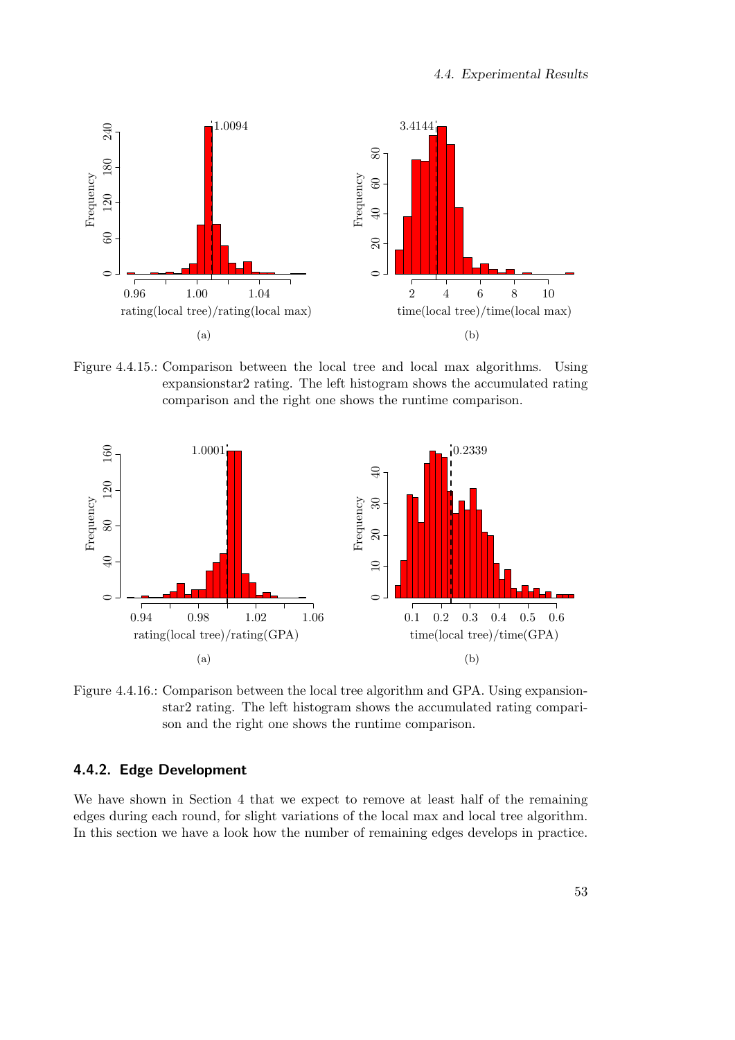Figure 4.4.15.: Comparison between the local tree and local max algorithms. Using expansionstar2 rating. The left histogram shows the accumulated rating comparison and the right one shows the runtime comparison.

Figure 4.4.16.: Comparison between the local tree algorithm and GPA. Using expansionstar2 rating. The left histogram shows the accumulated rating comparison and the right one shows the runtime comparison.

### 4.4.2. Edge Development

We have shown in Section 4 that we expect to remove at least half of the remaining edges during each round, for slight variations of the local max and local tree algorithm. In this section we have a look how the number of remaining edges develops in practice.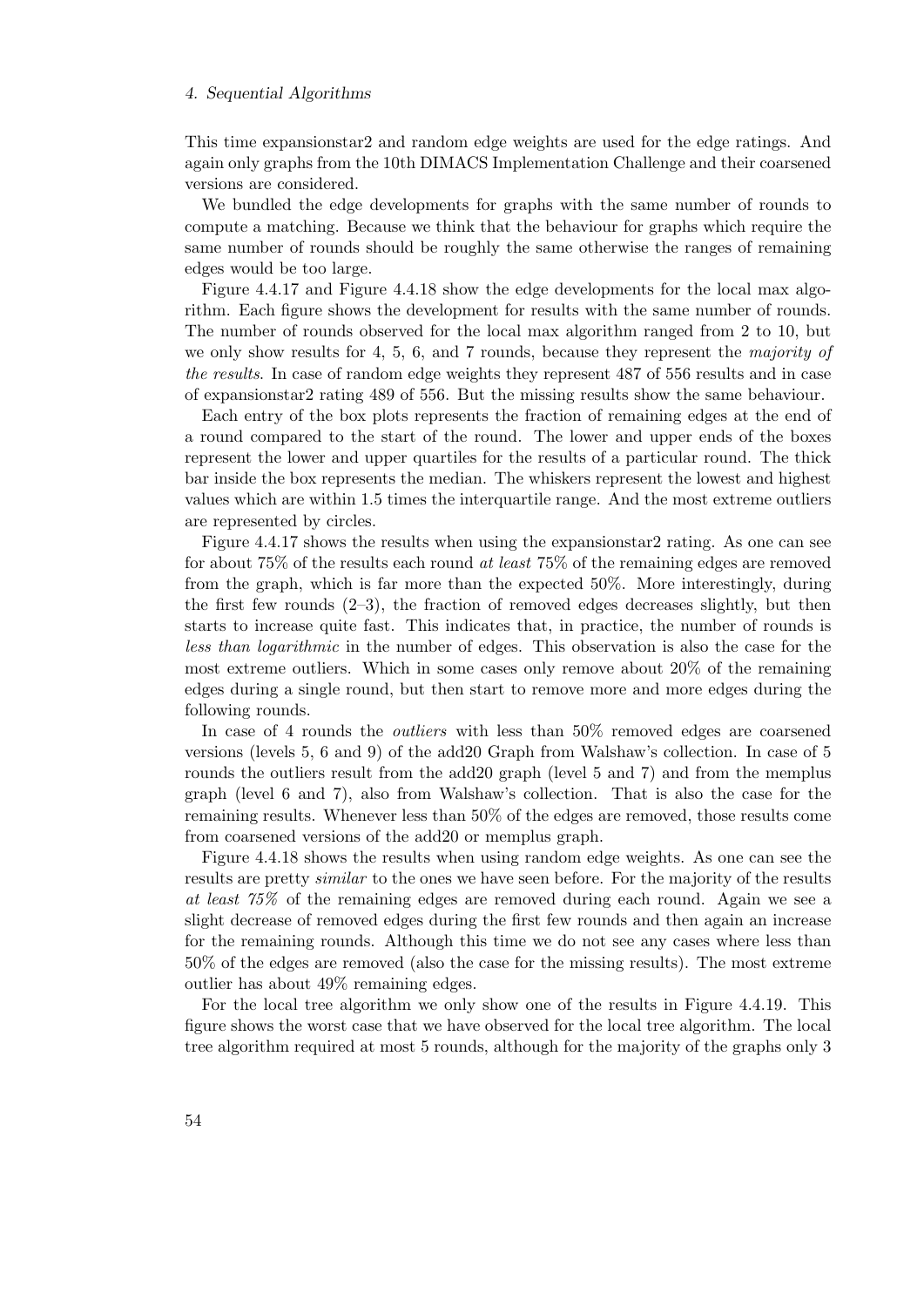This time expansionstar2 and random edge weights are used for the edge ratings. And again only graphs from the 10th DIMACS Implementation Challenge and their coarsened versions are considered.

We bundled the edge developments for graphs with the same number of rounds to compute a matching. Because we think that the behaviour for graphs which require the same number of rounds should be roughly the same otherwise the ranges of remaining edges would be too large.

Figure 4.4.17 and Figure 4.4.18 show the edge developments for the local max algorithm. Each figure shows the development for results with the same number of rounds. The number of rounds observed for the local max algorithm ranged from 2 to 10, but we only show results for 4, 5, 6, and 7 rounds, because they represent the *majority of the results*. In case of random edge weights they represent 487 of 556 results and in case of expansionstar2 rating 489 of 556. But the missing results show the same behaviour.

Each entry of the box plots represents the fraction of remaining edges at the end of a round compared to the start of the round. The lower and upper ends of the boxes represent the lower and upper quartiles for the results of a particular round. The thick bar inside the box represents the median. The whiskers represent the lowest and highest values which are within 1.5 times the interquartile range. And the most extreme outliers are represented by circles.

Figure 4.4.17 shows the results when using the expansionstar2 rating. As one can see for about 75% of the results each round *at least* 75% of the remaining edges are removed from the graph, which is far more than the expected 50%. More interestingly, during the first few rounds (2–3), the fraction of removed edges decreases slightly, but then starts to increase quite fast. This indicates that, in practice, the number of rounds is *less than logarithmic* in the number of edges. This observation is also the case for the most extreme outliers. Which in some cases only remove about 20% of the remaining edges during a single round, but then start to remove more and more edges during the following rounds.

In case of 4 rounds the *outliers* with less than 50% removed edges are coarsened versions (levels 5, 6 and 9) of the add20 Graph from Walshaw's collection. In case of 5 rounds the outliers result from the add20 graph (level 5 and 7) and from the memplus graph (level 6 and 7), also from Walshaw's collection. That is also the case for the remaining results. Whenever less than 50% of the edges are removed, those results come from coarsened versions of the add20 or memplus graph.

Figure 4.4.18 shows the results when using random edge weights. As one can see the results are pretty *similar* to the ones we have seen before. For the majority of the results *at least 75%* of the remaining edges are removed during each round. Again we see a slight decrease of removed edges during the first few rounds and then again an increase for the remaining rounds. Although this time we do not see any cases where less than 50% of the edges are removed (also the case for the missing results). The most extreme outlier has about 49% remaining edges.

For the local tree algorithm we only show one of the results in Figure 4.4.19. This figure shows the worst case that we have observed for the local tree algorithm. The local tree algorithm required at most 5 rounds, although for the majority of the graphs only 3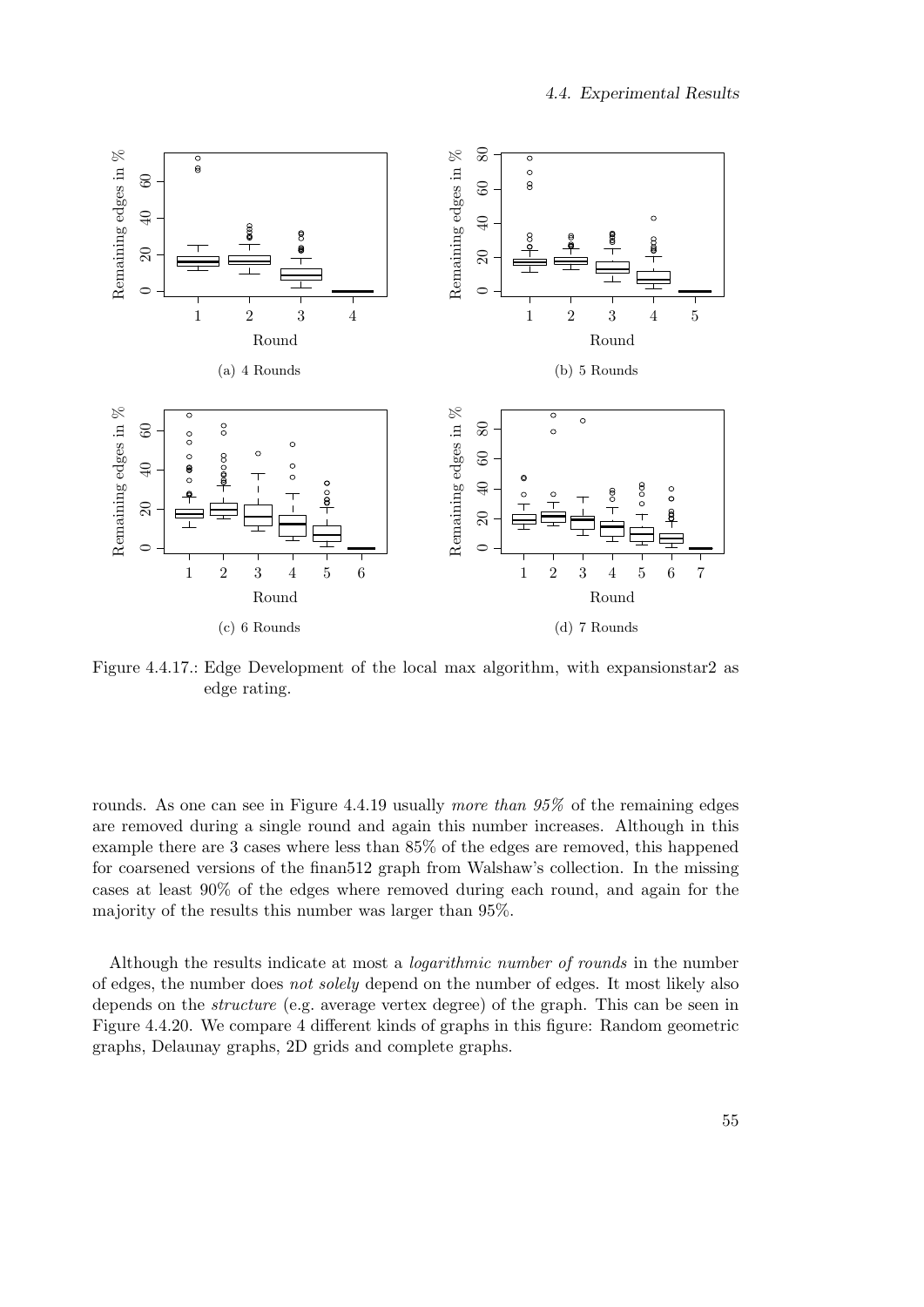(a) 4 Rounds

(b) 5 Rounds

(c) 6 Rounds

(d) 7 Rounds

Figure 4.4.17.: Edge Development of the local max algorithm, with expansionstar2 as edge rating.

rounds. As one can see in Figure 4.4.19 usually *more than 95%* of the remaining edges are removed during a single round and again this number increases. Although in this example there are 3 cases where less than 85% of the edges are removed, this happened for coarsened versions of the finan512 graph from Walshaw's collection. In the missing cases at least 90% of the edges where removed during each round, and again for the majority of the results this number was larger than 95%.

Although the results indicate at most a *logarithmic number of rounds* in the number of edges, the number does *not solely* depend on the number of edges. It most likely also depends on the *structure* (e.g. average vertex degree) of the graph. This can be seen in Figure 4.4.20. We compare 4 different kinds of graphs in this figure: Random geometric graphs, Delaunay graphs, 2D grids and complete graphs.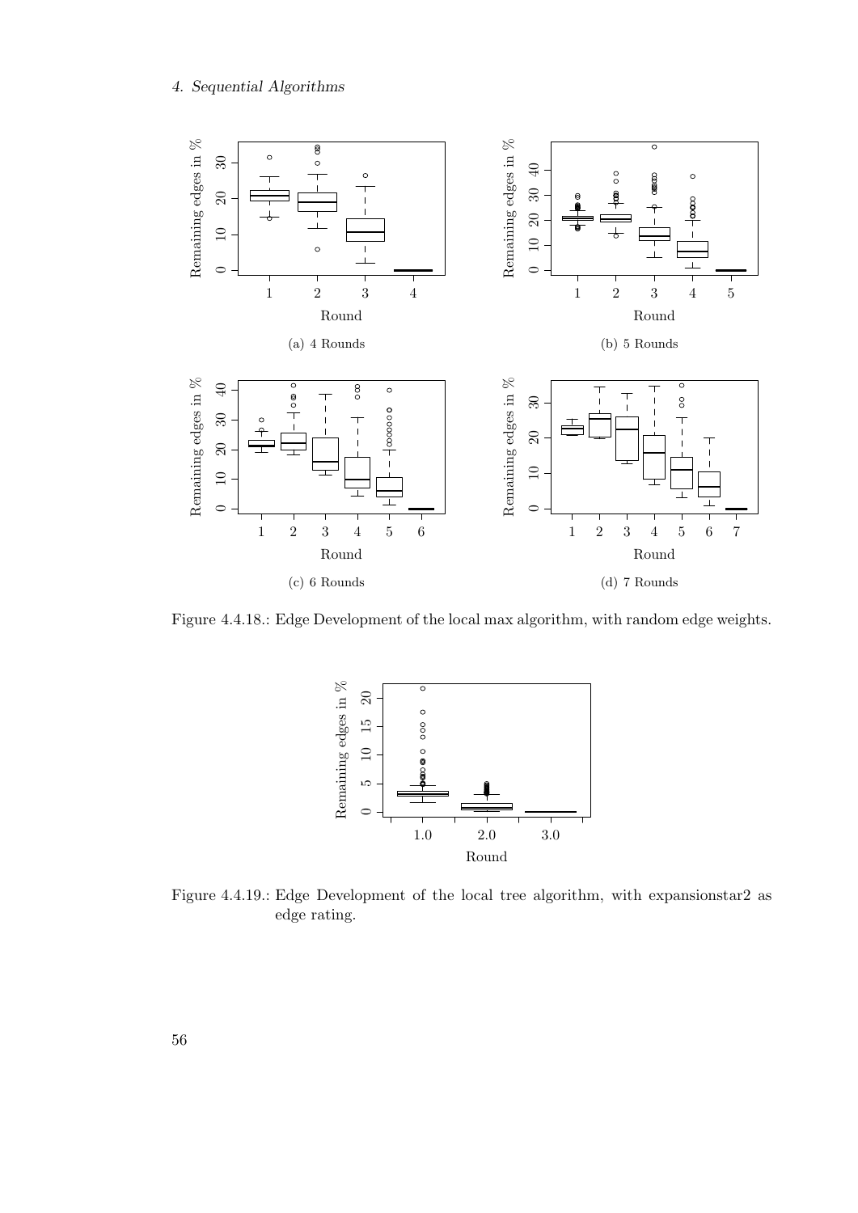(a) 4 Rounds

(b) 5 Rounds

(c) 6 Rounds

(d) 7 Rounds

Figure 4.4.18.: Edge Development of the local max algorithm, with random edge weights.

Figure 4.4.19.: Edge Development of the local tree algorithm, with expansionstar2 as edge rating.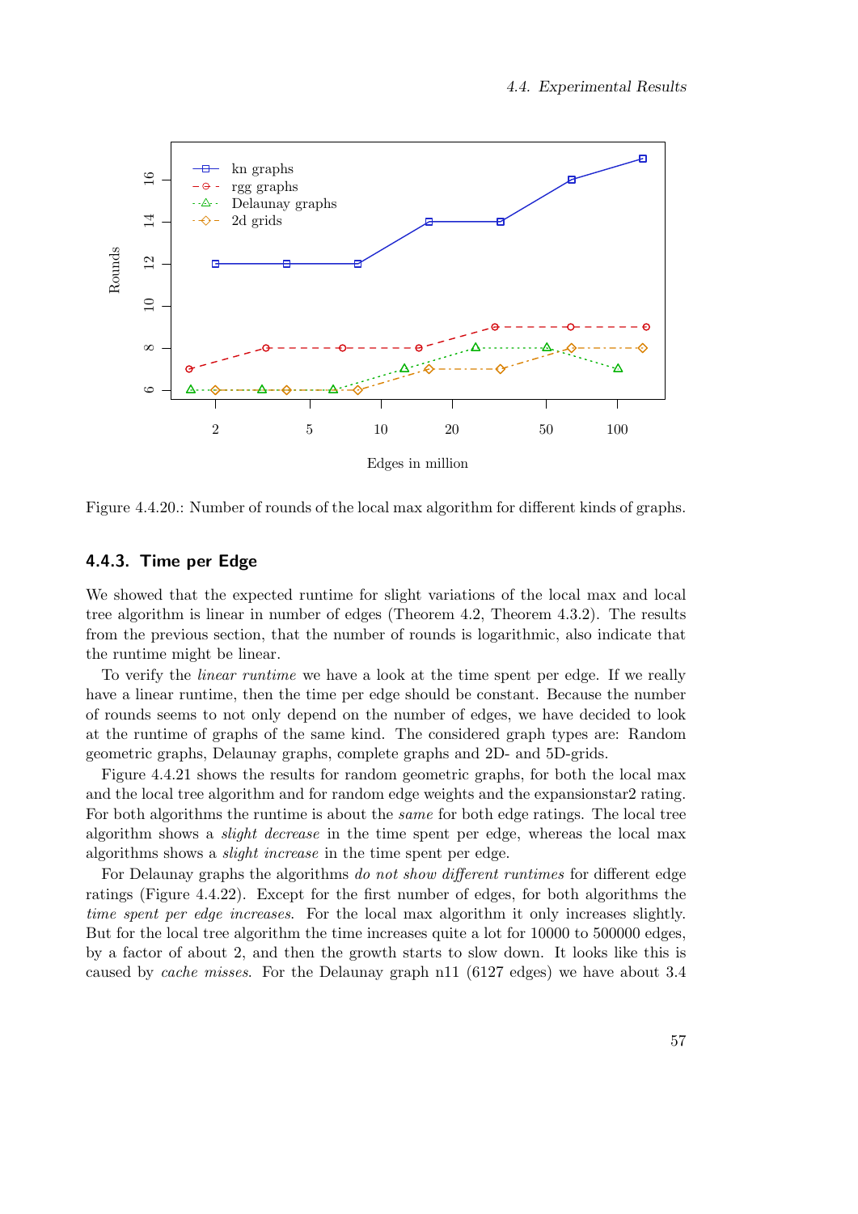Figure 4.4.20.: Number of rounds of the local max algorithm for different kinds of graphs.

### 4.4.3. Time per Edge

We showed that the expected runtime for slight variations of the local max and local tree algorithm is linear in number of edges (Theorem 4.2, Theorem 4.3.2). The results from the previous section, that the number of rounds is logarithmic, also indicate that the runtime might be linear.

To verify the *linear runtime* we have a look at the time spent per edge. If we really have a linear runtime, then the time per edge should be constant. Because the number of rounds seems to not only depend on the number of edges, we have decided to look at the runtime of graphs of the same kind. The considered graph types are: Random geometric graphs, Delaunay graphs, complete graphs and 2D- and 5D-grids.

Figure 4.4.21 shows the results for random geometric graphs, for both the local max and the local tree algorithm and for random edge weights and the expansionstar2 rating. For both algorithms the runtime is about the *same* for both edge ratings. The local tree algorithm shows a *slight decrease* in the time spent per edge, whereas the local max algorithms shows a *slight increase* in the time spent per edge.

For Delaunay graphs the algorithms *do not show different runtimes* for different edge ratings (Figure 4.4.22). Except for the first number of edges, for both algorithms the *time spent per edge increases*. For the local max algorithm it only increases slightly. But for the local tree algorithm the time increases quite a lot for 10000 to 500000 edges, by a factor of about 2, and then the growth starts to slow down. It looks like this is caused by *cache misses*. For the Delaunay graph n11 (6127 edges) we have about 3.4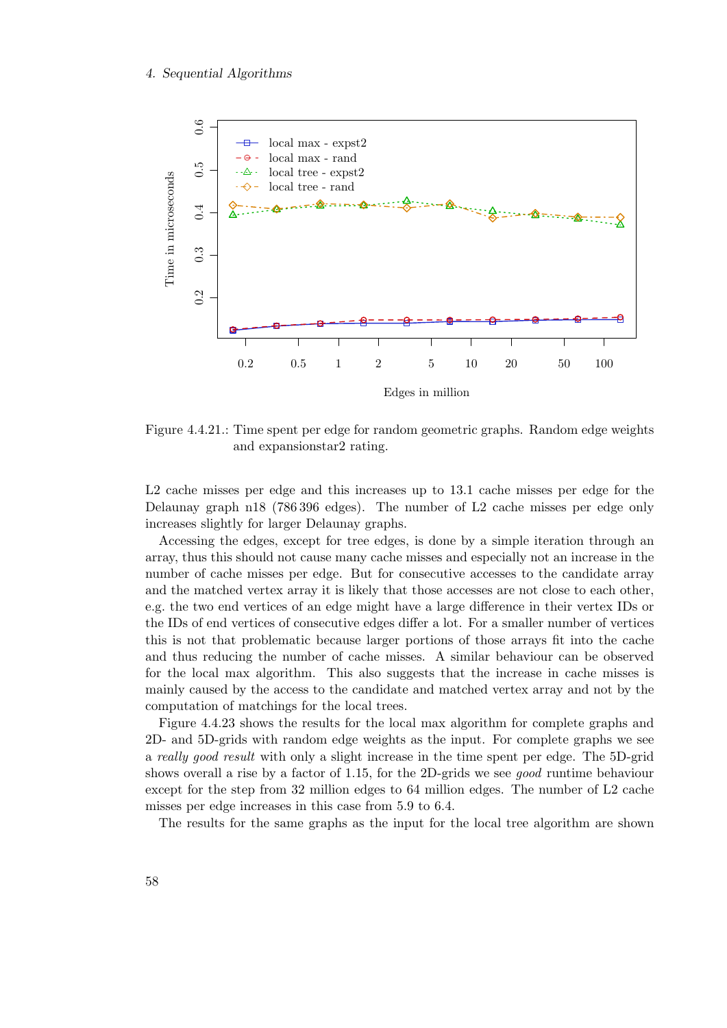Figure 4.4.21.: Time spent per edge for random geometric graphs. Random edge weights and expansionstar2 rating.

L2 cache misses per edge and this increases up to 13.1 cache misses per edge for the Delaunay graph n18 (786 396 edges). The number of L2 cache misses per edge only increases slightly for larger Delaunay graphs.

Accessing the edges, except for tree edges, is done by a simple iteration through an array, thus this should not cause many cache misses and especially not an increase in the number of cache misses per edge. But for consecutive accesses to the candidate array and the matched vertex array it is likely that those accesses are not close to each other, e.g. the two end vertices of an edge might have a large difference in their vertex IDs or the IDs of end vertices of consecutive edges differ a lot. For a smaller number of vertices this is not that problematic because larger portions of those arrays fit into the cache and thus reducing the number of cache misses. A similar behaviour can be observed for the local max algorithm. This also suggests that the increase in cache misses is mainly caused by the access to the candidate and matched vertex array and not by the computation of matchings for the local trees.

Figure 4.4.23 shows the results for the local max algorithm for complete graphs and 2D- and 5D-grids with random edge weights as the input. For complete graphs we see a *really good result* with only a slight increase in the time spent per edge. The 5D-grid shows overall a rise by a factor of 1.15, for the 2D-grids we see *good* runtime behaviour except for the step from 32 million edges to 64 million edges. The number of L2 cache misses per edge increases in this case from 5.9 to 6.4.

The results for the same graphs as the input for the local tree algorithm are shown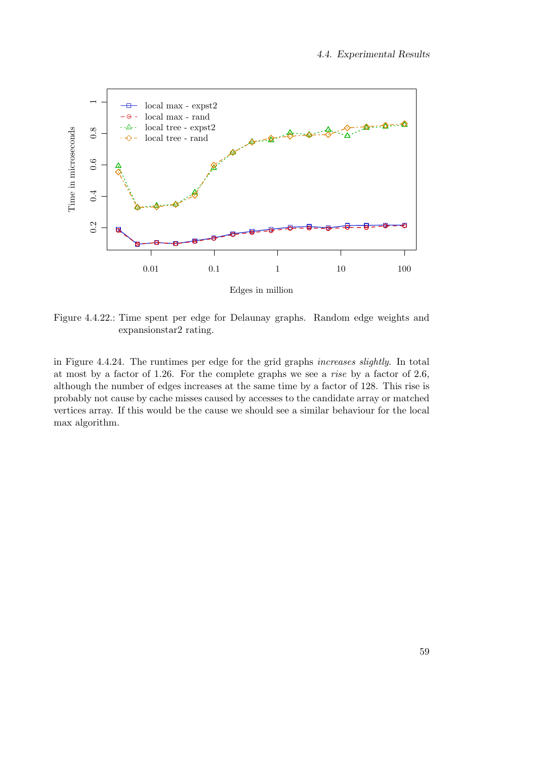Figure 4.4.22.: Time spent per edge for Delaunay graphs. Random edge weights and expansionstar2 rating.

in Figure 4.4.24. The runtimes per edge for the grid graphs *increases slightly*. In total at most by a factor of 1.26. For the complete graphs we see a *rise* by a factor of 2.6, although the number of edges increases at the same time by a factor of 128. This rise is probably not cause by cache misses caused by accesses to the candidate array or matched vertices array. If this would be the cause we should see a similar behaviour for the local max algorithm.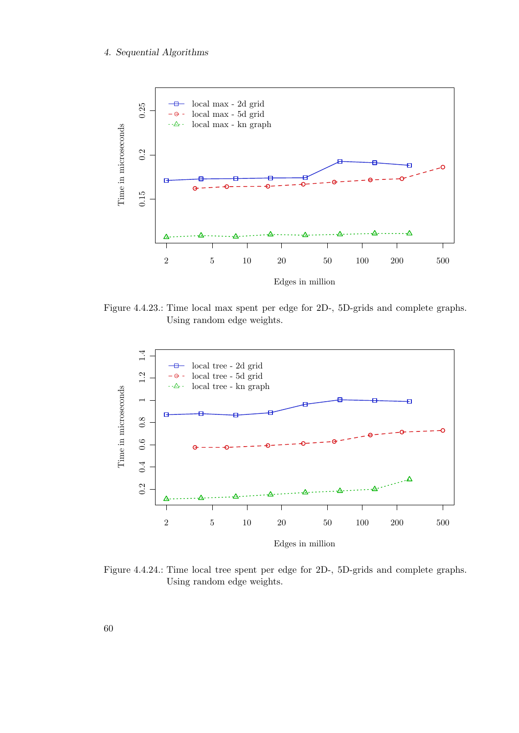Figure 4.4.23.: Time local max spent per edge for 2D-, 5D-grids and complete graphs. Using random edge weights.

Figure 4.4.24.: Time local tree spent per edge for 2D-, 5D-grids and complete graphs. Using random edge weights.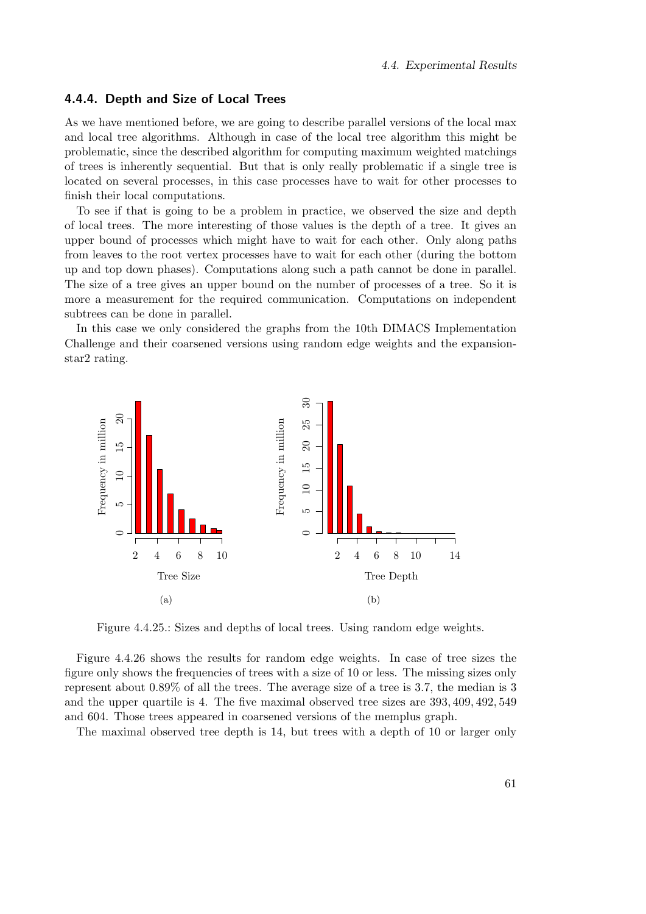### 4.4.4. Depth and Size of Local Trees

As we have mentioned before, we are going to describe parallel versions of the local max and local tree algorithms. Although in case of the local tree algorithm this might be problematic, since the described algorithm for computing maximum weighted matchings of trees is inherently sequential. But that is only really problematic if a single tree is located on several processes, in this case processes have to wait for other processes to finish their local computations.

To see if that is going to be a problem in practice, we observed the size and depth of local trees. The more interesting of those values is the depth of a tree. It gives an upper bound of processes which might have to wait for each other. Only along paths from leaves to the root vertex processes have to wait for each other (during the bottom up and top down phases). Computations along such a path cannot be done in parallel. The size of a tree gives an upper bound on the number of processes of a tree. So it is more a measurement for the required communication. Computations on independent subtrees can be done in parallel.

In this case we only considered the graphs from the 10th DIMACS Implementation Challenge and their coarsened versions using random edge weights and the expansion-star2 rating.

(a)

(b)

Figure 4.4.25.: Sizes and depths of local trees. Using random edge weights.

Figure 4.4.26 shows the results for random edge weights. In case of tree sizes the figure only shows the frequencies of trees with a size of 10 or less. The missing sizes only represent about 0.89% of all the trees. The average size of a tree is 3.7, the median is 3 and the upper quartile is 4. The five maximal observed tree sizes are 393, 409, 492, 549 and 604. Those trees appeared in coarsened versions of the memplus graph.

The maximal observed tree depth is 14, but trees with a depth of 10 or larger only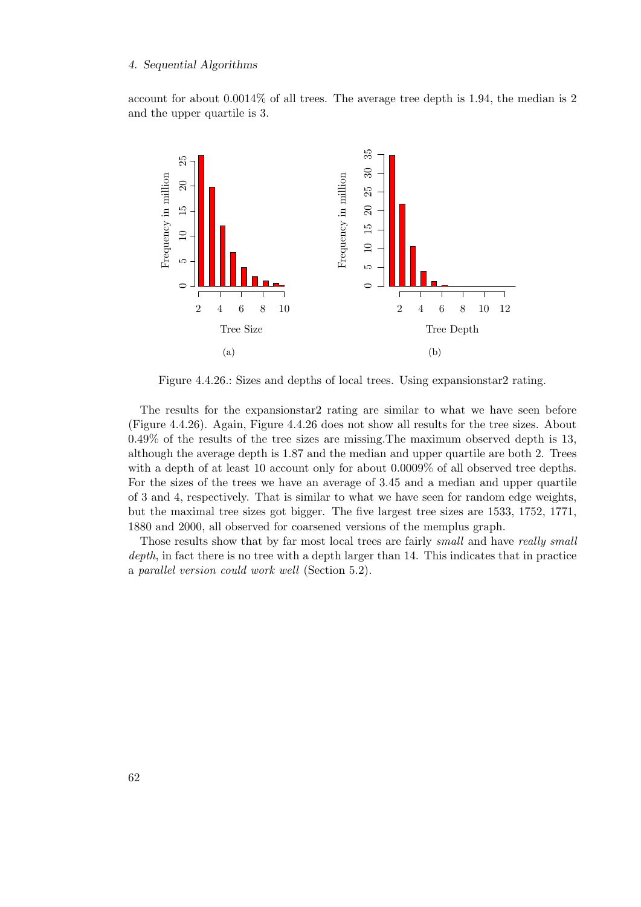account for about 0.0014% of all trees. The average tree depth is 1.94, the median is 2 and the upper quartile is 3.

(a)

(b)

Figure 4.4.26.: Sizes and depths of local trees. Using expansionstar2 rating.

The results for the expansionstar2 rating are similar to what we have seen before (Figure 4.4.26). Again, Figure 4.4.26 does not show all results for the tree sizes. About 0.49% of the results of the tree sizes are missing.The maximum observed depth is 13, although the average depth is 1.87 and the median and upper quartile are both 2. Trees with a depth of at least 10 account only for about 0.0009% of all observed tree depths. For the sizes of the trees we have an average of 3.45 and a median and upper quartile of 3 and 4, respectively. That is similar to what we have seen for random edge weights, but the maximal tree sizes got bigger. The five largest tree sizes are 1533, 1752, 1771, 1880 and 2000, all observed for coarsened versions of the memplus graph.

Those results show that by far most local trees are fairly *small* and have *really small depth*, in fact there is no tree with a depth larger than 14. This indicates that in practice a *parallel version could work well* (Section 5.2).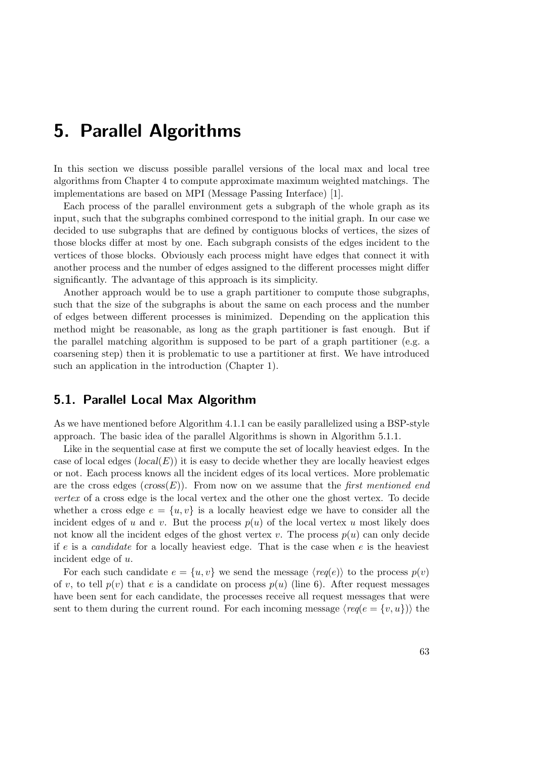# 5. Parallel Algorithms

In this section we discuss possible parallel versions of the local max and local tree algorithms from Chapter 4 to compute approximate maximum weighted matchings. The implementations are based on MPI (Message Passing Interface) [1].

Each process of the parallel environment gets a subgraph of the whole graph as its input, such that the subgraphs combined correspond to the initial graph. In our case we decided to use subgraphs that are defined by contiguous blocks of vertices, the sizes of those blocks differ at most by one. Each subgraph consists of the edges incident to the vertices of those blocks. Obviously each process might have edges that connect it with another process and the number of edges assigned to the different processes might differ significantly. The advantage of this approach is its simplicity.

Another approach would be to use a graph partitioner to compute those subgraphs, such that the size of the subgraphs is about the same on each process and the number of edges between different processes is minimized. Depending on the application this method might be reasonable, as long as the graph partitioner is fast enough. But if the parallel matching algorithm is supposed to be part of a graph partitioner (e.g. a coarsening step) then it is problematic to use a partitioner at first. We have introduced such an application in the introduction (Chapter 1).

## 5.1. Parallel Local Max Algorithm

As we have mentioned before Algorithm 4.1.1 can be easily parallelized using a BSP-style approach. The basic idea of the parallel Algorithms is shown in Algorithm 5.1.1.

Like in the sequential case at first we compute the set of locally heaviest edges. In the case of local edges ($local(E)$) it is easy to decide whether they are locally heaviest edges or not. Each process knows all the incident edges of its local vertices. More problematic are the cross edges ($cross(E)$). From now on we assume that the *first mentioned end vertex* of a cross edge is the local vertex and the other one the ghost vertex. To decide whether a cross edge $e = \{u, v\}$ is a locally heaviest edge we have to consider all the incident edges of $u$ and $v$. But the process $p(u)$ of the local vertex $u$ most likely does not know all the incident edges of the ghost vertex $v$. The process $p(u)$ can only decide if $e$ is a *candidate* for a locally heaviest edge. That is the case when $e$ is the heaviest incident edge of $u$.

For each such candidate $e = \{u, v\}$ we send the message $\langle req(e) \rangle$ to the process $p(v)$ of $v$, to tell $p(v)$ that $e$ is a candidate on process $p(u)$ (line 6). After request messages have been sent for each candidate, the processes receive all request messages that were sent to them during the current round. For each incoming message $\langle req(e = \{v, u\}) \rangle$ the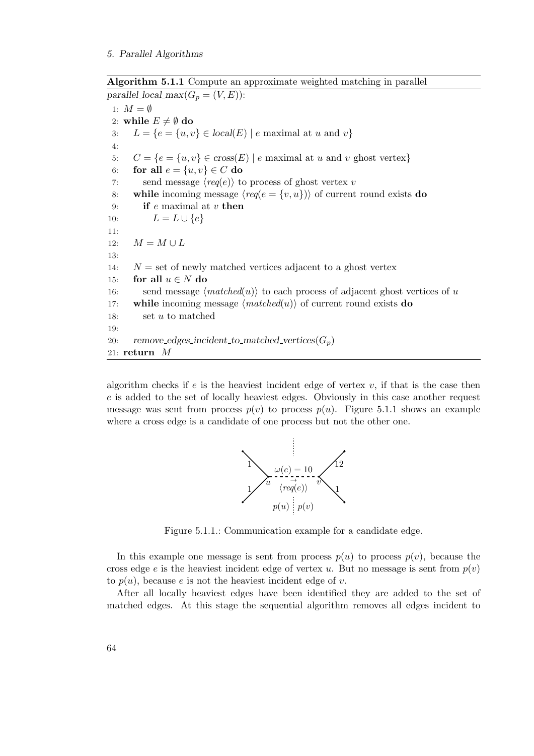**Algorithm 5.1.1** Compute an approximate weighted matching in parallel

*parallel_local_max*($G_p = (V, E)$):

```
1:  M = ∅
2:  while E ≠ ∅ do
3:     L = {e = {u, v} ∈ local(E) | e maximal at u and v}
4:
5:     C = {e = {u, v} ∈ cross(E) | e maximal at u and v ghost vertex}
6:     for all e = {u, v} ∈ C do
7:        send message ⟨req(e)⟩ to process of ghost vertex v
8:     while incoming message ⟨req(e = {v, u})⟩ of current round exists do
9:        if e maximal at v then
10:          L = L ∪ {e}
11:
12:    M = M ∪ L
13:
14:    N = set of newly matched vertices adjacent to a ghost vertex
15:    for all u ∈ N do
16:       send message ⟨matched(u)⟩ to each process of adjacent ghost vertices of u
17:    while incoming message ⟨matched(u)⟩ of current round exists do
18:       set u to matched
19:
20:    remove_edges_incident_to_matched_vertices(G_p)
21: return M
```

algorithm checks if $e$ is the heaviest incident edge of vertex $v$, if that is the case then $e$ is added to the set of locally heaviest edges. Obviously in this case another request message was sent from process $p(v)$ to process $p(u)$. Figure 5.1.1 shows an example where a cross edge is a candidate of one process but not the other one.

Figure 5.1.1.: Communication example for a candidate edge.

In this example one message is sent from process $p(u)$ to process $p(v)$, because the cross edge $e$ is the heaviest incident edge of vertex $u$. But no message is sent from $p(v)$ to $p(u)$, because $e$ is not the heaviest incident edge of $v$.

After all locally heaviest edges have been identified they are added to the set of matched edges. At this stage the sequential algorithm removes all edges incident to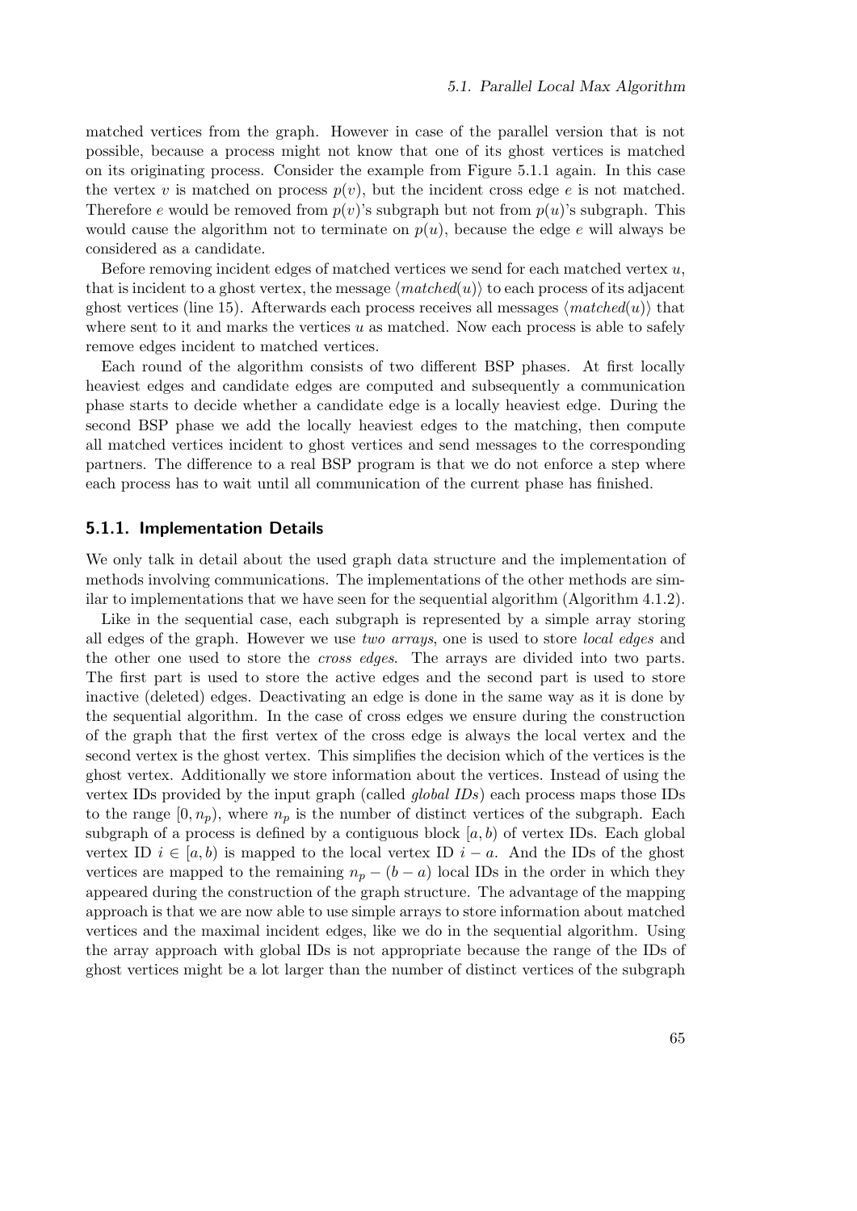matched vertices from the graph. However in case of the parallel version that is not possible, because a process might not know that one of its ghost vertices is matched on its originating process. Consider the example from Figure 5.1.1 again. In this case the vertex $v$ is matched on process $p(v)$, but the incident cross edge $e$ is not matched. Therefore $e$ would be removed from $p(v)$'s subgraph but not from $p(u)$'s subgraph. This would cause the algorithm not to terminate on $p(u)$, because the edge $e$ will always be considered as a candidate.

Before removing incident edges of matched vertices we send for each matched vertex $u$, that is incident to a ghost vertex, the message $\langle \mathit{matched}(u) \rangle$ to each process of its adjacent ghost vertices (line 15). Afterwards each process receives all messages $\langle \mathit{matched}(u) \rangle$ that where sent to it and marks the vertices $u$ as matched. Now each process is able to safely remove edges incident to matched vertices.

Each round of the algorithm consists of two different BSP phases. At first locally heaviest edges and candidate edges are computed and subsequently a communication phase starts to decide whether a candidate edge is a locally heaviest edge. During the second BSP phase we add the locally heaviest edges to the matching, then compute all matched vertices incident to ghost vertices and send messages to the corresponding partners. The difference to a real BSP program is that we do not enforce a step where each process has to wait until all communication of the current phase has finished.

### 5.1.1. Implementation Details

We only talk in detail about the used graph data structure and the implementation of methods involving communications. The implementations of the other methods are similar to implementations that we have seen for the sequential algorithm (Algorithm 4.1.2).

Like in the sequential case, each subgraph is represented by a simple array storing all edges of the graph. However we use *two arrays*, one is used to store *local edges* and the other one used to store the *cross edges*. The arrays are divided into two parts. The first part is used to store the active edges and the second part is used to store inactive (deleted) edges. Deactivating an edge is done in the same way as it is done by the sequential algorithm. In the case of cross edges we ensure during the construction of the graph that the first vertex of the cross edge is always the local vertex and the second vertex is the ghost vertex. This simplifies the decision which of the vertices is the ghost vertex. Additionally we store information about the vertices. Instead of using the vertex IDs provided by the input graph (called *global IDs*) each process maps those IDs to the range $[0, n_p)$, where $n_p$ is the number of distinct vertices of the subgraph. Each subgraph of a process is defined by a contiguous block $[a, b)$ of vertex IDs. Each global vertex ID $i \in [a, b)$ is mapped to the local vertex ID $i - a$. And the IDs of the ghost vertices are mapped to the remaining $n_p - (b - a)$ local IDs in the order in which they appeared during the construction of the graph structure. The advantage of the mapping approach is that we are now able to use simple arrays to store information about matched vertices and the maximal incident edges, like we do in the sequential algorithm. Using the array approach with global IDs is not appropriate because the range of the IDs of ghost vertices might be a lot larger than the number of distinct vertices of the subgraph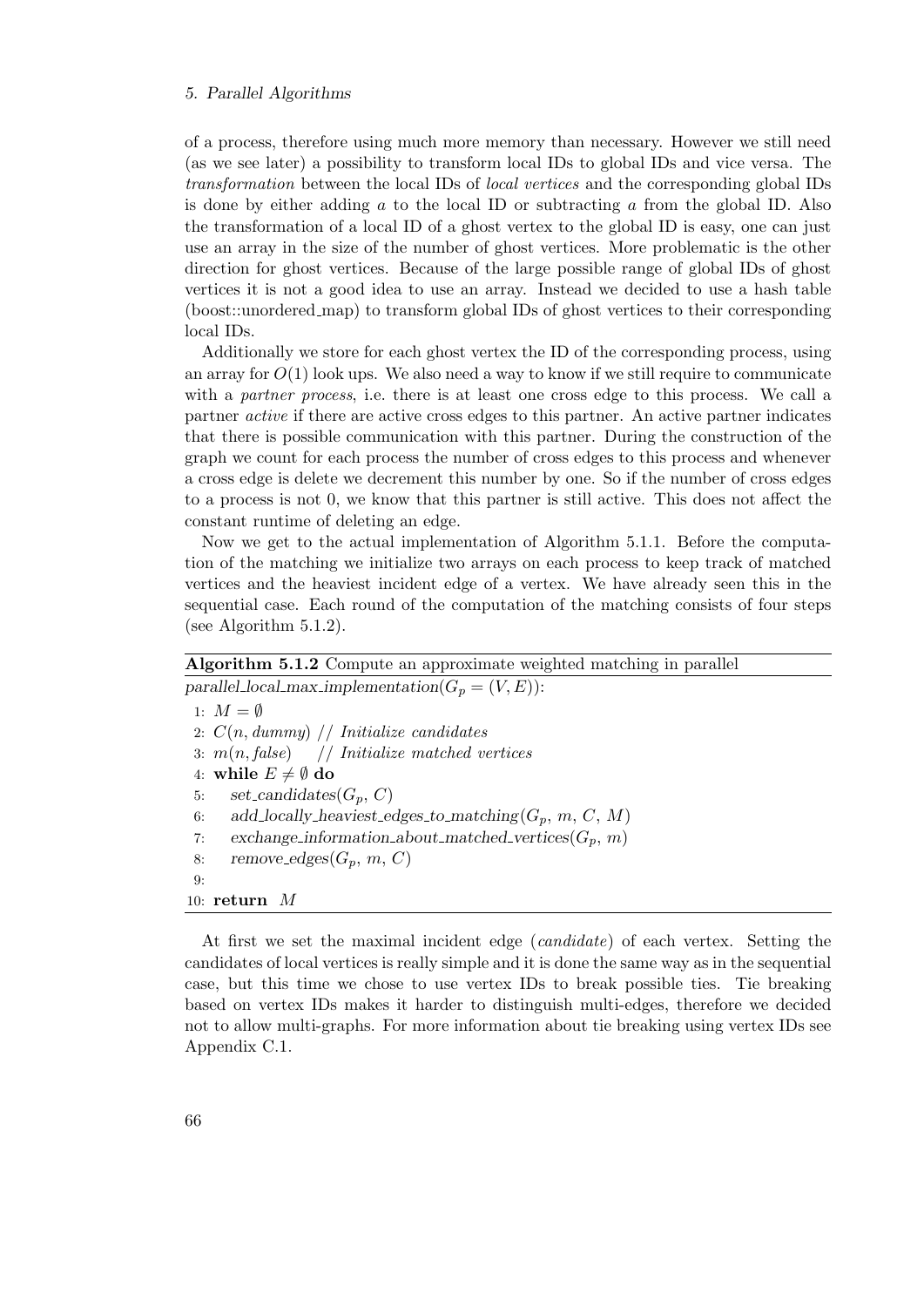of a process, therefore using much more memory than necessary. However we still need (as we see later) a possibility to transform local IDs to global IDs and vice versa. The *transformation* between the local IDs of *local vertices* and the corresponding global IDs is done by either adding $a$ to the local ID or subtracting $a$ from the global ID. Also the transformation of a local ID of a ghost vertex to the global ID is easy, one can just use an array in the size of the number of ghost vertices. More problematic is the other direction for ghost vertices. Because of the large possible range of global IDs of ghost vertices it is not a good idea to use an array. Instead we decided to use a hash table (boost::unordered_map) to transform global IDs of ghost vertices to their corresponding local IDs.

Additionally we store for each ghost vertex the ID of the corresponding process, using an array for $O(1)$ look ups. We also need a way to know if we still require to communicate with a *partner process*, i.e. there is at least one cross edge to this process. We call a partner *active* if there are active cross edges to this partner. An active partner indicates that there is possible communication with this partner. During the construction of the graph we count for each process the number of cross edges to this process and whenever a cross edge is delete we decrement this number by one. So if the number of cross edges to a process is not 0, we know that this partner is still active. This does not affect the constant runtime of deleting an edge.

Now we get to the actual implementation of Algorithm 5.1.1. Before the computation of the matching we initialize two arrays on each process to keep track of matched vertices and the heaviest incident edge of a vertex. We have already seen this in the sequential case. Each round of the computation of the matching consists of four steps (see Algorithm 5.1.2).

**Algorithm 5.1.2** Compute an approximate weighted matching in parallel

*parallel_local_max_implementation*($G_p = (V, E)$):

```
1: M = ∅
2: C(n, dummy) // Initialize candidates
3: m(n, false)    // Initialize matched vertices
4: while E ≠ ∅ do
5:     set_candidates(G_p, C)
6:     add_locally_heaviest_edges_to_matching(G_p, m, C, M)
7:     exchange_information_about_matched_vertices(G_p, m)
8:     remove_edges(G_p, m, C)
9:
10: return M
```

At first we set the maximal incident edge (*candidate*) of each vertex. Setting the candidates of local vertices is really simple and it is done the same way as in the sequential case, but this time we chose to use vertex IDs to break possible ties. Tie breaking based on vertex IDs makes it harder to distinguish multi-edges, therefore we decided not to allow multi-graphs. For more information about tie breaking using vertex IDs see Appendix C.1.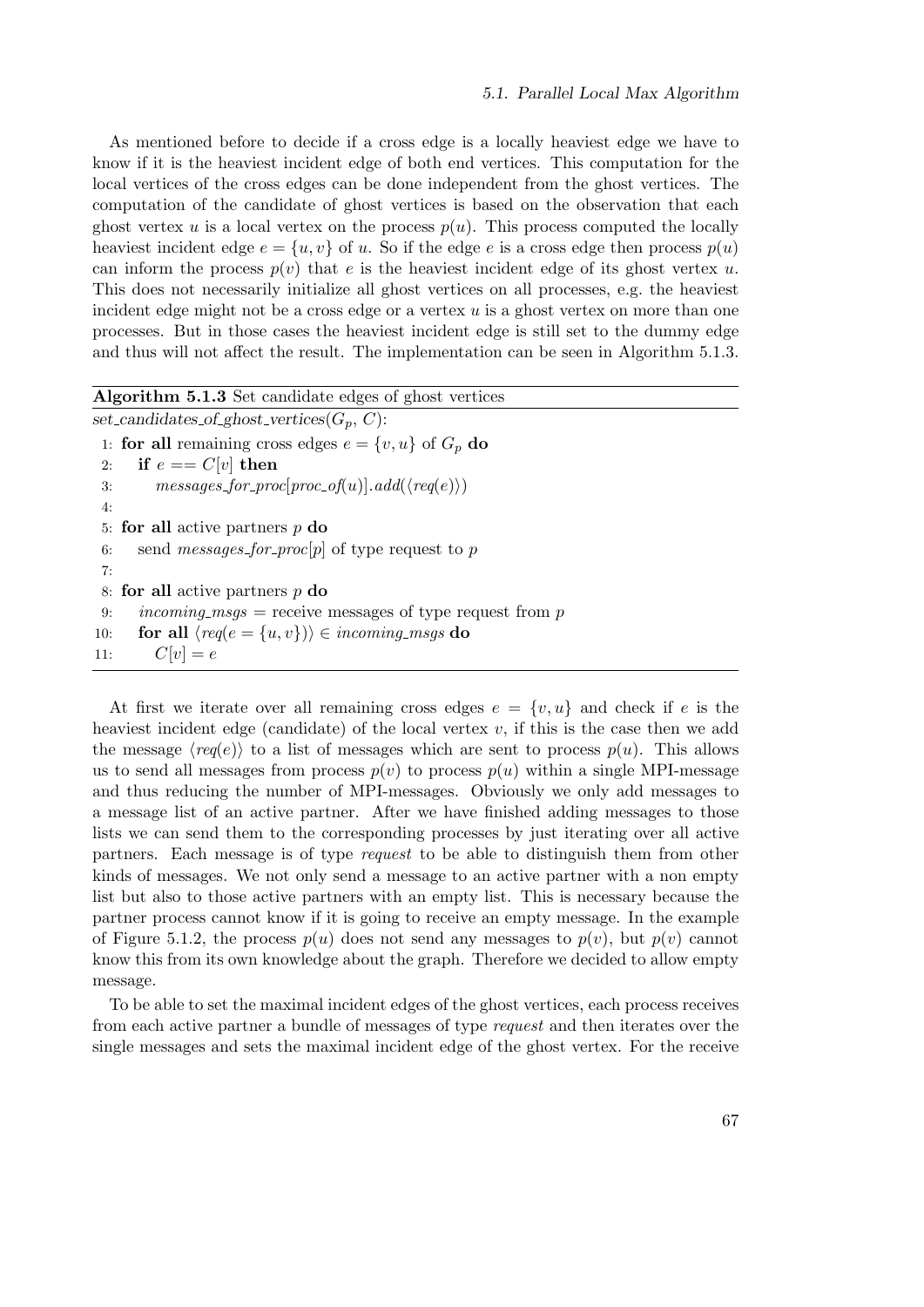As mentioned before to decide if a cross edge is a locally heaviest edge we have to know if it is the heaviest incident edge of both end vertices. This computation for the local vertices of the cross edges can be done independent from the ghost vertices. The computation of the candidate of ghost vertices is based on the observation that each ghost vertex $u$ is a local vertex on the process $p(u)$. This process computed the locally heaviest incident edge $e = \{u, v\}$ of $u$. So if the edge $e$ is a cross edge then process $p(u)$ can inform the process $p(v)$ that $e$ is the heaviest incident edge of its ghost vertex $u$. This does not necessarily initialize all ghost vertices on all processes, e.g. the heaviest incident edge might not be a cross edge or a vertex $u$ is a ghost vertex on more than one processes. But in those cases the heaviest incident edge is still set to the dummy edge and thus will not affect the result. The implementation can be seen in Algorithm 5.1.3.

**Algorithm 5.1.3** Set candidate edges of ghost vertices

```
set_candidates_of_ghost_vertices(G_p, C):
 1: for all remaining cross edges e = {v, u} of G_p do
 2:     if e == C[v] then
 3:         messages_for_proc[proc_of(u)].add(⟨req(e)⟩)
 4:
 5: for all active partners p do
 6:     send messages_for_proc[p] of type request to p
 7:
 8: for all active partners p do
 9:     incoming_msgs = receive messages of type request from p
10:     for all ⟨req(e = {u, v})⟩ ∈ incoming_msgs do
11:         C[v] = e
```

At first we iterate over all remaining cross edges $e = \{v, u\}$ and check if $e$ is the heaviest incident edge (candidate) of the local vertex $v$, if this is the case then we add the message $\langle req(e) \rangle$ to a list of messages which are sent to process $p(u)$. This allows us to send all messages from process $p(v)$ to process $p(u)$ within a single MPI-message and thus reducing the number of MPI-messages. Obviously we only add messages to a message list of an active partner. After we have finished adding messages to those lists we can send them to the corresponding processes by just iterating over all active partners. Each message is of type *request* to be able to distinguish them from other kinds of messages. We not only send a message to an active partner with a non empty list but also to those active partners with an empty list. This is necessary because the partner process cannot know if it is going to receive an empty message. In the example of Figure 5.1.2, the process $p(u)$ does not send any messages to $p(v)$, but $p(v)$ cannot know this from its own knowledge about the graph. Therefore we decided to allow empty message.

To be able to set the maximal incident edges of the ghost vertices, each process receives from each active partner a bundle of messages of type *request* and then iterates over the single messages and sets the maximal incident edge of the ghost vertex. For the receive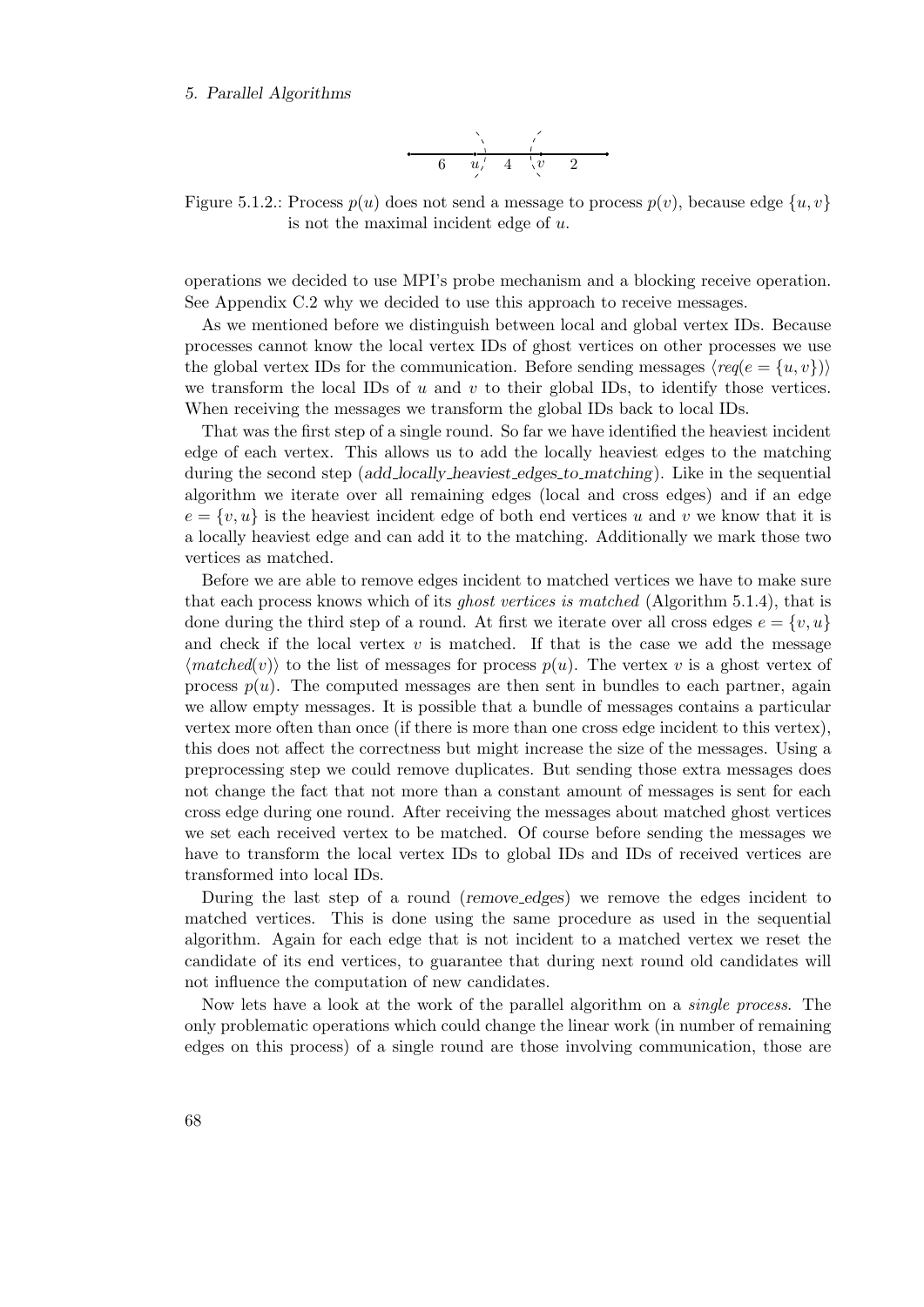Figure 5.1.2.: Process $p(u)$ does not send a message to process $p(v)$, because edge $\{u, v\}$ is not the maximal incident edge of $u$.

operations we decided to use MPI's probe mechanism and a blocking receive operation. See Appendix C.2 why we decided to use this approach to receive messages.

As we mentioned before we distinguish between local and global vertex IDs. Because processes cannot know the local vertex IDs of ghost vertices on other processes we use the global vertex IDs for the communication. Before sending messages $\langle req(e = \{u, v\}) \rangle$ we transform the local IDs of $u$ and $v$ to their global IDs, to identify those vertices. When receiving the messages we transform the global IDs back to local IDs.

That was the first step of a single round. So far we have identified the heaviest incident edge of each vertex. This allows us to add the locally heaviest edges to the matching during the second step (*add_locally_heaviest_edges_to_matching*). Like in the sequential algorithm we iterate over all remaining edges (local and cross edges) and if an edge $e = \{v, u\}$ is the heaviest incident edge of both end vertices $u$ and $v$ we know that it is a locally heaviest edge and can add it to the matching. Additionally we mark those two vertices as matched.

Before we are able to remove edges incident to matched vertices we have to make sure that each process knows which of its *ghost vertices is matched* (Algorithm 5.1.4), that is done during the third step of a round. At first we iterate over all cross edges $e = \{v, u\}$ and check if the local vertex $v$ is matched. If that is the case we add the message $\langle matched(v) \rangle$ to the list of messages for process $p(u)$. The vertex $v$ is a ghost vertex of process $p(u)$. The computed messages are then sent in bundles to each partner, again we allow empty messages. It is possible that a bundle of messages contains a particular vertex more often than once (if there is more than one cross edge incident to this vertex), this does not affect the correctness but might increase the size of the messages. Using a preprocessing step we could remove duplicates. But sending those extra messages does not change the fact that not more than a constant amount of messages is sent for each cross edge during one round. After receiving the messages about matched ghost vertices we set each received vertex to be matched. Of course before sending the messages we have to transform the local vertex IDs to global IDs and IDs of received vertices are transformed into local IDs.

During the last step of a round (*remove_edges*) we remove the edges incident to matched vertices. This is done using the same procedure as used in the sequential algorithm. Again for each edge that is not incident to a matched vertex we reset the candidate of its end vertices, to guarantee that during next round old candidates will not influence the computation of new candidates.

Now lets have a look at the work of the parallel algorithm on a *single process*. The only problematic operations which could change the linear work (in number of remaining edges on this process) of a single round are those involving communication, those are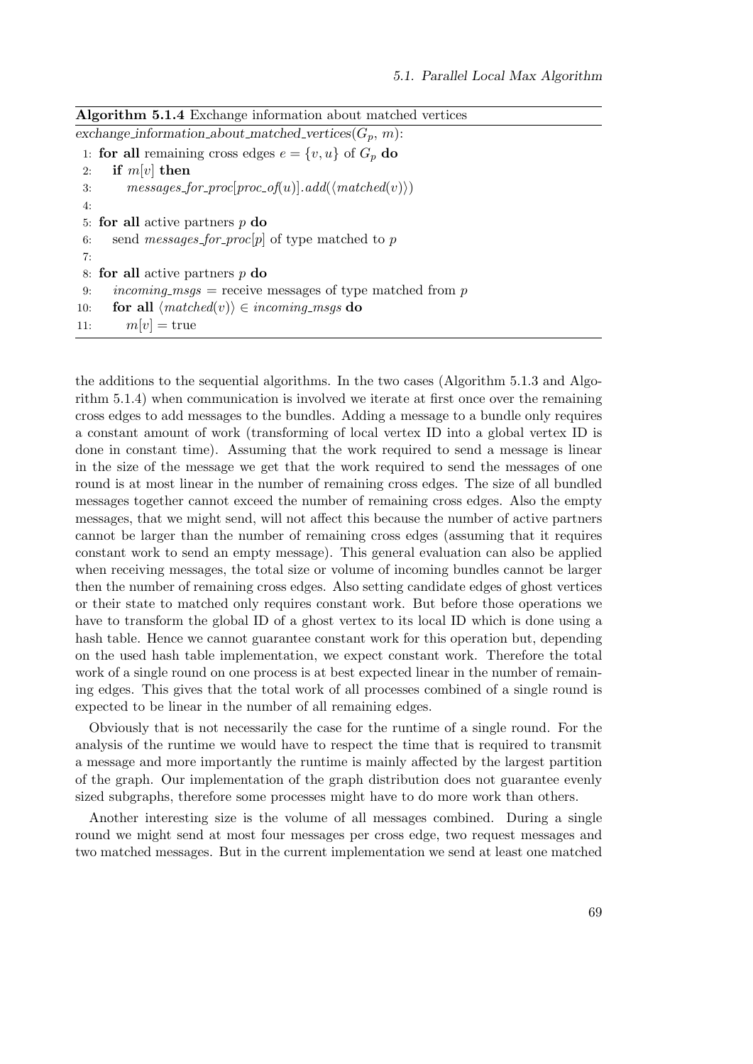**Algorithm 5.1.4** Exchange information about matched vertices

```
exchange_information_about_matched_vertices(G_p, m):
 1: for all remaining cross edges e = {v, u} of G_p do
 2:     if m[v] then
 3:         messages_for_proc[proc_of(u)].add(⟨matched(v)⟩)
 4:
 5: for all active partners p do
 6:     send messages_for_proc[p] of type matched to p
 7:
 8: for all active partners p do
 9:     incoming_msgs = receive messages of type matched from p
10:     for all ⟨matched(v)⟩ ∈ incoming_msgs do
11:         m[v] = true
```

the additions to the sequential algorithms. In the two cases (Algorithm 5.1.3 and Algorithm 5.1.4) when communication is involved we iterate at first once over the remaining cross edges to add messages to the bundles. Adding a message to a bundle only requires a constant amount of work (transforming of local vertex ID into a global vertex ID is done in constant time). Assuming that the work required to send a message is linear in the size of the message we get that the work required to send the messages of one round is at most linear in the number of remaining cross edges. The size of all bundled messages together cannot exceed the number of remaining cross edges. Also the empty messages, that we might send, will not affect this because the number of active partners cannot be larger than the number of remaining cross edges (assuming that it requires constant work to send an empty message). This general evaluation can also be applied when receiving messages, the total size or volume of incoming bundles cannot be larger then the number of remaining cross edges. Also setting candidate edges of ghost vertices or their state to matched only requires constant work. But before those operations we have to transform the global ID of a ghost vertex to its local ID which is done using a hash table. Hence we cannot guarantee constant work for this operation but, depending on the used hash table implementation, we expect constant work. Therefore the total work of a single round on one process is at best expected linear in the number of remaining edges. This gives that the total work of all processes combined of a single round is expected to be linear in the number of all remaining edges.

Obviously that is not necessarily the case for the runtime of a single round. For the analysis of the runtime we would have to respect the time that is required to transmit a message and more importantly the runtime is mainly affected by the largest partition of the graph. Our implementation of the graph distribution does not guarantee evenly sized subgraphs, therefore some processes might have to do more work than others.

Another interesting size is the volume of all messages combined. During a single round we might send at most four messages per cross edge, two request messages and two matched messages. But in the current implementation we send at least one matched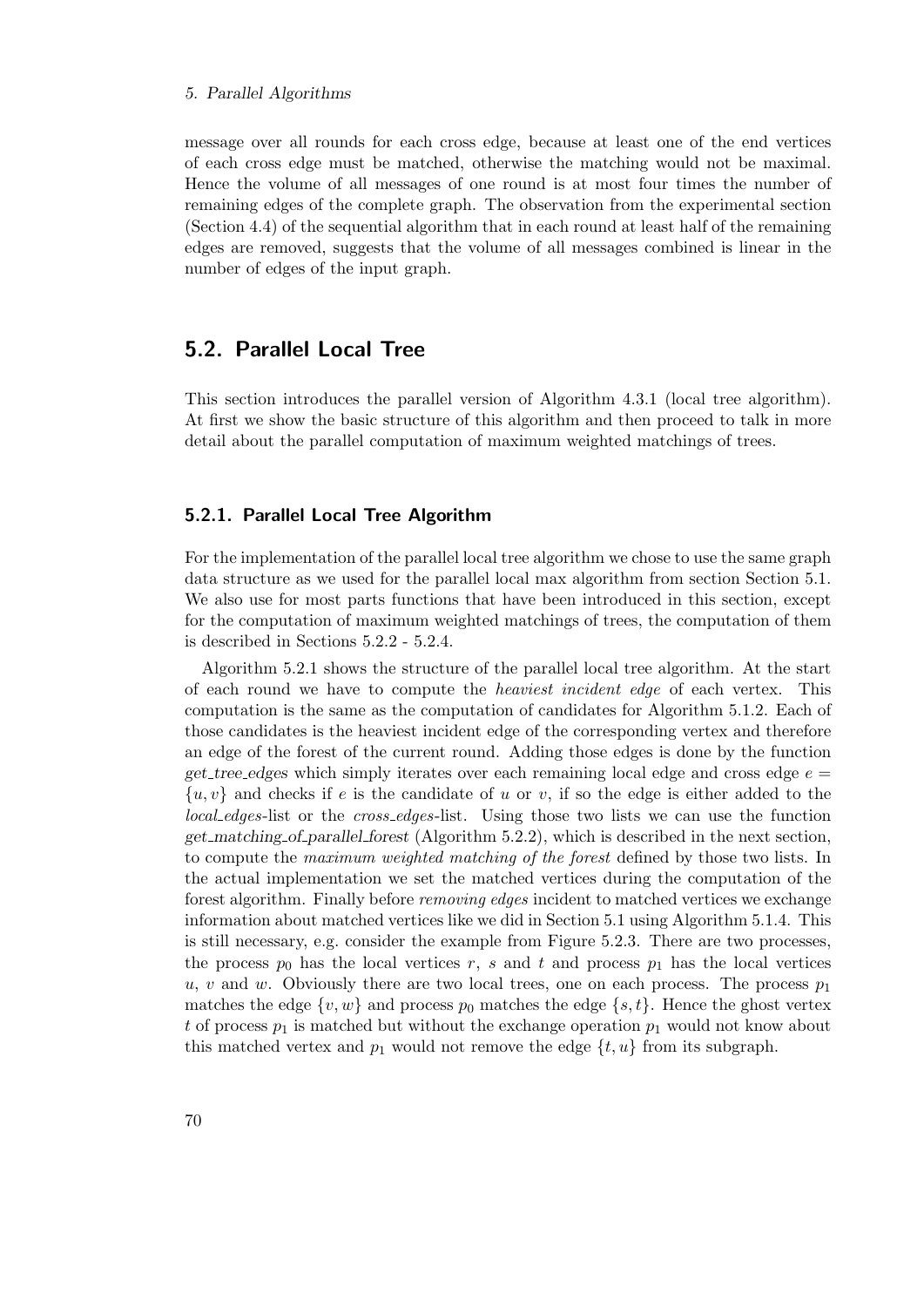message over all rounds for each cross edge, because at least one of the end vertices of each cross edge must be matched, otherwise the matching would not be maximal. Hence the volume of all messages of one round is at most four times the number of remaining edges of the complete graph. The observation from the experimental section (Section 4.4) of the sequential algorithm that in each round at least half of the remaining edges are removed, suggests that the volume of all messages combined is linear in the number of edges of the input graph.

## 5.2. Parallel Local Tree

This section introduces the parallel version of Algorithm 4.3.1 (local tree algorithm). At first we show the basic structure of this algorithm and then proceed to talk in more detail about the parallel computation of maximum weighted matchings of trees.

### 5.2.1. Parallel Local Tree Algorithm

For the implementation of the parallel local tree algorithm we chose to use the same graph data structure as we used for the parallel local max algorithm from section Section 5.1. We also use for most parts functions that have been introduced in this section, except for the computation of maximum weighted matchings of trees, the computation of them is described in Sections 5.2.2 - 5.2.4.

Algorithm 5.2.1 shows the structure of the parallel local tree algorithm. At the start of each round we have to compute the *heaviest incident edge* of each vertex. This computation is the same as the computation of candidates for Algorithm 5.1.2. Each of those candidates is the heaviest incident edge of the corresponding vertex and therefore an edge of the forest of the current round. Adding those edges is done by the function *get_tree_edges* which simply iterates over each remaining local edge and cross edge $e = \{u, v\}$ and checks if $e$ is the candidate of $u$ or $v$, if so the edge is either added to the *local_edges*-list or the *cross_edges*-list. Using those two lists we can use the function *get_matching_of_parallel_forest* (Algorithm 5.2.2), which is described in the next section, to compute the *maximum weighted matching of the forest* defined by those two lists. In the actual implementation we set the matched vertices during the computation of the forest algorithm. Finally before *removing edges* incident to matched vertices we exchange information about matched vertices like we did in Section 5.1 using Algorithm 5.1.4. This is still necessary, e.g. consider the example from Figure 5.2.3. There are two processes, the process $p_0$ has the local vertices $r$, $s$ and $t$ and process $p_1$ has the local vertices $u$, $v$ and $w$. Obviously there are two local trees, one on each process. The process $p_1$ matches the edge $\{v, w\}$ and process $p_0$ matches the edge $\{s, t\}$. Hence the ghost vertex $t$ of process $p_1$ is matched but without the exchange operation $p_1$ would not know about this matched vertex and $p_1$ would not remove the edge $\{t, u\}$ from its subgraph.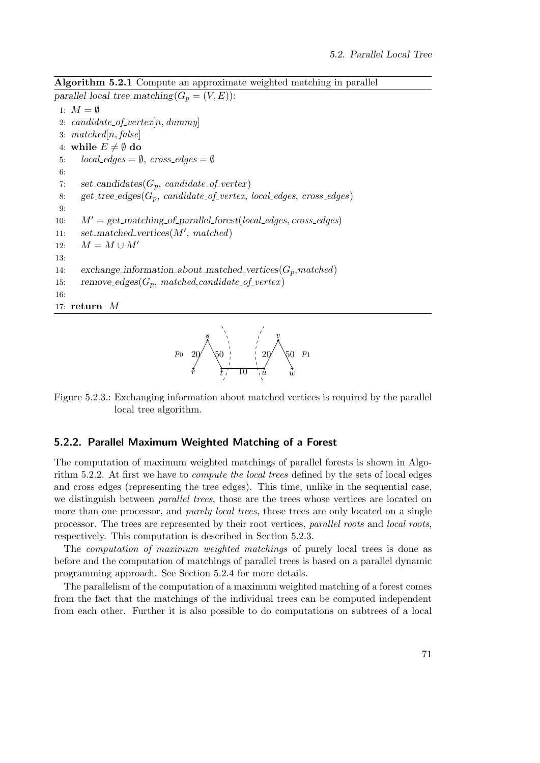**Algorithm 5.2.1** Compute an approximate weighted matching in parallel

```
parallel_local_tree_matching(G_p = (V, E)):
 1: M = ∅
 2: candidate_of_vertex[n, dummy]
 3: matched[n, false]
 4: while E ≠ ∅ do
 5:    local_edges = ∅, cross_edges = ∅
 6:
 7:    set_candidates(G_p, candidate_of_vertex)
 8:    get_tree_edges(G_p, candidate_of_vertex, local_edges, cross_edges)
 9:
10:    M' = get_matching_of_parallel_forest(local_edges, cross_edges)
11:    set_matched_vertices(M', matched)
12:    M = M ∪ M'
13:
14:    exchange_information_about_matched_vertices(G_p, matched)
15:    remove_edges(G_p, matched, candidate_of_vertex)
16:
17: return M
```

Figure 5.2.3.: Exchanging information about matched vertices is required by the parallel local tree algorithm.

### 5.2.2. Parallel Maximum Weighted Matching of a Forest

The computation of maximum weighted matchings of parallel forests is shown in Algorithm 5.2.2. At first we have to *compute the local trees* defined by the sets of local edges and cross edges (representing the tree edges). This time, unlike in the sequential case, we distinguish between *parallel trees*, those are the trees whose vertices are located on more than one processor, and *purely local trees*, those trees are only located on a single processor. The trees are represented by their root vertices, *parallel roots* and *local roots*, respectively. This computation is described in Section 5.2.3.

The *computation of maximum weighted matchings* of purely local trees is done as before and the computation of matchings of parallel trees is based on a parallel dynamic programming approach. See Section 5.2.4 for more details.

The parallelism of the computation of a maximum weighted matching of a forest comes from the fact that the matchings of the individual trees can be computed independent from each other. Further it is also possible to do computations on subtrees of a local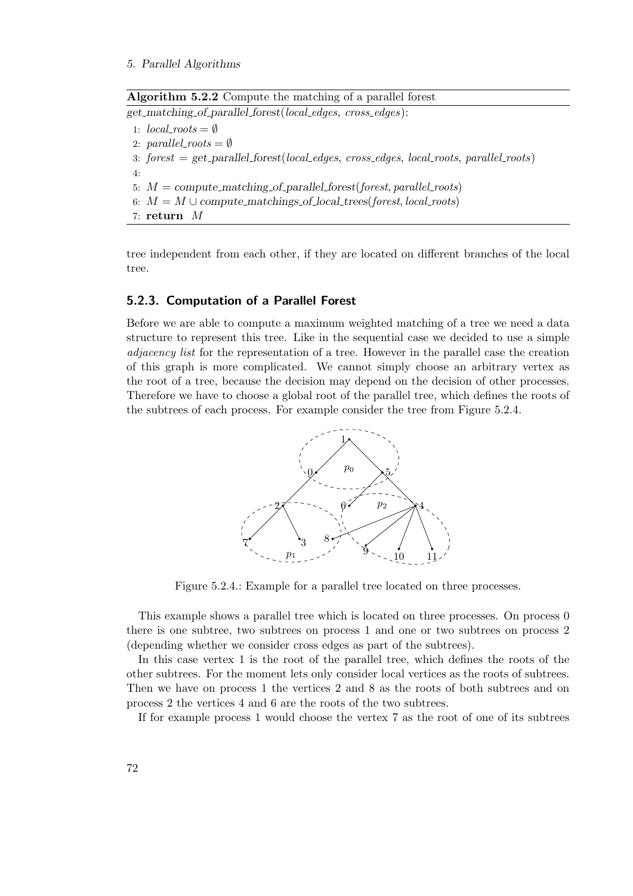**Algorithm 5.2.2** Compute the matching of a parallel forest

```
get_matching_of_parallel_forest(local_edges, cross_edges):
1: local_roots = ∅
2: parallel_roots = ∅
3: forest = get_parallel_forest(local_edges, cross_edges, local_roots, parallel_roots)
4:
5: M = compute_matching_of_parallel_forest(forest, parallel_roots)
6: M = M ∪ compute_matchings_of_local_trees(forest, local_roots)
7: return M
```

tree independent from each other, if they are located on different branches of the local tree.

### 5.2.3. Computation of a Parallel Forest

Before we are able to compute a maximum weighted matching of a tree we need a data structure to represent this tree. Like in the sequential case we decided to use a simple *adjacency list* for the representation of a tree. However in the parallel case the creation of this graph is more complicated. We cannot simply choose an arbitrary vertex as the root of a tree, because the decision may depend on the decision of other processes. Therefore we have to choose a global root of the parallel tree, which defines the roots of the subtrees of each process. For example consider the tree from Figure 5.2.4.

Figure 5.2.4.: Example for a parallel tree located on three processes.

This example shows a parallel tree which is located on three processes. On process 0 there is one subtree, two subtrees on process 1 and one or two subtrees on process 2 (depending whether we consider cross edges as part of the subtrees).

In this case vertex 1 is the root of the parallel tree, which defines the roots of the other subtrees. For the moment lets only consider local vertices as the roots of subtrees. Then we have on process 1 the vertices 2 and 8 as the roots of both subtrees and on process 2 the vertices 4 and 6 are the roots of the two subtrees.

If for example process 1 would choose the vertex 7 as the root of one of its subtrees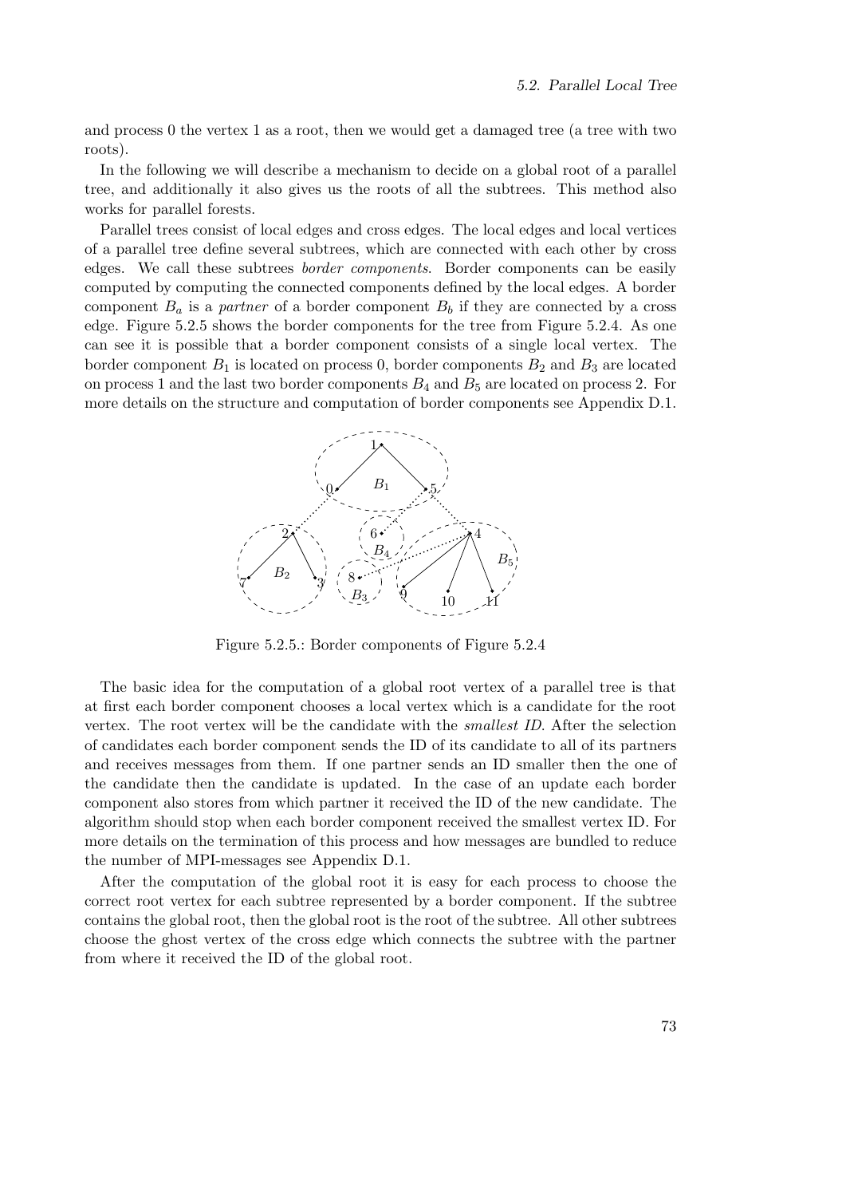and process 0 the vertex 1 as a root, then we would get a damaged tree (a tree with two roots).

In the following we will describe a mechanism to decide on a global root of a parallel tree, and additionally it also gives us the roots of all the subtrees. This method also works for parallel forests.

Parallel trees consist of local edges and cross edges. The local edges and local vertices of a parallel tree define several subtrees, which are connected with each other by cross edges. We call these subtrees *border components*. Border components can be easily computed by computing the connected components defined by the local edges. A border component $B_a$ is a *partner* of a border component $B_b$ if they are connected by a cross edge. Figure 5.2.5 shows the border components for the tree from Figure 5.2.4. As one can see it is possible that a border component consists of a single local vertex. The border component $B_1$ is located on process 0, border components $B_2$ and $B_3$ are located on process 1 and the last two border components $B_4$ and $B_5$ are located on process 2. For more details on the structure and computation of border components see Appendix D.1.

Figure 5.2.5.: Border components of Figure 5.2.4

The basic idea for the computation of a global root vertex of a parallel tree is that at first each border component chooses a local vertex which is a candidate for the root vertex. The root vertex will be the candidate with the *smallest ID*. After the selection of candidates each border component sends the ID of its candidate to all of its partners and receives messages from them. If one partner sends an ID smaller then the one of the candidate then the candidate is updated. In the case of an update each border component also stores from which partner it received the ID of the new candidate. The algorithm should stop when each border component received the smallest vertex ID. For more details on the termination of this process and how messages are bundled to reduce the number of MPI-messages see Appendix D.1.

After the computation of the global root it is easy for each process to choose the correct root vertex for each subtree represented by a border component. If the subtree contains the global root, then the global root is the root of the subtree. All other subtrees choose the ghost vertex of the cross edge which connects the subtree with the partner from where it received the ID of the global root.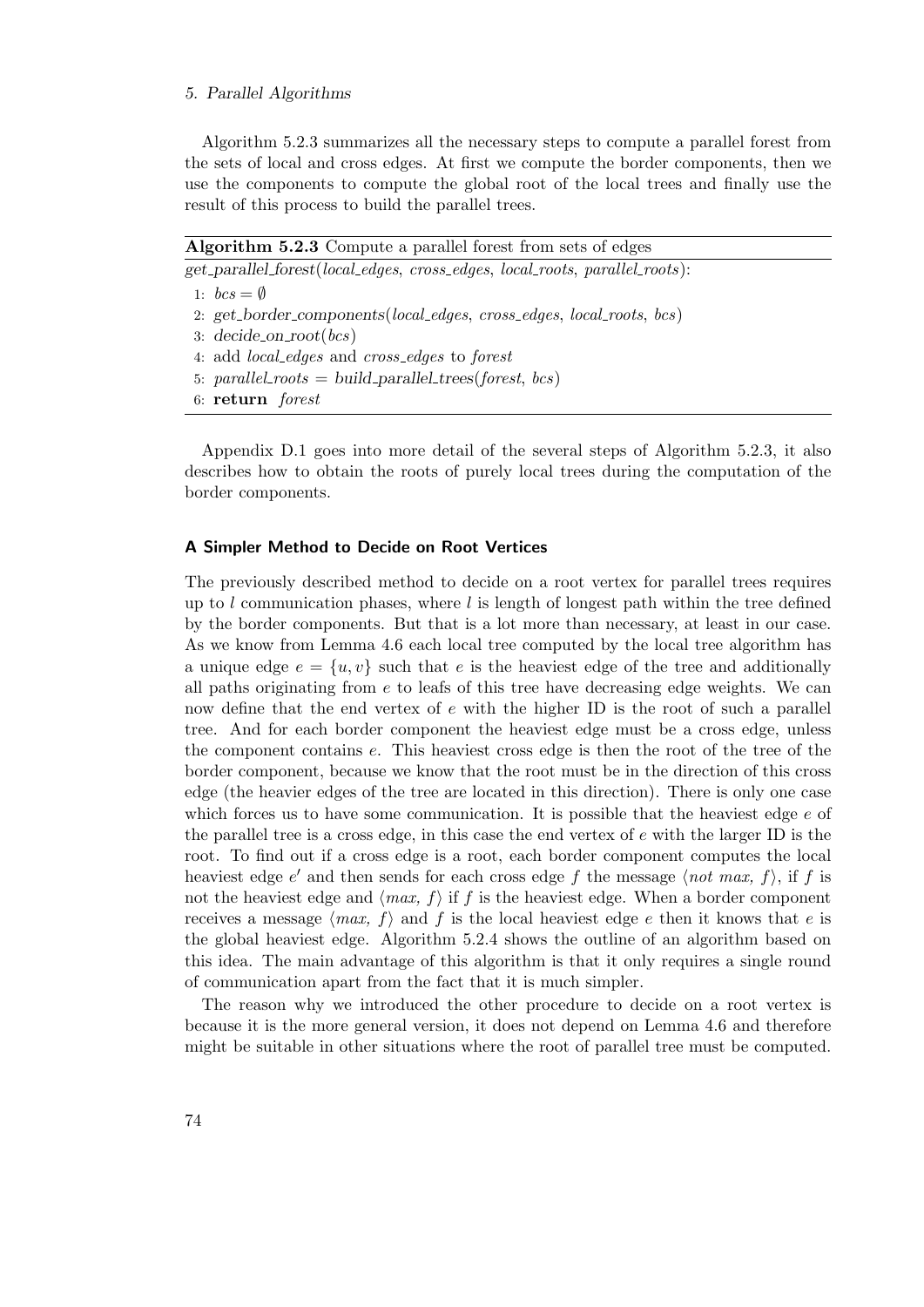Algorithm 5.2.3 summarizes all the necessary steps to compute a parallel forest from the sets of local and cross edges. At first we compute the border components, then we use the components to compute the global root of the local trees and finally use the result of this process to build the parallel trees.

**Algorithm 5.2.3** Compute a parallel forest from sets of edges

*get_parallel_forest*(*local_edges*, *cross_edges*, *local_roots*, *parallel_roots*):

1: $bcs = \emptyset$
2: *get_border_components*(*local_edges*, *cross_edges*, *local_roots*, *bcs*)
3: *decide_on_root*(*bcs*)
4: add *local_edges* and *cross_edges* to *forest*
5: *parallel_roots* = *build_parallel_trees*(*forest*, *bcs*)
6: **return** *forest*

Appendix D.1 goes into more detail of the several steps of Algorithm 5.2.3, it also describes how to obtain the roots of purely local trees during the computation of the border components.

### A Simpler Method to Decide on Root Vertices

The previously described method to decide on a root vertex for parallel trees requires up to $l$ communication phases, where $l$ is length of longest path within the tree defined by the border components. But that is a lot more than necessary, at least in our case. As we know from Lemma 4.6 each local tree computed by the local tree algorithm has a unique edge $e = \{u, v\}$ such that $e$ is the heaviest edge of the tree and additionally all paths originating from $e$ to leafs of this tree have decreasing edge weights. We can now define that the end vertex of $e$ with the higher ID is the root of such a parallel tree. And for each border component the heaviest edge must be a cross edge, unless the component contains $e$. This heaviest cross edge is then the root of the tree of the border component, because we know that the root must be in the direction of this cross edge (the heavier edges of the tree are located in this direction). There is only one case which forces us to have some communication. It is possible that the heaviest edge $e$ of the parallel tree is a cross edge, in this case the end vertex of $e$ with the larger ID is the root. To find out if a cross edge is a root, each border component computes the local heaviest edge $e'$ and then sends for each cross edge $f$ the message $\langle \textit{not max, } f \rangle$, if $f$ is not the heaviest edge and $\langle \textit{max, } f \rangle$ if $f$ is the heaviest edge. When a border component receives a message $\langle \textit{max, } f \rangle$ and $f$ is the local heaviest edge $e$ then it knows that $e$ is the global heaviest edge. Algorithm 5.2.4 shows the outline of an algorithm based on this idea. The main advantage of this algorithm is that it only requires a single round of communication apart from the fact that it is much simpler.

The reason why we introduced the other procedure to decide on a root vertex is because it is the more general version, it does not depend on Lemma 4.6 and therefore might be suitable in other situations where the root of parallel tree must be computed.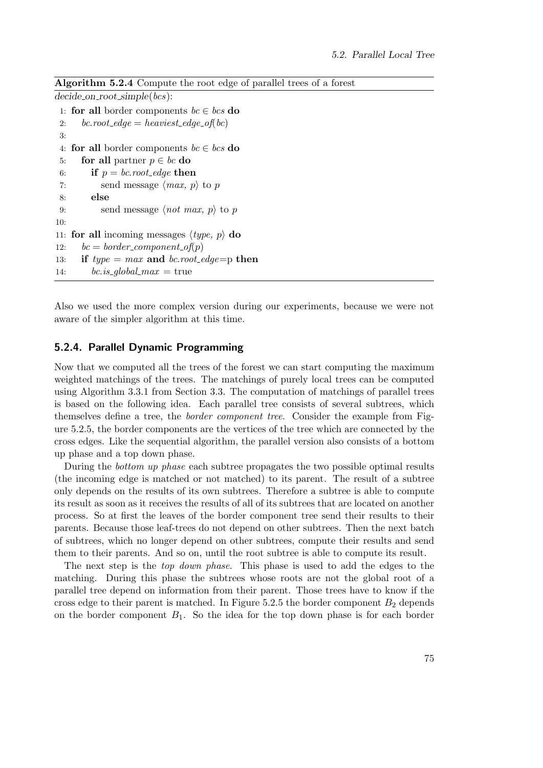**Algorithm 5.2.4** Compute the root edge of parallel trees of a forest

```
decide_on_root_simple(bcs):
 1: for all border components bc ∈ bcs do
 2:    bc.root_edge = heaviest_edge_of(bc)
 3:
 4: for all border components bc ∈ bcs do
 5:    for all partner p ∈ bc do
 6:       if p = bc.root_edge then
 7:          send message ⟨max, p⟩ to p
 8:       else
 9:          send message ⟨not max, p⟩ to p
10:
11: for all incoming messages ⟨type, p⟩ do
12:    bc = border_component_of(p)
13:    if type = max and bc.root_edge=p then
14:       bc.is_global_max = true
```

Also we used the more complex version during our experiments, because we were not aware of the simpler algorithm at this time.

### 5.2.4. Parallel Dynamic Programming

Now that we computed all the trees of the forest we can start computing the maximum weighted matchings of the trees. The matchings of purely local trees can be computed using Algorithm 3.3.1 from Section 3.3. The computation of matchings of parallel trees is based on the following idea. Each parallel tree consists of several subtrees, which themselves define a tree, the *border component tree*. Consider the example from Figure 5.2.5, the border components are the vertices of the tree which are connected by the cross edges. Like the sequential algorithm, the parallel version also consists of a bottom up phase and a top down phase.

During the *bottom up phase* each subtree propagates the two possible optimal results (the incoming edge is matched or not matched) to its parent. The result of a subtree only depends on the results of its own subtrees. Therefore a subtree is able to compute its result as soon as it receives the results of all of its subtrees that are located on another process. So at first the leaves of the border component tree send their results to their parents. Because those leaf-trees do not depend on other subtrees. Then the next batch of subtrees, which no longer depend on other subtrees, compute their results and send them to their parents. And so on, until the root subtree is able to compute its result.

The next step is the *top down phase*. This phase is used to add the edges to the matching. During this phase the subtrees whose roots are not the global root of a parallel tree depend on information from their parent. Those trees have to know if the cross edge to their parent is matched. In Figure 5.2.5 the border component $B_2$ depends on the border component $B_1$. So the idea for the top down phase is for each border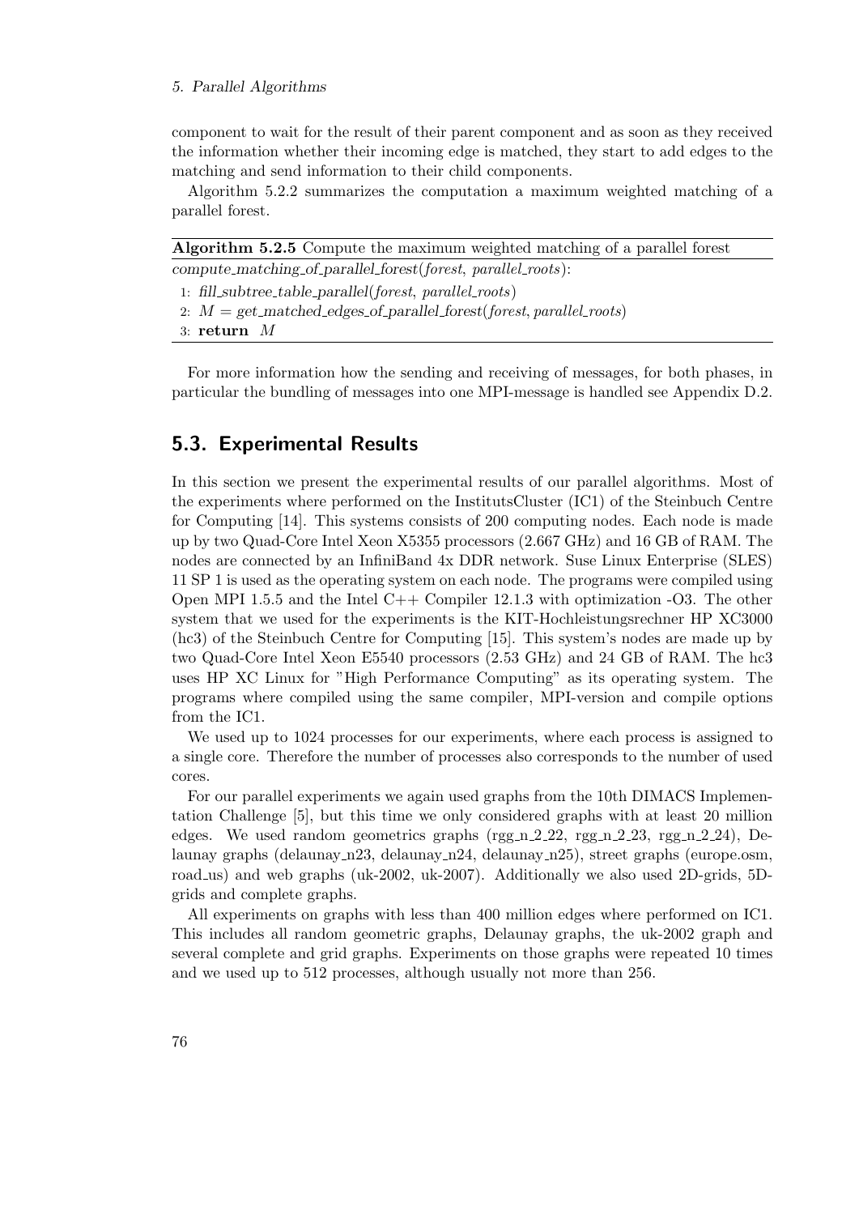component to wait for the result of their parent component and as soon as they received the information whether their incoming edge is matched, they start to add edges to the matching and send information to their child components.

Algorithm 5.2.2 summarizes the computation a maximum weighted matching of a parallel forest.

**Algorithm 5.2.5** Compute the maximum weighted matching of a parallel forest

*compute_matching_of_parallel_forest*(*forest*, *parallel_roots*):

1: *fill_subtree_table_parallel*(*forest*, *parallel_roots*)
2: $M$ = *get_matched_edges_of_parallel_forest*(*forest*, *parallel_roots*)
3: **return** $M$

For more information how the sending and receiving of messages, for both phases, in particular the bundling of messages into one MPI-message is handled see Appendix D.2.

## 5.3. Experimental Results

In this section we present the experimental results of our parallel algorithms. Most of the experiments where performed on the InstitutsCluster (IC1) of the Steinbuch Centre for Computing [14]. This systems consists of 200 computing nodes. Each node is made up by two Quad-Core Intel Xeon X5355 processors (2.667 GHz) and 16 GB of RAM. The nodes are connected by an InfiniBand 4x DDR network. Suse Linux Enterprise (SLES) 11 SP 1 is used as the operating system on each node. The programs were compiled using Open MPI 1.5.5 and the Intel C++ Compiler 12.1.3 with optimization -O3. The other system that we used for the experiments is the KIT-Hochleistungsrechner HP XC3000 (hc3) of the Steinbuch Centre for Computing [15]. This system's nodes are made up by two Quad-Core Intel Xeon E5540 processors (2.53 GHz) and 24 GB of RAM. The hc3 uses HP XC Linux for "High Performance Computing" as its operating system. The programs where compiled using the same compiler, MPI-version and compile options from the IC1.

We used up to 1024 processes for our experiments, where each process is assigned to a single core. Therefore the number of processes also corresponds to the number of used cores.

For our parallel experiments we again used graphs from the 10th DIMACS Implementation Challenge [5], but this time we only considered graphs with at least 20 million edges. We used random geometrics graphs (rgg_n_2_22, rgg_n_2_23, rgg_n_2_24), Delaunay graphs (delaunay_n23, delaunay_n24, delaunay_n25), street graphs (europe.osm, road_us) and web graphs (uk-2002, uk-2007). Additionally we also used 2D-grids, 5D-grids and complete graphs.

All experiments on graphs with less than 400 million edges where performed on IC1. This includes all random geometric graphs, Delaunay graphs, the uk-2002 graph and several complete and grid graphs. Experiments on those graphs were repeated 10 times and we used up to 512 processes, although usually not more than 256.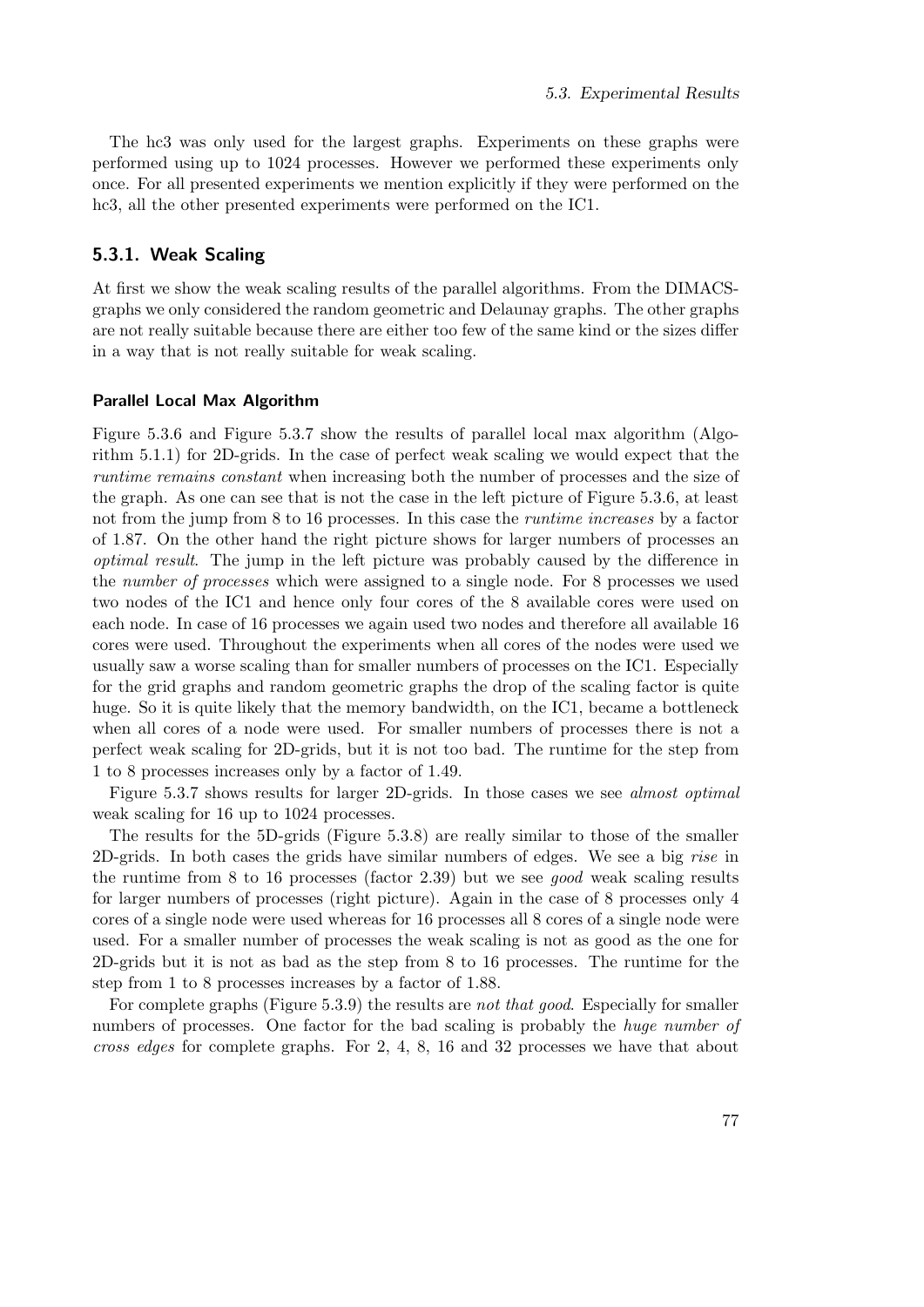The hc3 was only used for the largest graphs. Experiments on these graphs were performed using up to 1024 processes. However we performed these experiments only once. For all presented experiments we mention explicitly if they were performed on the hc3, all the other presented experiments were performed on the IC1.

### 5.3.1. Weak Scaling

At first we show the weak scaling results of the parallel algorithms. From the DIMACS-graphs we only considered the random geometric and Delaunay graphs. The other graphs are not really suitable because there are either too few of the same kind or the sizes differ in a way that is not really suitable for weak scaling.

#### Parallel Local Max Algorithm

Figure 5.3.6 and Figure 5.3.7 show the results of parallel local max algorithm (Algorithm 5.1.1) for 2D-grids. In the case of perfect weak scaling we would expect that the *runtime remains constant* when increasing both the number of processes and the size of the graph. As one can see that is not the case in the left picture of Figure 5.3.6, at least not from the jump from 8 to 16 processes. In this case the *runtime increases* by a factor of 1.87. On the other hand the right picture shows for larger numbers of processes an *optimal result*. The jump in the left picture was probably caused by the difference in the *number of processes* which were assigned to a single node. For 8 processes we used two nodes of the IC1 and hence only four cores of the 8 available cores were used on each node. In case of 16 processes we again used two nodes and therefore all available 16 cores were used. Throughout the experiments when all cores of the nodes were used we usually saw a worse scaling than for smaller numbers of processes on the IC1. Especially for the grid graphs and random geometric graphs the drop of the scaling factor is quite huge. So it is quite likely that the memory bandwidth, on the IC1, became a bottleneck when all cores of a node were used. For smaller numbers of processes there is not a perfect weak scaling for 2D-grids, but it is not too bad. The runtime for the step from 1 to 8 processes increases only by a factor of 1.49.

Figure 5.3.7 shows results for larger 2D-grids. In those cases we see *almost optimal* weak scaling for 16 up to 1024 processes.

The results for the 5D-grids (Figure 5.3.8) are really similar to those of the smaller 2D-grids. In both cases the grids have similar numbers of edges. We see a big *rise* in the runtime from 8 to 16 processes (factor 2.39) but we see *good* weak scaling results for larger numbers of processes (right picture). Again in the case of 8 processes only 4 cores of a single node were used whereas for 16 processes all 8 cores of a single node were used. For a smaller number of processes the weak scaling is not as good as the one for 2D-grids but it is not as bad as the step from 8 to 16 processes. The runtime for the step from 1 to 8 processes increases by a factor of 1.88.

For complete graphs (Figure 5.3.9) the results are *not that good*. Especially for smaller numbers of processes. One factor for the bad scaling is probably the *huge number of cross edges* for complete graphs. For 2, 4, 8, 16 and 32 processes we have that about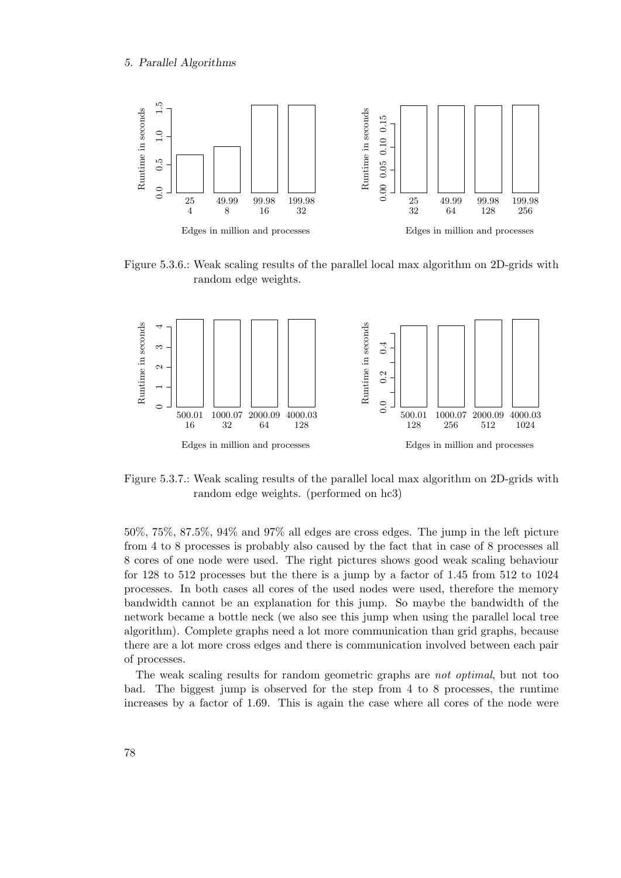Figure 5.3.6.: Weak scaling results of the parallel local max algorithm on 2D-grids with random edge weights.

Figure 5.3.7.: Weak scaling results of the parallel local max algorithm on 2D-grids with random edge weights. (performed on hc3)

50%, 75%, 87.5%, 94% and 97% all edges are cross edges. The jump in the left picture from 4 to 8 processes is probably also caused by the fact that in case of 8 processes all 8 cores of one node were used. The right pictures shows good weak scaling behaviour for 128 to 512 processes but the there is a jump by a factor of 1.45 from 512 to 1024 processes. In both cases all cores of the used nodes were used, therefore the memory bandwidth cannot be an explanation for this jump. So maybe the bandwidth of the network became a bottle neck (we also see this jump when using the parallel local tree algorithm). Complete graphs need a lot more communication than grid graphs, because there are a lot more cross edges and there is communication involved between each pair of processes.

The weak scaling results for random geometric graphs are *not optimal*, but not too bad. The biggest jump is observed for the step from 4 to 8 processes, the runtime increases by a factor of 1.69. This is again the case where all cores of the node were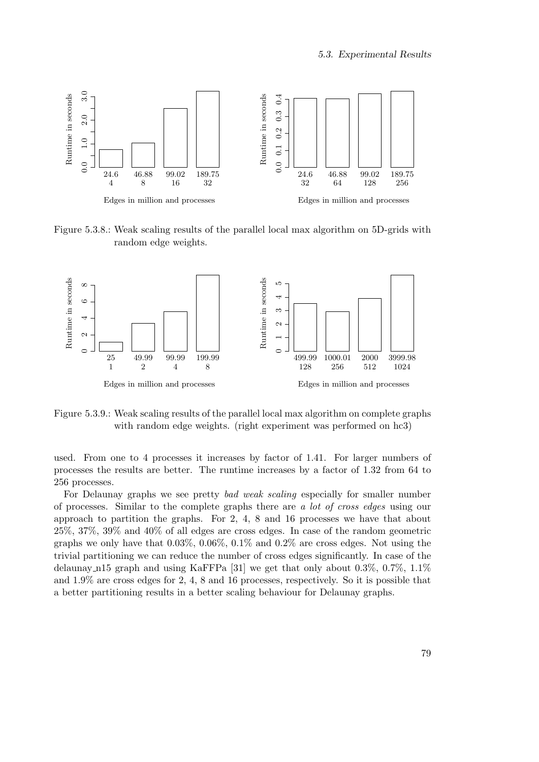Figure 5.3.8.: Weak scaling results of the parallel local max algorithm on 5D-grids with random edge weights.

Figure 5.3.9.: Weak scaling results of the parallel local max algorithm on complete graphs with random edge weights. (right experiment was performed on hc3)

used. From one to 4 processes it increases by factor of 1.41. For larger numbers of processes the results are better. The runtime increases by a factor of 1.32 from 64 to 256 processes.

For Delaunay graphs we see pretty *bad weak scaling* especially for smaller number of processes. Similar to the complete graphs there are *a lot of cross edges* using our approach to partition the graphs. For 2, 4, 8 and 16 processes we have that about 25%, 37%, 39% and 40% of all edges are cross edges. In case of the random geometric graphs we only have that 0.03%, 0.06%, 0.1% and 0.2% are cross edges. Not using the trivial partitioning we can reduce the number of cross edges significantly. In case of the delaunay_n15 graph and using KaFFPa [31] we get that only about 0.3%, 0.7%, 1.1% and 1.9% are cross edges for 2, 4, 8 and 16 processes, respectively. So it is possible that a better partitioning results in a better scaling behaviour for Delaunay graphs.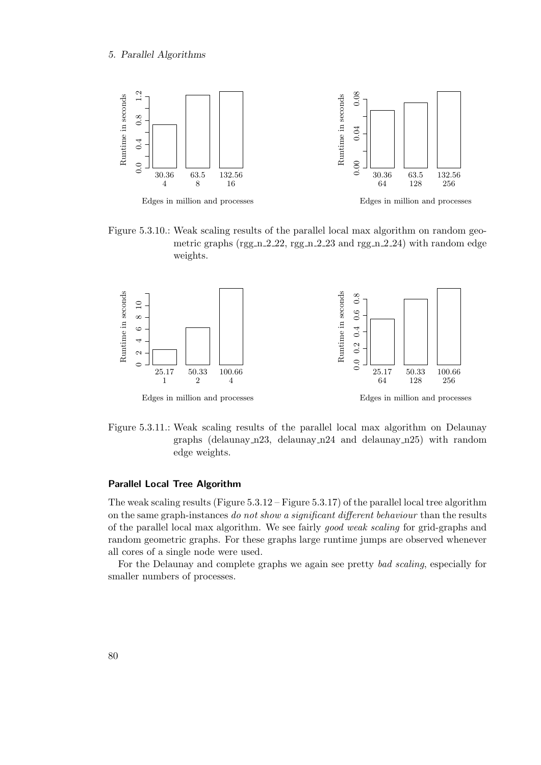Figure 5.3.10.: Weak scaling results of the parallel local max algorithm on random geometric graphs (rgg_n_2_22, rgg_n_2_23 and rgg_n_2_24) with random edge weights.

Figure 5.3.11.: Weak scaling results of the parallel local max algorithm on Delaunay graphs (delaunay_n23, delaunay_n24 and delaunay_n25) with random edge weights.

#### Parallel Local Tree Algorithm

The weak scaling results (Figure 5.3.12 – Figure 5.3.17) of the parallel local tree algorithm on the same graph-instances *do not show a significant different behaviour* than the results of the parallel local max algorithm. We see fairly *good weak scaling* for grid-graphs and random geometric graphs. For these graphs large runtime jumps are observed whenever all cores of a single node were used.

For the Delaunay and complete graphs we again see pretty *bad scaling*, especially for smaller numbers of processes.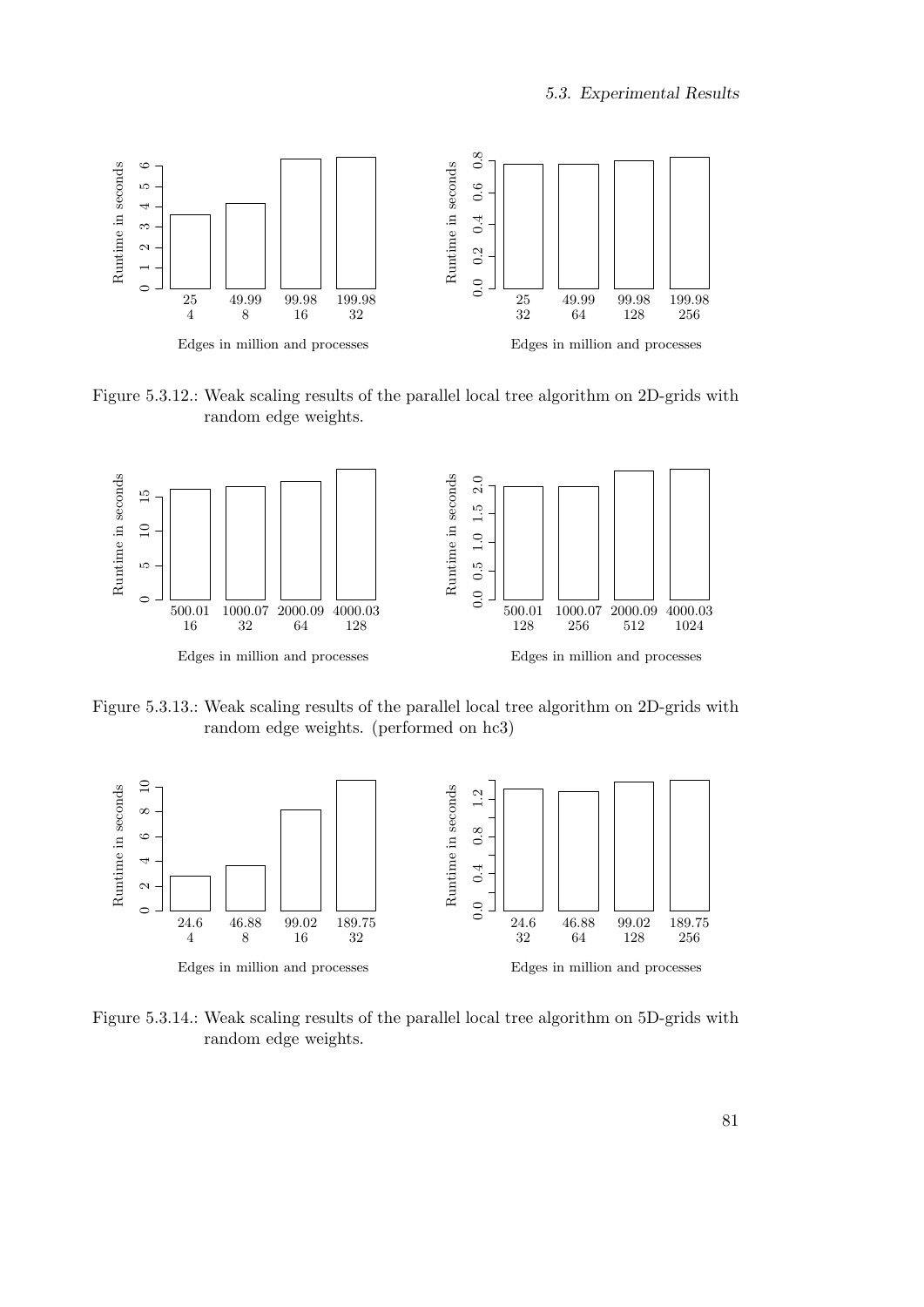Figure 5.3.12.: Weak scaling results of the parallel local tree algorithm on 2D-grids with random edge weights.

Figure 5.3.13.: Weak scaling results of the parallel local tree algorithm on 2D-grids with random edge weights. (performed on hc3)

Figure 5.3.14.: Weak scaling results of the parallel local tree algorithm on 5D-grids with random edge weights.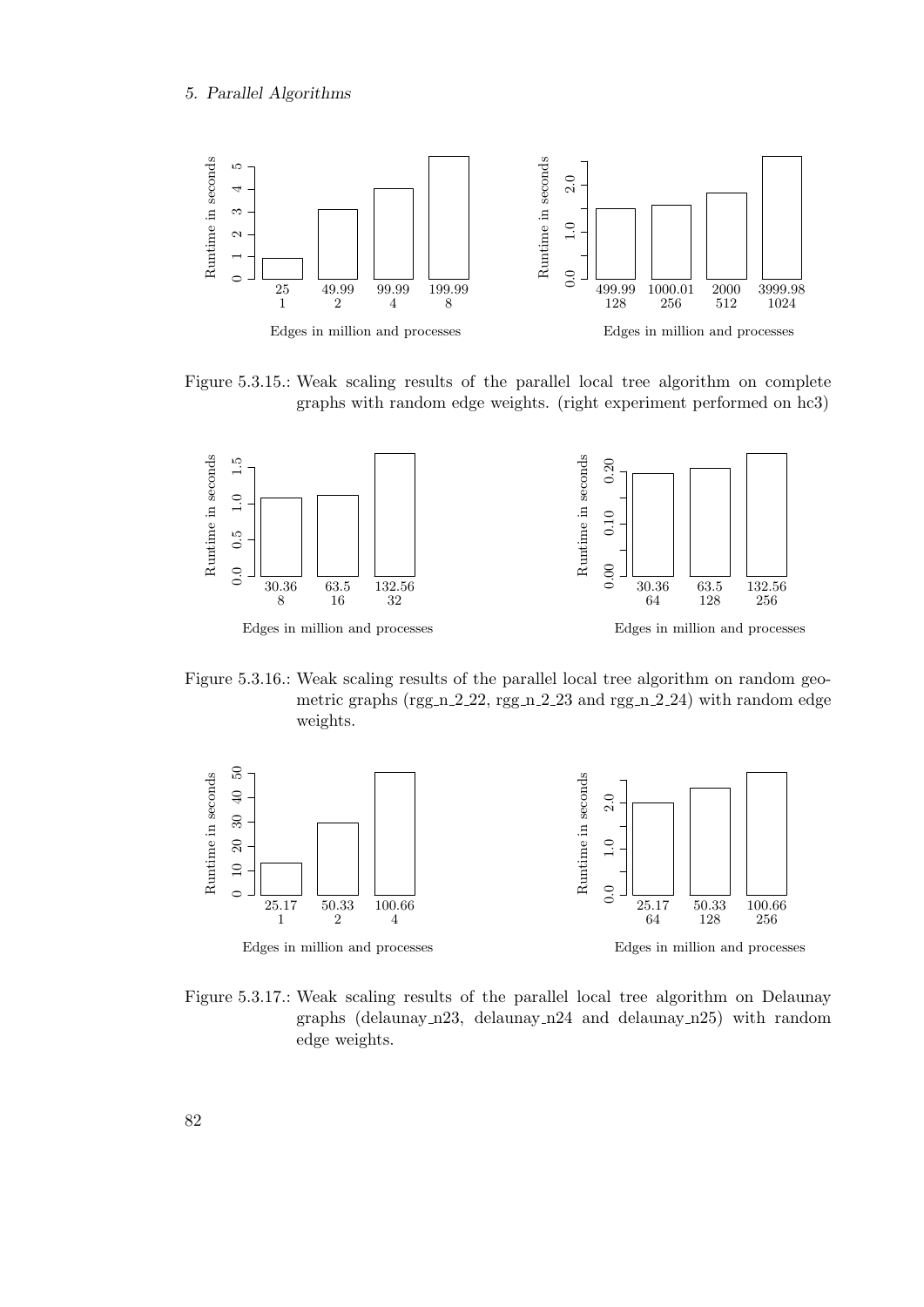Figure 5.3.15.: Weak scaling results of the parallel local tree algorithm on complete graphs with random edge weights. (right experiment performed on hc3)

Figure 5.3.16.: Weak scaling results of the parallel local tree algorithm on random geometric graphs (rgg_n_2_22, rgg_n_2_23 and rgg_n_2_24) with random edge weights.

Figure 5.3.17.: Weak scaling results of the parallel local tree algorithm on Delaunay graphs (delaunay_n23, delaunay_n24 and delaunay_n25) with random edge weights.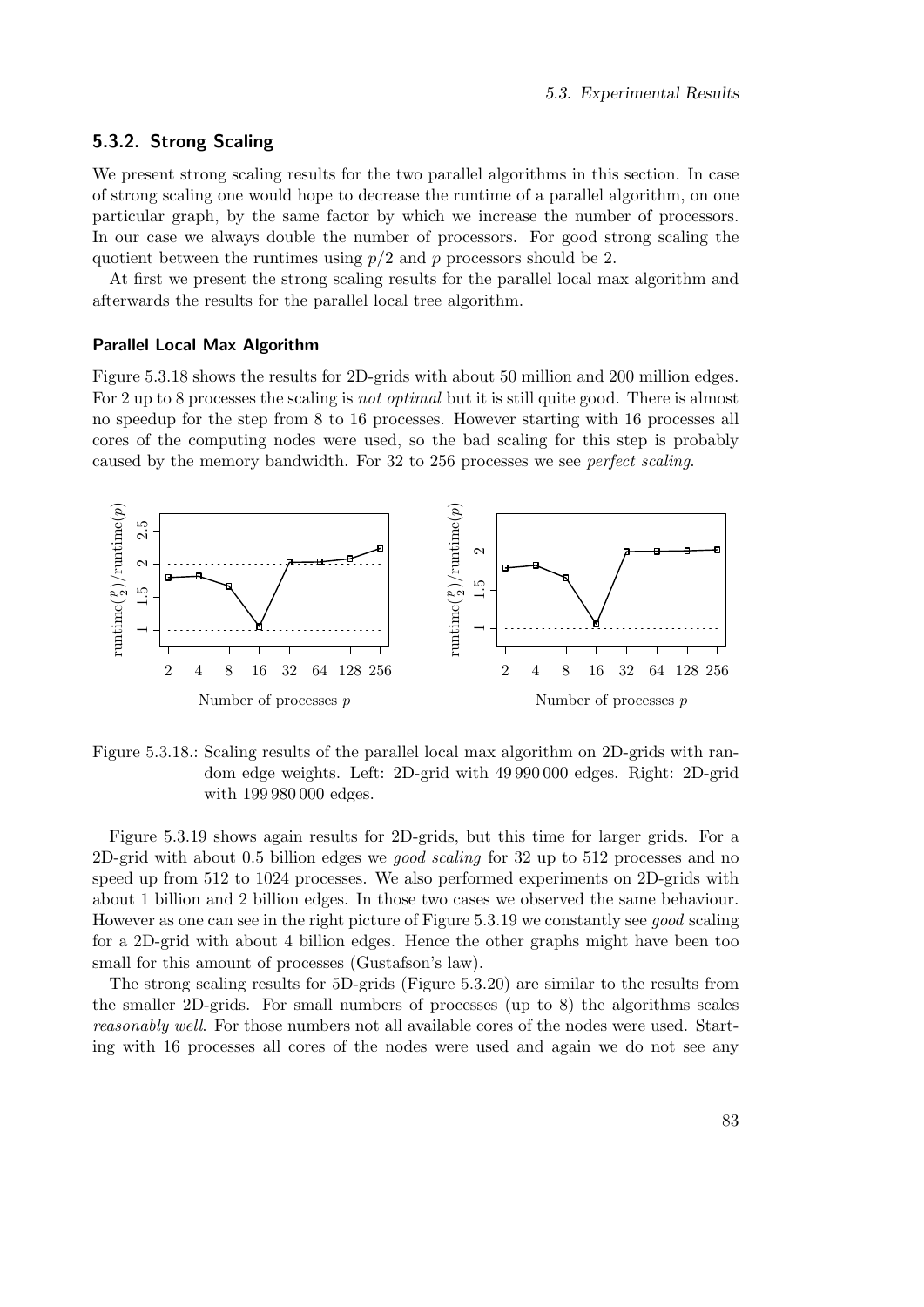### 5.3.2. Strong Scaling

We present strong scaling results for the two parallel algorithms in this section. In case of strong scaling one would hope to decrease the runtime of a parallel algorithm, on one particular graph, by the same factor by which we increase the number of processors. In our case we always double the number of processors. For good strong scaling the quotient between the runtimes using $p/2$ and $p$ processors should be 2.

At first we present the strong scaling results for the parallel local max algorithm and afterwards the results for the parallel local tree algorithm.

#### Parallel Local Max Algorithm

Figure 5.3.18 shows the results for 2D-grids with about 50 million and 200 million edges. For 2 up to 8 processes the scaling is *not optimal* but it is still quite good. There is almost no speedup for the step from 8 to 16 processes. However starting with 16 processes all cores of the computing nodes were used, so the bad scaling for this step is probably caused by the memory bandwidth. For 32 to 256 processes we see *perfect scaling*.

Figure 5.3.18.: Scaling results of the parallel local max algorithm on 2D-grids with random edge weights. Left: 2D-grid with 49 990 000 edges. Right: 2D-grid with 199 980 000 edges.

Figure 5.3.19 shows again results for 2D-grids, but this time for larger grids. For a 2D-grid with about 0.5 billion edges we *good scaling* for 32 up to 512 processes and no speed up from 512 to 1024 processes. We also performed experiments on 2D-grids with about 1 billion and 2 billion edges. In those two cases we observed the same behaviour. However as one can see in the right picture of Figure 5.3.19 we constantly see *good* scaling for a 2D-grid with about 4 billion edges. Hence the other graphs might have been too small for this amount of processes (Gustafson's law).

The strong scaling results for 5D-grids (Figure 5.3.20) are similar to the results from the smaller 2D-grids. For small numbers of processes (up to 8) the algorithms scales *reasonably well*. For those numbers not all available cores of the nodes were used. Starting with 16 processes all cores of the nodes were used and again we do not see any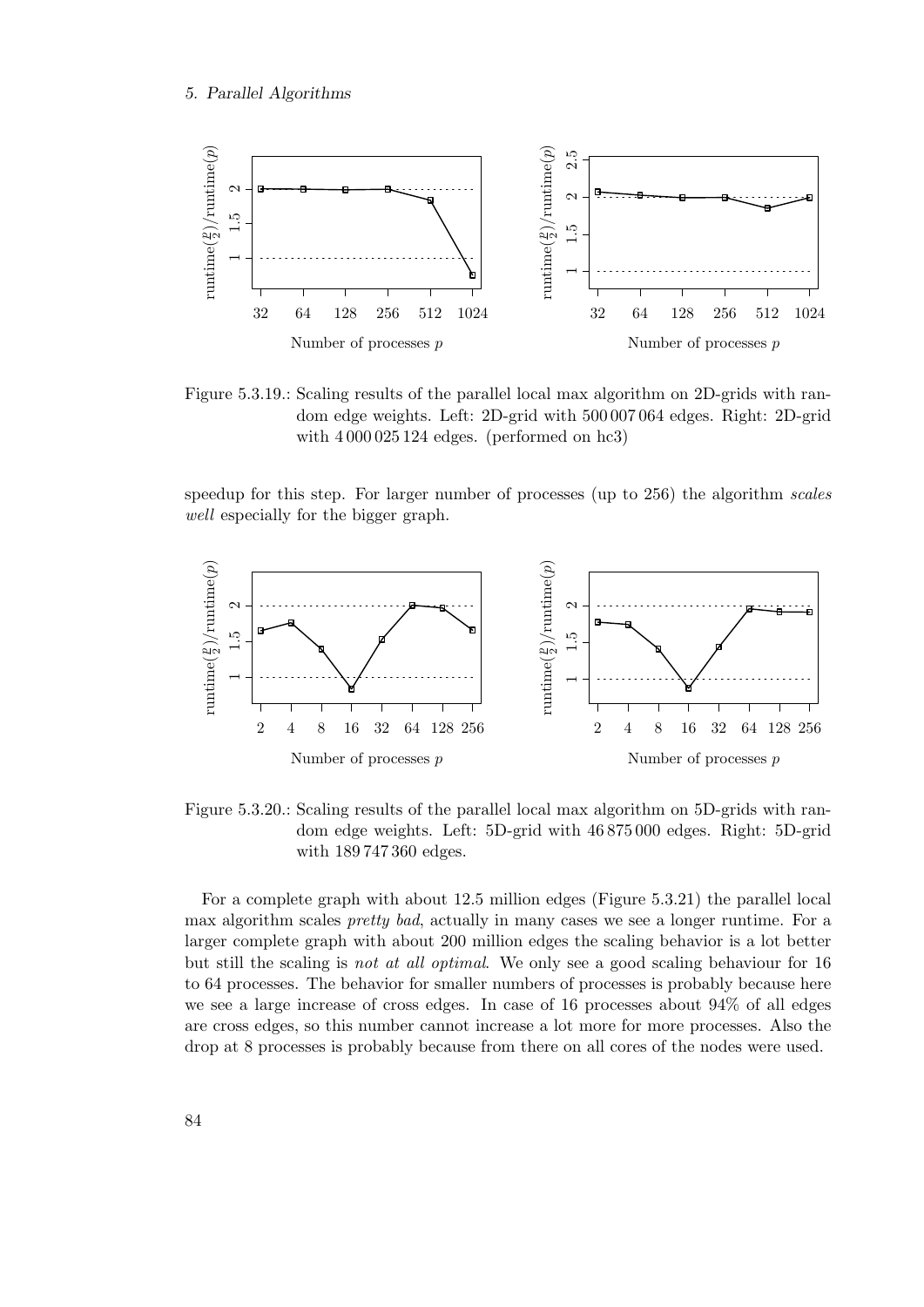Figure 5.3.19.: Scaling results of the parallel local max algorithm on 2D-grids with random edge weights. Left: 2D-grid with 500 007 064 edges. Right: 2D-grid with 4 000 025 124 edges. (performed on hc3)

speedup for this step. For larger number of processes (up to 256) the algorithm *scales well* especially for the bigger graph.

Figure 5.3.20.: Scaling results of the parallel local max algorithm on 5D-grids with random edge weights. Left: 5D-grid with 46 875 000 edges. Right: 5D-grid with 189 747 360 edges.

For a complete graph with about 12.5 million edges (Figure 5.3.21) the parallel local max algorithm scales *pretty bad*, actually in many cases we see a longer runtime. For a larger complete graph with about 200 million edges the scaling behavior is a lot better but still the scaling is *not at all optimal*. We only see a good scaling behaviour for 16 to 64 processes. The behavior for smaller numbers of processes is probably because here we see a large increase of cross edges. In case of 16 processes about 94% of all edges are cross edges, so this number cannot increase a lot more for more processes. Also the drop at 8 processes is probably because from there on all cores of the nodes were used.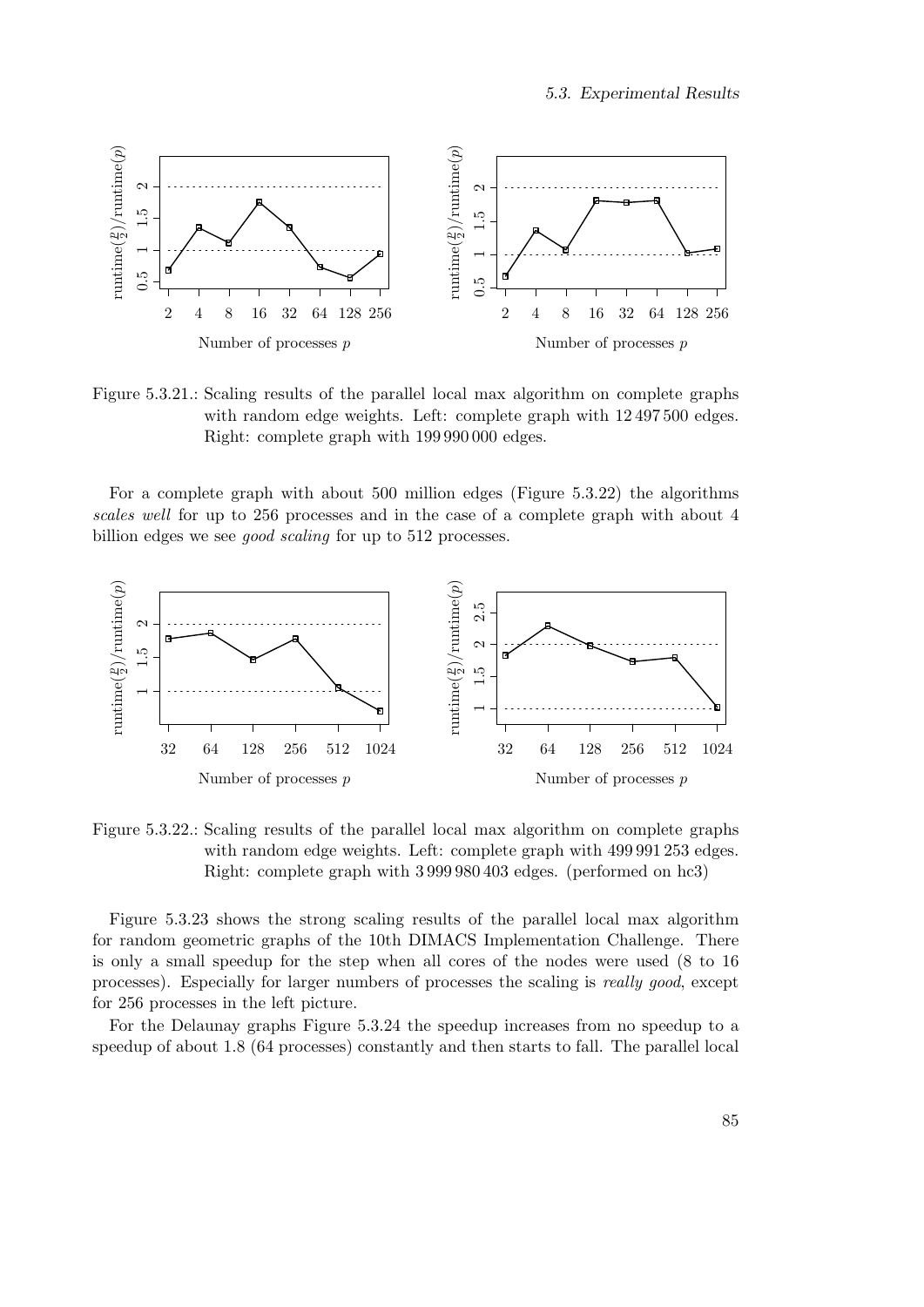Figure 5.3.21.: Scaling results of the parallel local max algorithm on complete graphs with random edge weights. Left: complete graph with 12 497 500 edges. Right: complete graph with 199 990 000 edges.

For a complete graph with about 500 million edges (Figure 5.3.22) the algorithms *scales well* for up to 256 processes and in the case of a complete graph with about 4 billion edges we see *good scaling* for up to 512 processes.

Figure 5.3.22.: Scaling results of the parallel local max algorithm on complete graphs with random edge weights. Left: complete graph with 499 991 253 edges. Right: complete graph with 3 999 980 403 edges. (performed on hc3)

Figure 5.3.23 shows the strong scaling results of the parallel local max algorithm for random geometric graphs of the 10th DIMACS Implementation Challenge. There is only a small speedup for the step when all cores of the nodes were used (8 to 16 processes). Especially for larger numbers of processes the scaling is *really good*, except for 256 processes in the left picture.

For the Delaunay graphs Figure 5.3.24 the speedup increases from no speedup to a speedup of about 1.8 (64 processes) constantly and then starts to fall. The parallel local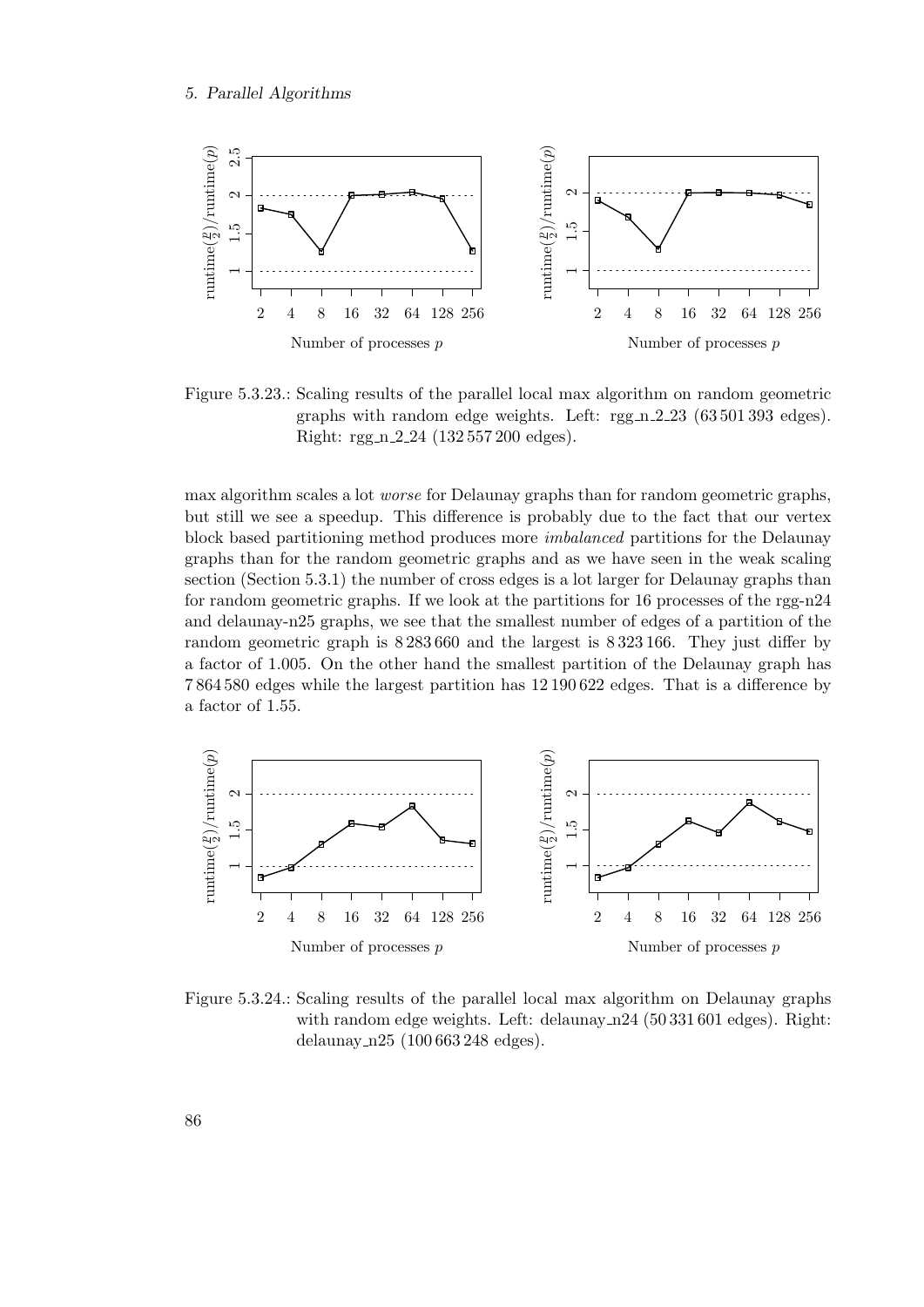Figure 5.3.23.: Scaling results of the parallel local max algorithm on random geometric graphs with random edge weights. Left: rgg_n_2_23 (63 501 393 edges). Right: rgg_n_2_24 (132 557 200 edges).

max algorithm scales a lot *worse* for Delaunay graphs than for random geometric graphs, but still we see a speedup. This difference is probably due to the fact that our vertex block based partitioning method produces more *imbalanced* partitions for the Delaunay graphs than for the random geometric graphs and as we have seen in the weak scaling section (Section 5.3.1) the number of cross edges is a lot larger for Delaunay graphs than for random geometric graphs. If we look at the partitions for 16 processes of the rgg-n24 and delaunay-n25 graphs, we see that the smallest number of edges of a partition of the random geometric graph is 8 283 660 and the largest is 8 323 166. They just differ by a factor of 1.005. On the other hand the smallest partition of the Delaunay graph has 7 864 580 edges while the largest partition has 12 190 622 edges. That is a difference by a factor of 1.55.

Figure 5.3.24.: Scaling results of the parallel local max algorithm on Delaunay graphs with random edge weights. Left: delaunay_n24 (50 331 601 edges). Right: delaunay_n25 (100 663 248 edges).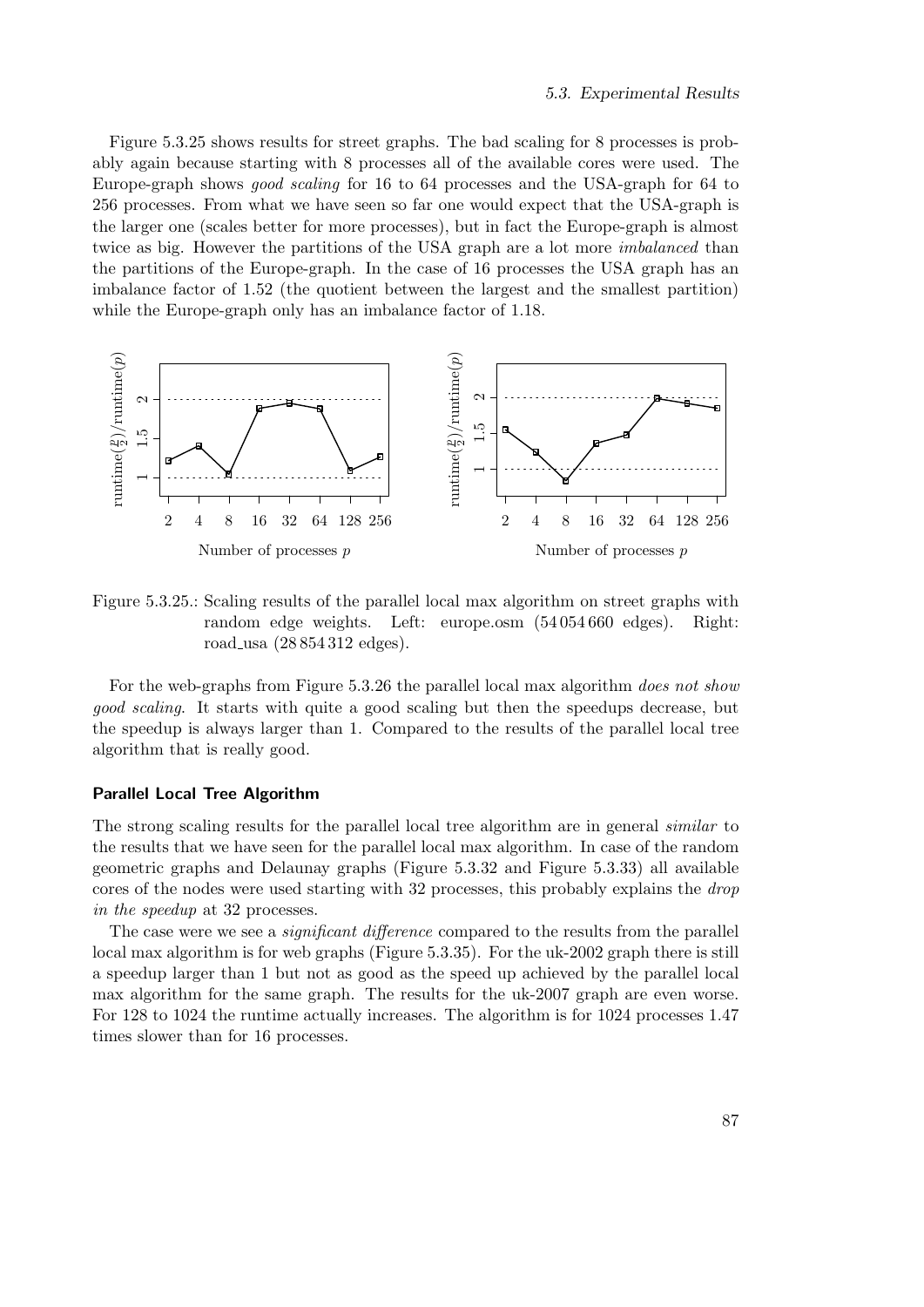Figure 5.3.25 shows results for street graphs. The bad scaling for 8 processes is probably again because starting with 8 processes all of the available cores were used. The Europe-graph shows *good scaling* for 16 to 64 processes and the USA-graph for 64 to 256 processes. From what we have seen so far one would expect that the USA-graph is the larger one (scales better for more processes), but in fact the Europe-graph is almost twice as big. However the partitions of the USA graph are a lot more *imbalanced* than the partitions of the Europe-graph. In the case of 16 processes the USA graph has an imbalance factor of 1.52 (the quotient between the largest and the smallest partition) while the Europe-graph only has an imbalance factor of 1.18.

Figure 5.3.25.: Scaling results of the parallel local max algorithm on street graphs with random edge weights. Left: europe.osm (54 054 660 edges). Right: road_usa (28 854 312 edges).

For the web-graphs from Figure 5.3.26 the parallel local max algorithm *does not show good scaling*. It starts with quite a good scaling but then the speedups decrease, but the speedup is always larger than 1. Compared to the results of the parallel local tree algorithm that is really good.

#### Parallel Local Tree Algorithm

The strong scaling results for the parallel local tree algorithm are in general *similar* to the results that we have seen for the parallel local max algorithm. In case of the random geometric graphs and Delaunay graphs (Figure 5.3.32 and Figure 5.3.33) all available cores of the nodes were used starting with 32 processes, this probably explains the *drop in the speedup* at 32 processes.

The case were we see a *significant difference* compared to the results from the parallel local max algorithm is for web graphs (Figure 5.3.35). For the uk-2002 graph there is still a speedup larger than 1 but not as good as the speed up achieved by the parallel local max algorithm for the same graph. The results for the uk-2007 graph are even worse. For 128 to 1024 the runtime actually increases. The algorithm is for 1024 processes 1.47 times slower than for 16 processes.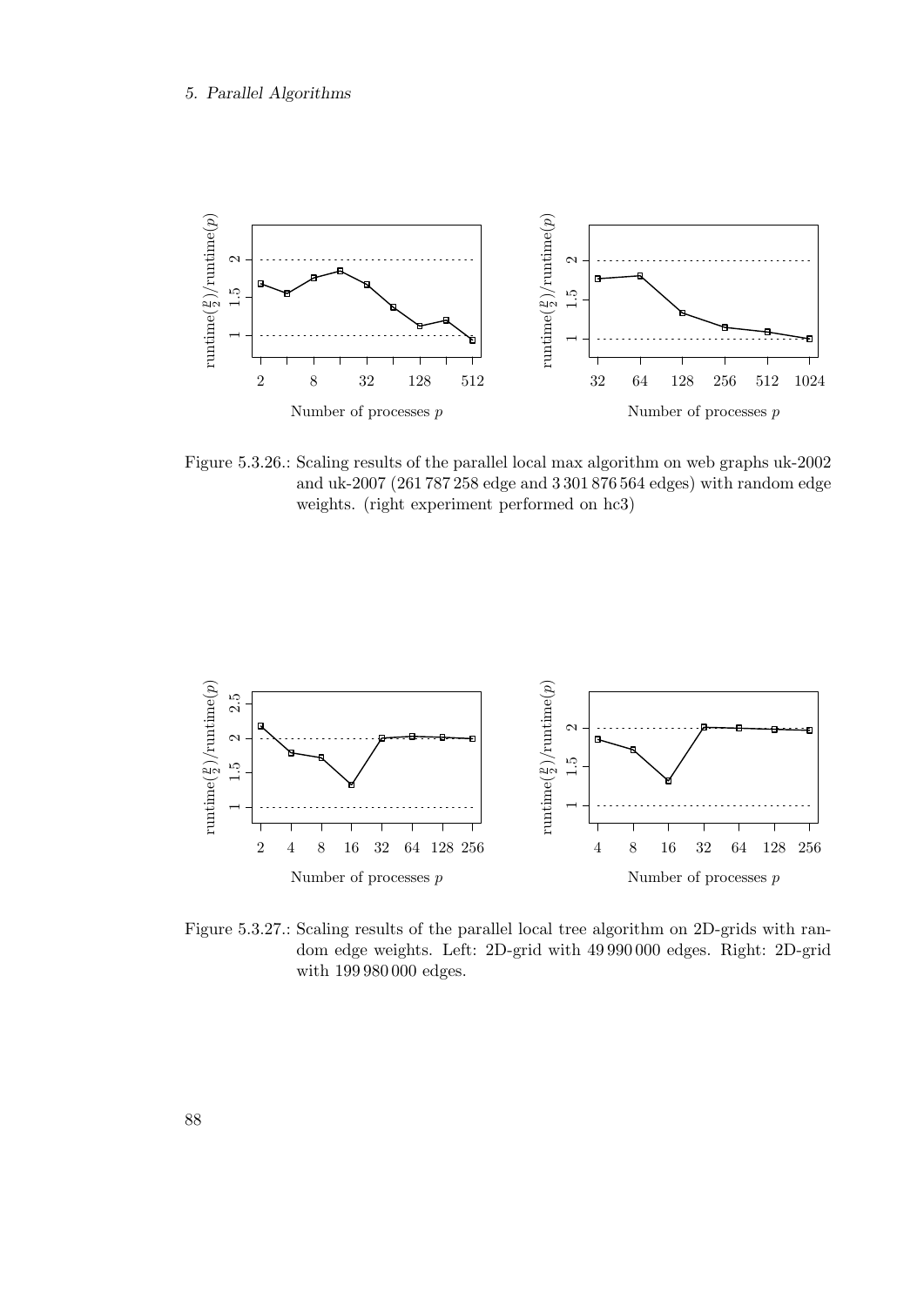Figure 5.3.26.: Scaling results of the parallel local max algorithm on web graphs uk-2002 and uk-2007 (261 787 258 edge and 3 301 876 564 edges) with random edge weights. (right experiment performed on hc3)

Figure 5.3.27.: Scaling results of the parallel local tree algorithm on 2D-grids with random edge weights. Left: 2D-grid with 49 990 000 edges. Right: 2D-grid with 199 980 000 edges.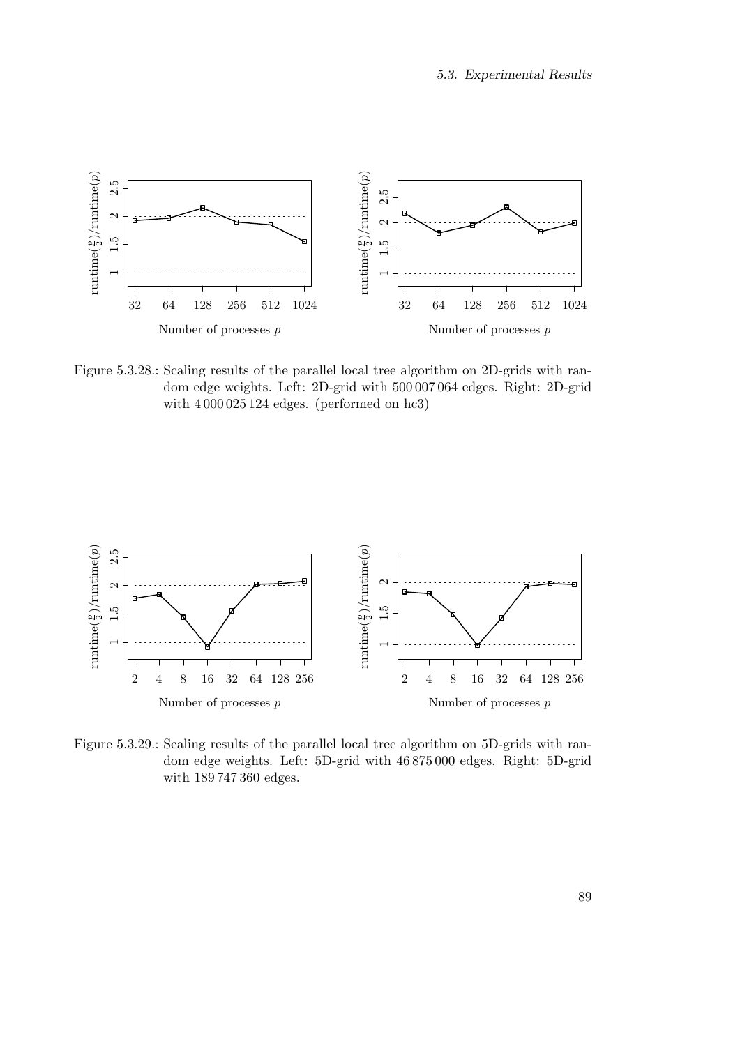Figure 5.3.28.: Scaling results of the parallel local tree algorithm on 2D-grids with random edge weights. Left: 2D-grid with 500 007 064 edges. Right: 2D-grid with 4 000 025 124 edges. (performed on hc3)

Figure 5.3.29.: Scaling results of the parallel local tree algorithm on 5D-grids with random edge weights. Left: 5D-grid with 46 875 000 edges. Right: 5D-grid with 189 747 360 edges.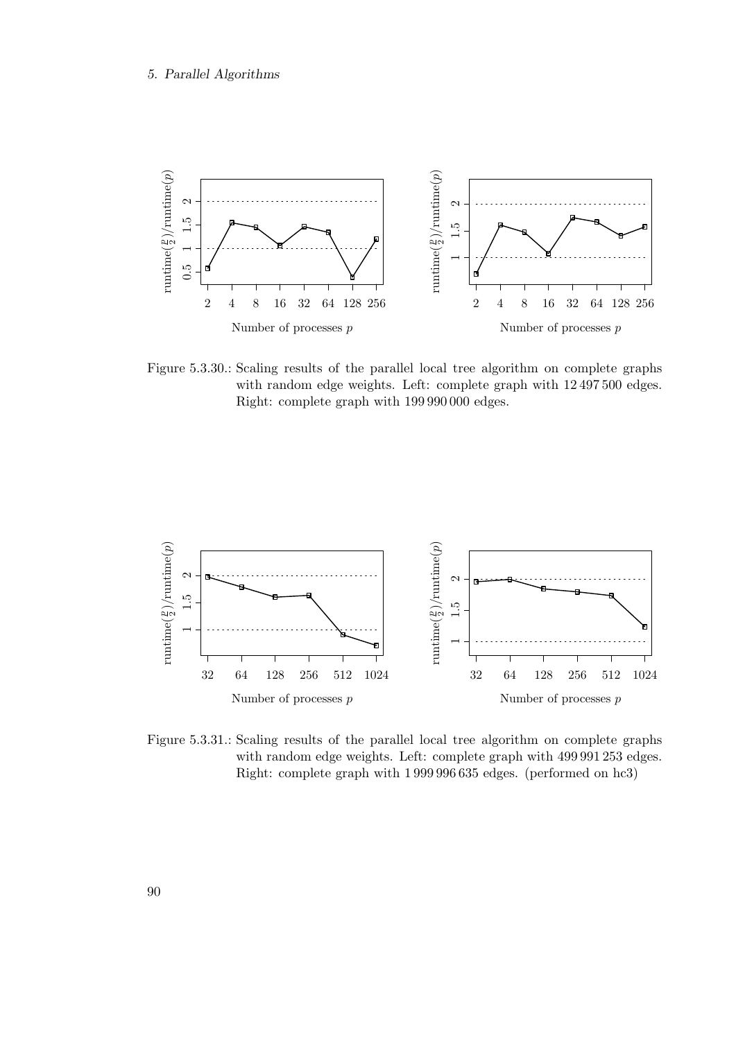Figure 5.3.30.: Scaling results of the parallel local tree algorithm on complete graphs with random edge weights. Left: complete graph with 12 497 500 edges. Right: complete graph with 199 990 000 edges.

Figure 5.3.31.: Scaling results of the parallel local tree algorithm on complete graphs with random edge weights. Left: complete graph with 499 991 253 edges. Right: complete graph with 1 999 996 635 edges. (performed on hc3)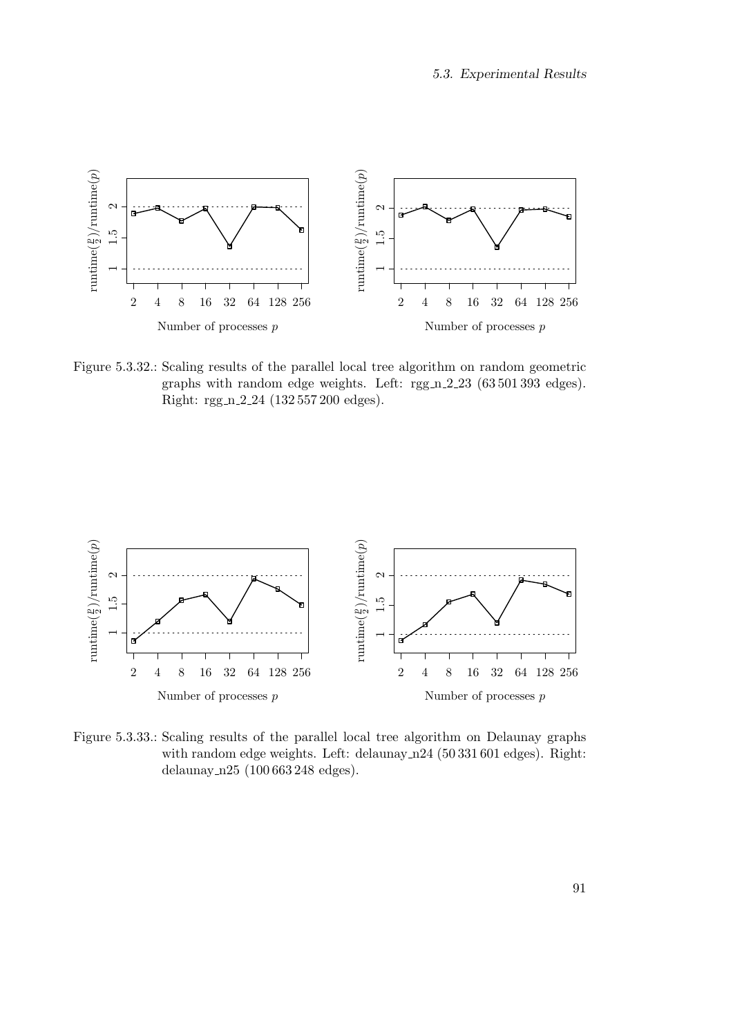Figure 5.3.32.: Scaling results of the parallel local tree algorithm on random geometric graphs with random edge weights. Left: rgg_n_2_23 (63 501 393 edges). Right: rgg_n_2_24 (132 557 200 edges).

Figure 5.3.33.: Scaling results of the parallel local tree algorithm on Delaunay graphs with random edge weights. Left: delaunay_n24 (50 331 601 edges). Right: delaunay_n25 (100 663 248 edges).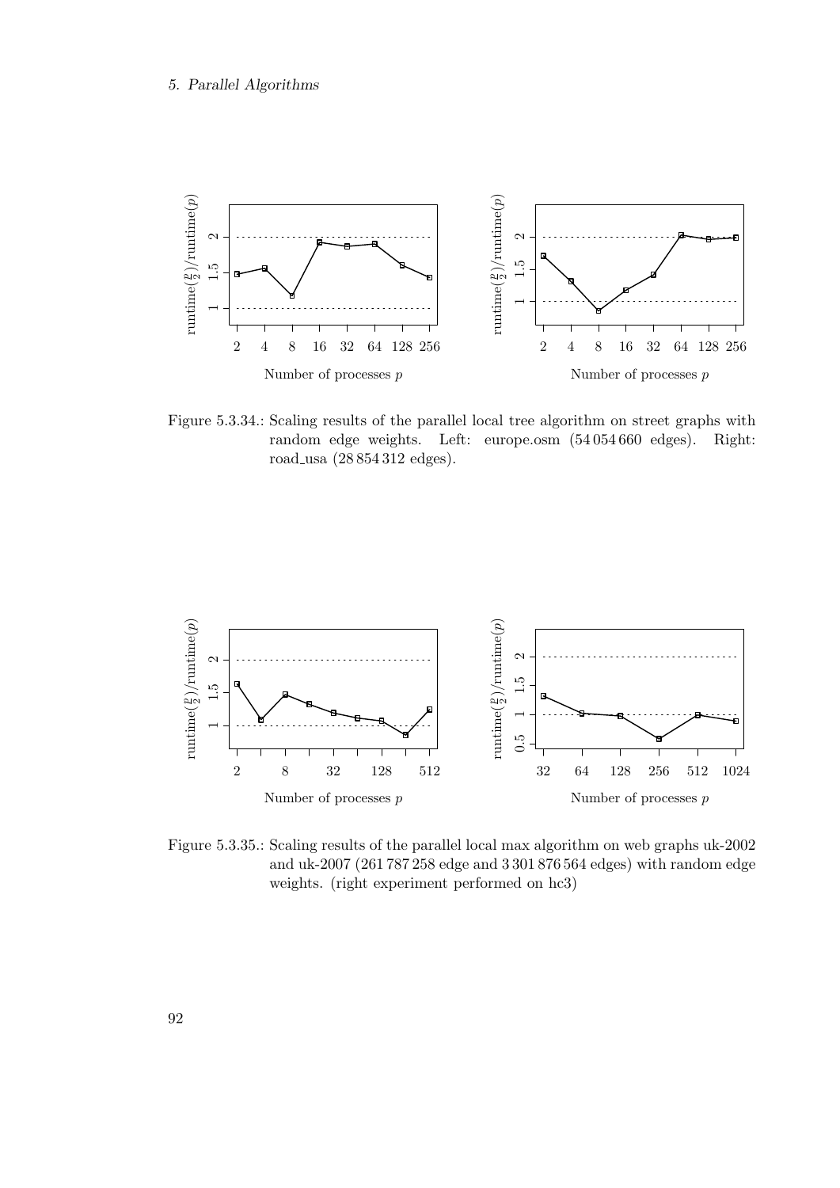Figure 5.3.34.: Scaling results of the parallel local tree algorithm on street graphs with random edge weights. Left: europe.osm (54 054 660 edges). Right: road_usa (28 854 312 edges).

Figure 5.3.35.: Scaling results of the parallel local max algorithm on web graphs uk-2002 and uk-2007 (261 787 258 edge and 3 301 876 564 edges) with random edge weights. (right experiment performed on hc3)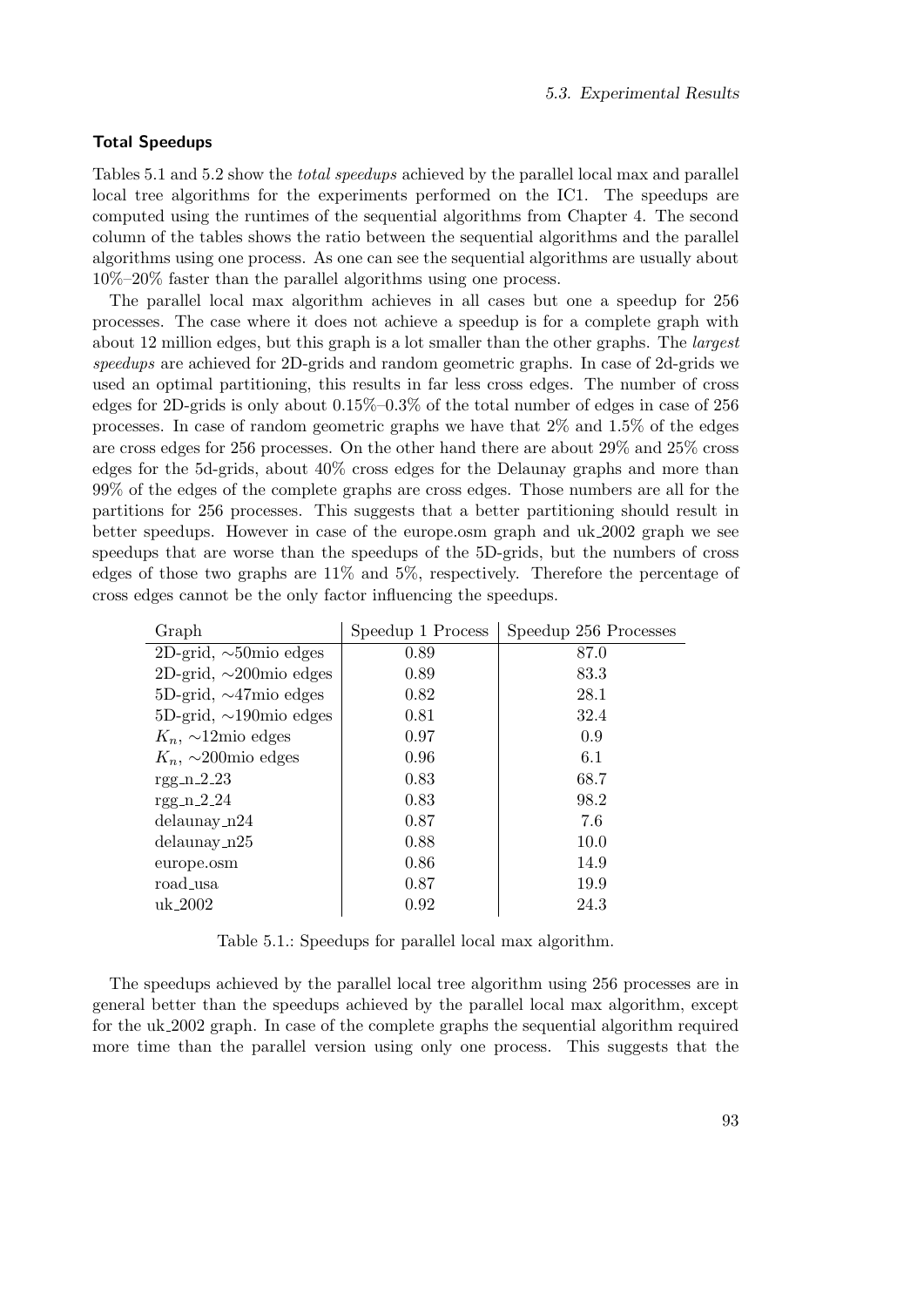#### Total Speedups

Tables 5.1 and 5.2 show the *total speedups* achieved by the parallel local max and parallel local tree algorithms for the experiments performed on the IC1. The speedups are computed using the runtimes of the sequential algorithms from Chapter 4. The second column of the tables shows the ratio between the sequential algorithms and the parallel algorithms using one process. As one can see the sequential algorithms are usually about 10%–20% faster than the parallel algorithms using one process.

The parallel local max algorithm achieves in all cases but one a speedup for 256 processes. The case where it does not achieve a speedup is for a complete graph with about 12 million edges, but this graph is a lot smaller than the other graphs. The *largest speedups* are achieved for 2D-grids and random geometric graphs. In case of 2d-grids we used an optimal partitioning, this results in far less cross edges. The number of cross edges for 2D-grids is only about 0.15%–0.3% of the total number of edges in case of 256 processes. In case of random geometric graphs we have that 2% and 1.5% of the edges are cross edges for 256 processes. On the other hand there are about 29% and 25% cross edges for the 5d-grids, about 40% cross edges for the Delaunay graphs and more than 99% of the edges of the complete graphs are cross edges. Those numbers are all for the partitions for 256 processes. This suggests that a better partitioning should result in better speedups. However in case of the europe.osm graph and uk_2002 graph we see speedups that are worse than the speedups of the 5D-grids, but the numbers of cross edges of those two graphs are 11% and 5%, respectively. Therefore the percentage of cross edges cannot be the only factor influencing the speedups.

| Graph | Speedup 1 Process | Speedup 256 Processes |
|---|---|---|
| 2D-grid, ∼50mio edges | 0.89 | 87.0 |
| 2D-grid, ∼200mio edges | 0.89 | 83.3 |
| 5D-grid, ∼47mio edges | 0.82 | 28.1 |
| 5D-grid, ∼190mio edges | 0.81 | 32.4 |
| $K_n$, ∼12mio edges | 0.97 | 0.9 |
| $K_n$, ∼200mio edges | 0.96 | 6.1 |
| rgg_n_2_23 | 0.83 | 68.7 |
| rgg_n_2_24 | 0.83 | 98.2 |
| delaunay_n24 | 0.87 | 7.6 |
| delaunay_n25 | 0.88 | 10.0 |
| europe.osm | 0.86 | 14.9 |
| road_usa | 0.87 | 19.9 |
| uk_2002 | 0.92 | 24.3 |

Table 5.1.: Speedups for parallel local max algorithm.

The speedups achieved by the parallel local tree algorithm using 256 processes are in general better than the speedups achieved by the parallel local max algorithm, except for the uk_2002 graph. In case of the complete graphs the sequential algorithm required more time than the parallel version using only one process. This suggests that the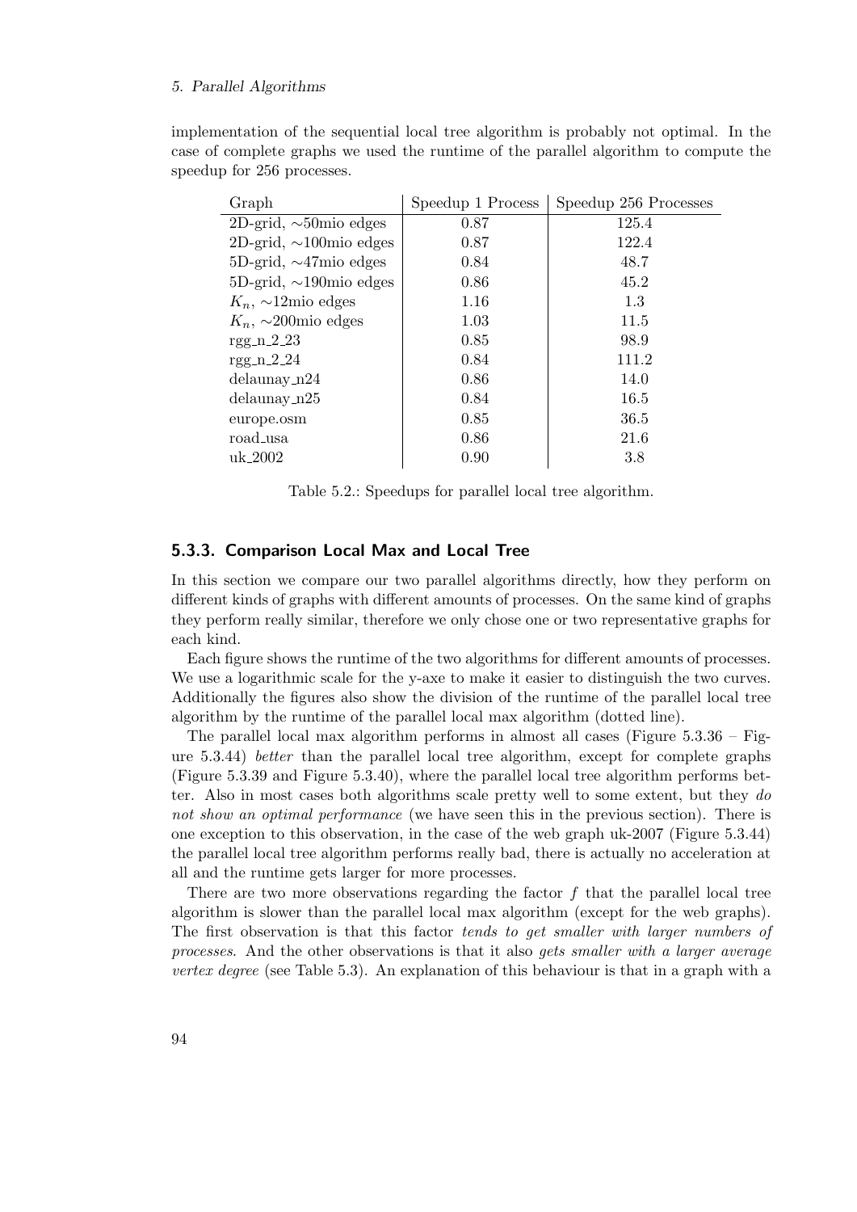implementation of the sequential local tree algorithm is probably not optimal. In the case of complete graphs we used the runtime of the parallel algorithm to compute the speedup for 256 processes.

| Graph | Speedup 1 Process | Speedup 256 Processes |
|---|---|---|
| 2D-grid, ∼50mio edges | 0.87 | 125.4 |
| 2D-grid, ∼100mio edges | 0.87 | 122.4 |
| 5D-grid, ∼47mio edges | 0.84 | 48.7 |
| 5D-grid, ∼190mio edges | 0.86 | 45.2 |
| $K_n$, ∼12mio edges | 1.16 | 1.3 |
| $K_n$, ∼200mio edges | 1.03 | 11.5 |
| rgg_n_2_23 | 0.85 | 98.9 |
| rgg_n_2_24 | 0.84 | 111.2 |
| delaunay_n24 | 0.86 | 14.0 |
| delaunay_n25 | 0.84 | 16.5 |
| europe.osm | 0.85 | 36.5 |
| road_usa | 0.86 | 21.6 |
| uk_2002 | 0.90 | 3.8 |

Table 5.2.: Speedups for parallel local tree algorithm.

### 5.3.3. Comparison Local Max and Local Tree

In this section we compare our two parallel algorithms directly, how they perform on different kinds of graphs with different amounts of processes. On the same kind of graphs they perform really similar, therefore we only chose one or two representative graphs for each kind.

Each figure shows the runtime of the two algorithms for different amounts of processes. We use a logarithmic scale for the y-axe to make it easier to distinguish the two curves. Additionally the figures also show the division of the runtime of the parallel local tree algorithm by the runtime of the parallel local max algorithm (dotted line).

The parallel local max algorithm performs in almost all cases (Figure 5.3.36 – Figure 5.3.44) *better* than the parallel local tree algorithm, except for complete graphs (Figure 5.3.39 and Figure 5.3.40), where the parallel local tree algorithm performs better. Also in most cases both algorithms scale pretty well to some extent, but they *do not show an optimal performance* (we have seen this in the previous section). There is one exception to this observation, in the case of the web graph uk-2007 (Figure 5.3.44) the parallel local tree algorithm performs really bad, there is actually no acceleration at all and the runtime gets larger for more processes.

There are two more observations regarding the factor $f$ that the parallel local tree algorithm is slower than the parallel local max algorithm (except for the web graphs). The first observation is that this factor *tends to get smaller with larger numbers of processes*. And the other observations is that it also *gets smaller with a larger average vertex degree* (see Table 5.3). An explanation of this behaviour is that in a graph with a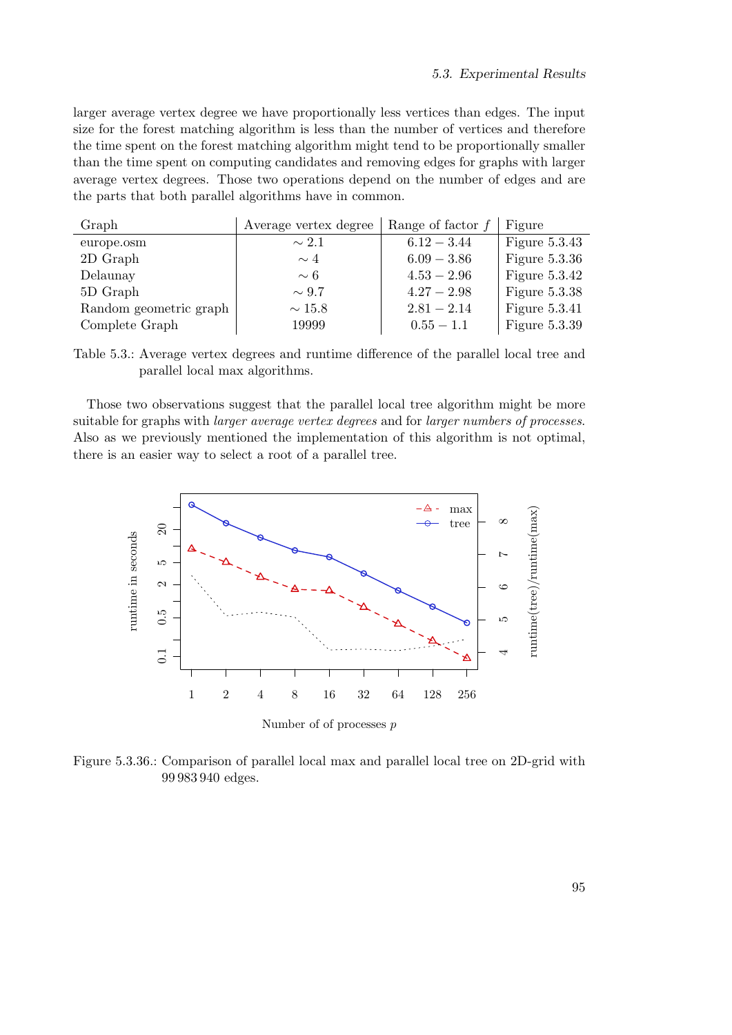larger average vertex degree we have proportionally less vertices than edges. The input size for the forest matching algorithm is less than the number of vertices and therefore the time spent on the forest matching algorithm might tend to be proportionally smaller than the time spent on computing candidates and removing edges for graphs with larger average vertex degrees. Those two operations depend on the number of edges and are the parts that both parallel algorithms have in common.

| Graph | Average vertex degree | Range of factor $f$ | Figure |
|---|---|---|---|
| europe.osm | $\sim 2.1$ | $6.12 - 3.44$ | Figure 5.3.43 |
| 2D Graph | $\sim 4$ | $6.09 - 3.86$ | Figure 5.3.36 |
| Delaunay | $\sim 6$ | $4.53 - 2.96$ | Figure 5.3.42 |
| 5D Graph | $\sim 9.7$ | $4.27 - 2.98$ | Figure 5.3.38 |
| Random geometric graph | $\sim 15.8$ | $2.81 - 2.14$ | Figure 5.3.41 |
| Complete Graph | 19999 | $0.55 - 1.1$ | Figure 5.3.39 |

Table 5.3.: Average vertex degrees and runtime difference of the parallel local tree and parallel local max algorithms.

Those two observations suggest that the parallel local tree algorithm might be more suitable for graphs with *larger average vertex degrees* and for *larger numbers of processes*. Also as we previously mentioned the implementation of this algorithm is not optimal, there is an easier way to select a root of a parallel tree.

Figure 5.3.36.: Comparison of parallel local max and parallel local tree on 2D-grid with 99 983 940 edges.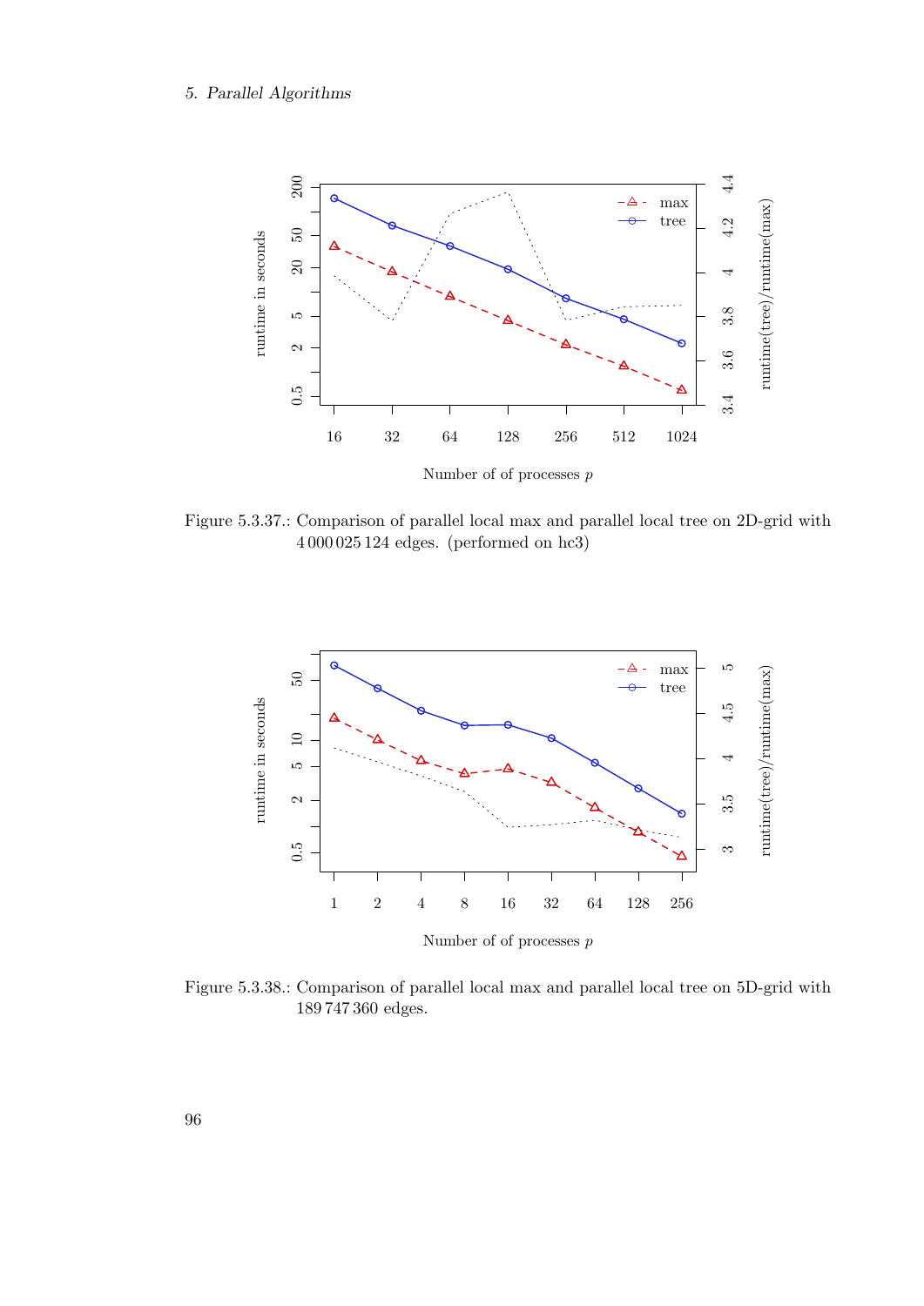Figure 5.3.37.: Comparison of parallel local max and parallel local tree on 2D-grid with 4 000 025 124 edges. (performed on hc3)

Figure 5.3.38.: Comparison of parallel local max and parallel local tree on 5D-grid with 189 747 360 edges.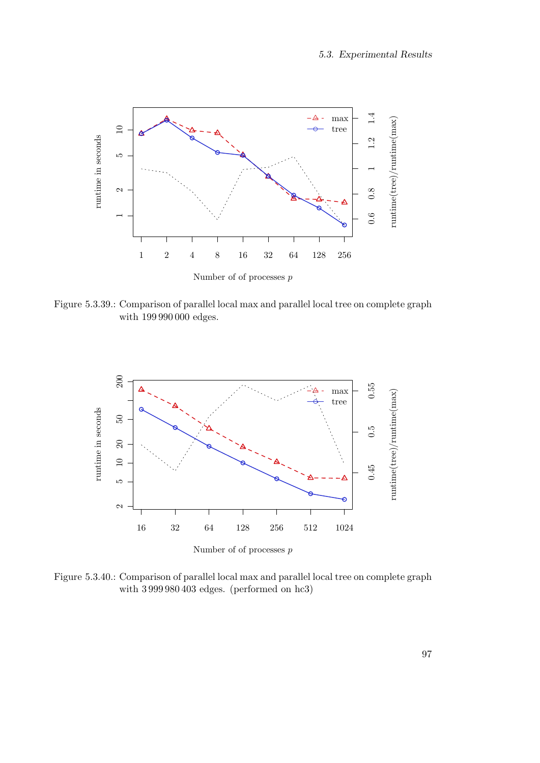Figure 5.3.39.: Comparison of parallel local max and parallel local tree on complete graph with 199 990 000 edges.

Figure 5.3.40.: Comparison of parallel local max and parallel local tree on complete graph with 3 999 980 403 edges. (performed on hc3)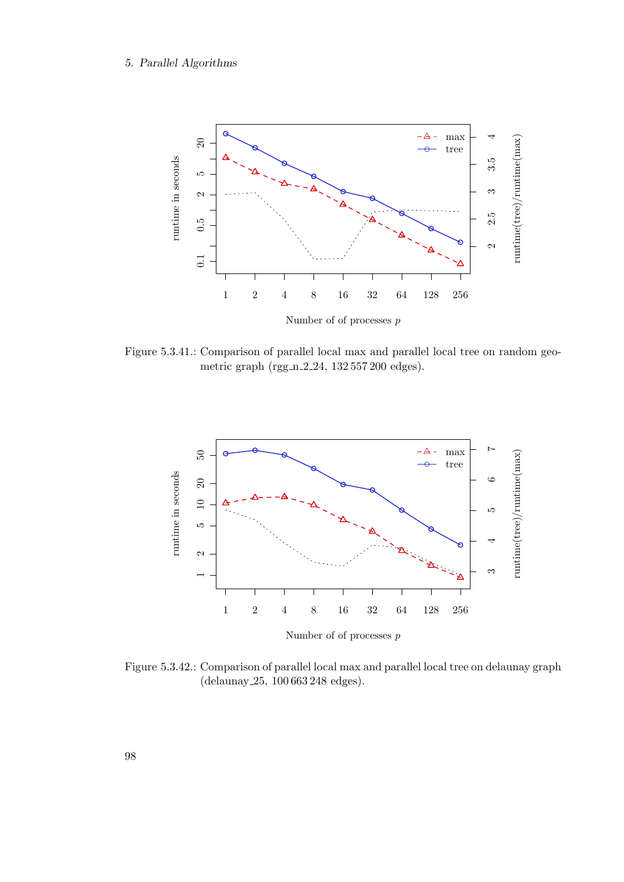Figure 5.3.41.: Comparison of parallel local max and parallel local tree on random geometric graph (rgg_n_2_24, 132 557 200 edges).

Figure 5.3.42.: Comparison of parallel local max and parallel local tree on delaunay graph (delaunay_25, 100 663 248 edges).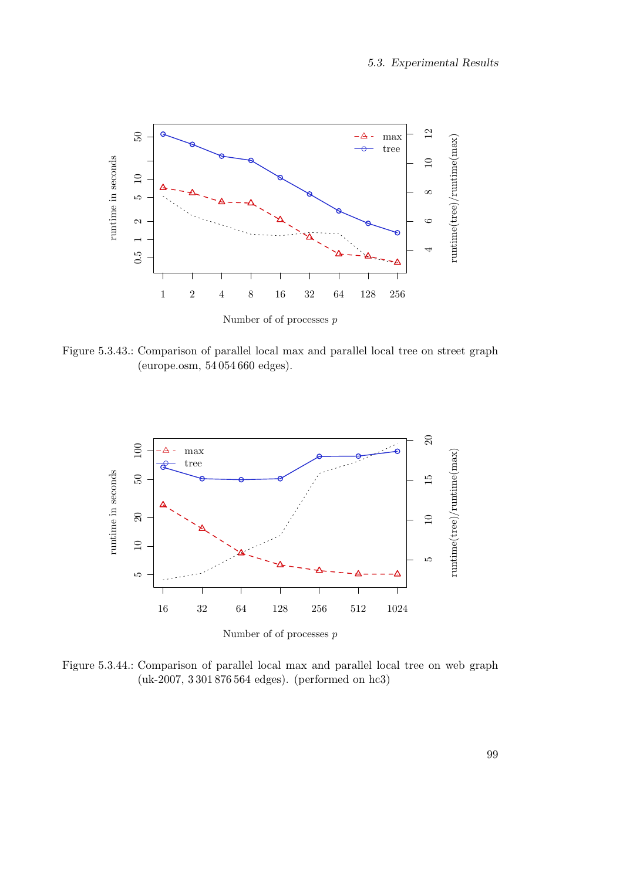Figure 5.3.43.: Comparison of parallel local max and parallel local tree on street graph (europe.osm, 54 054 660 edges).

Figure 5.3.44.: Comparison of parallel local max and parallel local tree on web graph (uk-2007, 3 301 876 564 edges). (performed on hc3)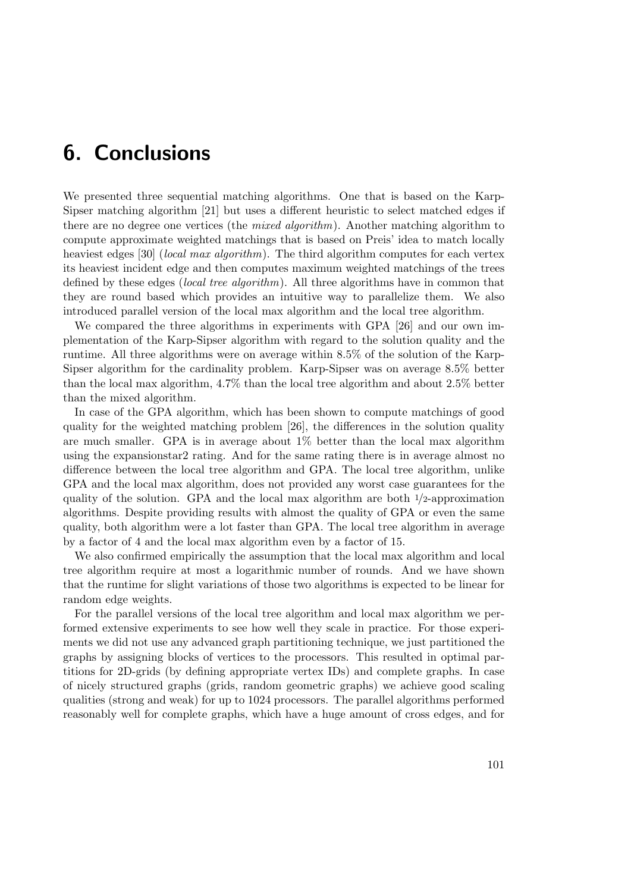# 6. Conclusions

We presented three sequential matching algorithms. One that is based on the Karp-Sipser matching algorithm [21] but uses a different heuristic to select matched edges if there are no degree one vertices (the *mixed algorithm*). Another matching algorithm to compute approximate weighted matchings that is based on Preis' idea to match locally heaviest edges [30] (*local max algorithm*). The third algorithm computes for each vertex its heaviest incident edge and then computes maximum weighted matchings of the trees defined by these edges (*local tree algorithm*). All three algorithms have in common that they are round based which provides an intuitive way to parallelize them. We also introduced parallel version of the local max algorithm and the local tree algorithm.

We compared the three algorithms in experiments with GPA [26] and our own implementation of the Karp-Sipser algorithm with regard to the solution quality and the runtime. All three algorithms were on average within 8.5% of the solution of the Karp-Sipser algorithm for the cardinality problem. Karp-Sipser was on average 8.5% better than the local max algorithm, 4.7% than the local tree algorithm and about 2.5% better than the mixed algorithm.

In case of the GPA algorithm, which has been shown to compute matchings of good quality for the weighted matching problem [26], the differences in the solution quality are much smaller. GPA is in average about 1% better than the local max algorithm using the expansionstar2 rating. And for the same rating there is in average almost no difference between the local tree algorithm and GPA. The local tree algorithm, unlike GPA and the local max algorithm, does not provided any worst case guarantees for the quality of the solution. GPA and the local max algorithm are both $1/2$-approximation algorithms. Despite providing results with almost the quality of GPA or even the same quality, both algorithm were a lot faster than GPA. The local tree algorithm in average by a factor of 4 and the local max algorithm even by a factor of 15.

We also confirmed empirically the assumption that the local max algorithm and local tree algorithm require at most a logarithmic number of rounds. And we have shown that the runtime for slight variations of those two algorithms is expected to be linear for random edge weights.

For the parallel versions of the local tree algorithm and local max algorithm we performed extensive experiments to see how well they scale in practice. For those experiments we did not use any advanced graph partitioning technique, we just partitioned the graphs by assigning blocks of vertices to the processors. This resulted in optimal partitions for 2D-grids (by defining appropriate vertex IDs) and complete graphs. In case of nicely structured graphs (grids, random geometric graphs) we achieve good scaling qualities (strong and weak) for up to 1024 processors. The parallel algorithms performed reasonably well for complete graphs, which have a huge amount of cross edges, and for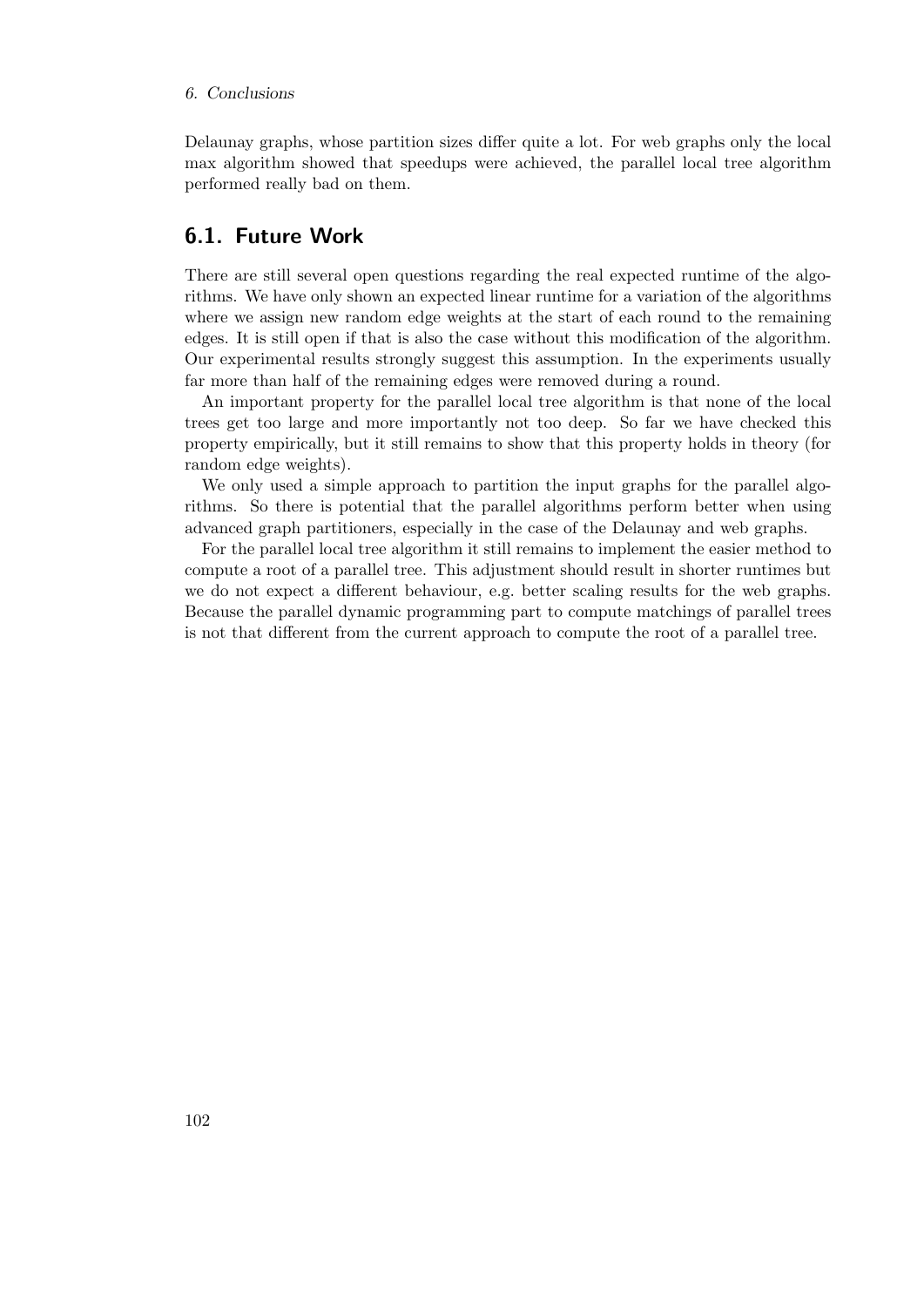Delaunay graphs, whose partition sizes differ quite a lot. For web graphs only the local max algorithm showed that speedups were achieved, the parallel local tree algorithm performed really bad on them.

## 6.1. Future Work

There are still several open questions regarding the real expected runtime of the algorithms. We have only shown an expected linear runtime for a variation of the algorithms where we assign new random edge weights at the start of each round to the remaining edges. It is still open if that is also the case without this modification of the algorithm. Our experimental results strongly suggest this assumption. In the experiments usually far more than half of the remaining edges were removed during a round.

An important property for the parallel local tree algorithm is that none of the local trees get too large and more importantly not too deep. So far we have checked this property empirically, but it still remains to show that this property holds in theory (for random edge weights).

We only used a simple approach to partition the input graphs for the parallel algorithms. So there is potential that the parallel algorithms perform better when using advanced graph partitioners, especially in the case of the Delaunay and web graphs.

For the parallel local tree algorithm it still remains to implement the easier method to compute a root of a parallel tree. This adjustment should result in shorter runtimes but we do not expect a different behaviour, e.g. better scaling results for the web graphs. Because the parallel dynamic programming part to compute matchings of parallel trees is not that different from the current approach to compute the root of a parallel tree.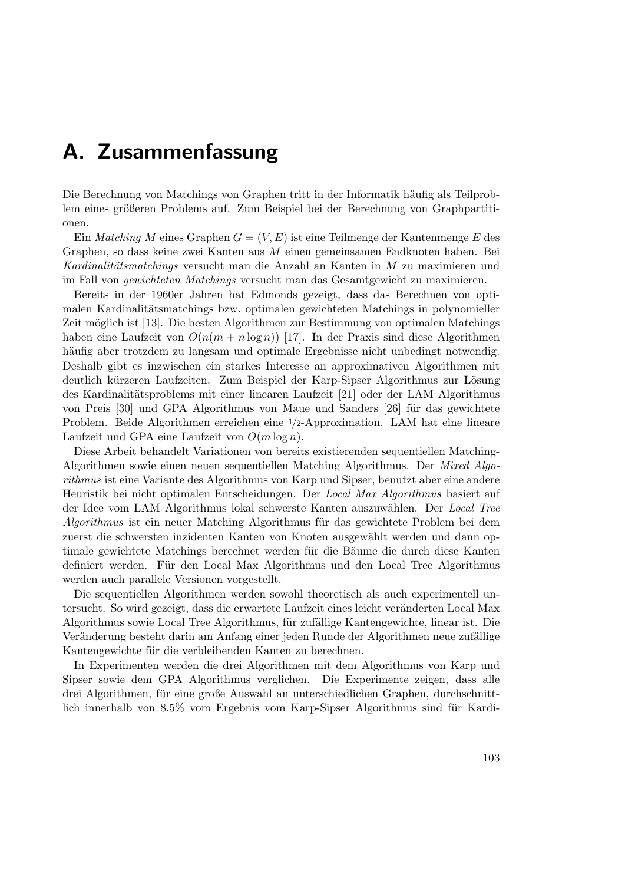# A. Zusammenfassung

Die Berechnung von Matchings von Graphen tritt in der Informatik häufig als Teilproblem eines größeren Problems auf. Zum Beispiel bei der Berechnung von Graphpartitionen.

Ein *Matching* $M$ eines Graphen $G = (V, E)$ ist eine Teilmenge der Kantenmenge $E$ des Graphen, so dass keine zwei Kanten aus $M$ einen gemeinsamen Endknoten haben. Bei *Kardinalitätsmatchings* versucht man die Anzahl an Kanten in $M$ zu maximieren und im Fall von *gewichteten Matchings* versucht man das Gesamtgewicht zu maximieren.

Bereits in der 1960er Jahren hat Edmonds gezeigt, dass das Berechnen von optimalen Kardinalitätsmatchings bzw. optimalen gewichteten Matchings in polynomieller Zeit möglich ist [13]. Die besten Algorithmen zur Bestimmung von optimalen Matchings haben eine Laufzeit von $O(n(m + n \log n))$ [17]. In der Praxis sind diese Algorithmen häufig aber trotzdem zu langsam und optimale Ergebnisse nicht unbedingt notwendig. Deshalb gibt es inzwischen ein starkes Interesse an approximativen Algorithmen mit deutlich kürzeren Laufzeiten. Zum Beispiel der Karp-Sipser Algorithmus zur Lösung des Kardinalitätsproblems mit einer linearen Laufzeit [21] oder der LAM Algorithmus von Preis [30] und GPA Algorithmus von Maue und Sanders [26] für das gewichtete Problem. Beide Algorithmen erreichen eine $1/2$-Approximation. LAM hat eine lineare Laufzeit und GPA eine Laufzeit von $O(m \log n)$.

Diese Arbeit behandelt Variationen von bereits existierenden sequentiellen Matching-Algorithmen sowie einen neuen sequentiellen Matching Algorithmus. Der *Mixed Algorithmus* ist eine Variante des Algorithmus von Karp und Sipser, benutzt aber eine andere Heuristik bei nicht optimalen Entscheidungen. Der *Local Max Algorithmus* basiert auf der Idee vom LAM Algorithmus lokal schwerste Kanten auszuwählen. Der *Local Tree Algorithmus* ist ein neuer Matching Algorithmus für das gewichtete Problem bei dem zuerst die schwersten inzidenten Kanten von Knoten ausgewählt werden und dann optimale gewichtete Matchings berechnet werden für die Bäume die durch diese Kanten definiert werden. Für den Local Max Algorithmus und den Local Tree Algorithmus werden auch parallele Versionen vorgestellt.

Die sequentiellen Algorithmen werden sowohl theoretisch als auch experimentell untersucht. So wird gezeigt, dass die erwartete Laufzeit eines leicht veränderten Local Max Algorithmus sowie Local Tree Algorithmus, für zufällige Kantengewichte, linear ist. Die Veränderung besteht darin am Anfang einer jeden Runde der Algorithmen neue zufällige Kantengewichte für die verbleibenden Kanten zu berechnen.

In Experimenten werden die drei Algorithmen mit dem Algorithmus von Karp und Sipser sowie dem GPA Algorithmus verglichen. Die Experimente zeigen, dass alle drei Algorithmen, für eine große Auswahl an unterschiedlichen Graphen, durchschnittlich innerhalb von 8.5% vom Ergebnis vom Karp-Sipser Algorithmus sind für Kardi-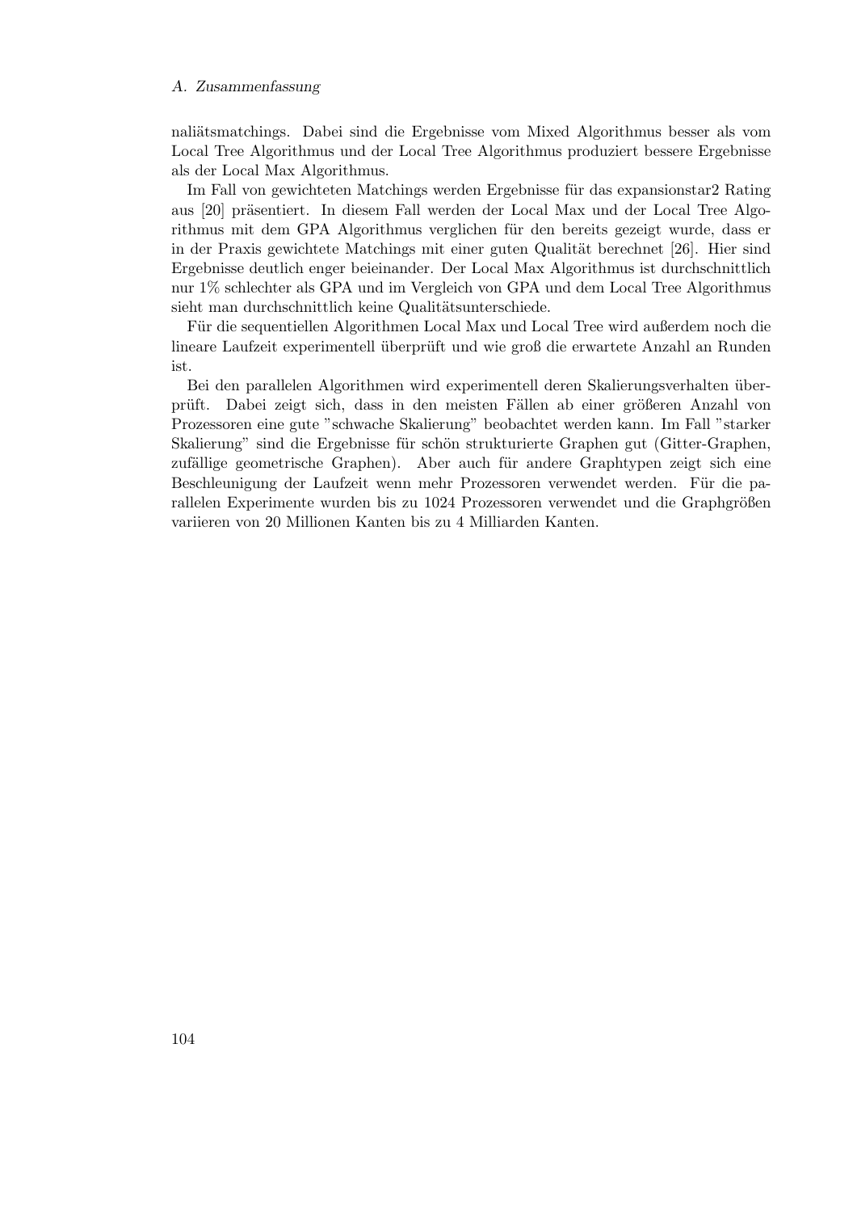naliätsmatchings. Dabei sind die Ergebnisse vom Mixed Algorithmus besser als vom Local Tree Algorithmus und der Local Tree Algorithmus produziert bessere Ergebnisse als der Local Max Algorithmus.

Im Fall von gewichteten Matchings werden Ergebnisse für das expansionstar2 Rating aus [20] präsentiert. In diesem Fall werden der Local Max und der Local Tree Algorithmus mit dem GPA Algorithmus verglichen für den bereits gezeigt wurde, dass er in der Praxis gewichtete Matchings mit einer guten Qualität berechnet [26]. Hier sind Ergebnisse deutlich enger beieinander. Der Local Max Algorithmus ist durchschnittlich nur 1% schlechter als GPA und im Vergleich von GPA und dem Local Tree Algorithmus sieht man durchschnittlich keine Qualitätsunterschiede.

Für die sequentiellen Algorithmen Local Max und Local Tree wird außerdem noch die lineare Laufzeit experimentell überprüft und wie groß die erwartete Anzahl an Runden ist.

Bei den parallelen Algorithmen wird experimentell deren Skalierungsverhalten überprüft. Dabei zeigt sich, dass in den meisten Fällen ab einer größeren Anzahl von Prozessoren eine gute "schwache Skalierung" beobachtet werden kann. Im Fall "starker Skalierung" sind die Ergebnisse für schön strukturierte Graphen gut (Gitter-Graphen, zufällige geometrische Graphen). Aber auch für andere Graphtypen zeigt sich eine Beschleunigung der Laufzeit wenn mehr Prozessoren verwendet werden. Für die parallelen Experimente wurden bis zu 1024 Prozessoren verwendet und die Graphgrößen variieren von 20 Millionen Kanten bis zu 4 Milliarden Kanten.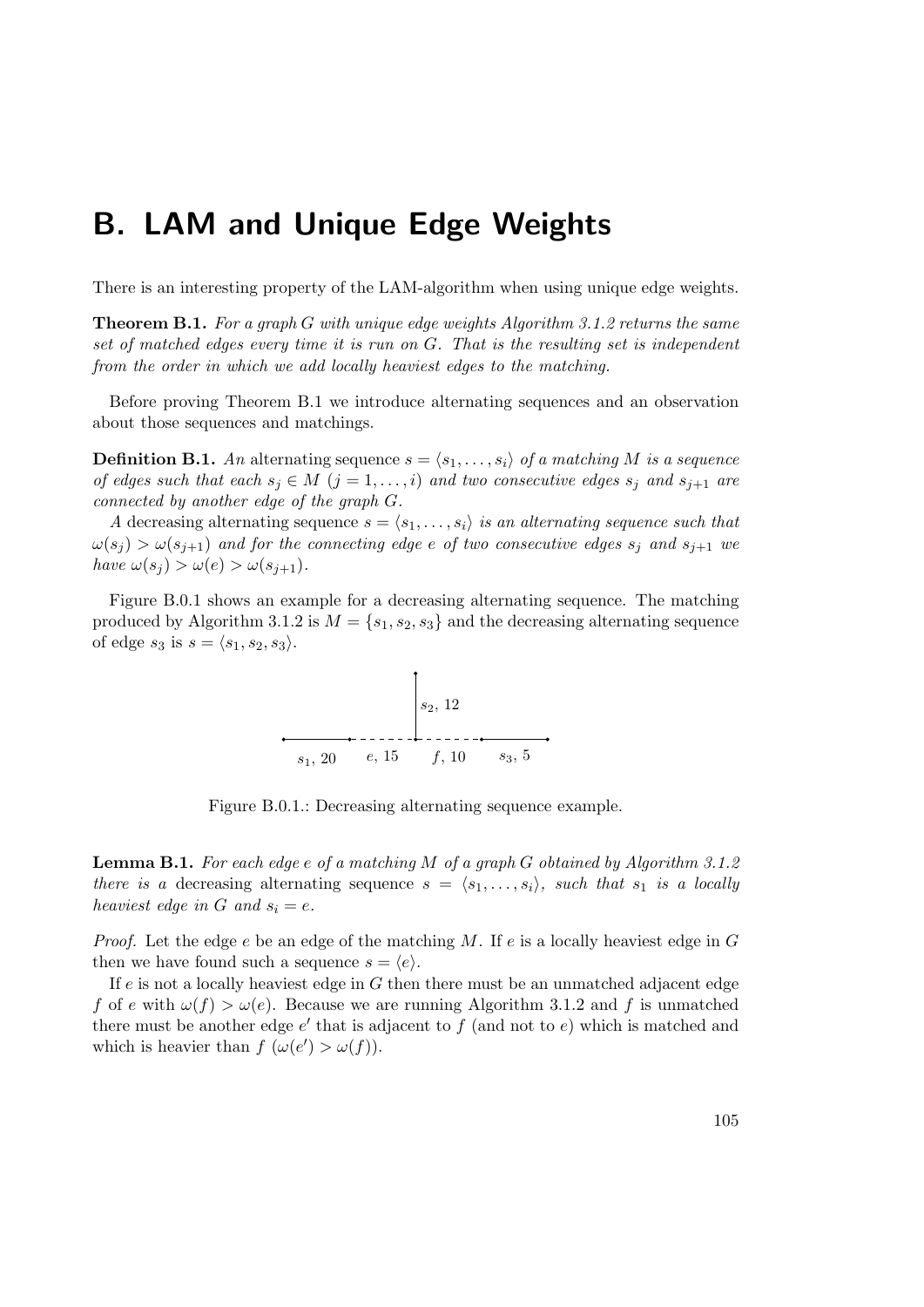# B. LAM and Unique Edge Weights

There is an interesting property of the LAM-algorithm when using unique edge weights.

**Theorem B.1.** *For a graph $G$ with unique edge weights Algorithm 3.1.2 returns the same set of matched edges every time it is run on $G$. That is the resulting set is independent from the order in which we add locally heaviest edges to the matching.*

Before proving Theorem B.1 we introduce alternating sequences and an observation about those sequences and matchings.

**Definition B.1.** *An* alternating sequence *$s = \langle s_1, \ldots, s_i \rangle$ of a matching $M$ is a sequence of edges such that each $s_j \in M$ $(j = 1, \ldots, i)$ and two consecutive edges $s_j$ and $s_{j+1}$ are connected by another edge of the graph $G$.*

*A* decreasing alternating sequence *$s = \langle s_1, \ldots, s_i \rangle$ is an alternating sequence such that $\omega(s_j) > \omega(s_{j+1})$ and for the connecting edge $e$ of two consecutive edges $s_j$ and $s_{j+1}$ we have $\omega(s_j) > \omega(e) > \omega(s_{j+1})$.*

Figure B.0.1 shows an example for a decreasing alternating sequence. The matching produced by Algorithm 3.1.2 is $M = \{s_1, s_2, s_3\}$ and the decreasing alternating sequence of edge $s_3$ is $s = \langle s_1, s_2, s_3 \rangle$.

Figure B.0.1.: Decreasing alternating sequence example.

**Lemma B.1.** *For each edge $e$ of a matching $M$ of a graph $G$ obtained by Algorithm 3.1.2 there is a* decreasing *alternating sequence $s = \langle s_1, \ldots, s_i \rangle$, such that $s_1$ is a locally heaviest edge in $G$ and $s_i = e$.*

*Proof.* Let the edge $e$ be an edge of the matching $M$. If $e$ is a locally heaviest edge in $G$ then we have found such a sequence $s = \langle e \rangle$.

If $e$ is not a locally heaviest edge in $G$ then there must be an unmatched adjacent edge $f$ of $e$ with $\omega(f) > \omega(e)$. Because we are running Algorithm 3.1.2 and $f$ is unmatched there must be another edge $e'$ that is adjacent to $f$ (and not to $e$) which is matched and which is heavier than $f$ $(\omega(e') > \omega(f))$.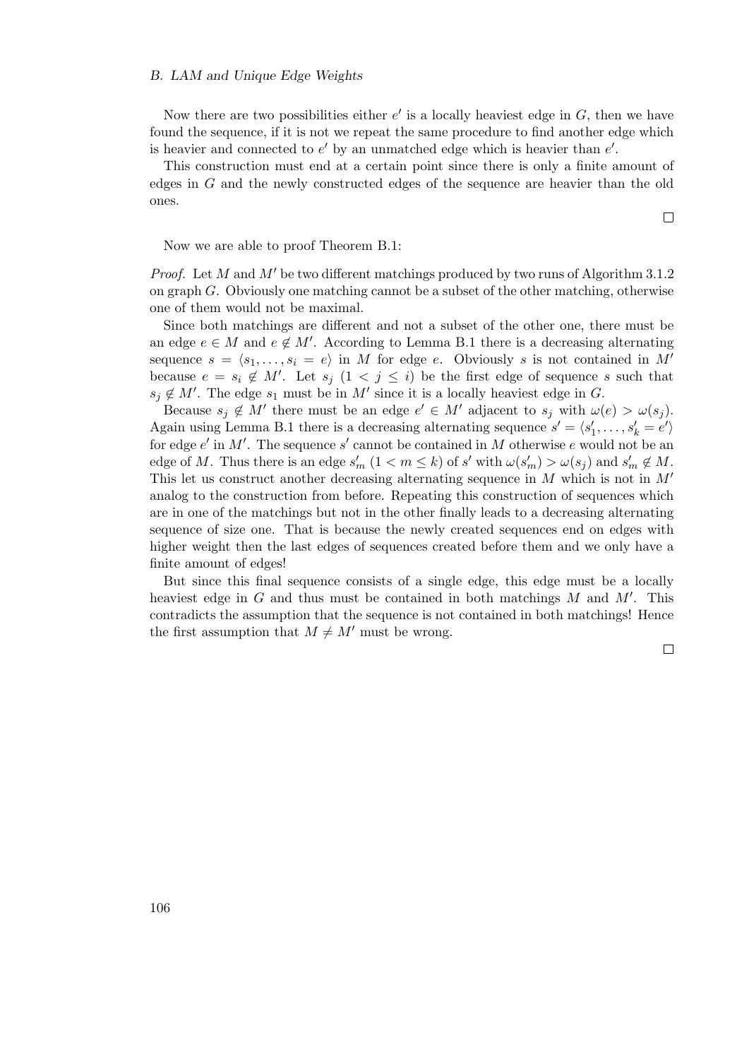Now there are two possibilities either $e'$ is a locally heaviest edge in $G$, then we have found the sequence, if it is not we repeat the same procedure to find another edge which is heavier and connected to $e'$ by an unmatched edge which is heavier than $e'$.

This construction must end at a certain point since there is only a finite amount of edges in $G$ and the newly constructed edges of the sequence are heavier than the old ones.

□

Now we are able to proof Theorem B.1:

*Proof.* Let $M$ and $M'$ be two different matchings produced by two runs of Algorithm 3.1.2 on graph $G$. Obviously one matching cannot be a subset of the other matching, otherwise one of them would not be maximal.

Since both matchings are different and not a subset of the other one, there must be an edge $e \in M$ and $e \notin M'$. According to Lemma B.1 there is a decreasing alternating sequence $s = \langle s_1, \ldots, s_i = e \rangle$ in $M$ for edge $e$. Obviously $s$ is not contained in $M'$ because $e = s_i \notin M'$. Let $s_j$ $(1 < j \leq i)$ be the first edge of sequence $s$ such that $s_j \notin M'$. The edge $s_1$ must be in $M'$ since it is a locally heaviest edge in $G$.

Because $s_j \notin M'$ there must be an edge $e' \in M'$ adjacent to $s_j$ with $\omega(e) > \omega(s_j)$. Again using Lemma B.1 there is a decreasing alternating sequence $s' = \langle s'_1, \ldots, s'_k = e' \rangle$ for edge $e'$ in $M'$. The sequence $s'$ cannot be contained in $M$ otherwise $e$ would not be an edge of $M$. Thus there is an edge $s'_m$ $(1 < m \leq k)$ of $s'$ with $\omega(s'_m) > \omega(s_j)$ and $s'_m \notin M$. This let us construct another decreasing alternating sequence in $M$ which is not in $M'$ analog to the construction from before. Repeating this construction of sequences which are in one of the matchings but not in the other finally leads to a decreasing alternating sequence of size one. That is because the newly created sequences end on edges with higher weight then the last edges of sequences created before them and we only have a finite amount of edges!

But since this final sequence consists of a single edge, this edge must be a locally heaviest edge in $G$ and thus must be contained in both matchings $M$ and $M'$. This contradicts the assumption that the sequence is not contained in both matchings! Hence the first assumption that $M \neq M'$ must be wrong.

□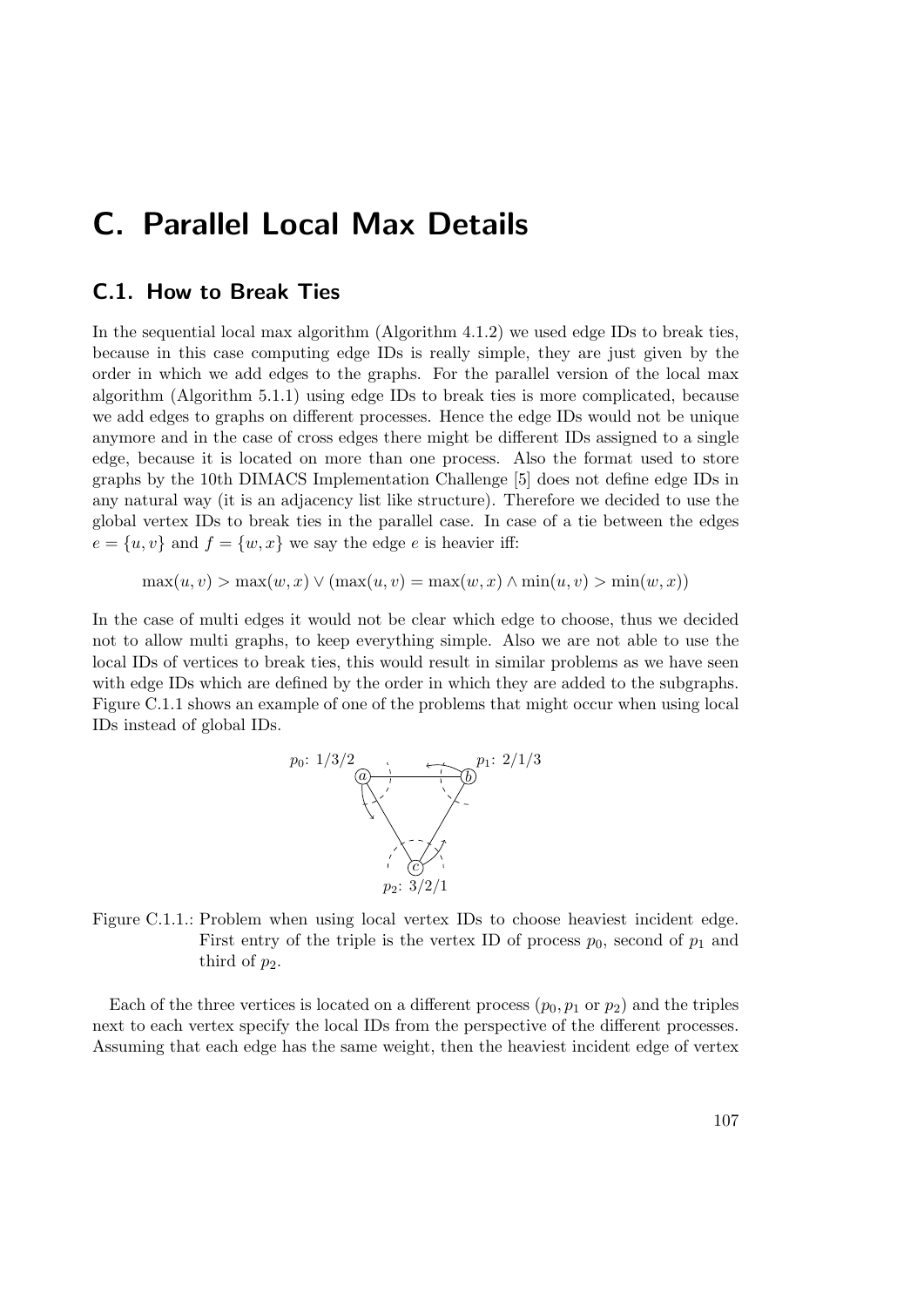# C. Parallel Local Max Details

## C.1. How to Break Ties

In the sequential local max algorithm (Algorithm 4.1.2) we used edge IDs to break ties, because in this case computing edge IDs is really simple, they are just given by the order in which we add edges to the graphs. For the parallel version of the local max algorithm (Algorithm 5.1.1) using edge IDs to break ties is more complicated, because we add edges to graphs on different processes. Hence the edge IDs would not be unique anymore and in the case of cross edges there might be different IDs assigned to a single edge, because it is located on more than one process. Also the format used to store graphs by the 10th DIMACS Implementation Challenge [5] does not define edge IDs in any natural way (it is an adjacency list like structure). Therefore we decided to use the global vertex IDs to break ties in the parallel case. In case of a tie between the edges $e = \{u, v\}$ and $f = \{w, x\}$ we say the edge $e$ is heavier iff:

$$\max(u, v) > \max(w, x) \vee (\max(u, v) = \max(w, x) \wedge \min(u, v) > \min(w, x))$$

In the case of multi edges it would not be clear which edge to choose, thus we decided not to allow multi graphs, to keep everything simple. Also we are not able to use the local IDs of vertices to break ties, this would result in similar problems as we have seen with edge IDs which are defined by the order in which they are added to the subgraphs. Figure C.1.1 shows an example of one of the problems that might occur when using local IDs instead of global IDs.

Figure C.1.1.: Problem when using local vertex IDs to choose heaviest incident edge. First entry of the triple is the vertex ID of process $p_0$, second of $p_1$ and third of $p_2$.

Each of the three vertices is located on a different process ($p_0, p_1$ or $p_2$) and the triples next to each vertex specify the local IDs from the perspective of the different processes. Assuming that each edge has the same weight, then the heaviest incident edge of vertex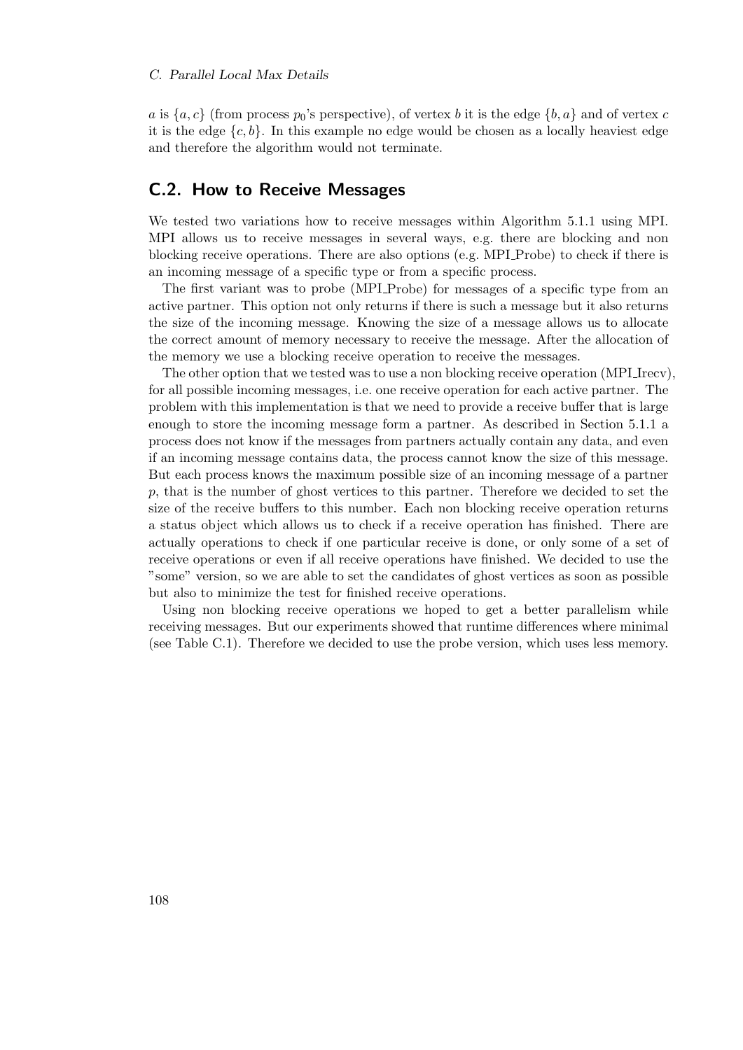$a$ is $\{a, c\}$ (from process $p_0$'s perspective), of vertex $b$ it is the edge $\{b, a\}$ and of vertex $c$ it is the edge $\{c, b\}$. In this example no edge would be chosen as a locally heaviest edge and therefore the algorithm would not terminate.

## C.2. How to Receive Messages

We tested two variations how to receive messages within Algorithm 5.1.1 using MPI. MPI allows us to receive messages in several ways, e.g. there are blocking and non blocking receive operations. There are also options (e.g. MPI_Probe) to check if there is an incoming message of a specific type or from a specific process.

The first variant was to probe (MPI_Probe) for messages of a specific type from an active partner. This option not only returns if there is such a message but it also returns the size of the incoming message. Knowing the size of a message allows us to allocate the correct amount of memory necessary to receive the message. After the allocation of the memory we use a blocking receive operation to receive the messages.

The other option that we tested was to use a non blocking receive operation (MPI_Irecv), for all possible incoming messages, i.e. one receive operation for each active partner. The problem with this implementation is that we need to provide a receive buffer that is large enough to store the incoming message form a partner. As described in Section 5.1.1 a process does not know if the messages from partners actually contain any data, and even if an incoming message contains data, the process cannot know the size of this message. But each process knows the maximum possible size of an incoming message of a partner $p$, that is the number of ghost vertices to this partner. Therefore we decided to set the size of the receive buffers to this number. Each non blocking receive operation returns a status object which allows us to check if a receive operation has finished. There are actually operations to check if one particular receive is done, or only some of a set of receive operations or even if all receive operations have finished. We decided to use the "some" version, so we are able to set the candidates of ghost vertices as soon as possible but also to minimize the test for finished receive operations.

Using non blocking receive operations we hoped to get a better parallelism while receiving messages. But our experiments showed that runtime differences where minimal (see Table C.1). Therefore we decided to use the probe version, which uses less memory.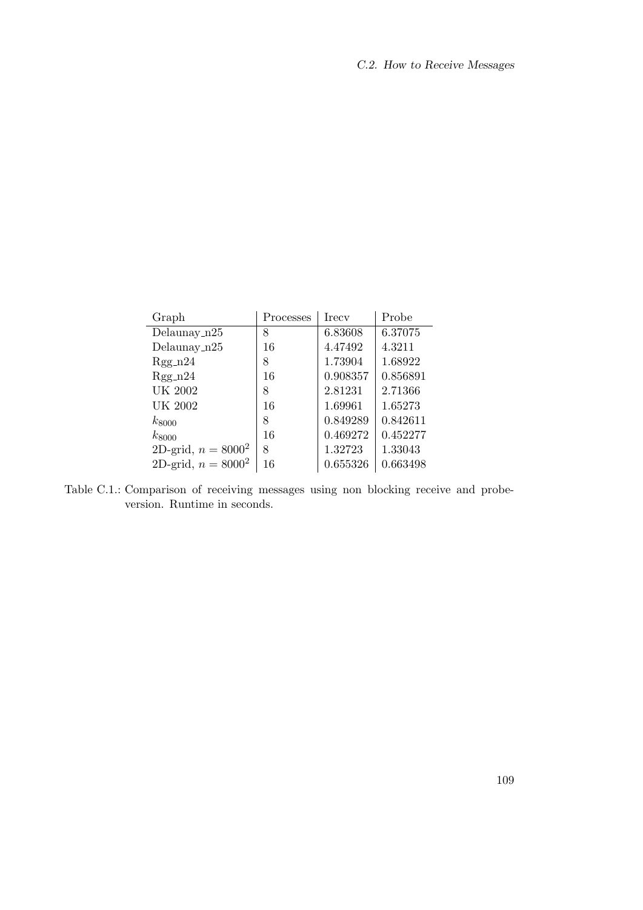| Graph | Processes | Irecv | Probe |
|---|---|---|---|
| Delaunay_n25 | 8 | 6.83608 | 6.37075 |
| Delaunay_n25 | 16 | 4.47492 | 4.3211 |
| Rgg_n24 | 8 | 1.73904 | 1.68922 |
| Rgg_n24 | 16 | 0.908357 | 0.856891 |
| UK 2002 | 8 | 2.81231 | 2.71366 |
| UK 2002 | 16 | 1.69961 | 1.65273 |
| $k_{8000}$ | 8 | 0.849289 | 0.842611 |
| $k_{8000}$ | 16 | 0.469272 | 0.452277 |
| 2D-grid, $n = 8000^2$ | 8 | 1.32723 | 1.33043 |
| 2D-grid, $n = 8000^2$ | 16 | 0.655326 | 0.663498 |

Table C.1.: Comparison of receiving messages using non blocking receive and probe-version. Runtime in seconds.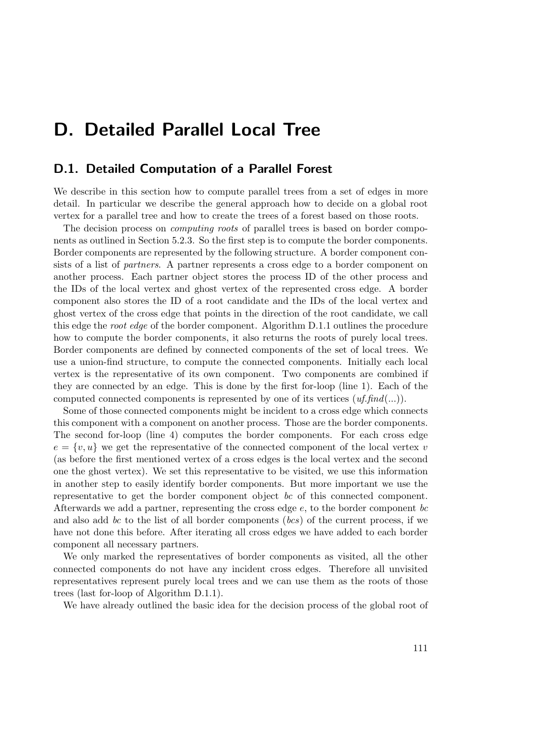# D. Detailed Parallel Local Tree

## D.1. Detailed Computation of a Parallel Forest

We describe in this section how to compute parallel trees from a set of edges in more detail. In particular we describe the general approach how to decide on a global root vertex for a parallel tree and how to create the trees of a forest based on those roots.

The decision process on *computing roots* of parallel trees is based on border components as outlined in Section 5.2.3. So the first step is to compute the border components. Border components are represented by the following structure. A border component consists of a list of *partners*. A partner represents a cross edge to a border component on another process. Each partner object stores the process ID of the other process and the IDs of the local vertex and ghost vertex of the represented cross edge. A border component also stores the ID of a root candidate and the IDs of the local vertex and ghost vertex of the cross edge that points in the direction of the root candidate, we call this edge the *root edge* of the border component. Algorithm D.1.1 outlines the procedure how to compute the border components, it also returns the roots of purely local trees. Border components are defined by connected components of the set of local trees. We use a union-find structure, to compute the connected components. Initially each local vertex is the representative of its own component. Two components are combined if they are connected by an edge. This is done by the first for-loop (line 1). Each of the computed connected components is represented by one of its vertices (*uf.find*(...)).

Some of those connected components might be incident to a cross edge which connects this component with a component on another process. Those are the border components. The second for-loop (line 4) computes the border components. For each cross edge $e = \{v, u\}$ we get the representative of the connected component of the local vertex $v$ (as before the first mentioned vertex of a cross edges is the local vertex and the second one the ghost vertex). We set this representative to be visited, we use this information in another step to easily identify border components. But more important we use the representative to get the border component object *bc* of this connected component. Afterwards we add a partner, representing the cross edge $e$, to the border component *bc* and also add *bc* to the list of all border components (*bcs*) of the current process, if we have not done this before. After iterating all cross edges we have added to each border component all necessary partners.

We only marked the representatives of border components as visited, all the other connected components do not have any incident cross edges. Therefore all unvisited representatives represent purely local trees and we can use them as the roots of those trees (last for-loop of Algorithm D.1.1).

We have already outlined the basic idea for the decision process of the global root of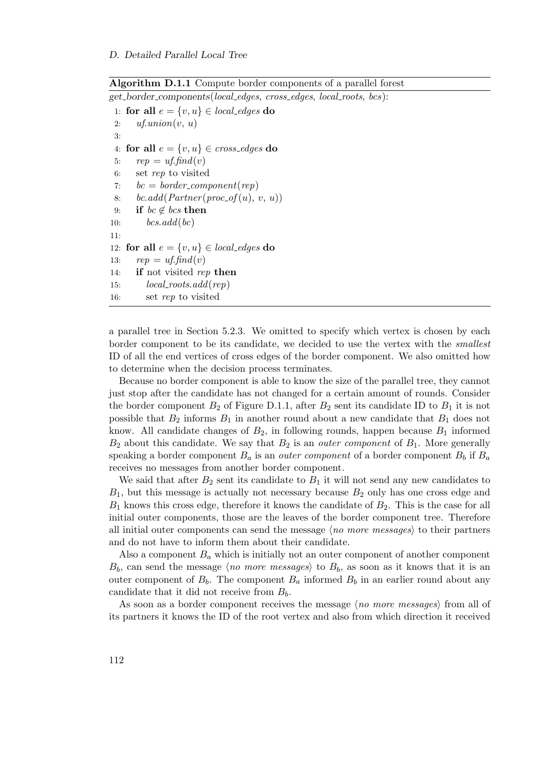**Algorithm D.1.1** Compute border components of a parallel forest

```
get_border_components(local_edges, cross_edges, local_roots, bcs):
 1: for all e = {v, u} ∈ local_edges do
 2:     uf.union(v, u)
 3:
 4: for all e = {v, u} ∈ cross_edges do
 5:     rep = uf.find(v)
 6:     set rep to visited
 7:     bc = border_component(rep)
 8:     bc.add(Partner(proc_of(u), v, u))
 9:     if bc ∉ bcs then
10:         bcs.add(bc)
11:
12: for all e = {v, u} ∈ local_edges do
13:     rep = uf.find(v)
14:     if not visited rep then
15:         local_roots.add(rep)
16:         set rep to visited
```

a parallel tree in Section 5.2.3. We omitted to specify which vertex is chosen by each border component to be its candidate, we decided to use the vertex with the *smallest* ID of all the end vertices of cross edges of the border component. We also omitted how to determine when the decision process terminates.

Because no border component is able to know the size of the parallel tree, they cannot just stop after the candidate has not changed for a certain amount of rounds. Consider the border component $B_2$ of Figure D.1.1, after $B_2$ sent its candidate ID to $B_1$ it is not possible that $B_2$ informs $B_1$ in another round about a new candidate that $B_1$ does not know. All candidate changes of $B_2$, in following rounds, happen because $B_1$ informed $B_2$ about this candidate. We say that $B_2$ is an *outer component* of $B_1$. More generally speaking a border component $B_a$ is an *outer component* of a border component $B_b$ if $B_a$ receives no messages from another border component.

We said that after $B_2$ sent its candidate to $B_1$ it will not send any new candidates to $B_1$, but this message is actually not necessary because $B_2$ only has one cross edge and $B_1$ knows this cross edge, therefore it knows the candidate of $B_2$. This is the case for all initial outer components, those are the leaves of the border component tree. Therefore all initial outer components can send the message ⟨*no more messages*⟩ to their partners and do not have to inform them about their candidate.

Also a component $B_a$ which is initially not an outer component of another component $B_b$, can send the message ⟨*no more messages*⟩ to $B_b$, as soon as it knows that it is an outer component of $B_b$. The component $B_a$ informed $B_b$ in an earlier round about any candidate that it did not receive from $B_b$.

As soon as a border component receives the message ⟨*no more messages*⟩ from all of its partners it knows the ID of the root vertex and also from which direction it received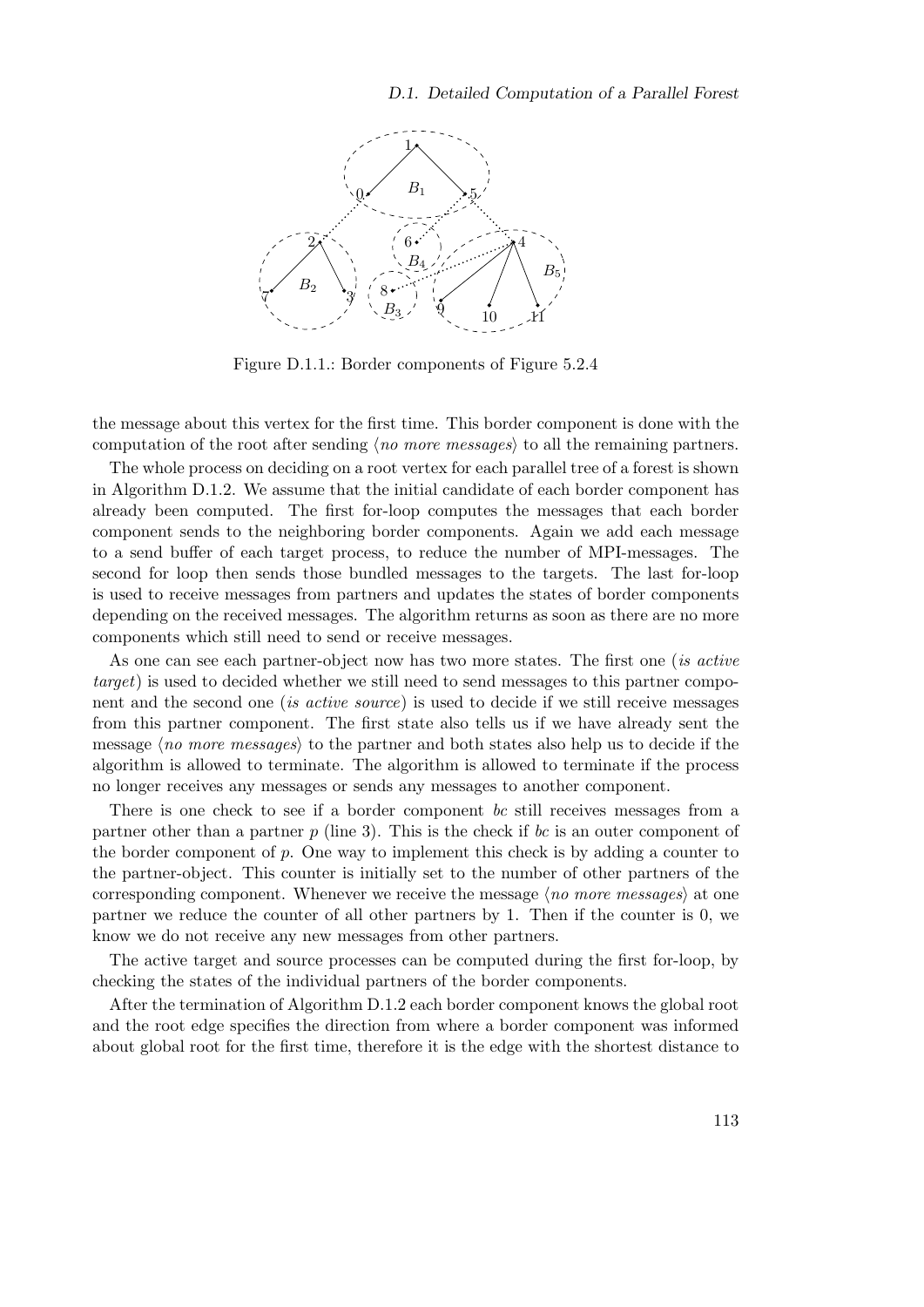Figure D.1.1.: Border components of Figure 5.2.4

the message about this vertex for the first time. This border component is done with the computation of the root after sending ⟨*no more messages*⟩ to all the remaining partners.

The whole process on deciding on a root vertex for each parallel tree of a forest is shown in Algorithm D.1.2. We assume that the initial candidate of each border component has already been computed. The first for-loop computes the messages that each border component sends to the neighboring border components. Again we add each message to a send buffer of each target process, to reduce the number of MPI-messages. The second for loop then sends those bundled messages to the targets. The last for-loop is used to receive messages from partners and updates the states of border components depending on the received messages. The algorithm returns as soon as there are no more components which still need to send or receive messages.

As one can see each partner-object now has two more states. The first one (*is active target*) is used to decided whether we still need to send messages to this partner component and the second one (*is active source*) is used to decide if we still receive messages from this partner component. The first state also tells us if we have already sent the message ⟨*no more messages*⟩ to the partner and both states also help us to decide if the algorithm is allowed to terminate. The algorithm is allowed to terminate if the process no longer receives any messages or sends any messages to another component.

There is one check to see if a border component *bc* still receives messages from a partner other than a partner *p* (line 3). This is the check if *bc* is an outer component of the border component of *p*. One way to implement this check is by adding a counter to the partner-object. This counter is initially set to the number of other partners of the corresponding component. Whenever we receive the message ⟨*no more messages*⟩ at one partner we reduce the counter of all other partners by 1. Then if the counter is 0, we know we do not receive any new messages from other partners.

The active target and source processes can be computed during the first for-loop, by checking the states of the individual partners of the border components.

After the termination of Algorithm D.1.2 each border component knows the global root and the root edge specifies the direction from where a border component was informed about global root for the first time, therefore it is the edge with the shortest distance to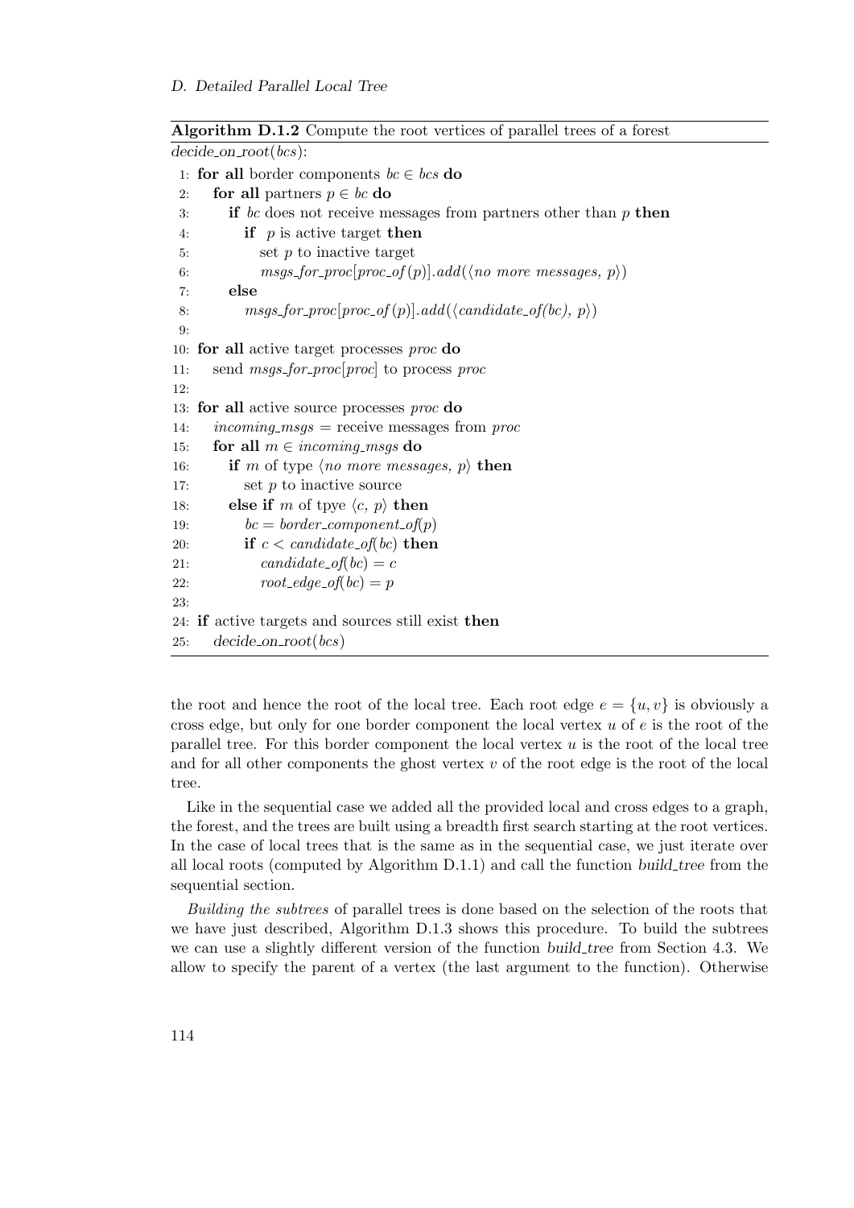**Algorithm D.1.2** Compute the root vertices of parallel trees of a forest

```
decide_on_root(bcs):
 1: for all border components bc ∈ bcs do
 2:    for all partners p ∈ bc do
 3:       if bc does not receive messages from partners other than p then
 4:          if  p is active target then
 5:             set p to inactive target
 6:             msgs_for_proc[proc_of(p)].add(⟨no more messages, p⟩)
 7:       else
 8:          msgs_for_proc[proc_of(p)].add(⟨candidate_of(bc), p⟩)
 9:
10: for all active target processes proc do
11:    send msgs_for_proc[proc] to process proc
12:
13: for all active source processes proc do
14:    incoming_msgs = receive messages from proc
15:    for all m ∈ incoming_msgs do
16:       if m of type ⟨no more messages, p⟩ then
17:          set p to inactive source
18:       else if m of tpye ⟨c, p⟩ then
19:          bc = border_component_of(p)
20:          if c < candidate_of(bc) then
21:             candidate_of(bc) = c
22:             root_edge_of(bc) = p
23:
24: if active targets and sources still exist then
25:    decide_on_root(bcs)
```

the root and hence the root of the local tree. Each root edge $e = \{u, v\}$ is obviously a cross edge, but only for one border component the local vertex $u$ of $e$ is the root of the parallel tree. For this border component the local vertex $u$ is the root of the local tree and for all other components the ghost vertex $v$ of the root edge is the root of the local tree.

Like in the sequential case we added all the provided local and cross edges to a graph, the forest, and the trees are built using a breadth first search starting at the root vertices. In the case of local trees that is the same as in the sequential case, we just iterate over all local roots (computed by Algorithm D.1.1) and call the function *build_tree* from the sequential section.

*Building the subtrees* of parallel trees is done based on the selection of the roots that we have just described, Algorithm D.1.3 shows this procedure. To build the subtrees we can use a slightly different version of the function *build_tree* from Section 4.3. We allow to specify the parent of a vertex (the last argument to the function). Otherwise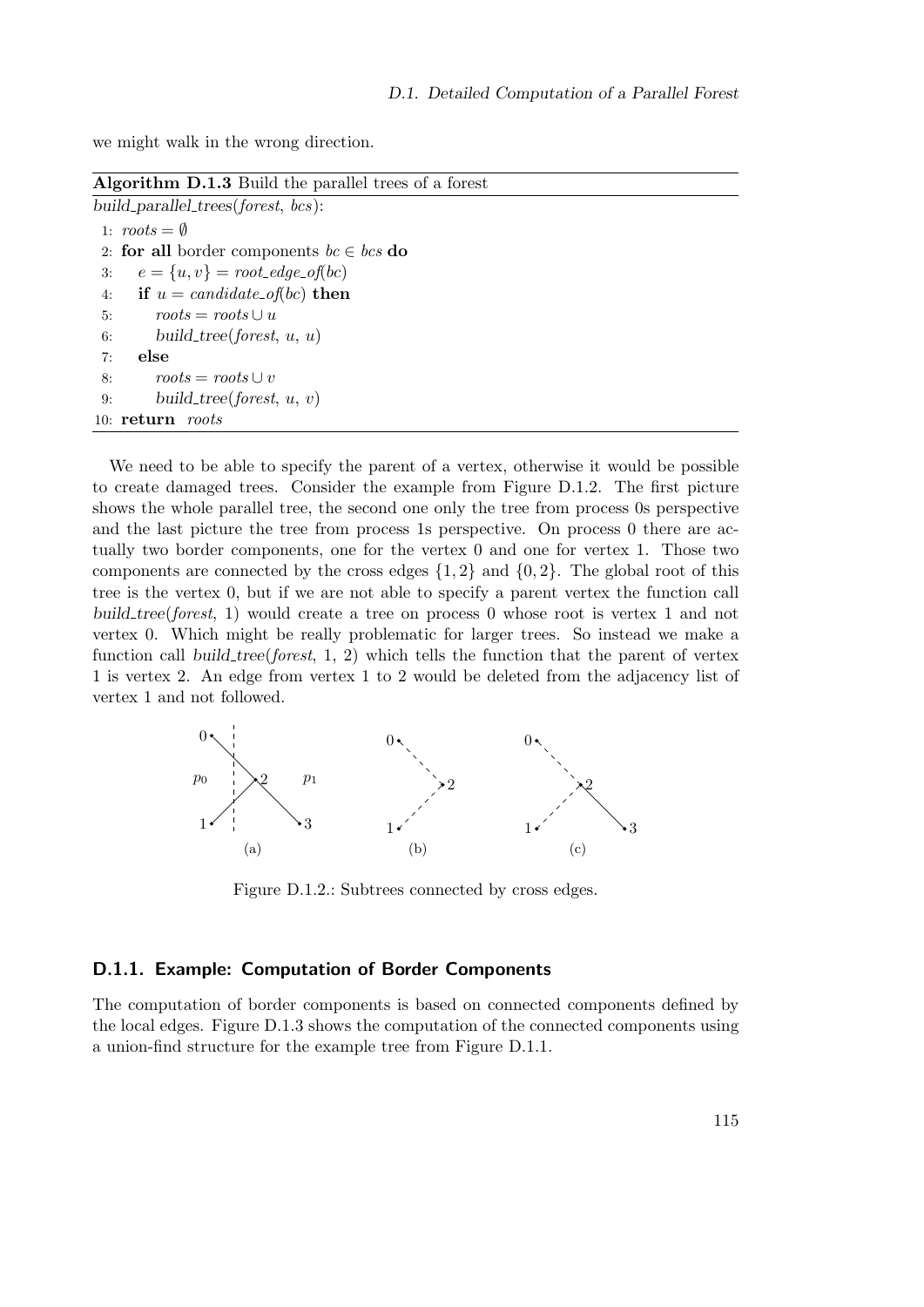we might walk in the wrong direction.

**Algorithm D.1.3** Build the parallel trees of a forest

```
build_parallel_trees(forest, bcs):
 1: roots = ∅
 2: for all border components bc ∈ bcs do
 3:    e = {u, v} = root_edge_of(bc)
 4:    if u = candidate_of(bc) then
 5:       roots = roots ∪ u
 6:       build_tree(forest, u, u)
 7:    else
 8:       roots = roots ∪ v
 9:       build_tree(forest, u, v)
10: return roots
```

We need to be able to specify the parent of a vertex, otherwise it would be possible to create damaged trees. Consider the example from Figure D.1.2. The first picture shows the whole parallel tree, the second one only the tree from process 0s perspective and the last picture the tree from process 1s perspective. On process 0 there are actually two border components, one for the vertex 0 and one for vertex 1. Those two components are connected by the cross edges $\{1, 2\}$ and $\{0, 2\}$. The global root of this tree is the vertex 0, but if we are not able to specify a parent vertex the function call *build_tree*(*forest*, 1) would create a tree on process 0 whose root is vertex 1 and not vertex 0. Which might be really problematic for larger trees. So instead we make a function call *build_tree*(*forest*, 1, 2) which tells the function that the parent of vertex 1 is vertex 2. An edge from vertex 1 to 2 would be deleted from the adjacency list of vertex 1 and not followed.

Figure D.1.2.: Subtrees connected by cross edges.

### D.1.1. Example: Computation of Border Components

The computation of border components is based on connected components defined by the local edges. Figure D.1.3 shows the computation of the connected components using a union-find structure for the example tree from Figure D.1.1.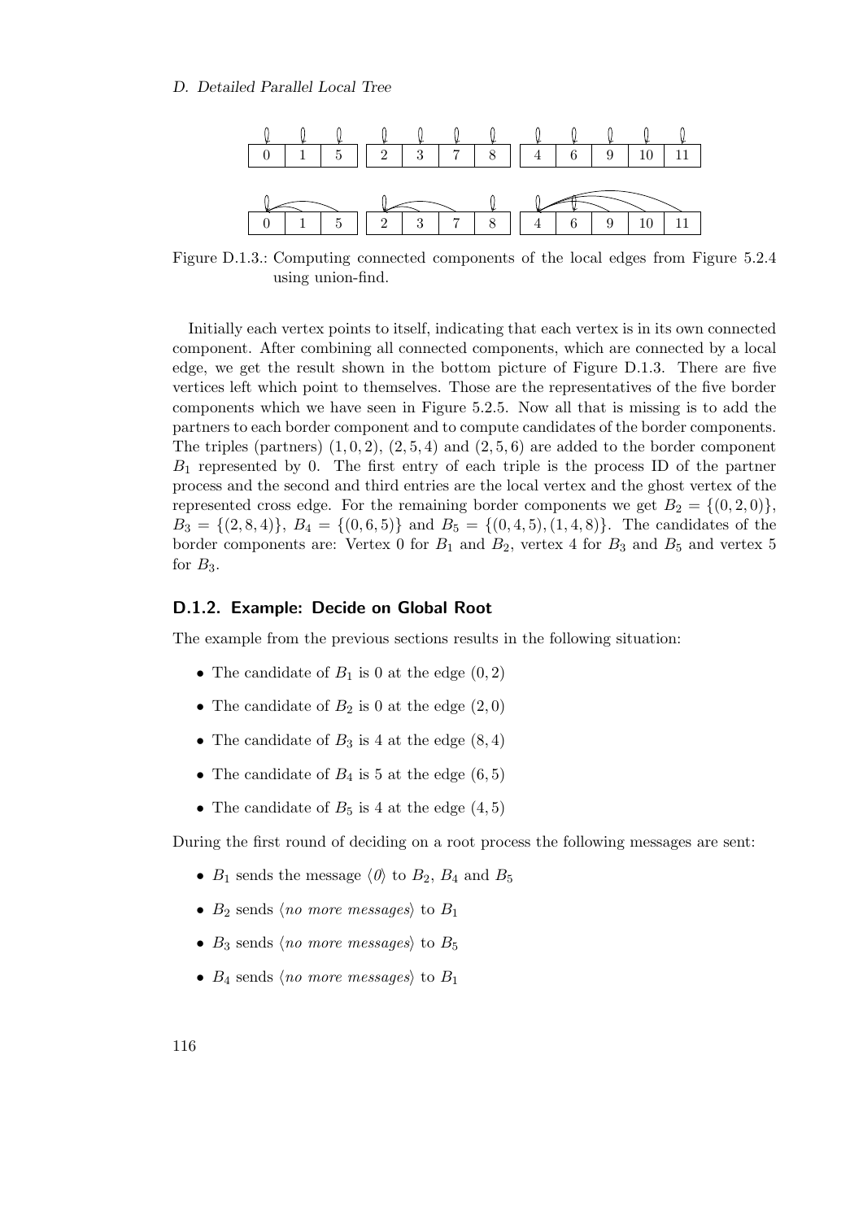| 0 | 1 | 5 | | 2 | 3 | 7 | 8 | | 4 | 6 | 9 | 10 | 11 |
|---|---|---|---|---|---|---|---|---|---|---|---|---|---|

| 0 | 1 | 5 | | 2 | 3 | 7 | 8 | | 4 | 6 | 9 | 10 | 11 |
|---|---|---|---|---|---|---|---|---|---|---|---|---|---|

Figure D.1.3.: Computing connected components of the local edges from Figure 5.2.4 using union-find.

Initially each vertex points to itself, indicating that each vertex is in its own connected component. After combining all connected components, which are connected by a local edge, we get the result shown in the bottom picture of Figure D.1.3. There are five vertices left which point to themselves. Those are the representatives of the five border components which we have seen in Figure 5.2.5. Now all that is missing is to add the partners to each border component and to compute candidates of the border components. The triples (partners) $(1, 0, 2)$, $(2, 5, 4)$ and $(2, 5, 6)$ are added to the border component $B_1$ represented by 0. The first entry of each triple is the process ID of the partner process and the second and third entries are the local vertex and the ghost vertex of the represented cross edge. For the remaining border components we get $B_2 = \{(0, 2, 0)\}$, $B_3 = \{(2, 8, 4)\}$, $B_4 = \{(0, 6, 5)\}$ and $B_5 = \{(0, 4, 5), (1, 4, 8)\}$. The candidates of the border components are: Vertex 0 for $B_1$ and $B_2$, vertex 4 for $B_3$ and $B_5$ and vertex 5 for $B_3$.

### D.1.2. Example: Decide on Global Root

The example from the previous sections results in the following situation:

- The candidate of $B_1$ is 0 at the edge $(0, 2)$
- The candidate of $B_2$ is 0 at the edge $(2, 0)$
- The candidate of $B_3$ is 4 at the edge $(8, 4)$
- The candidate of $B_4$ is 5 at the edge $(6, 5)$
- The candidate of $B_5$ is 4 at the edge $(4, 5)$

During the first round of deciding on a root process the following messages are sent:

- $B_1$ sends the message ⟨*0*⟩ to $B_2$, $B_4$ and $B_5$
- $B_2$ sends ⟨*no more messages*⟩ to $B_1$
- $B_3$ sends ⟨*no more messages*⟩ to $B_5$
- $B_4$ sends ⟨*no more messages*⟩ to $B_1$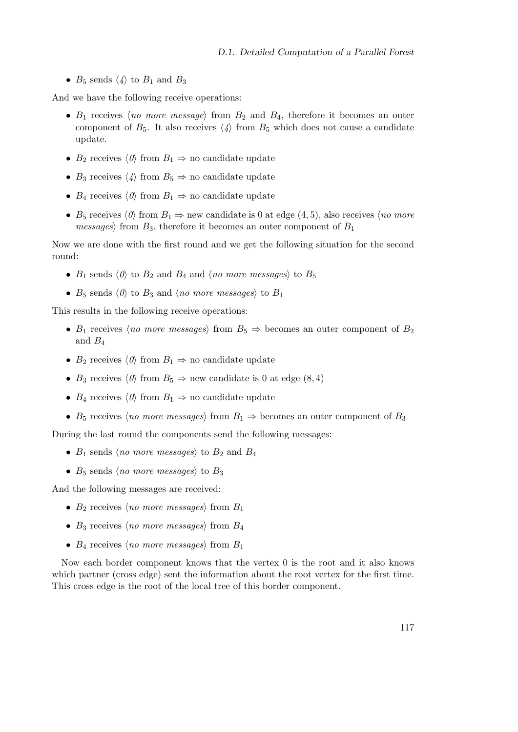- $B_5$ sends ⟨*4*⟩ to $B_1$ and $B_3$

And we have the following receive operations:

- $B_1$ receives ⟨*no more message*⟩ from $B_2$ and $B_4$, therefore it becomes an outer component of $B_5$. It also receives ⟨*4*⟩ from $B_5$ which does not cause a candidate update.
- $B_2$ receives ⟨*0*⟩ from $B_1$ ⇒ no candidate update
- $B_3$ receives ⟨*4*⟩ from $B_5$ ⇒ no candidate update
- $B_4$ receives ⟨*0*⟩ from $B_1$ ⇒ no candidate update
- $B_5$ receives ⟨*0*⟩ from $B_1$ ⇒ new candidate is 0 at edge $(4, 5)$, also receives ⟨*no more messages*⟩ from $B_3$, therefore it becomes an outer component of $B_1$

Now we are done with the first round and we get the following situation for the second round:

- $B_1$ sends ⟨*0*⟩ to $B_2$ and $B_4$ and ⟨*no more messages*⟩ to $B_5$
- $B_5$ sends ⟨*0*⟩ to $B_3$ and ⟨*no more messages*⟩ to $B_1$

This results in the following receive operations:

- $B_1$ receives ⟨*no more messages*⟩ from $B_5$ ⇒ becomes an outer component of $B_2$ and $B_4$
- $B_2$ receives ⟨*0*⟩ from $B_1$ ⇒ no candidate update
- $B_3$ receives ⟨*0*⟩ from $B_5$ ⇒ new candidate is 0 at edge $(8, 4)$
- $B_4$ receives ⟨*0*⟩ from $B_1$ ⇒ no candidate update
- $B_5$ receives ⟨*no more messages*⟩ from $B_1$ ⇒ becomes an outer component of $B_3$

During the last round the components send the following messages:

- $B_1$ sends ⟨*no more messages*⟩ to $B_2$ and $B_4$
- $B_5$ sends ⟨*no more messages*⟩ to $B_3$

And the following messages are received:

- $B_2$ receives ⟨*no more messages*⟩ from $B_1$
- $B_3$ receives ⟨*no more messages*⟩ from $B_4$
- $B_4$ receives ⟨*no more messages*⟩ from $B_1$

Now each border component knows that the vertex 0 is the root and it also knows which partner (cross edge) sent the information about the root vertex for the first time. This cross edge is the root of the local tree of this border component.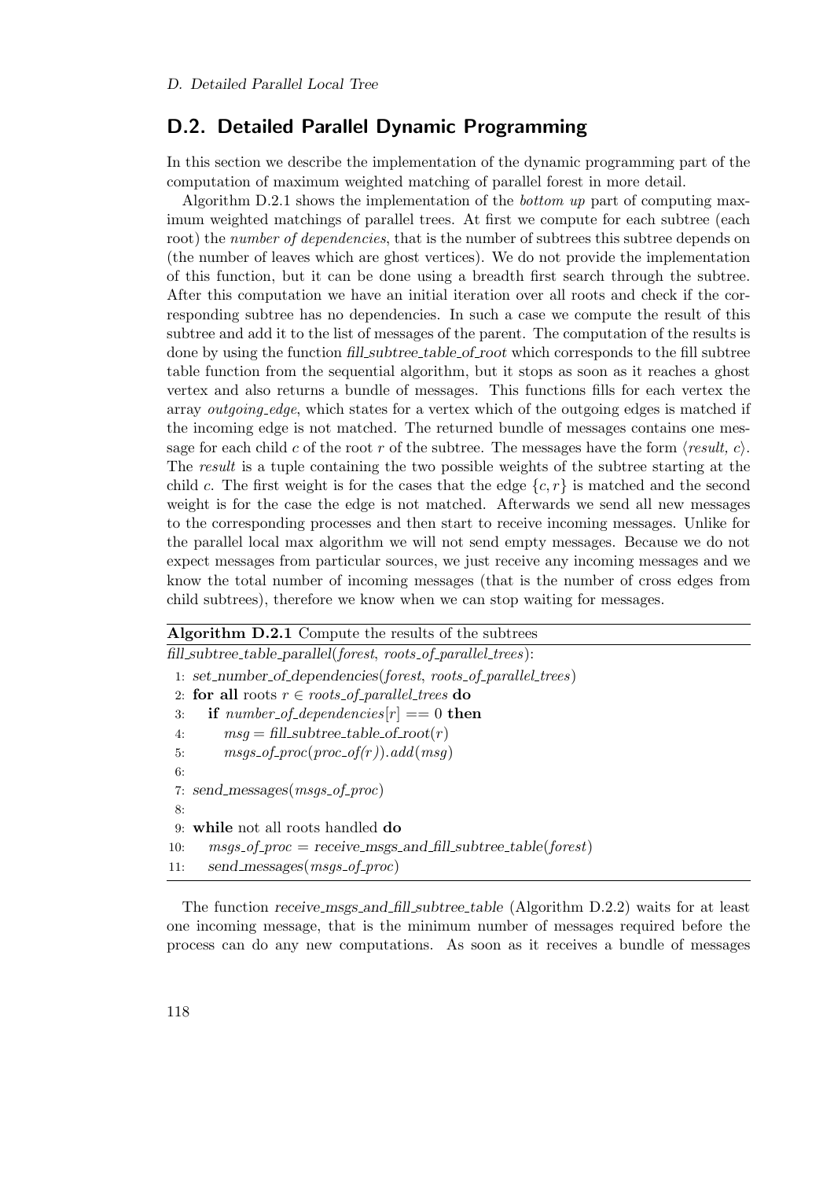## D.2. Detailed Parallel Dynamic Programming

In this section we describe the implementation of the dynamic programming part of the computation of maximum weighted matching of parallel forest in more detail.

Algorithm D.2.1 shows the implementation of the *bottom up* part of computing maximum weighted matchings of parallel trees. At first we compute for each subtree (each root) the *number of dependencies*, that is the number of subtrees this subtree depends on (the number of leaves which are ghost vertices). We do not provide the implementation of this function, but it can be done using a breadth first search through the subtree. After this computation we have an initial iteration over all roots and check if the corresponding subtree has no dependencies. In such a case we compute the result of this subtree and add it to the list of messages of the parent. The computation of the results is done by using the function *fill_subtree_table_of_root* which corresponds to the fill subtree table function from the sequential algorithm, but it stops as soon as it reaches a ghost vertex and also returns a bundle of messages. This functions fills for each vertex the array *outgoing_edge*, which states for a vertex which of the outgoing edges is matched if the incoming edge is not matched. The returned bundle of messages contains one message for each child $c$ of the root $r$ of the subtree. The messages have the form $\langle result,\ c\rangle$. The *result* is a tuple containing the two possible weights of the subtree starting at the child $c$. The first weight is for the cases that the edge $\{c, r\}$ is matched and the second weight is for the case the edge is not matched. Afterwards we send all new messages to the corresponding processes and then start to receive incoming messages. Unlike for the parallel local max algorithm we will not send empty messages. Because we do not expect messages from particular sources, we just receive any incoming messages and we know the total number of incoming messages (that is the number of cross edges from child subtrees), therefore we know when we can stop waiting for messages.

**Algorithm D.2.1** Compute the results of the subtrees

```
fill_subtree_table_parallel(forest, roots_of_parallel_trees):
 1: set_number_of_dependencies(forest, roots_of_parallel_trees)
 2: for all roots r ∈ roots_of_parallel_trees do
 3:     if number_of_dependencies[r] == 0 then
 4:         msg = fill_subtree_table_of_root(r)
 5:         msgs_of_proc(proc_of(r)).add(msg)
 6:
 7: send_messages(msgs_of_proc)
 8:
 9: while not all roots handled do
10:     msgs_of_proc = receive_msgs_and_fill_subtree_table(forest)
11:     send_messages(msgs_of_proc)
```

The function *receive_msgs_and_fill_subtree_table* (Algorithm D.2.2) waits for at least one incoming message, that is the minimum number of messages required before the process can do any new computations. As soon as it receives a bundle of messages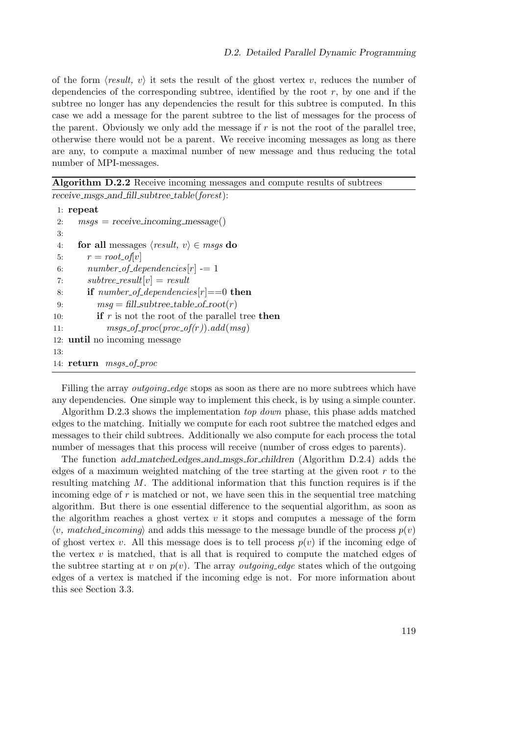of the form $\langle result,\ v\rangle$ it sets the result of the ghost vertex $v$, reduces the number of dependencies of the corresponding subtree, identified by the root $r$, by one and if the subtree no longer has any dependencies the result for this subtree is computed. In this case we add a message for the parent subtree to the list of messages for the process of the parent. Obviously we only add the message if $r$ is not the root of the parallel tree, otherwise there would not be a parent. We receive incoming messages as long as there are any, to compute a maximal number of new message and thus reducing the total number of MPI-messages.

**Algorithm D.2.2** Receive incoming messages and compute results of subtrees

*receive_msgs_and_fill_subtree_table(forest)*:

```
1:  repeat
2:     msgs = receive_incoming_message()
3:
4:     for all messages ⟨result, v⟩ ∈ msgs do
5:        r = root_of[v]
6:        number_of_dependencies[r] -= 1
7:        subtree_result[v] = result
8:        if number_of_dependencies[r]==0 then
9:           msg = fill_subtree_table_of_root(r)
10:          if r is not the root of the parallel tree then
11:             msgs_of_proc(proc_of(r)).add(msg)
12: until no incoming message
13:
14: return msgs_of_proc
```

Filling the array *outgoing_edge* stops as soon as there are no more subtrees which have any dependencies. One simple way to implement this check, is by using a simple counter.

Algorithm D.2.3 shows the implementation *top down* phase, this phase adds matched edges to the matching. Initially we compute for each root subtree the matched edges and messages to their child subtrees. Additionally we also compute for each process the total number of messages that this process will receive (number of cross edges to parents).

The function *add_matched_edges_and_msgs_for_children* (Algorithm D.2.4) adds the edges of a maximum weighted matching of the tree starting at the given root $r$ to the resulting matching $M$. The additional information that this function requires is if the incoming edge of $r$ is matched or not, we have seen this in the sequential tree matching algorithm. But there is one essential difference to the sequential algorithm, as soon as the algorithm reaches a ghost vertex $v$ it stops and computes a message of the form $\langle v,\ matched\_incoming\rangle$ and adds this message to the message bundle of the process $p(v)$ of ghost vertex $v$. All this message does is to tell process $p(v)$ if the incoming edge of the vertex $v$ is matched, that is all that is required to compute the matched edges of the subtree starting at $v$ on $p(v)$. The array *outgoing_edge* states which of the outgoing edges of a vertex is matched if the incoming edge is not. For more information about this see Section 3.3.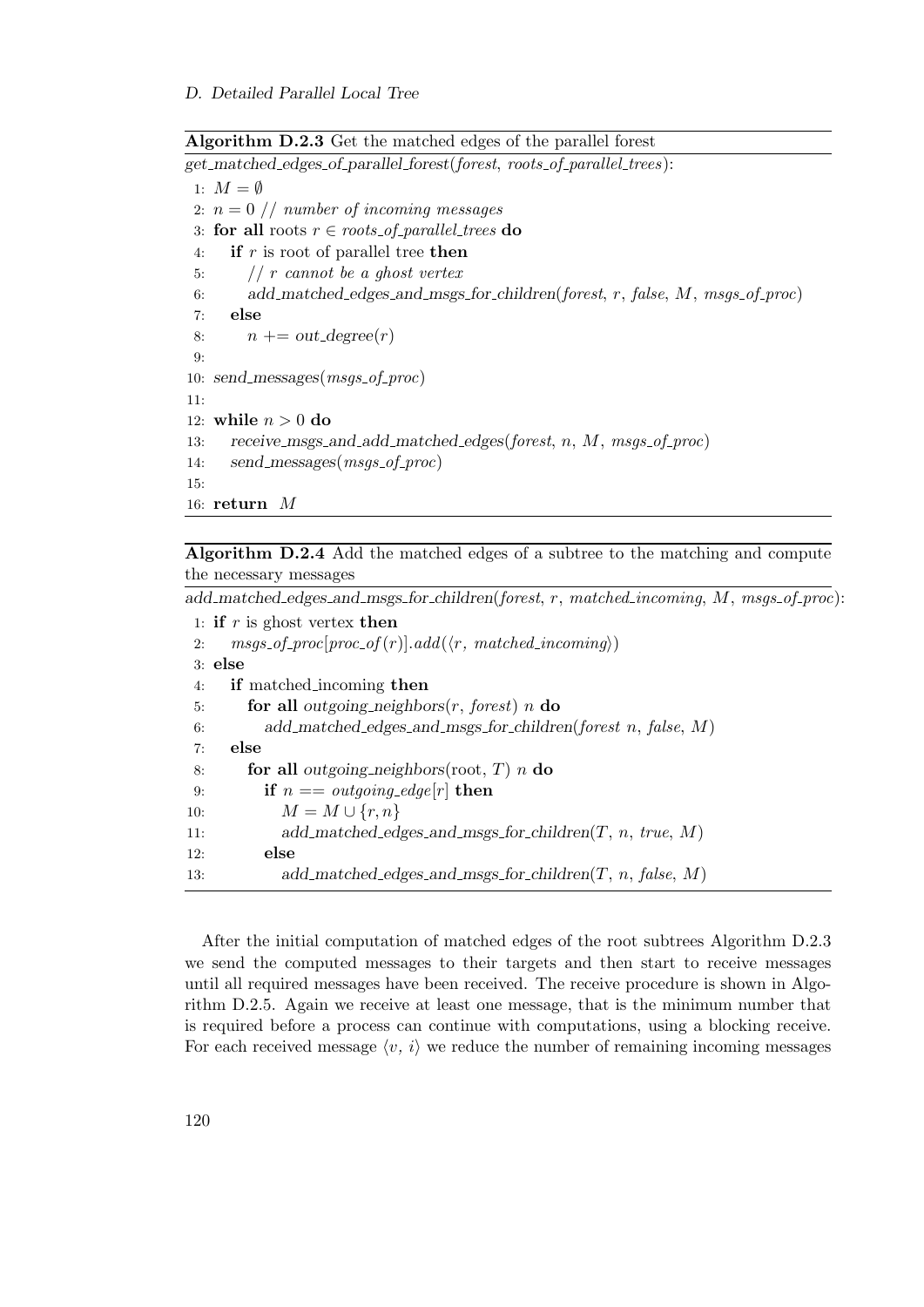**Algorithm D.2.3** Get the matched edges of the parallel forest

```
get_matched_edges_of_parallel_forest(forest, roots_of_parallel_trees):
 1: M = ∅
 2: n = 0 // number of incoming messages
 3: for all roots r ∈ roots_of_parallel_trees do
 4:    if r is root of parallel tree then
 5:       // r cannot be a ghost vertex
 6:       add_matched_edges_and_msgs_for_children(forest, r, false, M, msgs_of_proc)
 7:    else
 8:       n += out_degree(r)
 9:
10: send_messages(msgs_of_proc)
11:
12: while n > 0 do
13:    receive_msgs_and_add_matched_edges(forest, n, M, msgs_of_proc)
14:    send_messages(msgs_of_proc)
15:
16: return M
```

**Algorithm D.2.4** Add the matched edges of a subtree to the matching and compute the necessary messages

```
add_matched_edges_and_msgs_for_children(forest, r, matched_incoming, M, msgs_of_proc):
 1: if r is ghost vertex then
 2:    msgs_of_proc[proc_of(r)].add(⟨r, matched_incoming⟩)
 3: else
 4:    if matched_incoming then
 5:       for all outgoing_neighbors(r, forest) n do
 6:          add_matched_edges_and_msgs_for_children(forest n, false, M)
 7:    else
 8:       for all outgoing_neighbors(root, T) n do
 9:          if n == outgoing_edge[r] then
10:             M = M ∪ {r, n}
11:             add_matched_edges_and_msgs_for_children(T, n, true, M)
12:          else
13:             add_matched_edges_and_msgs_for_children(T, n, false, M)
```

After the initial computation of matched edges of the root subtrees Algorithm D.2.3 we send the computed messages to their targets and then start to receive messages until all required messages have been received. The receive procedure is shown in Algorithm D.2.5. Again we receive at least one message, that is the minimum number that is required before a process can continue with computations, using a blocking receive. For each received message $\langle v,\ i\rangle$ we reduce the number of remaining incoming messages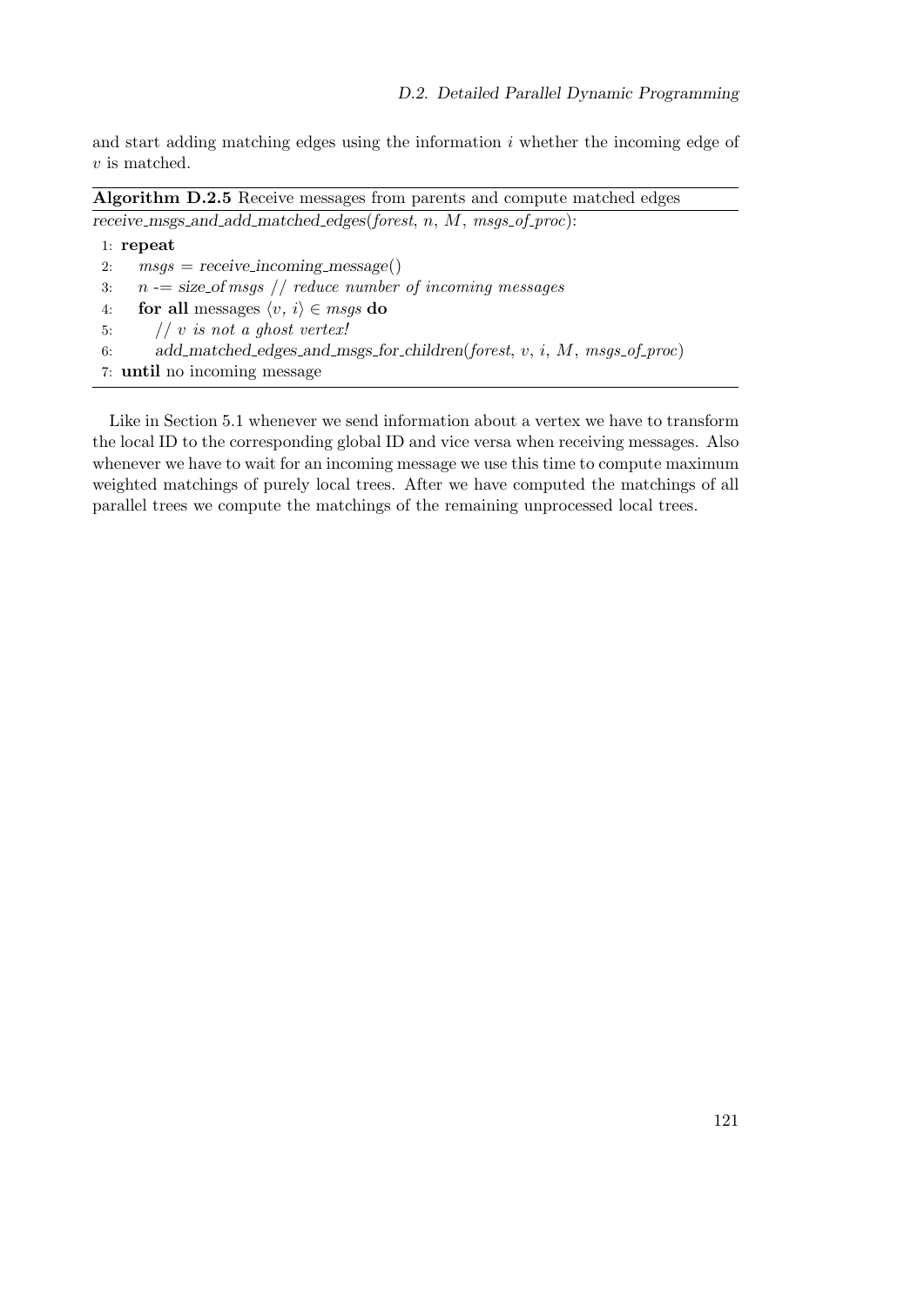and start adding matching edges using the information $i$ whether the incoming edge of $v$ is matched.

**Algorithm D.2.5** Receive messages from parents and compute matched edges

```
receive_msgs_and_add_matched_edges(forest, n, M, msgs_of_proc):
1: repeat
2:    msgs = receive_incoming_message()
3:    n -= size_of msgs // reduce number of incoming messages
4:    for all messages ⟨v, i⟩ ∈ msgs do
5:       // v is not a ghost vertex!
6:       add_matched_edges_and_msgs_for_children(forest, v, i, M, msgs_of_proc)
7: until no incoming message
```

Like in Section 5.1 whenever we send information about a vertex we have to transform the local ID to the corresponding global ID and vice versa when receiving messages. Also whenever we have to wait for an incoming message we use this time to compute maximum weighted matchings of purely local trees. After we have computed the matchings of all parallel trees we compute the matchings of the remaining unprocessed local trees.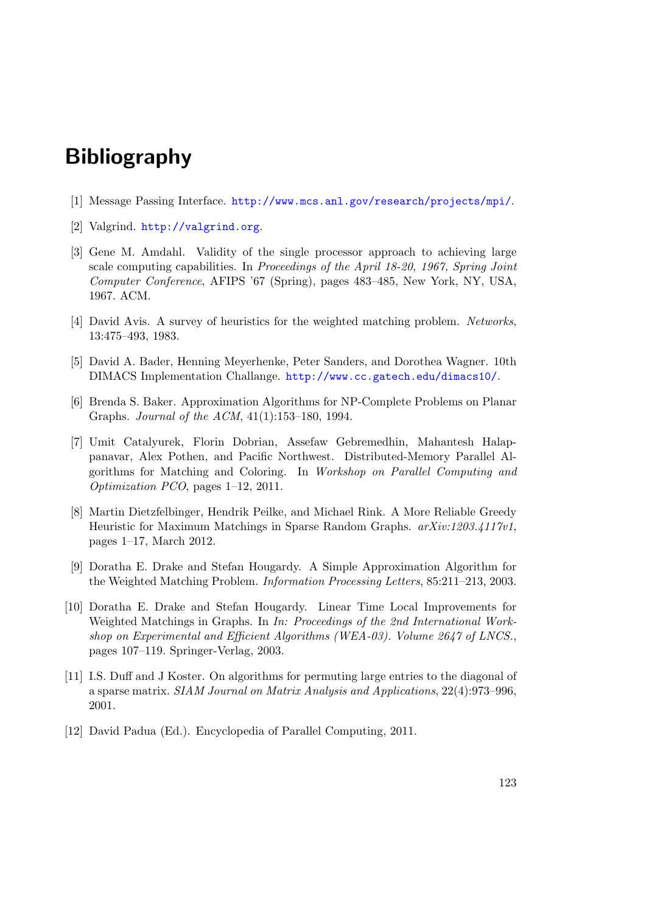# Bibliography

[1] Message Passing Interface. http://www.mcs.anl.gov/research/projects/mpi/.

[2] Valgrind. http://valgrind.org.

[3] Gene M. Amdahl. Validity of the single processor approach to achieving large scale computing capabilities. In *Proceedings of the April 18-20, 1967, Spring Joint Computer Conference*, AFIPS '67 (Spring), pages 483–485, New York, NY, USA, 1967. ACM.

[4] David Avis. A survey of heuristics for the weighted matching problem. *Networks*, 13:475–493, 1983.

[5] David A. Bader, Henning Meyerhenke, Peter Sanders, and Dorothea Wagner. 10th DIMACS Implementation Challange. http://www.cc.gatech.edu/dimacs10/.

[6] Brenda S. Baker. Approximation Algorithms for NP-Complete Problems on Planar Graphs. *Journal of the ACM*, 41(1):153–180, 1994.

[7] Umit Catalyurek, Florin Dobrian, Assefaw Gebremedhin, Mahantesh Halappanavar, Alex Pothen, and Pacific Northwest. Distributed-Memory Parallel Algorithms for Matching and Coloring. In *Workshop on Parallel Computing and Optimization PCO*, pages 1–12, 2011.

[8] Martin Dietzfelbinger, Hendrik Peilke, and Michael Rink. A More Reliable Greedy Heuristic for Maximum Matchings in Sparse Random Graphs. *arXiv:1203.4117v1*, pages 1–17, March 2012.

[9] Doratha E. Drake and Stefan Hougardy. A Simple Approximation Algorithm for the Weighted Matching Problem. *Information Processing Letters*, 85:211–213, 2003.

[10] Doratha E. Drake and Stefan Hougardy. Linear Time Local Improvements for Weighted Matchings in Graphs. In *In: Proceedings of the 2nd International Workshop on Experimental and Efficient Algorithms (WEA-03). Volume 2647 of LNCS.*, pages 107–119. Springer-Verlag, 2003.

[11] I.S. Duff and J Koster. On algorithms for permuting large entries to the diagonal of a sparse matrix. *SIAM Journal on Matrix Analysis and Applications*, 22(4):973–996, 2001.

[12] David Padua (Ed.). Encyclopedia of Parallel Computing, 2011.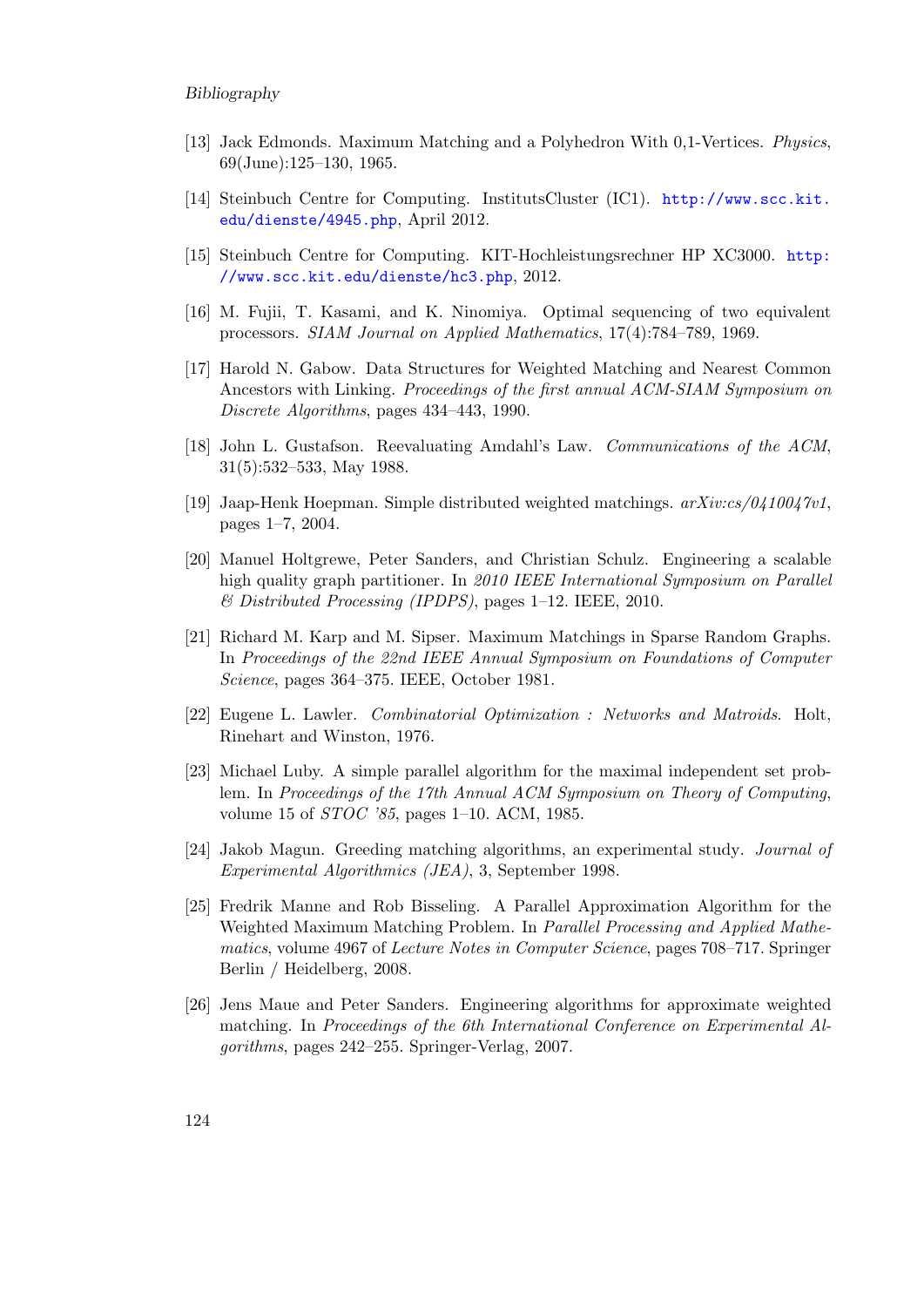[13] Jack Edmonds. Maximum Matching and a Polyhedron With 0,1-Vertices. *Physics*, 69(June):125–130, 1965.

[14] Steinbuch Centre for Computing. InstitutsCluster (IC1). http://www.scc.kit.edu/dienste/4945.php, April 2012.

[15] Steinbuch Centre for Computing. KIT-Hochleistungsrechner HP XC3000. http://www.scc.kit.edu/dienste/hc3.php, 2012.

[16] M. Fujii, T. Kasami, and K. Ninomiya. Optimal sequencing of two equivalent processors. *SIAM Journal on Applied Mathematics*, 17(4):784–789, 1969.

[17] Harold N. Gabow. Data Structures for Weighted Matching and Nearest Common Ancestors with Linking. *Proceedings of the first annual ACM-SIAM Symposium on Discrete Algorithms*, pages 434–443, 1990.

[18] John L. Gustafson. Reevaluating Amdahl's Law. *Communications of the ACM*, 31(5):532–533, May 1988.

[19] Jaap-Henk Hoepman. Simple distributed weighted matchings. *arXiv:cs/0410047v1*, pages 1–7, 2004.

[20] Manuel Holtgrewe, Peter Sanders, and Christian Schulz. Engineering a scalable high quality graph partitioner. In *2010 IEEE International Symposium on Parallel & Distributed Processing (IPDPS)*, pages 1–12. IEEE, 2010.

[21] Richard M. Karp and M. Sipser. Maximum Matchings in Sparse Random Graphs. In *Proceedings of the 22nd IEEE Annual Symposium on Foundations of Computer Science*, pages 364–375. IEEE, October 1981.

[22] Eugene L. Lawler. *Combinatorial Optimization : Networks and Matroids*. Holt, Rinehart and Winston, 1976.

[23] Michael Luby. A simple parallel algorithm for the maximal independent set problem. In *Proceedings of the 17th Annual ACM Symposium on Theory of Computing*, volume 15 of *STOC '85*, pages 1–10. ACM, 1985.

[24] Jakob Magun. Greeding matching algorithms, an experimental study. *Journal of Experimental Algorithmics (JEA)*, 3, September 1998.

[25] Fredrik Manne and Rob Bisseling. A Parallel Approximation Algorithm for the Weighted Maximum Matching Problem. In *Parallel Processing and Applied Mathematics*, volume 4967 of *Lecture Notes in Computer Science*, pages 708–717. Springer Berlin / Heidelberg, 2008.

[26] Jens Maue and Peter Sanders. Engineering algorithms for approximate weighted matching. In *Proceedings of the 6th International Conference on Experimental Algorithms*, pages 242–255. Springer-Verlag, 2007.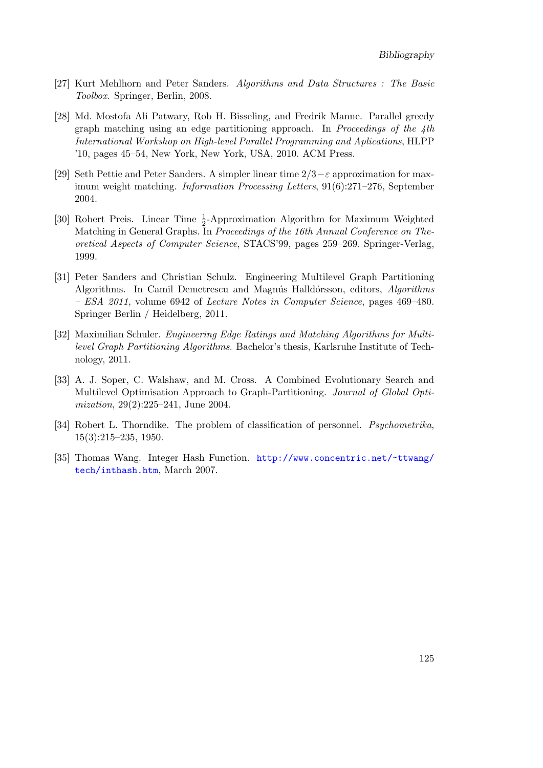[27] Kurt Mehlhorn and Peter Sanders. *Algorithms and Data Structures : The Basic Toolbox*. Springer, Berlin, 2008.

[28] Md. Mostofa Ali Patwary, Rob H. Bisseling, and Fredrik Manne. Parallel greedy graph matching using an edge partitioning approach. In *Proceedings of the 4th International Workshop on High-level Parallel Programming and Aplications*, HLPP '10, pages 45–54, New York, New York, USA, 2010. ACM Press.

[29] Seth Pettie and Peter Sanders. A simpler linear time $2/3-\varepsilon$ approximation for maximum weight matching. *Information Processing Letters*, 91(6):271–276, September 2004.

[30] Robert Preis. Linear Time $\frac{1}{2}$-Approximation Algorithm for Maximum Weighted Matching in General Graphs. In *Proceedings of the 16th Annual Conference on Theoretical Aspects of Computer Science*, STACS'99, pages 259–269. Springer-Verlag, 1999.

[31] Peter Sanders and Christian Schulz. Engineering Multilevel Graph Partitioning Algorithms. In Camil Demetrescu and Magnús Halldórsson, editors, *Algorithms – ESA 2011*, volume 6942 of *Lecture Notes in Computer Science*, pages 469–480. Springer Berlin / Heidelberg, 2011.

[32] Maximilian Schuler. *Engineering Edge Ratings and Matching Algorithms for Multilevel Graph Partitioning Algorithms*. Bachelor's thesis, Karlsruhe Institute of Technology, 2011.

[33] A. J. Soper, C. Walshaw, and M. Cross. A Combined Evolutionary Search and Multilevel Optimisation Approach to Graph-Partitioning. *Journal of Global Optimization*, 29(2):225–241, June 2004.

[34] Robert L. Thorndike. The problem of classification of personnel. *Psychometrika*, 15(3):215–235, 1950.

[35] Thomas Wang. Integer Hash Function. http://www.concentric.net/~ttwang/tech/inthash.htm, March 2007.